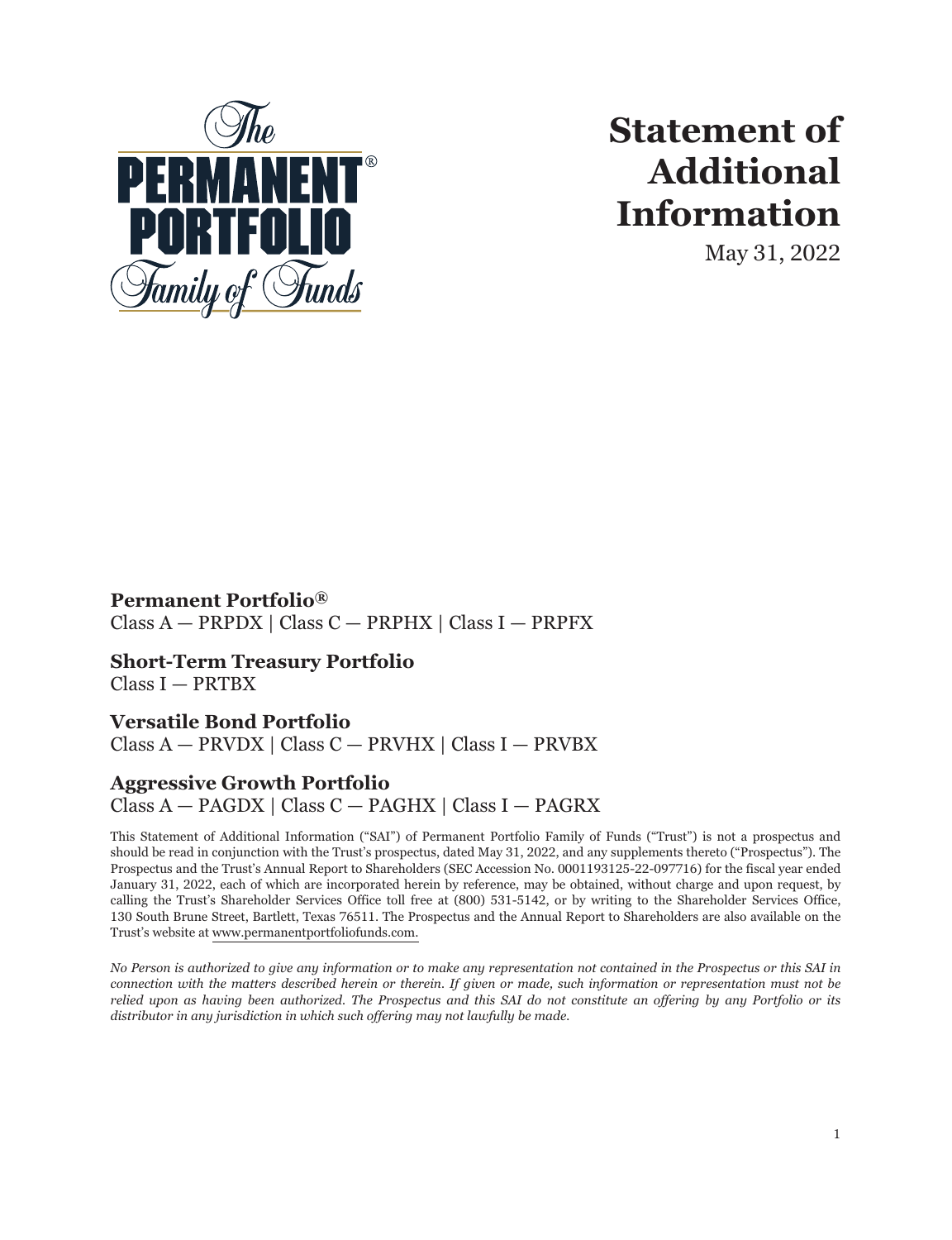The PERMANENT® PORTFOLIO Family of Funds

# Statement of Additional Information

May 31, 2022

**Permanent Portfolio®**
Class A — PRPDX | Class C — PRPHX | Class I — PRPFX

**Short-Term Treasury Portfolio**
Class I — PRTBX

**Versatile Bond Portfolio**
Class A — PRVDX | Class C — PRVHX | Class I — PRVBX

**Aggressive Growth Portfolio**
Class A — PAGDX | Class C — PAGHX | Class I — PAGRX

This Statement of Additional Information ("SAI") of Permanent Portfolio Family of Funds ("Trust") is not a prospectus and should be read in conjunction with the Trust's prospectus, dated May 31, 2022, and any supplements thereto ("Prospectus"). The Prospectus and the Trust's Annual Report to Shareholders (SEC Accession No. 0001193125-22-097716) for the fiscal year ended January 31, 2022, each of which are incorporated herein by reference, may be obtained, without charge and upon request, by calling the Trust's Shareholder Services Office toll free at (800) 531-5142, or by writing to the Shareholder Services Office, 130 South Brune Street, Bartlett, Texas 76511. The Prospectus and the Annual Report to Shareholders are also available on the Trust's website at www.permanentportfoliofunds.com.

*No Person is authorized to give any information or to make any representation not contained in the Prospectus or this SAI in connection with the matters described herein or therein. If given or made, such information or representation must not be relied upon as having been authorized. The Prospectus and this SAI do not constitute an offering by any Portfolio or its distributor in any jurisdiction in which such offering may not lawfully be made.*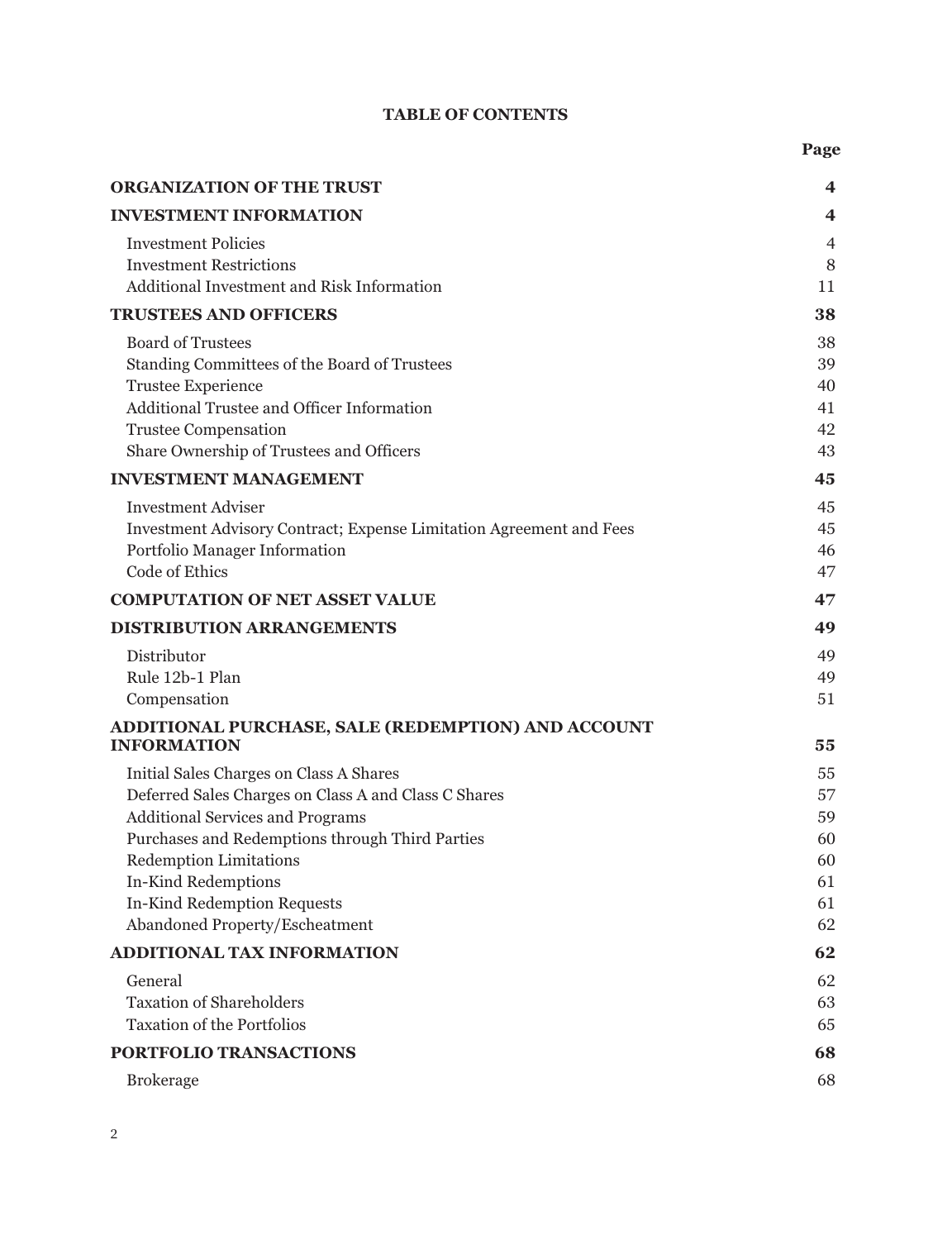## TABLE OF CONTENTS

| | Page |
|---|---|
| **ORGANIZATION OF THE TRUST** | **4** |
| **INVESTMENT INFORMATION** | **4** |
| Investment Policies | 4 |
| Investment Restrictions | 8 |
| Additional Investment and Risk Information | 11 |
| **TRUSTEES AND OFFICERS** | **38** |
| Board of Trustees | 38 |
| Standing Committees of the Board of Trustees | 39 |
| Trustee Experience | 40 |
| Additional Trustee and Officer Information | 41 |
| Trustee Compensation | 42 |
| Share Ownership of Trustees and Officers | 43 |
| **INVESTMENT MANAGEMENT** | **45** |
| Investment Adviser | 45 |
| Investment Advisory Contract; Expense Limitation Agreement and Fees | 45 |
| Portfolio Manager Information | 46 |
| Code of Ethics | 47 |
| **COMPUTATION OF NET ASSET VALUE** | **47** |
| **DISTRIBUTION ARRANGEMENTS** | **49** |
| Distributor | 49 |
| Rule 12b-1 Plan | 49 |
| Compensation | 51 |
| **ADDITIONAL PURCHASE, SALE (REDEMPTION) AND ACCOUNT INFORMATION** | **55** |
| Initial Sales Charges on Class A Shares | 55 |
| Deferred Sales Charges on Class A and Class C Shares | 57 |
| Additional Services and Programs | 59 |
| Purchases and Redemptions through Third Parties | 60 |
| Redemption Limitations | 60 |
| In-Kind Redemptions | 61 |
| In-Kind Redemption Requests | 61 |
| Abandoned Property/Escheatment | 62 |
| **ADDITIONAL TAX INFORMATION** | **62** |
| General | 62 |
| Taxation of Shareholders | 63 |
| Taxation of the Portfolios | 65 |
| **PORTFOLIO TRANSACTIONS** | **68** |
| Brokerage | 68 |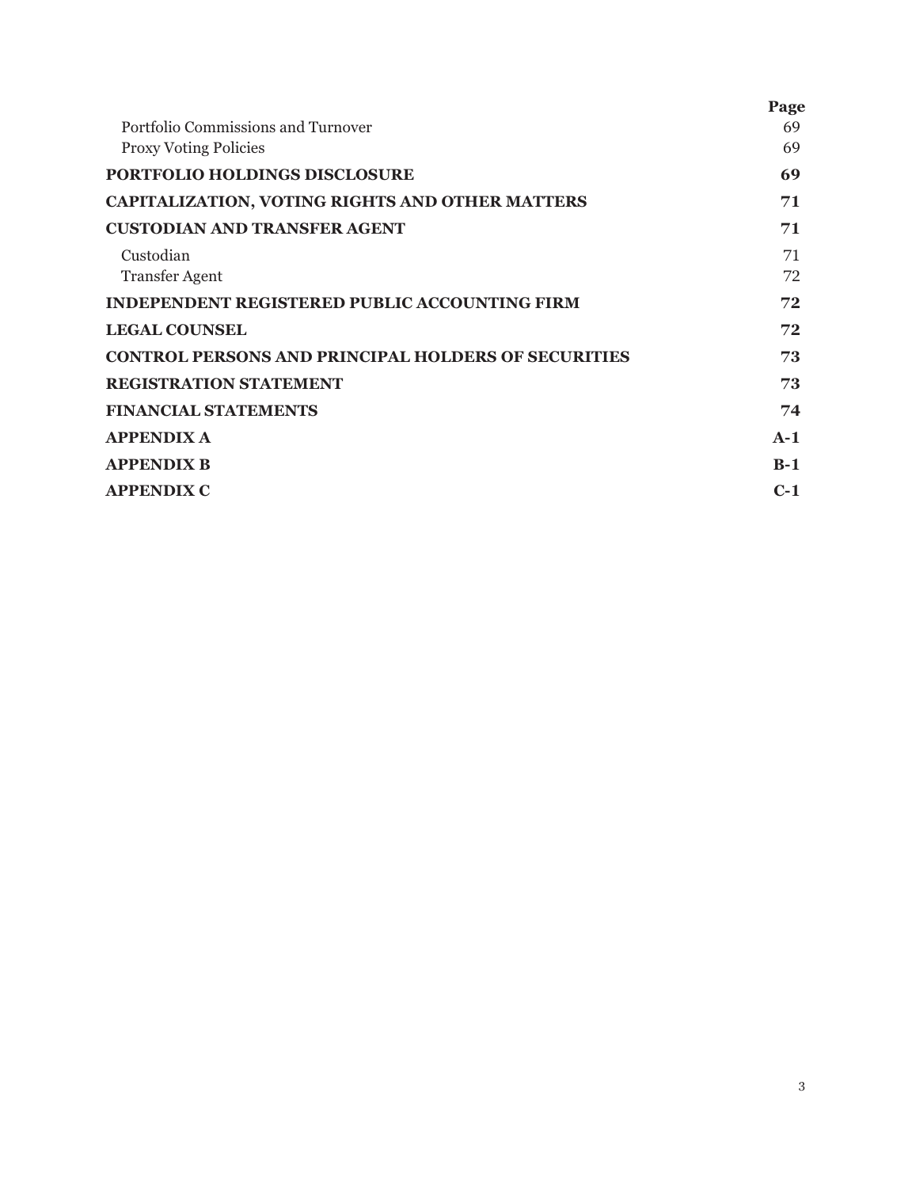| | Page |
| --- | --- |
| Portfolio Commissions and Turnover | 69 |
| Proxy Voting Policies | 69 |
| **PORTFOLIO HOLDINGS DISCLOSURE** | **69** |
| **CAPITALIZATION, VOTING RIGHTS AND OTHER MATTERS** | **71** |
| **CUSTODIAN AND TRANSFER AGENT** | **71** |
| Custodian | 71 |
| Transfer Agent | 72 |
| **INDEPENDENT REGISTERED PUBLIC ACCOUNTING FIRM** | **72** |
| **LEGAL COUNSEL** | **72** |
| **CONTROL PERSONS AND PRINCIPAL HOLDERS OF SECURITIES** | **73** |
| **REGISTRATION STATEMENT** | **73** |
| **FINANCIAL STATEMENTS** | **74** |
| **APPENDIX A** | **A-1** |
| **APPENDIX B** | **B-1** |
| **APPENDIX C** | **C-1** |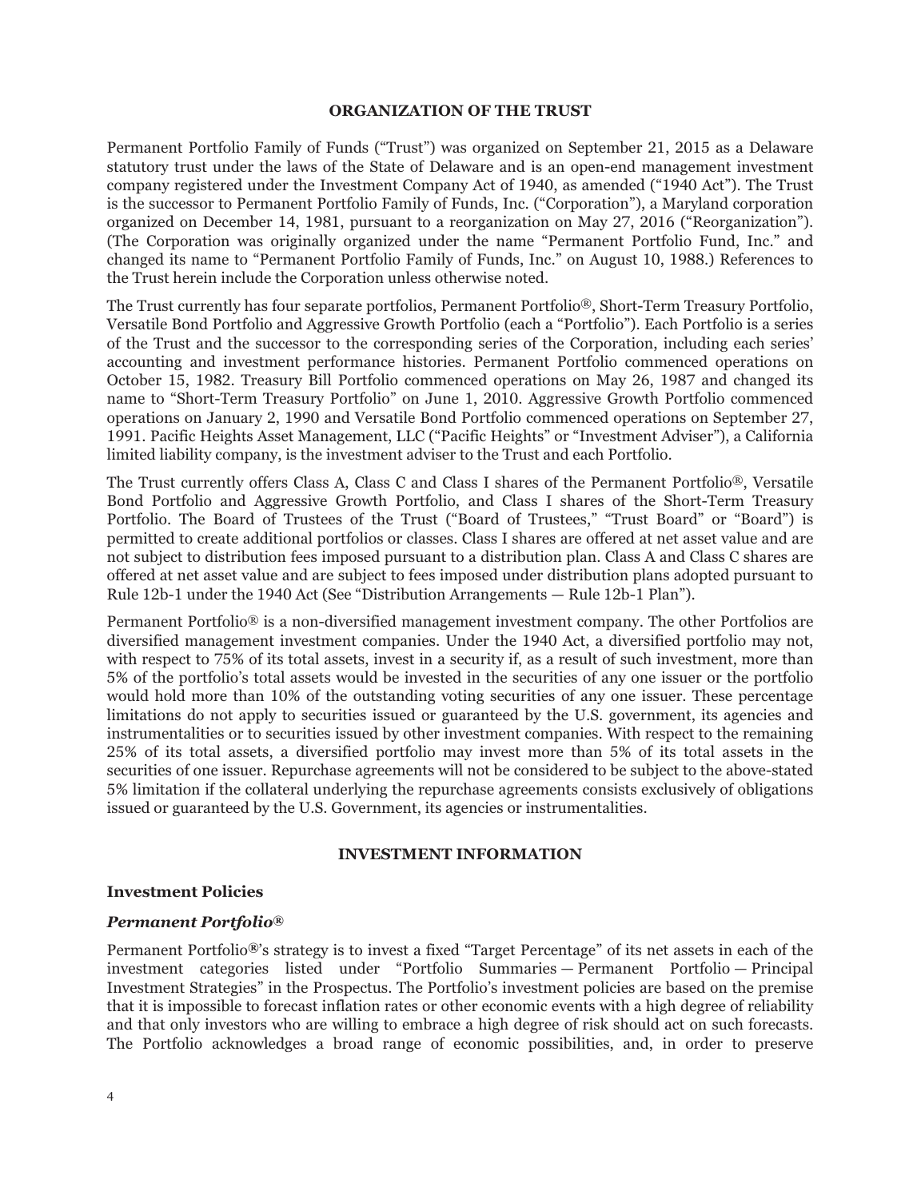## ORGANIZATION OF THE TRUST

Permanent Portfolio Family of Funds ("Trust") was organized on September 21, 2015 as a Delaware statutory trust under the laws of the State of Delaware and is an open-end management investment company registered under the Investment Company Act of 1940, as amended ("1940 Act"). The Trust is the successor to Permanent Portfolio Family of Funds, Inc. ("Corporation"), a Maryland corporation organized on December 14, 1981, pursuant to a reorganization on May 27, 2016 ("Reorganization"). (The Corporation was originally organized under the name "Permanent Portfolio Fund, Inc." and changed its name to "Permanent Portfolio Family of Funds, Inc." on August 10, 1988.) References to the Trust herein include the Corporation unless otherwise noted.

The Trust currently has four separate portfolios, Permanent Portfolio®, Short-Term Treasury Portfolio, Versatile Bond Portfolio and Aggressive Growth Portfolio (each a "Portfolio"). Each Portfolio is a series of the Trust and the successor to the corresponding series of the Corporation, including each series' accounting and investment performance histories. Permanent Portfolio commenced operations on October 15, 1982. Treasury Bill Portfolio commenced operations on May 26, 1987 and changed its name to "Short-Term Treasury Portfolio" on June 1, 2010. Aggressive Growth Portfolio commenced operations on January 2, 1990 and Versatile Bond Portfolio commenced operations on September 27, 1991. Pacific Heights Asset Management, LLC ("Pacific Heights" or "Investment Adviser"), a California limited liability company, is the investment adviser to the Trust and each Portfolio.

The Trust currently offers Class A, Class C and Class I shares of the Permanent Portfolio®, Versatile Bond Portfolio and Aggressive Growth Portfolio, and Class I shares of the Short-Term Treasury Portfolio. The Board of Trustees of the Trust ("Board of Trustees," "Trust Board" or "Board") is permitted to create additional portfolios or classes. Class I shares are offered at net asset value and are not subject to distribution fees imposed pursuant to a distribution plan. Class A and Class C shares are offered at net asset value and are subject to fees imposed under distribution plans adopted pursuant to Rule 12b-1 under the 1940 Act (See "Distribution Arrangements — Rule 12b-1 Plan").

Permanent Portfolio® is a non-diversified management investment company. The other Portfolios are diversified management investment companies. Under the 1940 Act, a diversified portfolio may not, with respect to 75% of its total assets, invest in a security if, as a result of such investment, more than 5% of the portfolio's total assets would be invested in the securities of any one issuer or the portfolio would hold more than 10% of the outstanding voting securities of any one issuer. These percentage limitations do not apply to securities issued or guaranteed by the U.S. government, its agencies and instrumentalities or to securities issued by other investment companies. With respect to the remaining 25% of its total assets, a diversified portfolio may invest more than 5% of its total assets in the securities of one issuer. Repurchase agreements will not be considered to be subject to the above-stated 5% limitation if the collateral underlying the repurchase agreements consists exclusively of obligations issued or guaranteed by the U.S. Government, its agencies or instrumentalities.

## INVESTMENT INFORMATION

### Investment Policies

#### *Permanent Portfolio®*

Permanent Portfolio®'s strategy is to invest a fixed "Target Percentage" of its net assets in each of the investment categories listed under "Portfolio Summaries — Permanent Portfolio — Principal Investment Strategies" in the Prospectus. The Portfolio's investment policies are based on the premise that it is impossible to forecast inflation rates or other economic events with a high degree of reliability and that only investors who are willing to embrace a high degree of risk should act on such forecasts. The Portfolio acknowledges a broad range of economic possibilities, and, in order to preserve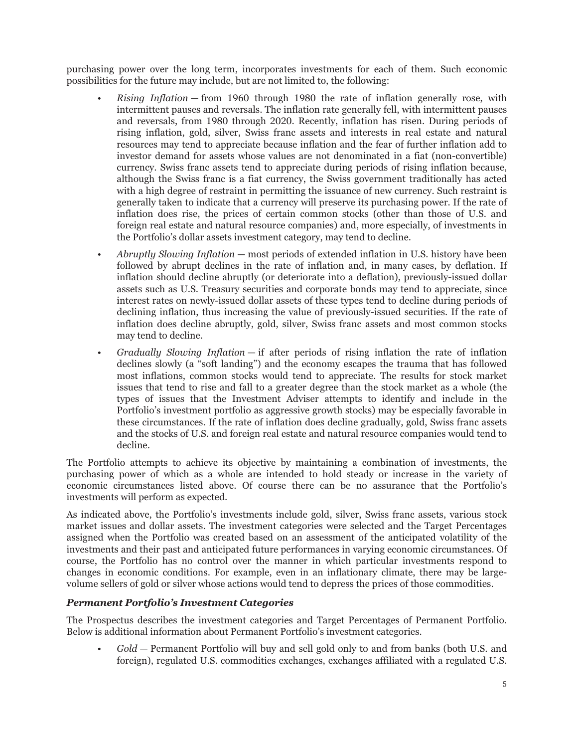purchasing power over the long term, incorporates investments for each of them. Such economic possibilities for the future may include, but are not limited to, the following:

- *Rising Inflation* — from 1960 through 1980 the rate of inflation generally rose, with intermittent pauses and reversals. The inflation rate generally fell, with intermittent pauses and reversals, from 1980 through 2020. Recently, inflation has risen. During periods of rising inflation, gold, silver, Swiss franc assets and interests in real estate and natural resources may tend to appreciate because inflation and the fear of further inflation add to investor demand for assets whose values are not denominated in a fiat (non-convertible) currency. Swiss franc assets tend to appreciate during periods of rising inflation because, although the Swiss franc is a fiat currency, the Swiss government traditionally has acted with a high degree of restraint in permitting the issuance of new currency. Such restraint is generally taken to indicate that a currency will preserve its purchasing power. If the rate of inflation does rise, the prices of certain common stocks (other than those of U.S. and foreign real estate and natural resource companies) and, more especially, of investments in the Portfolio's dollar assets investment category, may tend to decline.
- *Abruptly Slowing Inflation* — most periods of extended inflation in U.S. history have been followed by abrupt declines in the rate of inflation and, in many cases, by deflation. If inflation should decline abruptly (or deteriorate into a deflation), previously-issued dollar assets such as U.S. Treasury securities and corporate bonds may tend to appreciate, since interest rates on newly-issued dollar assets of these types tend to decline during periods of declining inflation, thus increasing the value of previously-issued securities. If the rate of inflation does decline abruptly, gold, silver, Swiss franc assets and most common stocks may tend to decline.
- *Gradually Slowing Inflation* — if after periods of rising inflation the rate of inflation declines slowly (a "soft landing") and the economy escapes the trauma that has followed most inflations, common stocks would tend to appreciate. The results for stock market issues that tend to rise and fall to a greater degree than the stock market as a whole (the types of issues that the Investment Adviser attempts to identify and include in the Portfolio's investment portfolio as aggressive growth stocks) may be especially favorable in these circumstances. If the rate of inflation does decline gradually, gold, Swiss franc assets and the stocks of U.S. and foreign real estate and natural resource companies would tend to decline.

The Portfolio attempts to achieve its objective by maintaining a combination of investments, the purchasing power of which as a whole are intended to hold steady or increase in the variety of economic circumstances listed above. Of course there can be no assurance that the Portfolio's investments will perform as expected.

As indicated above, the Portfolio's investments include gold, silver, Swiss franc assets, various stock market issues and dollar assets. The investment categories were selected and the Target Percentages assigned when the Portfolio was created based on an assessment of the anticipated volatility of the investments and their past and anticipated future performances in varying economic circumstances. Of course, the Portfolio has no control over the manner in which particular investments respond to changes in economic conditions. For example, even in an inflationary climate, there may be large-volume sellers of gold or silver whose actions would tend to depress the prices of those commodities.

### *Permanent Portfolio's Investment Categories*

The Prospectus describes the investment categories and Target Percentages of Permanent Portfolio. Below is additional information about Permanent Portfolio's investment categories.

- *Gold* — Permanent Portfolio will buy and sell gold only to and from banks (both U.S. and foreign), regulated U.S. commodities exchanges, exchanges affiliated with a regulated U.S.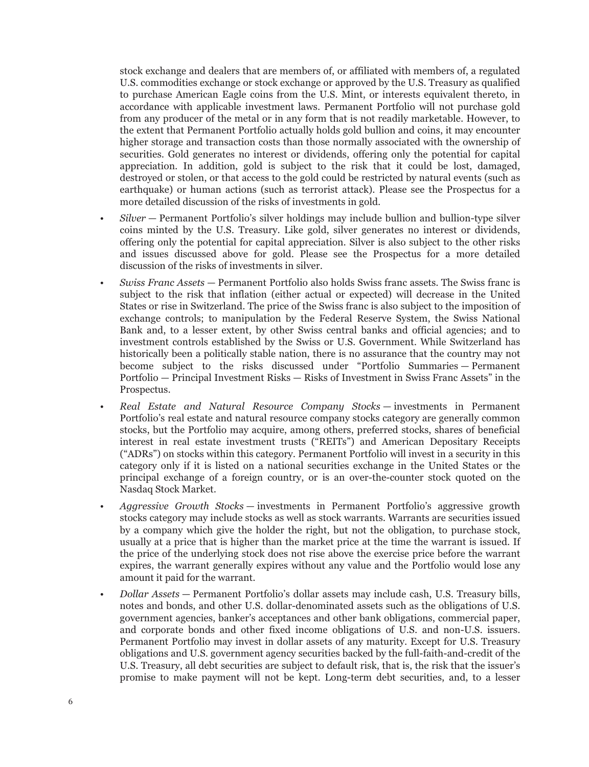stock exchange and dealers that are members of, or affiliated with members of, a regulated U.S. commodities exchange or stock exchange or approved by the U.S. Treasury as qualified to purchase American Eagle coins from the U.S. Mint, or interests equivalent thereto, in accordance with applicable investment laws. Permanent Portfolio will not purchase gold from any producer of the metal or in any form that is not readily marketable. However, to the extent that Permanent Portfolio actually holds gold bullion and coins, it may encounter higher storage and transaction costs than those normally associated with the ownership of securities. Gold generates no interest or dividends, offering only the potential for capital appreciation. In addition, gold is subject to the risk that it could be lost, damaged, destroyed or stolen, or that access to the gold could be restricted by natural events (such as earthquake) or human actions (such as terrorist attack). Please see the Prospectus for a more detailed discussion of the risks of investments in gold.

- *Silver* — Permanent Portfolio's silver holdings may include bullion and bullion-type silver coins minted by the U.S. Treasury. Like gold, silver generates no interest or dividends, offering only the potential for capital appreciation. Silver is also subject to the other risks and issues discussed above for gold. Please see the Prospectus for a more detailed discussion of the risks of investments in silver.
- *Swiss Franc Assets* — Permanent Portfolio also holds Swiss franc assets. The Swiss franc is subject to the risk that inflation (either actual or expected) will decrease in the United States or rise in Switzerland. The price of the Swiss franc is also subject to the imposition of exchange controls; to manipulation by the Federal Reserve System, the Swiss National Bank and, to a lesser extent, by other Swiss central banks and official agencies; and to investment controls established by the Swiss or U.S. Government. While Switzerland has historically been a politically stable nation, there is no assurance that the country may not become subject to the risks discussed under "Portfolio Summaries — Permanent Portfolio — Principal Investment Risks — Risks of Investment in Swiss Franc Assets" in the Prospectus.
- *Real Estate and Natural Resource Company Stocks* — investments in Permanent Portfolio's real estate and natural resource company stocks category are generally common stocks, but the Portfolio may acquire, among others, preferred stocks, shares of beneficial interest in real estate investment trusts ("REITs") and American Depositary Receipts ("ADRs") on stocks within this category. Permanent Portfolio will invest in a security in this category only if it is listed on a national securities exchange in the United States or the principal exchange of a foreign country, or is an over-the-counter stock quoted on the Nasdaq Stock Market.
- *Aggressive Growth Stocks* — investments in Permanent Portfolio's aggressive growth stocks category may include stocks as well as stock warrants. Warrants are securities issued by a company which give the holder the right, but not the obligation, to purchase stock, usually at a price that is higher than the market price at the time the warrant is issued. If the price of the underlying stock does not rise above the exercise price before the warrant expires, the warrant generally expires without any value and the Portfolio would lose any amount it paid for the warrant.
- *Dollar Assets* — Permanent Portfolio's dollar assets may include cash, U.S. Treasury bills, notes and bonds, and other U.S. dollar-denominated assets such as the obligations of U.S. government agencies, banker's acceptances and other bank obligations, commercial paper, and corporate bonds and other fixed income obligations of U.S. and non-U.S. issuers. Permanent Portfolio may invest in dollar assets of any maturity. Except for U.S. Treasury obligations and U.S. government agency securities backed by the full-faith-and-credit of the U.S. Treasury, all debt securities are subject to default risk, that is, the risk that the issuer's promise to make payment will not be kept. Long-term debt securities, and, to a lesser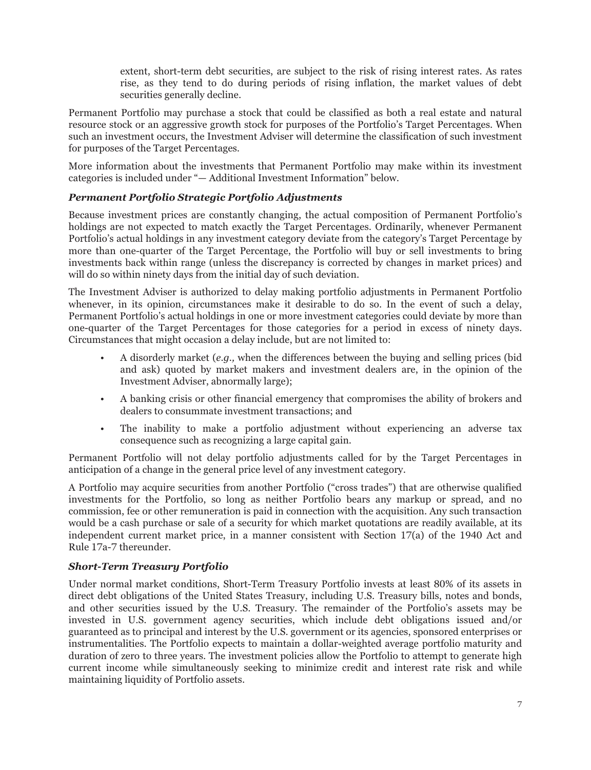extent, short-term debt securities, are subject to the risk of rising interest rates. As rates rise, as they tend to do during periods of rising inflation, the market values of debt securities generally decline.

Permanent Portfolio may purchase a stock that could be classified as both a real estate and natural resource stock or an aggressive growth stock for purposes of the Portfolio's Target Percentages. When such an investment occurs, the Investment Adviser will determine the classification of such investment for purposes of the Target Percentages.

More information about the investments that Permanent Portfolio may make within its investment categories is included under "— Additional Investment Information" below.

### *Permanent Portfolio Strategic Portfolio Adjustments*

Because investment prices are constantly changing, the actual composition of Permanent Portfolio's holdings are not expected to match exactly the Target Percentages. Ordinarily, whenever Permanent Portfolio's actual holdings in any investment category deviate from the category's Target Percentage by more than one-quarter of the Target Percentage, the Portfolio will buy or sell investments to bring investments back within range (unless the discrepancy is corrected by changes in market prices) and will do so within ninety days from the initial day of such deviation.

The Investment Adviser is authorized to delay making portfolio adjustments in Permanent Portfolio whenever, in its opinion, circumstances make it desirable to do so. In the event of such a delay, Permanent Portfolio's actual holdings in one or more investment categories could deviate by more than one-quarter of the Target Percentages for those categories for a period in excess of ninety days. Circumstances that might occasion a delay include, but are not limited to:

- A disorderly market (*e.g.,* when the differences between the buying and selling prices (bid and ask) quoted by market makers and investment dealers are, in the opinion of the Investment Adviser, abnormally large);
- A banking crisis or other financial emergency that compromises the ability of brokers and dealers to consummate investment transactions; and
- The inability to make a portfolio adjustment without experiencing an adverse tax consequence such as recognizing a large capital gain.

Permanent Portfolio will not delay portfolio adjustments called for by the Target Percentages in anticipation of a change in the general price level of any investment category.

A Portfolio may acquire securities from another Portfolio ("cross trades") that are otherwise qualified investments for the Portfolio, so long as neither Portfolio bears any markup or spread, and no commission, fee or other remuneration is paid in connection with the acquisition. Any such transaction would be a cash purchase or sale of a security for which market quotations are readily available, at its independent current market price, in a manner consistent with Section 17(a) of the 1940 Act and Rule 17a-7 thereunder.

### *Short-Term Treasury Portfolio*

Under normal market conditions, Short-Term Treasury Portfolio invests at least 80% of its assets in direct debt obligations of the United States Treasury, including U.S. Treasury bills, notes and bonds, and other securities issued by the U.S. Treasury. The remainder of the Portfolio's assets may be invested in U.S. government agency securities, which include debt obligations issued and/or guaranteed as to principal and interest by the U.S. government or its agencies, sponsored enterprises or instrumentalities. The Portfolio expects to maintain a dollar-weighted average portfolio maturity and duration of zero to three years. The investment policies allow the Portfolio to attempt to generate high current income while simultaneously seeking to minimize credit and interest rate risk and while maintaining liquidity of Portfolio assets.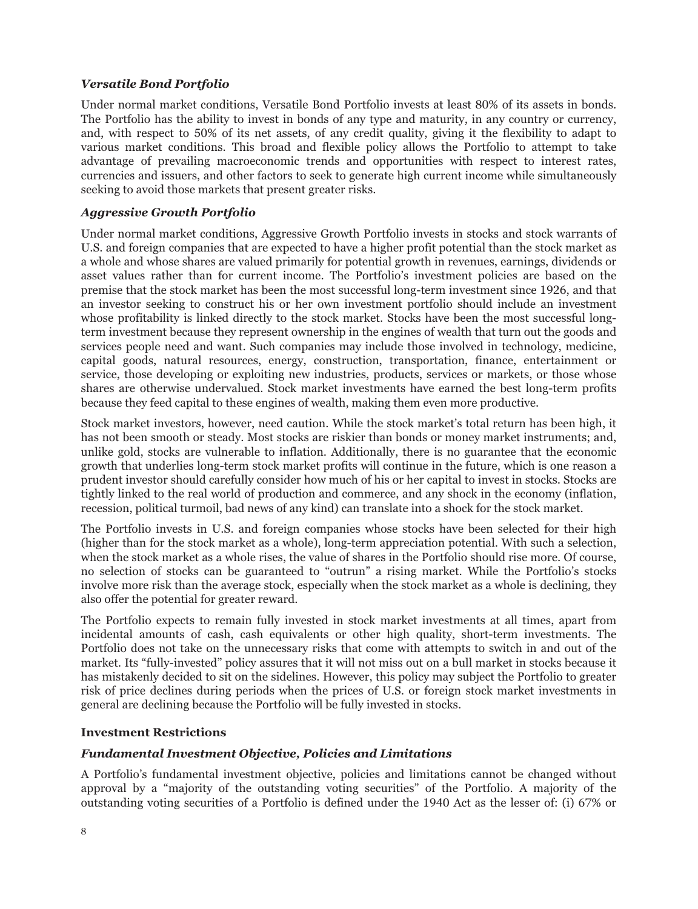### *Versatile Bond Portfolio*

Under normal market conditions, Versatile Bond Portfolio invests at least 80% of its assets in bonds. The Portfolio has the ability to invest in bonds of any type and maturity, in any country or currency, and, with respect to 50% of its net assets, of any credit quality, giving it the flexibility to adapt to various market conditions. This broad and flexible policy allows the Portfolio to attempt to take advantage of prevailing macroeconomic trends and opportunities with respect to interest rates, currencies and issuers, and other factors to seek to generate high current income while simultaneously seeking to avoid those markets that present greater risks.

### *Aggressive Growth Portfolio*

Under normal market conditions, Aggressive Growth Portfolio invests in stocks and stock warrants of U.S. and foreign companies that are expected to have a higher profit potential than the stock market as a whole and whose shares are valued primarily for potential growth in revenues, earnings, dividends or asset values rather than for current income. The Portfolio's investment policies are based on the premise that the stock market has been the most successful long-term investment since 1926, and that an investor seeking to construct his or her own investment portfolio should include an investment whose profitability is linked directly to the stock market. Stocks have been the most successful long-term investment because they represent ownership in the engines of wealth that turn out the goods and services people need and want. Such companies may include those involved in technology, medicine, capital goods, natural resources, energy, construction, transportation, finance, entertainment or service, those developing or exploiting new industries, products, services or markets, or those whose shares are otherwise undervalued. Stock market investments have earned the best long-term profits because they feed capital to these engines of wealth, making them even more productive.

Stock market investors, however, need caution. While the stock market's total return has been high, it has not been smooth or steady. Most stocks are riskier than bonds or money market instruments; and, unlike gold, stocks are vulnerable to inflation. Additionally, there is no guarantee that the economic growth that underlies long-term stock market profits will continue in the future, which is one reason a prudent investor should carefully consider how much of his or her capital to invest in stocks. Stocks are tightly linked to the real world of production and commerce, and any shock in the economy (inflation, recession, political turmoil, bad news of any kind) can translate into a shock for the stock market.

The Portfolio invests in U.S. and foreign companies whose stocks have been selected for their high (higher than for the stock market as a whole), long-term appreciation potential. With such a selection, when the stock market as a whole rises, the value of shares in the Portfolio should rise more. Of course, no selection of stocks can be guaranteed to "outrun" a rising market. While the Portfolio's stocks involve more risk than the average stock, especially when the stock market as a whole is declining, they also offer the potential for greater reward.

The Portfolio expects to remain fully invested in stock market investments at all times, apart from incidental amounts of cash, cash equivalents or other high quality, short-term investments. The Portfolio does not take on the unnecessary risks that come with attempts to switch in and out of the market. Its "fully-invested" policy assures that it will not miss out on a bull market in stocks because it has mistakenly decided to sit on the sidelines. However, this policy may subject the Portfolio to greater risk of price declines during periods when the prices of U.S. or foreign stock market investments in general are declining because the Portfolio will be fully invested in stocks.

## Investment Restrictions

### *Fundamental Investment Objective, Policies and Limitations*

A Portfolio's fundamental investment objective, policies and limitations cannot be changed without approval by a "majority of the outstanding voting securities" of the Portfolio. A majority of the outstanding voting securities of a Portfolio is defined under the 1940 Act as the lesser of: (i) 67% or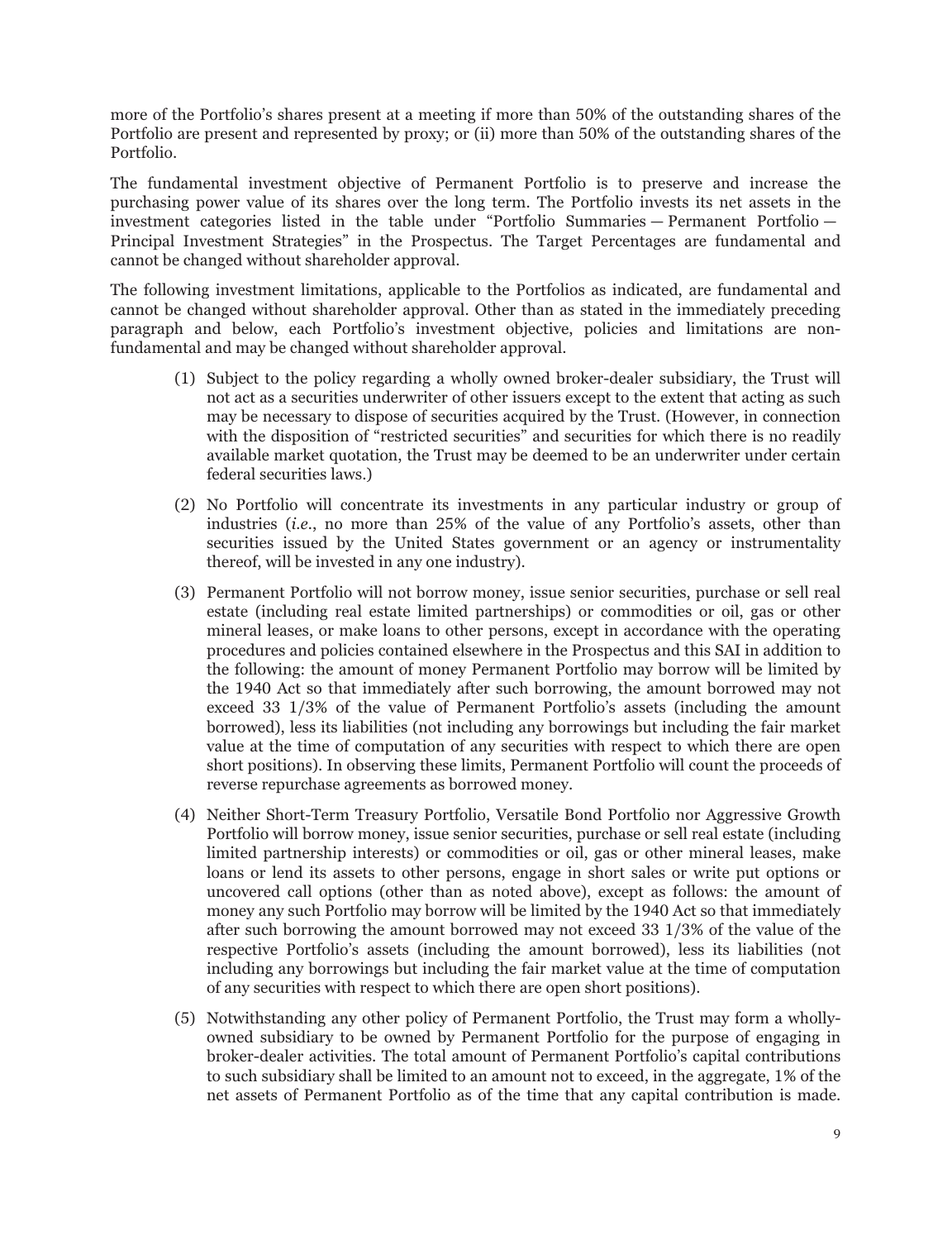more of the Portfolio's shares present at a meeting if more than 50% of the outstanding shares of the Portfolio are present and represented by proxy; or (ii) more than 50% of the outstanding shares of the Portfolio.

The fundamental investment objective of Permanent Portfolio is to preserve and increase the purchasing power value of its shares over the long term. The Portfolio invests its net assets in the investment categories listed in the table under "Portfolio Summaries — Permanent Portfolio — Principal Investment Strategies" in the Prospectus. The Target Percentages are fundamental and cannot be changed without shareholder approval.

The following investment limitations, applicable to the Portfolios as indicated, are fundamental and cannot be changed without shareholder approval. Other than as stated in the immediately preceding paragraph and below, each Portfolio's investment objective, policies and limitations are non-fundamental and may be changed without shareholder approval.

(1) Subject to the policy regarding a wholly owned broker-dealer subsidiary, the Trust will not act as a securities underwriter of other issuers except to the extent that acting as such may be necessary to dispose of securities acquired by the Trust. (However, in connection with the disposition of "restricted securities" and securities for which there is no readily available market quotation, the Trust may be deemed to be an underwriter under certain federal securities laws.)

(2) No Portfolio will concentrate its investments in any particular industry or group of industries (*i.e.*, no more than 25% of the value of any Portfolio's assets, other than securities issued by the United States government or an agency or instrumentality thereof, will be invested in any one industry).

(3) Permanent Portfolio will not borrow money, issue senior securities, purchase or sell real estate (including real estate limited partnerships) or commodities or oil, gas or other mineral leases, or make loans to other persons, except in accordance with the operating procedures and policies contained elsewhere in the Prospectus and this SAI in addition to the following: the amount of money Permanent Portfolio may borrow will be limited by the 1940 Act so that immediately after such borrowing, the amount borrowed may not exceed 33 1/3% of the value of Permanent Portfolio's assets (including the amount borrowed), less its liabilities (not including any borrowings but including the fair market value at the time of computation of any securities with respect to which there are open short positions). In observing these limits, Permanent Portfolio will count the proceeds of reverse repurchase agreements as borrowed money.

(4) Neither Short-Term Treasury Portfolio, Versatile Bond Portfolio nor Aggressive Growth Portfolio will borrow money, issue senior securities, purchase or sell real estate (including limited partnership interests) or commodities or oil, gas or other mineral leases, make loans or lend its assets to other persons, engage in short sales or write put options or uncovered call options (other than as noted above), except as follows: the amount of money any such Portfolio may borrow will be limited by the 1940 Act so that immediately after such borrowing the amount borrowed may not exceed 33 1/3% of the value of the respective Portfolio's assets (including the amount borrowed), less its liabilities (not including any borrowings but including the fair market value at the time of computation of any securities with respect to which there are open short positions).

(5) Notwithstanding any other policy of Permanent Portfolio, the Trust may form a wholly-owned subsidiary to be owned by Permanent Portfolio for the purpose of engaging in broker-dealer activities. The total amount of Permanent Portfolio's capital contributions to such subsidiary shall be limited to an amount not to exceed, in the aggregate, 1% of the net assets of Permanent Portfolio as of the time that any capital contribution is made.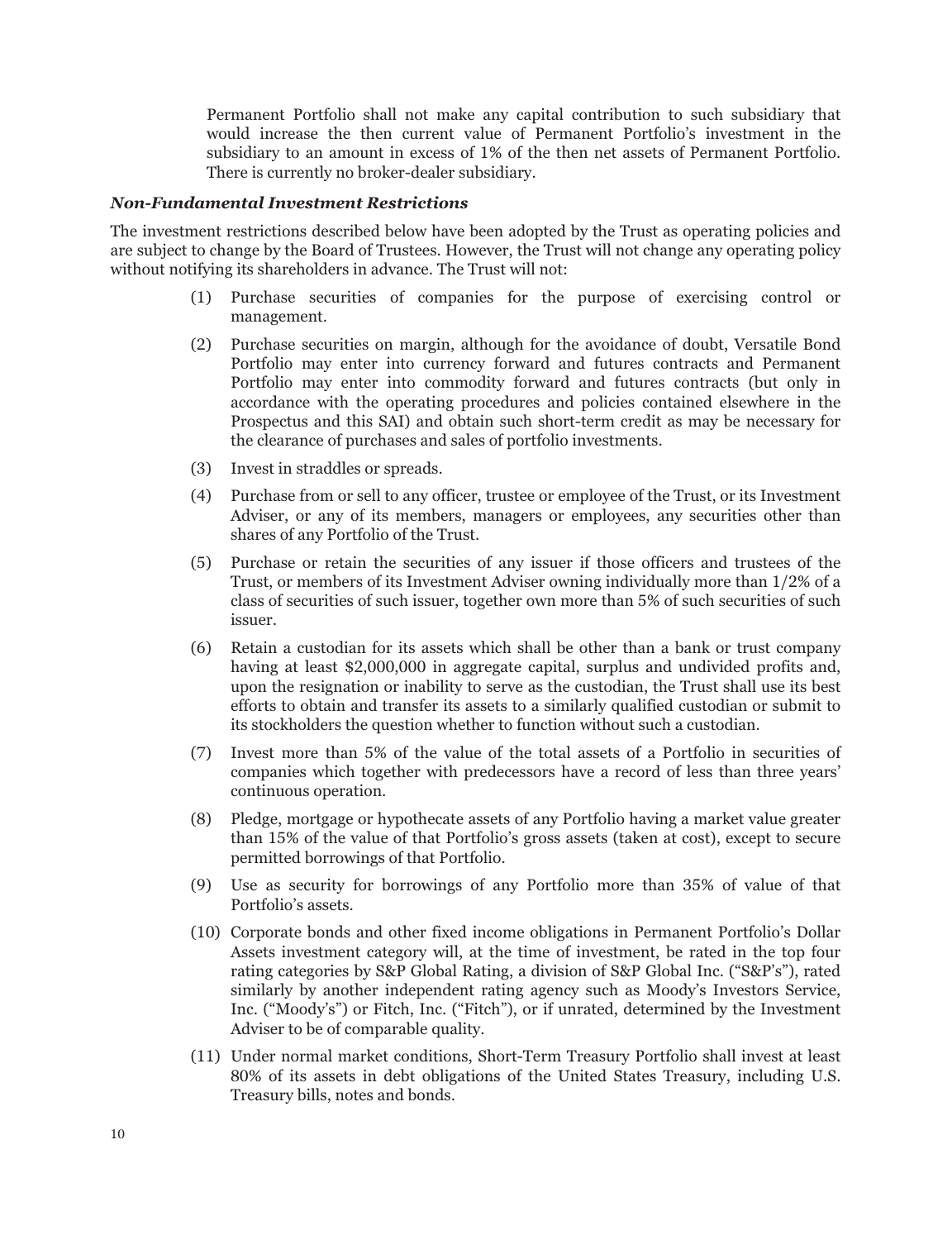Permanent Portfolio shall not make any capital contribution to such subsidiary that would increase the then current value of Permanent Portfolio's investment in the subsidiary to an amount in excess of 1% of the then net assets of Permanent Portfolio. There is currently no broker-dealer subsidiary.

### *Non-Fundamental Investment Restrictions*

The investment restrictions described below have been adopted by the Trust as operating policies and are subject to change by the Board of Trustees. However, the Trust will not change any operating policy without notifying its shareholders in advance. The Trust will not:

(1) Purchase securities of companies for the purpose of exercising control or management.

(2) Purchase securities on margin, although for the avoidance of doubt, Versatile Bond Portfolio may enter into currency forward and futures contracts and Permanent Portfolio may enter into commodity forward and futures contracts (but only in accordance with the operating procedures and policies contained elsewhere in the Prospectus and this SAI) and obtain such short-term credit as may be necessary for the clearance of purchases and sales of portfolio investments.

(3) Invest in straddles or spreads.

(4) Purchase from or sell to any officer, trustee or employee of the Trust, or its Investment Adviser, or any of its members, managers or employees, any securities other than shares of any Portfolio of the Trust.

(5) Purchase or retain the securities of any issuer if those officers and trustees of the Trust, or members of its Investment Adviser owning individually more than 1/2% of a class of securities of such issuer, together own more than 5% of such securities of such issuer.

(6) Retain a custodian for its assets which shall be other than a bank or trust company having at least $2,000,000 in aggregate capital, surplus and undivided profits and, upon the resignation or inability to serve as the custodian, the Trust shall use its best efforts to obtain and transfer its assets to a similarly qualified custodian or submit to its stockholders the question whether to function without such a custodian.

(7) Invest more than 5% of the value of the total assets of a Portfolio in securities of companies which together with predecessors have a record of less than three years' continuous operation.

(8) Pledge, mortgage or hypothecate assets of any Portfolio having a market value greater than 15% of the value of that Portfolio's gross assets (taken at cost), except to secure permitted borrowings of that Portfolio.

(9) Use as security for borrowings of any Portfolio more than 35% of value of that Portfolio's assets.

(10) Corporate bonds and other fixed income obligations in Permanent Portfolio's Dollar Assets investment category will, at the time of investment, be rated in the top four rating categories by S&P Global Rating, a division of S&P Global Inc. ("S&P's"), rated similarly by another independent rating agency such as Moody's Investors Service, Inc. ("Moody's") or Fitch, Inc. ("Fitch"), or if unrated, determined by the Investment Adviser to be of comparable quality.

(11) Under normal market conditions, Short-Term Treasury Portfolio shall invest at least 80% of its assets in debt obligations of the United States Treasury, including U.S. Treasury bills, notes and bonds.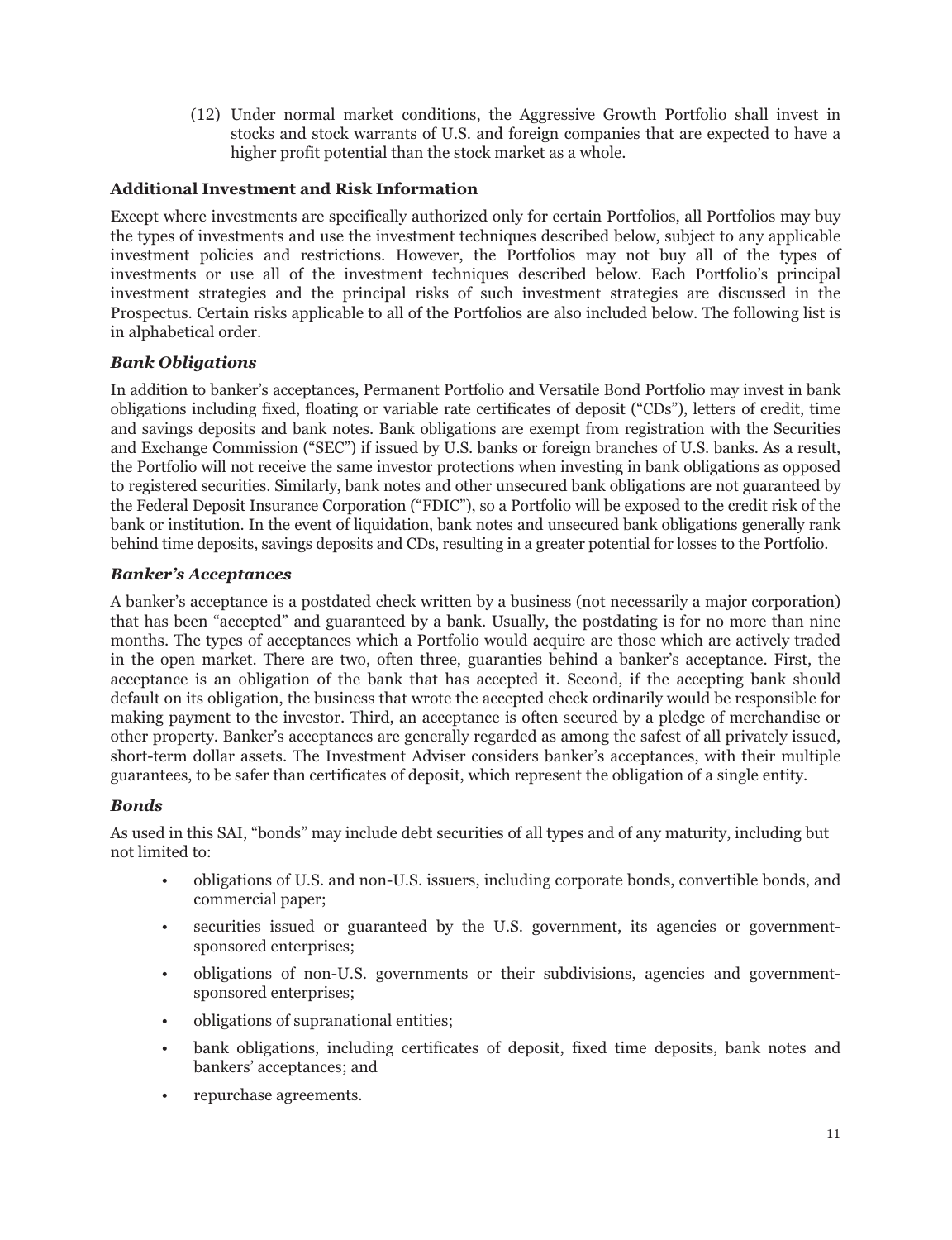(12) Under normal market conditions, the Aggressive Growth Portfolio shall invest in stocks and stock warrants of U.S. and foreign companies that are expected to have a higher profit potential than the stock market as a whole.

## Additional Investment and Risk Information

Except where investments are specifically authorized only for certain Portfolios, all Portfolios may buy the types of investments and use the investment techniques described below, subject to any applicable investment policies and restrictions. However, the Portfolios may not buy all of the types of investments or use all of the investment techniques described below. Each Portfolio's principal investment strategies and the principal risks of such investment strategies are discussed in the Prospectus. Certain risks applicable to all of the Portfolios are also included below. The following list is in alphabetical order.

### *Bank Obligations*

In addition to banker's acceptances, Permanent Portfolio and Versatile Bond Portfolio may invest in bank obligations including fixed, floating or variable rate certificates of deposit ("CDs"), letters of credit, time and savings deposits and bank notes. Bank obligations are exempt from registration with the Securities and Exchange Commission ("SEC") if issued by U.S. banks or foreign branches of U.S. banks. As a result, the Portfolio will not receive the same investor protections when investing in bank obligations as opposed to registered securities. Similarly, bank notes and other unsecured bank obligations are not guaranteed by the Federal Deposit Insurance Corporation ("FDIC"), so a Portfolio will be exposed to the credit risk of the bank or institution. In the event of liquidation, bank notes and unsecured bank obligations generally rank behind time deposits, savings deposits and CDs, resulting in a greater potential for losses to the Portfolio.

### *Banker's Acceptances*

A banker's acceptance is a postdated check written by a business (not necessarily a major corporation) that has been "accepted" and guaranteed by a bank. Usually, the postdating is for no more than nine months. The types of acceptances which a Portfolio would acquire are those which are actively traded in the open market. There are two, often three, guaranties behind a banker's acceptance. First, the acceptance is an obligation of the bank that has accepted it. Second, if the accepting bank should default on its obligation, the business that wrote the accepted check ordinarily would be responsible for making payment to the investor. Third, an acceptance is often secured by a pledge of merchandise or other property. Banker's acceptances are generally regarded as among the safest of all privately issued, short-term dollar assets. The Investment Adviser considers banker's acceptances, with their multiple guarantees, to be safer than certificates of deposit, which represent the obligation of a single entity.

### *Bonds*

As used in this SAI, "bonds" may include debt securities of all types and of any maturity, including but not limited to:

- obligations of U.S. and non-U.S. issuers, including corporate bonds, convertible bonds, and commercial paper;
- securities issued or guaranteed by the U.S. government, its agencies or government-sponsored enterprises;
- obligations of non-U.S. governments or their subdivisions, agencies and government-sponsored enterprises;
- obligations of supranational entities;
- bank obligations, including certificates of deposit, fixed time deposits, bank notes and bankers' acceptances; and
- repurchase agreements.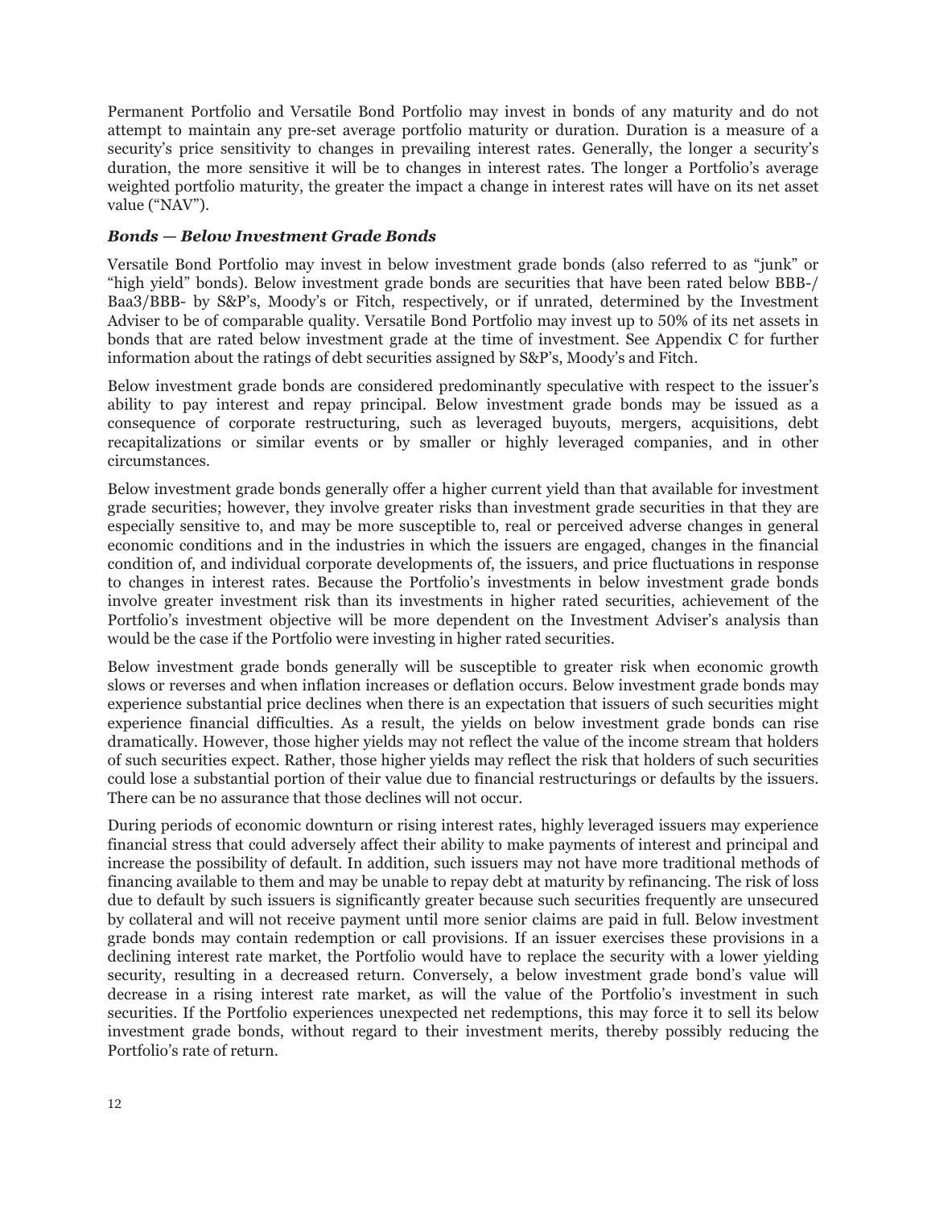Permanent Portfolio and Versatile Bond Portfolio may invest in bonds of any maturity and do not attempt to maintain any pre-set average portfolio maturity or duration. Duration is a measure of a security's price sensitivity to changes in prevailing interest rates. Generally, the longer a security's duration, the more sensitive it will be to changes in interest rates. The longer a Portfolio's average weighted portfolio maturity, the greater the impact a change in interest rates will have on its net asset value ("NAV").

***Bonds — Below Investment Grade Bonds***

Versatile Bond Portfolio may invest in below investment grade bonds (also referred to as "junk" or "high yield" bonds). Below investment grade bonds are securities that have been rated below BBB-/ Baa3/BBB- by S&P's, Moody's or Fitch, respectively, or if unrated, determined by the Investment Adviser to be of comparable quality. Versatile Bond Portfolio may invest up to 50% of its net assets in bonds that are rated below investment grade at the time of investment. See Appendix C for further information about the ratings of debt securities assigned by S&P's, Moody's and Fitch.

Below investment grade bonds are considered predominantly speculative with respect to the issuer's ability to pay interest and repay principal. Below investment grade bonds may be issued as a consequence of corporate restructuring, such as leveraged buyouts, mergers, acquisitions, debt recapitalizations or similar events or by smaller or highly leveraged companies, and in other circumstances.

Below investment grade bonds generally offer a higher current yield than that available for investment grade securities; however, they involve greater risks than investment grade securities in that they are especially sensitive to, and may be more susceptible to, real or perceived adverse changes in general economic conditions and in the industries in which the issuers are engaged, changes in the financial condition of, and individual corporate developments of, the issuers, and price fluctuations in response to changes in interest rates. Because the Portfolio's investments in below investment grade bonds involve greater investment risk than its investments in higher rated securities, achievement of the Portfolio's investment objective will be more dependent on the Investment Adviser's analysis than would be the case if the Portfolio were investing in higher rated securities.

Below investment grade bonds generally will be susceptible to greater risk when economic growth slows or reverses and when inflation increases or deflation occurs. Below investment grade bonds may experience substantial price declines when there is an expectation that issuers of such securities might experience financial difficulties. As a result, the yields on below investment grade bonds can rise dramatically. However, those higher yields may not reflect the value of the income stream that holders of such securities expect. Rather, those higher yields may reflect the risk that holders of such securities could lose a substantial portion of their value due to financial restructurings or defaults by the issuers. There can be no assurance that those declines will not occur.

During periods of economic downturn or rising interest rates, highly leveraged issuers may experience financial stress that could adversely affect their ability to make payments of interest and principal and increase the possibility of default. In addition, such issuers may not have more traditional methods of financing available to them and may be unable to repay debt at maturity by refinancing. The risk of loss due to default by such issuers is significantly greater because such securities frequently are unsecured by collateral and will not receive payment until more senior claims are paid in full. Below investment grade bonds may contain redemption or call provisions. If an issuer exercises these provisions in a declining interest rate market, the Portfolio would have to replace the security with a lower yielding security, resulting in a decreased return. Conversely, a below investment grade bond's value will decrease in a rising interest rate market, as will the value of the Portfolio's investment in such securities. If the Portfolio experiences unexpected net redemptions, this may force it to sell its below investment grade bonds, without regard to their investment merits, thereby possibly reducing the Portfolio's rate of return.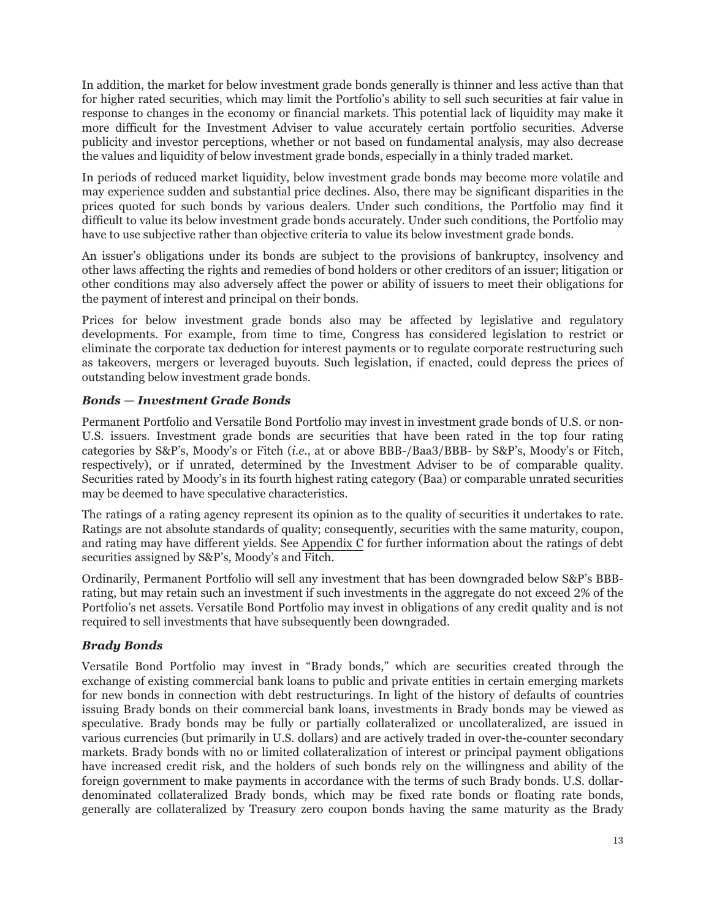In addition, the market for below investment grade bonds generally is thinner and less active than that for higher rated securities, which may limit the Portfolio's ability to sell such securities at fair value in response to changes in the economy or financial markets. This potential lack of liquidity may make it more difficult for the Investment Adviser to value accurately certain portfolio securities. Adverse publicity and investor perceptions, whether or not based on fundamental analysis, may also decrease the values and liquidity of below investment grade bonds, especially in a thinly traded market.

In periods of reduced market liquidity, below investment grade bonds may become more volatile and may experience sudden and substantial price declines. Also, there may be significant disparities in the prices quoted for such bonds by various dealers. Under such conditions, the Portfolio may find it difficult to value its below investment grade bonds accurately. Under such conditions, the Portfolio may have to use subjective rather than objective criteria to value its below investment grade bonds.

An issuer's obligations under its bonds are subject to the provisions of bankruptcy, insolvency and other laws affecting the rights and remedies of bond holders or other creditors of an issuer; litigation or other conditions may also adversely affect the power or ability of issuers to meet their obligations for the payment of interest and principal on their bonds.

Prices for below investment grade bonds also may be affected by legislative and regulatory developments. For example, from time to time, Congress has considered legislation to restrict or eliminate the corporate tax deduction for interest payments or to regulate corporate restructuring such as takeovers, mergers or leveraged buyouts. Such legislation, if enacted, could depress the prices of outstanding below investment grade bonds.

### *Bonds — Investment Grade Bonds*

Permanent Portfolio and Versatile Bond Portfolio may invest in investment grade bonds of U.S. or non-U.S. issuers. Investment grade bonds are securities that have been rated in the top four rating categories by S&P's, Moody's or Fitch (*i.e.*, at or above BBB-/Baa3/BBB- by S&P's, Moody's or Fitch, respectively), or if unrated, determined by the Investment Adviser to be of comparable quality. Securities rated by Moody's in its fourth highest rating category (Baa) or comparable unrated securities may be deemed to have speculative characteristics.

The ratings of a rating agency represent its opinion as to the quality of securities it undertakes to rate. Ratings are not absolute standards of quality; consequently, securities with the same maturity, coupon, and rating may have different yields. See Appendix C for further information about the ratings of debt securities assigned by S&P's, Moody's and Fitch.

Ordinarily, Permanent Portfolio will sell any investment that has been downgraded below S&P's BBB-rating, but may retain such an investment if such investments in the aggregate do not exceed 2% of the Portfolio's net assets. Versatile Bond Portfolio may invest in obligations of any credit quality and is not required to sell investments that have subsequently been downgraded.

### *Brady Bonds*

Versatile Bond Portfolio may invest in "Brady bonds," which are securities created through the exchange of existing commercial bank loans to public and private entities in certain emerging markets for new bonds in connection with debt restructurings. In light of the history of defaults of countries issuing Brady bonds on their commercial bank loans, investments in Brady bonds may be viewed as speculative. Brady bonds may be fully or partially collateralized or uncollateralized, are issued in various currencies (but primarily in U.S. dollars) and are actively traded in over-the-counter secondary markets. Brady bonds with no or limited collateralization of interest or principal payment obligations have increased credit risk, and the holders of such bonds rely on the willingness and ability of the foreign government to make payments in accordance with the terms of such Brady bonds. U.S. dollar-denominated collateralized Brady bonds, which may be fixed rate bonds or floating rate bonds, generally are collateralized by Treasury zero coupon bonds having the same maturity as the Brady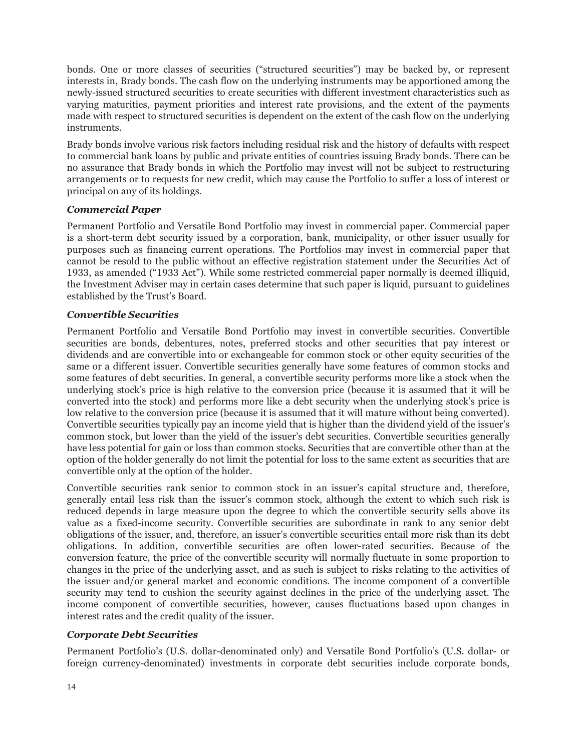bonds. One or more classes of securities ("structured securities") may be backed by, or represent interests in, Brady bonds. The cash flow on the underlying instruments may be apportioned among the newly-issued structured securities to create securities with different investment characteristics such as varying maturities, payment priorities and interest rate provisions, and the extent of the payments made with respect to structured securities is dependent on the extent of the cash flow on the underlying instruments.

Brady bonds involve various risk factors including residual risk and the history of defaults with respect to commercial bank loans by public and private entities of countries issuing Brady bonds. There can be no assurance that Brady bonds in which the Portfolio may invest will not be subject to restructuring arrangements or to requests for new credit, which may cause the Portfolio to suffer a loss of interest or principal on any of its holdings.

### *Commercial Paper*

Permanent Portfolio and Versatile Bond Portfolio may invest in commercial paper. Commercial paper is a short-term debt security issued by a corporation, bank, municipality, or other issuer usually for purposes such as financing current operations. The Portfolios may invest in commercial paper that cannot be resold to the public without an effective registration statement under the Securities Act of 1933, as amended ("1933 Act"). While some restricted commercial paper normally is deemed illiquid, the Investment Adviser may in certain cases determine that such paper is liquid, pursuant to guidelines established by the Trust's Board.

### *Convertible Securities*

Permanent Portfolio and Versatile Bond Portfolio may invest in convertible securities. Convertible securities are bonds, debentures, notes, preferred stocks and other securities that pay interest or dividends and are convertible into or exchangeable for common stock or other equity securities of the same or a different issuer. Convertible securities generally have some features of common stocks and some features of debt securities. In general, a convertible security performs more like a stock when the underlying stock's price is high relative to the conversion price (because it is assumed that it will be converted into the stock) and performs more like a debt security when the underlying stock's price is low relative to the conversion price (because it is assumed that it will mature without being converted). Convertible securities typically pay an income yield that is higher than the dividend yield of the issuer's common stock, but lower than the yield of the issuer's debt securities. Convertible securities generally have less potential for gain or loss than common stocks. Securities that are convertible other than at the option of the holder generally do not limit the potential for loss to the same extent as securities that are convertible only at the option of the holder.

Convertible securities rank senior to common stock in an issuer's capital structure and, therefore, generally entail less risk than the issuer's common stock, although the extent to which such risk is reduced depends in large measure upon the degree to which the convertible security sells above its value as a fixed-income security. Convertible securities are subordinate in rank to any senior debt obligations of the issuer, and, therefore, an issuer's convertible securities entail more risk than its debt obligations. In addition, convertible securities are often lower-rated securities. Because of the conversion feature, the price of the convertible security will normally fluctuate in some proportion to changes in the price of the underlying asset, and as such is subject to risks relating to the activities of the issuer and/or general market and economic conditions. The income component of a convertible security may tend to cushion the security against declines in the price of the underlying asset. The income component of convertible securities, however, causes fluctuations based upon changes in interest rates and the credit quality of the issuer.

### *Corporate Debt Securities*

Permanent Portfolio's (U.S. dollar-denominated only) and Versatile Bond Portfolio's (U.S. dollar- or foreign currency-denominated) investments in corporate debt securities include corporate bonds,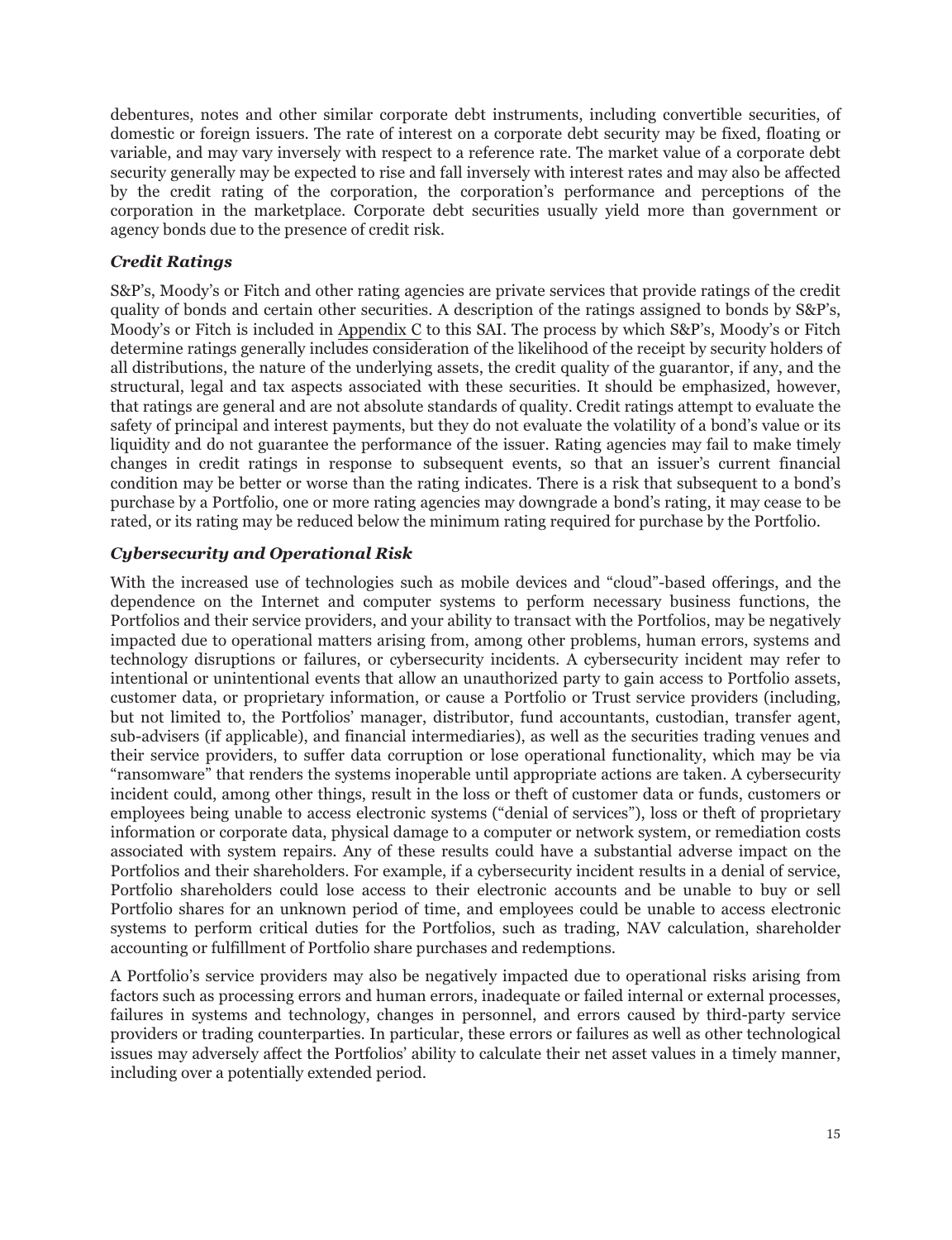debentures, notes and other similar corporate debt instruments, including convertible securities, of domestic or foreign issuers. The rate of interest on a corporate debt security may be fixed, floating or variable, and may vary inversely with respect to a reference rate. The market value of a corporate debt security generally may be expected to rise and fall inversely with interest rates and may also be affected by the credit rating of the corporation, the corporation's performance and perceptions of the corporation in the marketplace. Corporate debt securities usually yield more than government or agency bonds due to the presence of credit risk.

### *Credit Ratings*

S&P's, Moody's or Fitch and other rating agencies are private services that provide ratings of the credit quality of bonds and certain other securities. A description of the ratings assigned to bonds by S&P's, Moody's or Fitch is included in Appendix C to this SAI. The process by which S&P's, Moody's or Fitch determine ratings generally includes consideration of the likelihood of the receipt by security holders of all distributions, the nature of the underlying assets, the credit quality of the guarantor, if any, and the structural, legal and tax aspects associated with these securities. It should be emphasized, however, that ratings are general and are not absolute standards of quality. Credit ratings attempt to evaluate the safety of principal and interest payments, but they do not evaluate the volatility of a bond's value or its liquidity and do not guarantee the performance of the issuer. Rating agencies may fail to make timely changes in credit ratings in response to subsequent events, so that an issuer's current financial condition may be better or worse than the rating indicates. There is a risk that subsequent to a bond's purchase by a Portfolio, one or more rating agencies may downgrade a bond's rating, it may cease to be rated, or its rating may be reduced below the minimum rating required for purchase by the Portfolio.

### *Cybersecurity and Operational Risk*

With the increased use of technologies such as mobile devices and "cloud"-based offerings, and the dependence on the Internet and computer systems to perform necessary business functions, the Portfolios and their service providers, and your ability to transact with the Portfolios, may be negatively impacted due to operational matters arising from, among other problems, human errors, systems and technology disruptions or failures, or cybersecurity incidents. A cybersecurity incident may refer to intentional or unintentional events that allow an unauthorized party to gain access to Portfolio assets, customer data, or proprietary information, or cause a Portfolio or Trust service providers (including, but not limited to, the Portfolios' manager, distributor, fund accountants, custodian, transfer agent, sub-advisers (if applicable), and financial intermediaries), as well as the securities trading venues and their service providers, to suffer data corruption or lose operational functionality, which may be via "ransomware" that renders the systems inoperable until appropriate actions are taken. A cybersecurity incident could, among other things, result in the loss or theft of customer data or funds, customers or employees being unable to access electronic systems ("denial of services"), loss or theft of proprietary information or corporate data, physical damage to a computer or network system, or remediation costs associated with system repairs. Any of these results could have a substantial adverse impact on the Portfolios and their shareholders. For example, if a cybersecurity incident results in a denial of service, Portfolio shareholders could lose access to their electronic accounts and be unable to buy or sell Portfolio shares for an unknown period of time, and employees could be unable to access electronic systems to perform critical duties for the Portfolios, such as trading, NAV calculation, shareholder accounting or fulfillment of Portfolio share purchases and redemptions.

A Portfolio's service providers may also be negatively impacted due to operational risks arising from factors such as processing errors and human errors, inadequate or failed internal or external processes, failures in systems and technology, changes in personnel, and errors caused by third-party service providers or trading counterparties. In particular, these errors or failures as well as other technological issues may adversely affect the Portfolios' ability to calculate their net asset values in a timely manner, including over a potentially extended period.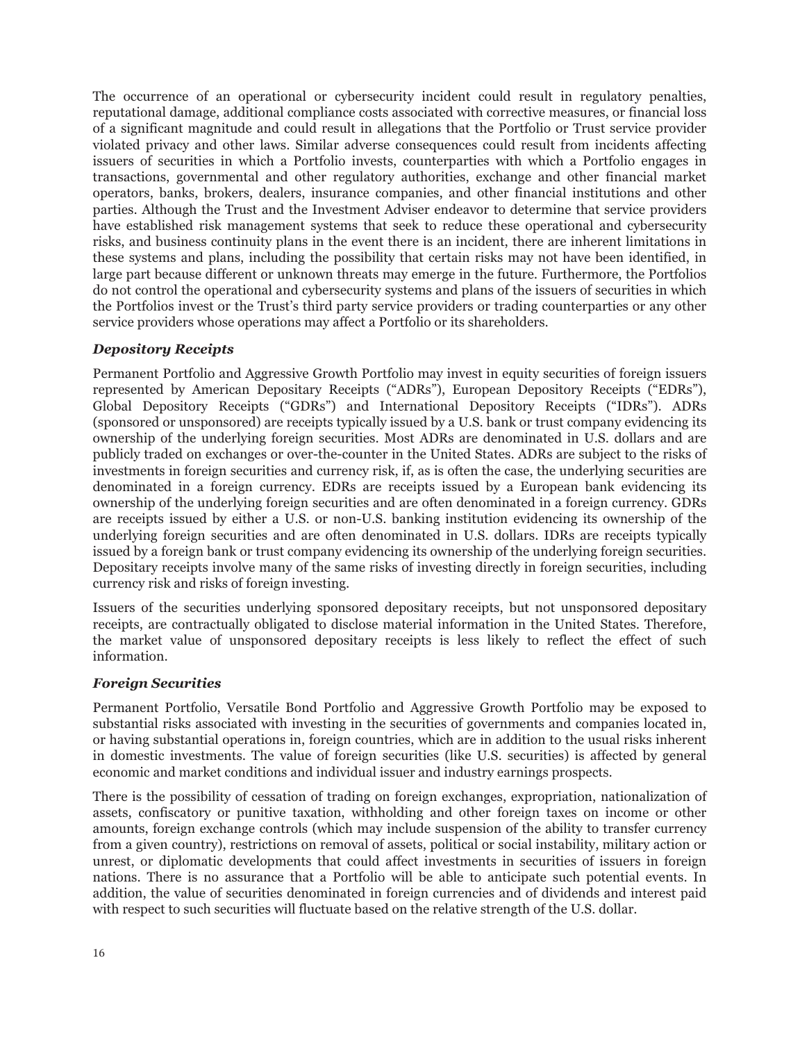The occurrence of an operational or cybersecurity incident could result in regulatory penalties, reputational damage, additional compliance costs associated with corrective measures, or financial loss of a significant magnitude and could result in allegations that the Portfolio or Trust service provider violated privacy and other laws. Similar adverse consequences could result from incidents affecting issuers of securities in which a Portfolio invests, counterparties with which a Portfolio engages in transactions, governmental and other regulatory authorities, exchange and other financial market operators, banks, brokers, dealers, insurance companies, and other financial institutions and other parties. Although the Trust and the Investment Adviser endeavor to determine that service providers have established risk management systems that seek to reduce these operational and cybersecurity risks, and business continuity plans in the event there is an incident, there are inherent limitations in these systems and plans, including the possibility that certain risks may not have been identified, in large part because different or unknown threats may emerge in the future. Furthermore, the Portfolios do not control the operational and cybersecurity systems and plans of the issuers of securities in which the Portfolios invest or the Trust's third party service providers or trading counterparties or any other service providers whose operations may affect a Portfolio or its shareholders.

### *Depository Receipts*

Permanent Portfolio and Aggressive Growth Portfolio may invest in equity securities of foreign issuers represented by American Depositary Receipts ("ADRs"), European Depository Receipts ("EDRs"), Global Depository Receipts ("GDRs") and International Depository Receipts ("IDRs"). ADRs (sponsored or unsponsored) are receipts typically issued by a U.S. bank or trust company evidencing its ownership of the underlying foreign securities. Most ADRs are denominated in U.S. dollars and are publicly traded on exchanges or over-the-counter in the United States. ADRs are subject to the risks of investments in foreign securities and currency risk, if, as is often the case, the underlying securities are denominated in a foreign currency. EDRs are receipts issued by a European bank evidencing its ownership of the underlying foreign securities and are often denominated in a foreign currency. GDRs are receipts issued by either a U.S. or non-U.S. banking institution evidencing its ownership of the underlying foreign securities and are often denominated in U.S. dollars. IDRs are receipts typically issued by a foreign bank or trust company evidencing its ownership of the underlying foreign securities. Depositary receipts involve many of the same risks of investing directly in foreign securities, including currency risk and risks of foreign investing.

Issuers of the securities underlying sponsored depositary receipts, but not unsponsored depositary receipts, are contractually obligated to disclose material information in the United States. Therefore, the market value of unsponsored depositary receipts is less likely to reflect the effect of such information.

### *Foreign Securities*

Permanent Portfolio, Versatile Bond Portfolio and Aggressive Growth Portfolio may be exposed to substantial risks associated with investing in the securities of governments and companies located in, or having substantial operations in, foreign countries, which are in addition to the usual risks inherent in domestic investments. The value of foreign securities (like U.S. securities) is affected by general economic and market conditions and individual issuer and industry earnings prospects.

There is the possibility of cessation of trading on foreign exchanges, expropriation, nationalization of assets, confiscatory or punitive taxation, withholding and other foreign taxes on income or other amounts, foreign exchange controls (which may include suspension of the ability to transfer currency from a given country), restrictions on removal of assets, political or social instability, military action or unrest, or diplomatic developments that could affect investments in securities of issuers in foreign nations. There is no assurance that a Portfolio will be able to anticipate such potential events. In addition, the value of securities denominated in foreign currencies and of dividends and interest paid with respect to such securities will fluctuate based on the relative strength of the U.S. dollar.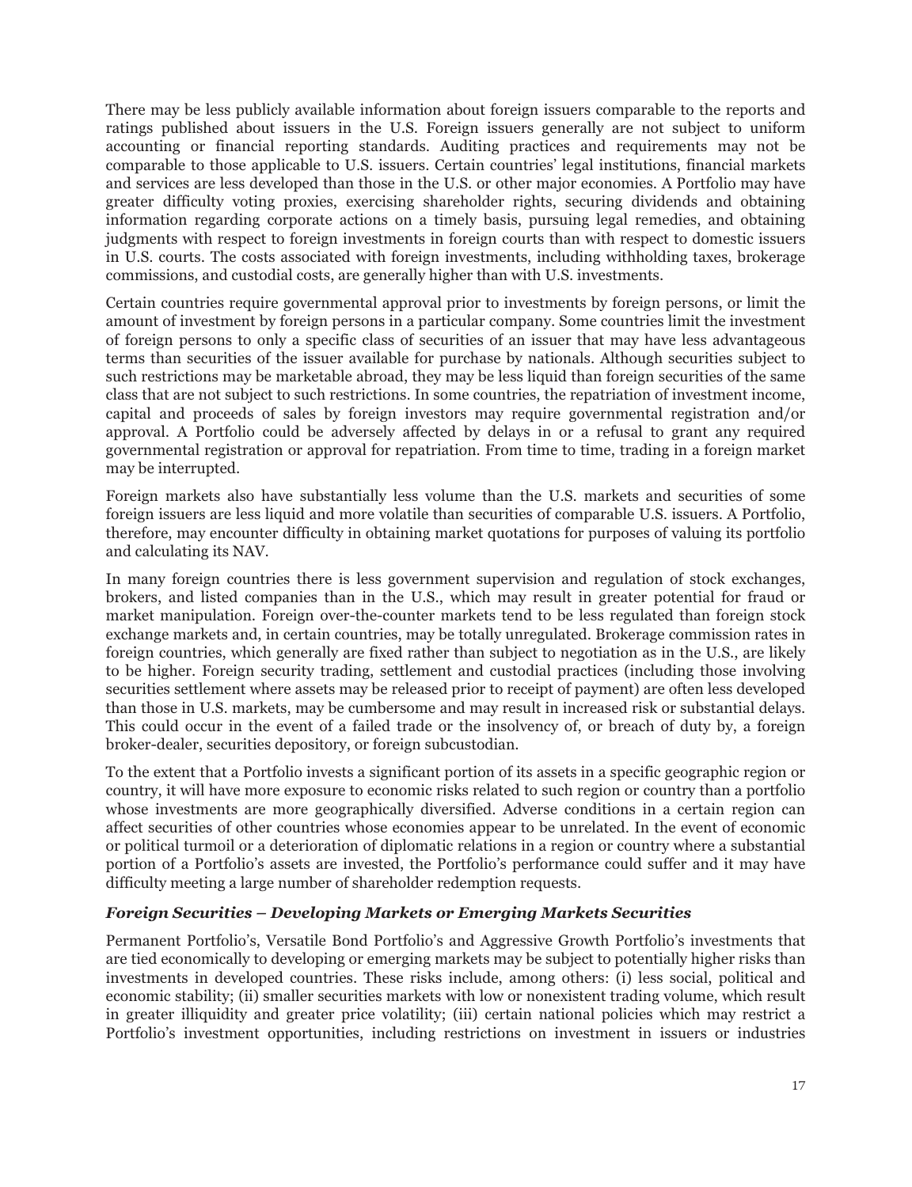There may be less publicly available information about foreign issuers comparable to the reports and ratings published about issuers in the U.S. Foreign issuers generally are not subject to uniform accounting or financial reporting standards. Auditing practices and requirements may not be comparable to those applicable to U.S. issuers. Certain countries' legal institutions, financial markets and services are less developed than those in the U.S. or other major economies. A Portfolio may have greater difficulty voting proxies, exercising shareholder rights, securing dividends and obtaining information regarding corporate actions on a timely basis, pursuing legal remedies, and obtaining judgments with respect to foreign investments in foreign courts than with respect to domestic issuers in U.S. courts. The costs associated with foreign investments, including withholding taxes, brokerage commissions, and custodial costs, are generally higher than with U.S. investments.

Certain countries require governmental approval prior to investments by foreign persons, or limit the amount of investment by foreign persons in a particular company. Some countries limit the investment of foreign persons to only a specific class of securities of an issuer that may have less advantageous terms than securities of the issuer available for purchase by nationals. Although securities subject to such restrictions may be marketable abroad, they may be less liquid than foreign securities of the same class that are not subject to such restrictions. In some countries, the repatriation of investment income, capital and proceeds of sales by foreign investors may require governmental registration and/or approval. A Portfolio could be adversely affected by delays in or a refusal to grant any required governmental registration or approval for repatriation. From time to time, trading in a foreign market may be interrupted.

Foreign markets also have substantially less volume than the U.S. markets and securities of some foreign issuers are less liquid and more volatile than securities of comparable U.S. issuers. A Portfolio, therefore, may encounter difficulty in obtaining market quotations for purposes of valuing its portfolio and calculating its NAV.

In many foreign countries there is less government supervision and regulation of stock exchanges, brokers, and listed companies than in the U.S., which may result in greater potential for fraud or market manipulation. Foreign over-the-counter markets tend to be less regulated than foreign stock exchange markets and, in certain countries, may be totally unregulated. Brokerage commission rates in foreign countries, which generally are fixed rather than subject to negotiation as in the U.S., are likely to be higher. Foreign security trading, settlement and custodial practices (including those involving securities settlement where assets may be released prior to receipt of payment) are often less developed than those in U.S. markets, may be cumbersome and may result in increased risk or substantial delays. This could occur in the event of a failed trade or the insolvency of, or breach of duty by, a foreign broker-dealer, securities depository, or foreign subcustodian.

To the extent that a Portfolio invests a significant portion of its assets in a specific geographic region or country, it will have more exposure to economic risks related to such region or country than a portfolio whose investments are more geographically diversified. Adverse conditions in a certain region can affect securities of other countries whose economies appear to be unrelated. In the event of economic or political turmoil or a deterioration of diplomatic relations in a region or country where a substantial portion of a Portfolio's assets are invested, the Portfolio's performance could suffer and it may have difficulty meeting a large number of shareholder redemption requests.

***Foreign Securities – Developing Markets or Emerging Markets Securities***

Permanent Portfolio's, Versatile Bond Portfolio's and Aggressive Growth Portfolio's investments that are tied economically to developing or emerging markets may be subject to potentially higher risks than investments in developed countries. These risks include, among others: (i) less social, political and economic stability; (ii) smaller securities markets with low or nonexistent trading volume, which result in greater illiquidity and greater price volatility; (iii) certain national policies which may restrict a Portfolio's investment opportunities, including restrictions on investment in issuers or industries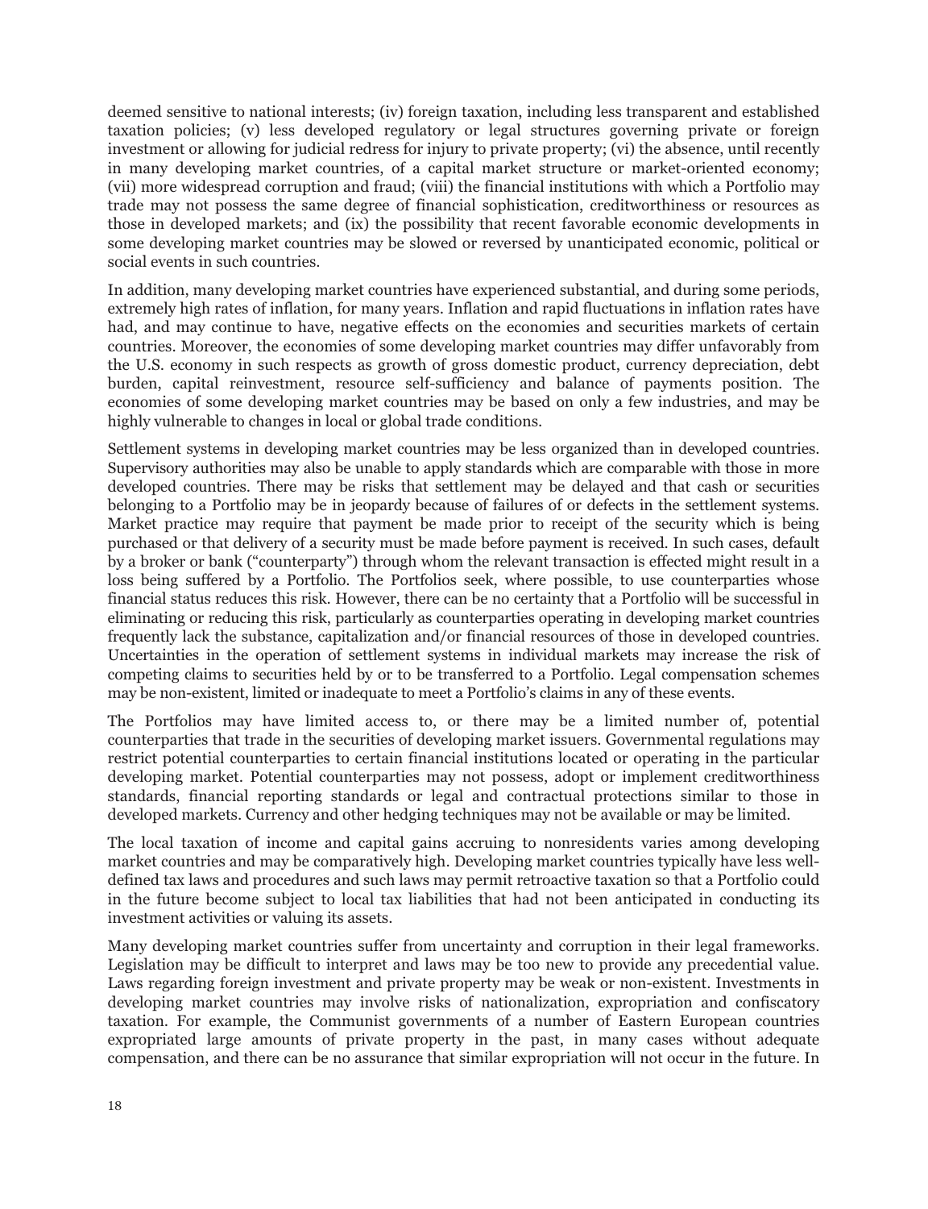deemed sensitive to national interests; (iv) foreign taxation, including less transparent and established taxation policies; (v) less developed regulatory or legal structures governing private or foreign investment or allowing for judicial redress for injury to private property; (vi) the absence, until recently in many developing market countries, of a capital market structure or market-oriented economy; (vii) more widespread corruption and fraud; (viii) the financial institutions with which a Portfolio may trade may not possess the same degree of financial sophistication, creditworthiness or resources as those in developed markets; and (ix) the possibility that recent favorable economic developments in some developing market countries may be slowed or reversed by unanticipated economic, political or social events in such countries.

In addition, many developing market countries have experienced substantial, and during some periods, extremely high rates of inflation, for many years. Inflation and rapid fluctuations in inflation rates have had, and may continue to have, negative effects on the economies and securities markets of certain countries. Moreover, the economies of some developing market countries may differ unfavorably from the U.S. economy in such respects as growth of gross domestic product, currency depreciation, debt burden, capital reinvestment, resource self-sufficiency and balance of payments position. The economies of some developing market countries may be based on only a few industries, and may be highly vulnerable to changes in local or global trade conditions.

Settlement systems in developing market countries may be less organized than in developed countries. Supervisory authorities may also be unable to apply standards which are comparable with those in more developed countries. There may be risks that settlement may be delayed and that cash or securities belonging to a Portfolio may be in jeopardy because of failures of or defects in the settlement systems. Market practice may require that payment be made prior to receipt of the security which is being purchased or that delivery of a security must be made before payment is received. In such cases, default by a broker or bank ("counterparty") through whom the relevant transaction is effected might result in a loss being suffered by a Portfolio. The Portfolios seek, where possible, to use counterparties whose financial status reduces this risk. However, there can be no certainty that a Portfolio will be successful in eliminating or reducing this risk, particularly as counterparties operating in developing market countries frequently lack the substance, capitalization and/or financial resources of those in developed countries. Uncertainties in the operation of settlement systems in individual markets may increase the risk of competing claims to securities held by or to be transferred to a Portfolio. Legal compensation schemes may be non-existent, limited or inadequate to meet a Portfolio's claims in any of these events.

The Portfolios may have limited access to, or there may be a limited number of, potential counterparties that trade in the securities of developing market issuers. Governmental regulations may restrict potential counterparties to certain financial institutions located or operating in the particular developing market. Potential counterparties may not possess, adopt or implement creditworthiness standards, financial reporting standards or legal and contractual protections similar to those in developed markets. Currency and other hedging techniques may not be available or may be limited.

The local taxation of income and capital gains accruing to nonresidents varies among developing market countries and may be comparatively high. Developing market countries typically have less well-defined tax laws and procedures and such laws may permit retroactive taxation so that a Portfolio could in the future become subject to local tax liabilities that had not been anticipated in conducting its investment activities or valuing its assets.

Many developing market countries suffer from uncertainty and corruption in their legal frameworks. Legislation may be difficult to interpret and laws may be too new to provide any precedential value. Laws regarding foreign investment and private property may be weak or non-existent. Investments in developing market countries may involve risks of nationalization, expropriation and confiscatory taxation. For example, the Communist governments of a number of Eastern European countries expropriated large amounts of private property in the past, in many cases without adequate compensation, and there can be no assurance that similar expropriation will not occur in the future. In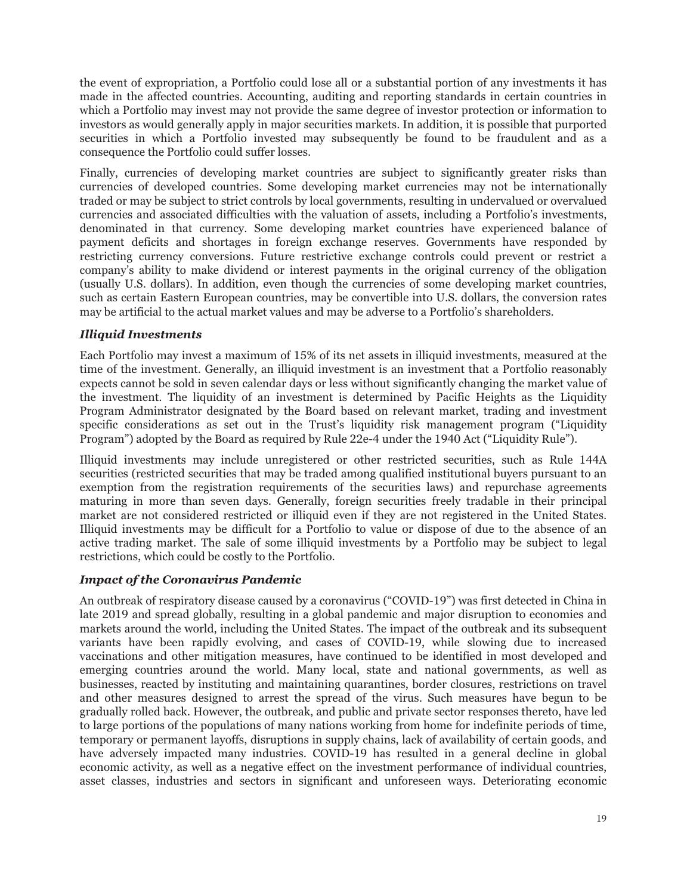the event of expropriation, a Portfolio could lose all or a substantial portion of any investments it has made in the affected countries. Accounting, auditing and reporting standards in certain countries in which a Portfolio may invest may not provide the same degree of investor protection or information to investors as would generally apply in major securities markets. In addition, it is possible that purported securities in which a Portfolio invested may subsequently be found to be fraudulent and as a consequence the Portfolio could suffer losses.

Finally, currencies of developing market countries are subject to significantly greater risks than currencies of developed countries. Some developing market currencies may not be internationally traded or may be subject to strict controls by local governments, resulting in undervalued or overvalued currencies and associated difficulties with the valuation of assets, including a Portfolio's investments, denominated in that currency. Some developing market countries have experienced balance of payment deficits and shortages in foreign exchange reserves. Governments have responded by restricting currency conversions. Future restrictive exchange controls could prevent or restrict a company's ability to make dividend or interest payments in the original currency of the obligation (usually U.S. dollars). In addition, even though the currencies of some developing market countries, such as certain Eastern European countries, may be convertible into U.S. dollars, the conversion rates may be artificial to the actual market values and may be adverse to a Portfolio's shareholders.

### *Illiquid Investments*

Each Portfolio may invest a maximum of 15% of its net assets in illiquid investments, measured at the time of the investment. Generally, an illiquid investment is an investment that a Portfolio reasonably expects cannot be sold in seven calendar days or less without significantly changing the market value of the investment. The liquidity of an investment is determined by Pacific Heights as the Liquidity Program Administrator designated by the Board based on relevant market, trading and investment specific considerations as set out in the Trust's liquidity risk management program ("Liquidity Program") adopted by the Board as required by Rule 22e-4 under the 1940 Act ("Liquidity Rule").

Illiquid investments may include unregistered or other restricted securities, such as Rule 144A securities (restricted securities that may be traded among qualified institutional buyers pursuant to an exemption from the registration requirements of the securities laws) and repurchase agreements maturing in more than seven days. Generally, foreign securities freely tradable in their principal market are not considered restricted or illiquid even if they are not registered in the United States. Illiquid investments may be difficult for a Portfolio to value or dispose of due to the absence of an active trading market. The sale of some illiquid investments by a Portfolio may be subject to legal restrictions, which could be costly to the Portfolio.

### *Impact of the Coronavirus Pandemic*

An outbreak of respiratory disease caused by a coronavirus ("COVID-19") was first detected in China in late 2019 and spread globally, resulting in a global pandemic and major disruption to economies and markets around the world, including the United States. The impact of the outbreak and its subsequent variants have been rapidly evolving, and cases of COVID-19, while slowing due to increased vaccinations and other mitigation measures, have continued to be identified in most developed and emerging countries around the world. Many local, state and national governments, as well as businesses, reacted by instituting and maintaining quarantines, border closures, restrictions on travel and other measures designed to arrest the spread of the virus. Such measures have begun to be gradually rolled back. However, the outbreak, and public and private sector responses thereto, have led to large portions of the populations of many nations working from home for indefinite periods of time, temporary or permanent layoffs, disruptions in supply chains, lack of availability of certain goods, and have adversely impacted many industries. COVID-19 has resulted in a general decline in global economic activity, as well as a negative effect on the investment performance of individual countries, asset classes, industries and sectors in significant and unforeseen ways. Deteriorating economic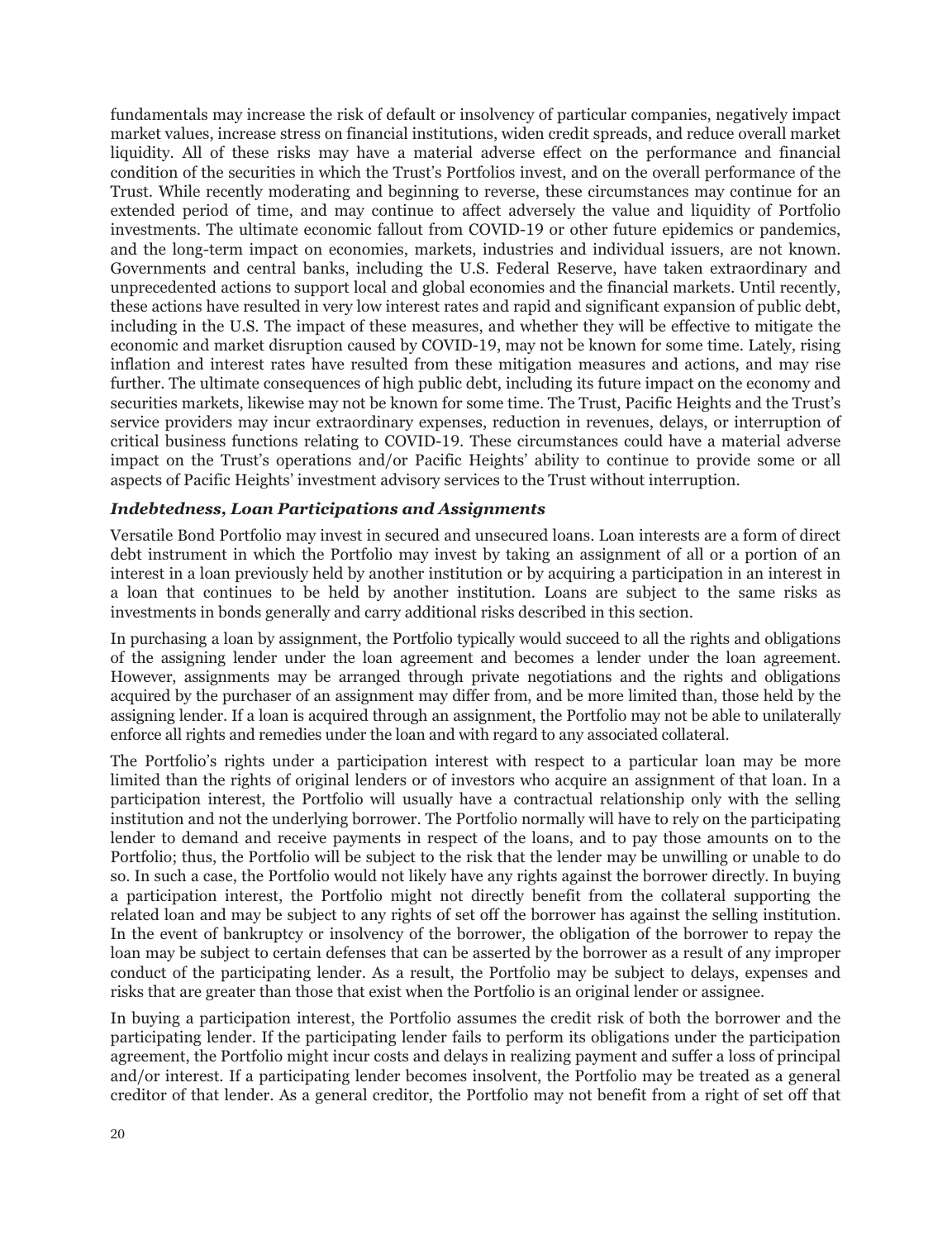fundamentals may increase the risk of default or insolvency of particular companies, negatively impact market values, increase stress on financial institutions, widen credit spreads, and reduce overall market liquidity. All of these risks may have a material adverse effect on the performance and financial condition of the securities in which the Trust's Portfolios invest, and on the overall performance of the Trust. While recently moderating and beginning to reverse, these circumstances may continue for an extended period of time, and may continue to affect adversely the value and liquidity of Portfolio investments. The ultimate economic fallout from COVID-19 or other future epidemics or pandemics, and the long-term impact on economies, markets, industries and individual issuers, are not known. Governments and central banks, including the U.S. Federal Reserve, have taken extraordinary and unprecedented actions to support local and global economies and the financial markets. Until recently, these actions have resulted in very low interest rates and rapid and significant expansion of public debt, including in the U.S. The impact of these measures, and whether they will be effective to mitigate the economic and market disruption caused by COVID-19, may not be known for some time. Lately, rising inflation and interest rates have resulted from these mitigation measures and actions, and may rise further. The ultimate consequences of high public debt, including its future impact on the economy and securities markets, likewise may not be known for some time. The Trust, Pacific Heights and the Trust's service providers may incur extraordinary expenses, reduction in revenues, delays, or interruption of critical business functions relating to COVID-19. These circumstances could have a material adverse impact on the Trust's operations and/or Pacific Heights' ability to continue to provide some or all aspects of Pacific Heights' investment advisory services to the Trust without interruption.

### *Indebtedness, Loan Participations and Assignments*

Versatile Bond Portfolio may invest in secured and unsecured loans. Loan interests are a form of direct debt instrument in which the Portfolio may invest by taking an assignment of all or a portion of an interest in a loan previously held by another institution or by acquiring a participation in an interest in a loan that continues to be held by another institution. Loans are subject to the same risks as investments in bonds generally and carry additional risks described in this section.

In purchasing a loan by assignment, the Portfolio typically would succeed to all the rights and obligations of the assigning lender under the loan agreement and becomes a lender under the loan agreement. However, assignments may be arranged through private negotiations and the rights and obligations acquired by the purchaser of an assignment may differ from, and be more limited than, those held by the assigning lender. If a loan is acquired through an assignment, the Portfolio may not be able to unilaterally enforce all rights and remedies under the loan and with regard to any associated collateral.

The Portfolio's rights under a participation interest with respect to a particular loan may be more limited than the rights of original lenders or of investors who acquire an assignment of that loan. In a participation interest, the Portfolio will usually have a contractual relationship only with the selling institution and not the underlying borrower. The Portfolio normally will have to rely on the participating lender to demand and receive payments in respect of the loans, and to pay those amounts on to the Portfolio; thus, the Portfolio will be subject to the risk that the lender may be unwilling or unable to do so. In such a case, the Portfolio would not likely have any rights against the borrower directly. In buying a participation interest, the Portfolio might not directly benefit from the collateral supporting the related loan and may be subject to any rights of set off the borrower has against the selling institution. In the event of bankruptcy or insolvency of the borrower, the obligation of the borrower to repay the loan may be subject to certain defenses that can be asserted by the borrower as a result of any improper conduct of the participating lender. As a result, the Portfolio may be subject to delays, expenses and risks that are greater than those that exist when the Portfolio is an original lender or assignee.

In buying a participation interest, the Portfolio assumes the credit risk of both the borrower and the participating lender. If the participating lender fails to perform its obligations under the participation agreement, the Portfolio might incur costs and delays in realizing payment and suffer a loss of principal and/or interest. If a participating lender becomes insolvent, the Portfolio may be treated as a general creditor of that lender. As a general creditor, the Portfolio may not benefit from a right of set off that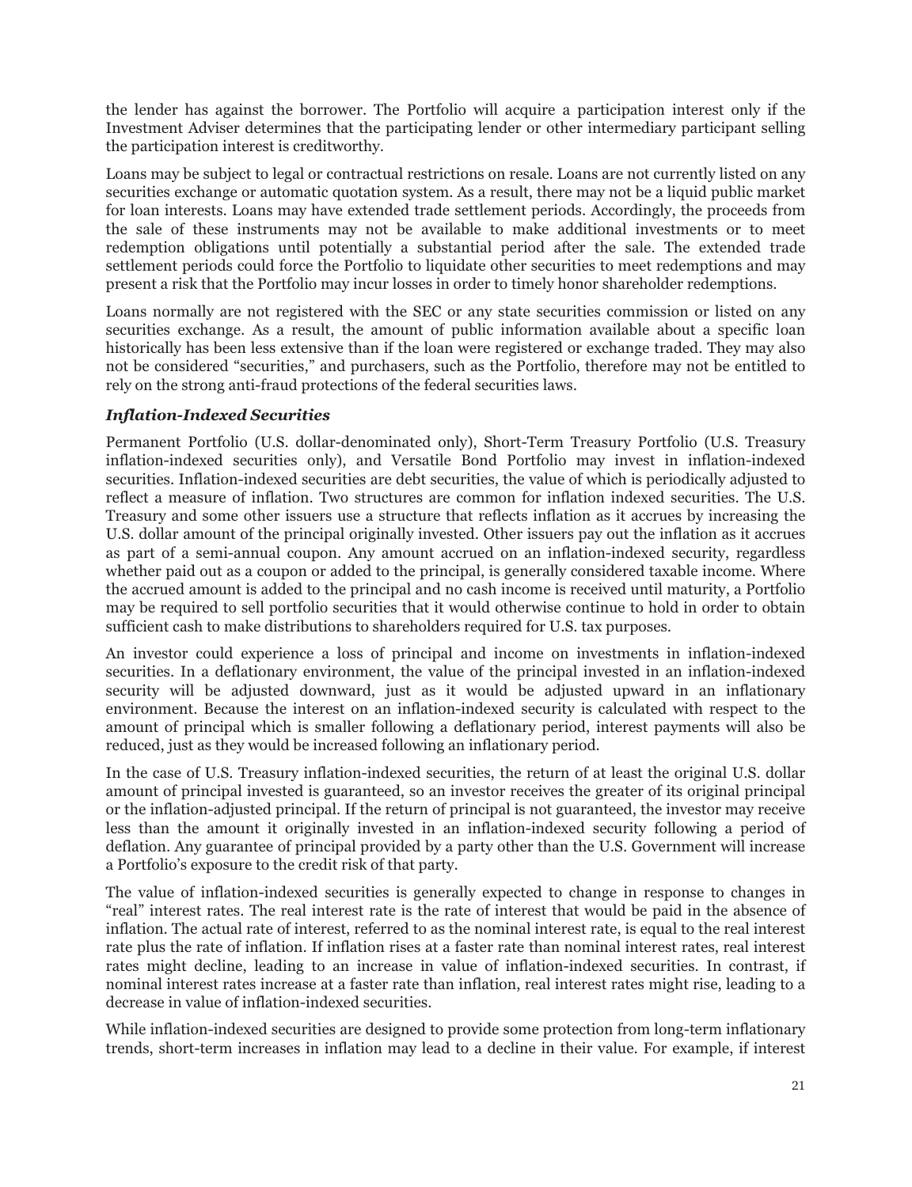the lender has against the borrower. The Portfolio will acquire a participation interest only if the Investment Adviser determines that the participating lender or other intermediary participant selling the participation interest is creditworthy.

Loans may be subject to legal or contractual restrictions on resale. Loans are not currently listed on any securities exchange or automatic quotation system. As a result, there may not be a liquid public market for loan interests. Loans may have extended trade settlement periods. Accordingly, the proceeds from the sale of these instruments may not be available to make additional investments or to meet redemption obligations until potentially a substantial period after the sale. The extended trade settlement periods could force the Portfolio to liquidate other securities to meet redemptions and may present a risk that the Portfolio may incur losses in order to timely honor shareholder redemptions.

Loans normally are not registered with the SEC or any state securities commission or listed on any securities exchange. As a result, the amount of public information available about a specific loan historically has been less extensive than if the loan were registered or exchange traded. They may also not be considered "securities," and purchasers, such as the Portfolio, therefore may not be entitled to rely on the strong anti-fraud protections of the federal securities laws.

### *Inflation-Indexed Securities*

Permanent Portfolio (U.S. dollar-denominated only), Short-Term Treasury Portfolio (U.S. Treasury inflation-indexed securities only), and Versatile Bond Portfolio may invest in inflation-indexed securities. Inflation-indexed securities are debt securities, the value of which is periodically adjusted to reflect a measure of inflation. Two structures are common for inflation indexed securities. The U.S. Treasury and some other issuers use a structure that reflects inflation as it accrues by increasing the U.S. dollar amount of the principal originally invested. Other issuers pay out the inflation as it accrues as part of a semi-annual coupon. Any amount accrued on an inflation-indexed security, regardless whether paid out as a coupon or added to the principal, is generally considered taxable income. Where the accrued amount is added to the principal and no cash income is received until maturity, a Portfolio may be required to sell portfolio securities that it would otherwise continue to hold in order to obtain sufficient cash to make distributions to shareholders required for U.S. tax purposes.

An investor could experience a loss of principal and income on investments in inflation-indexed securities. In a deflationary environment, the value of the principal invested in an inflation-indexed security will be adjusted downward, just as it would be adjusted upward in an inflationary environment. Because the interest on an inflation-indexed security is calculated with respect to the amount of principal which is smaller following a deflationary period, interest payments will also be reduced, just as they would be increased following an inflationary period.

In the case of U.S. Treasury inflation-indexed securities, the return of at least the original U.S. dollar amount of principal invested is guaranteed, so an investor receives the greater of its original principal or the inflation-adjusted principal. If the return of principal is not guaranteed, the investor may receive less than the amount it originally invested in an inflation-indexed security following a period of deflation. Any guarantee of principal provided by a party other than the U.S. Government will increase a Portfolio's exposure to the credit risk of that party.

The value of inflation-indexed securities is generally expected to change in response to changes in "real" interest rates. The real interest rate is the rate of interest that would be paid in the absence of inflation. The actual rate of interest, referred to as the nominal interest rate, is equal to the real interest rate plus the rate of inflation. If inflation rises at a faster rate than nominal interest rates, real interest rates might decline, leading to an increase in value of inflation-indexed securities. In contrast, if nominal interest rates increase at a faster rate than inflation, real interest rates might rise, leading to a decrease in value of inflation-indexed securities.

While inflation-indexed securities are designed to provide some protection from long-term inflationary trends, short-term increases in inflation may lead to a decline in their value. For example, if interest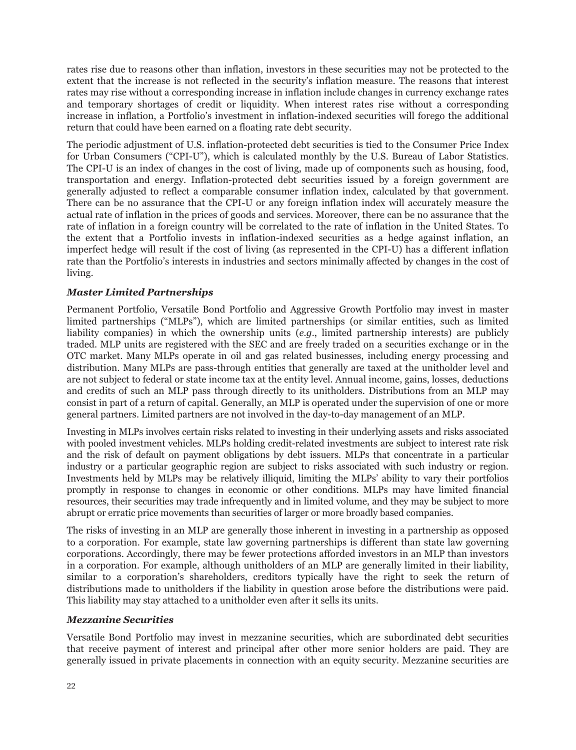rates rise due to reasons other than inflation, investors in these securities may not be protected to the extent that the increase is not reflected in the security's inflation measure. The reasons that interest rates may rise without a corresponding increase in inflation include changes in currency exchange rates and temporary shortages of credit or liquidity. When interest rates rise without a corresponding increase in inflation, a Portfolio's investment in inflation-indexed securities will forego the additional return that could have been earned on a floating rate debt security.

The periodic adjustment of U.S. inflation-protected debt securities is tied to the Consumer Price Index for Urban Consumers ("CPI-U"), which is calculated monthly by the U.S. Bureau of Labor Statistics. The CPI-U is an index of changes in the cost of living, made up of components such as housing, food, transportation and energy. Inflation-protected debt securities issued by a foreign government are generally adjusted to reflect a comparable consumer inflation index, calculated by that government. There can be no assurance that the CPI-U or any foreign inflation index will accurately measure the actual rate of inflation in the prices of goods and services. Moreover, there can be no assurance that the rate of inflation in a foreign country will be correlated to the rate of inflation in the United States. To the extent that a Portfolio invests in inflation-indexed securities as a hedge against inflation, an imperfect hedge will result if the cost of living (as represented in the CPI-U) has a different inflation rate than the Portfolio's interests in industries and sectors minimally affected by changes in the cost of living.

### *Master Limited Partnerships*

Permanent Portfolio, Versatile Bond Portfolio and Aggressive Growth Portfolio may invest in master limited partnerships ("MLPs"), which are limited partnerships (or similar entities, such as limited liability companies) in which the ownership units (*e.g*., limited partnership interests) are publicly traded. MLP units are registered with the SEC and are freely traded on a securities exchange or in the OTC market. Many MLPs operate in oil and gas related businesses, including energy processing and distribution. Many MLPs are pass-through entities that generally are taxed at the unitholder level and are not subject to federal or state income tax at the entity level. Annual income, gains, losses, deductions and credits of such an MLP pass through directly to its unitholders. Distributions from an MLP may consist in part of a return of capital. Generally, an MLP is operated under the supervision of one or more general partners. Limited partners are not involved in the day-to-day management of an MLP.

Investing in MLPs involves certain risks related to investing in their underlying assets and risks associated with pooled investment vehicles. MLPs holding credit-related investments are subject to interest rate risk and the risk of default on payment obligations by debt issuers. MLPs that concentrate in a particular industry or a particular geographic region are subject to risks associated with such industry or region. Investments held by MLPs may be relatively illiquid, limiting the MLPs' ability to vary their portfolios promptly in response to changes in economic or other conditions. MLPs may have limited financial resources, their securities may trade infrequently and in limited volume, and they may be subject to more abrupt or erratic price movements than securities of larger or more broadly based companies.

The risks of investing in an MLP are generally those inherent in investing in a partnership as opposed to a corporation. For example, state law governing partnerships is different than state law governing corporations. Accordingly, there may be fewer protections afforded investors in an MLP than investors in a corporation. For example, although unitholders of an MLP are generally limited in their liability, similar to a corporation's shareholders, creditors typically have the right to seek the return of distributions made to unitholders if the liability in question arose before the distributions were paid. This liability may stay attached to a unitholder even after it sells its units.

### *Mezzanine Securities*

Versatile Bond Portfolio may invest in mezzanine securities, which are subordinated debt securities that receive payment of interest and principal after other more senior holders are paid. They are generally issued in private placements in connection with an equity security. Mezzanine securities are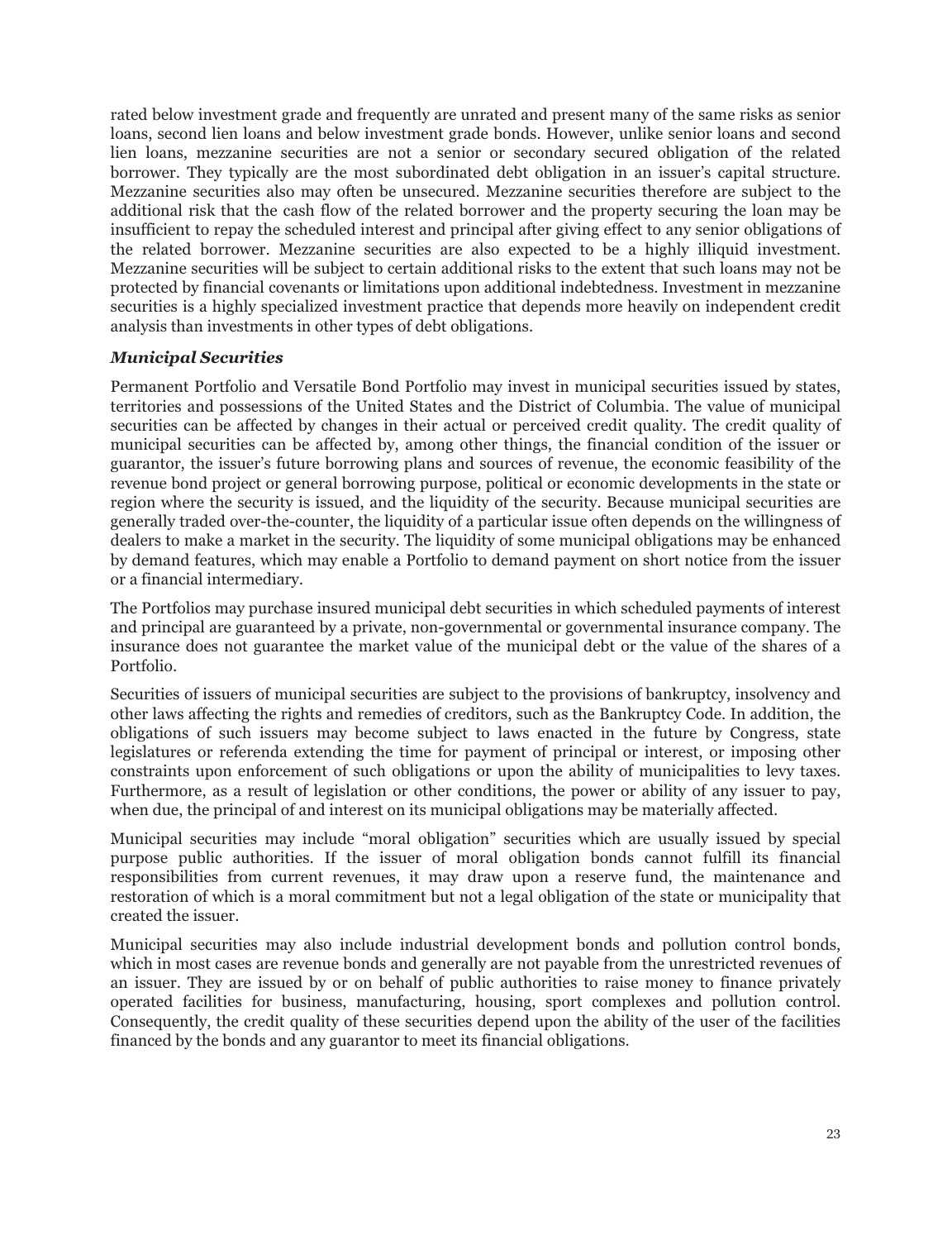rated below investment grade and frequently are unrated and present many of the same risks as senior loans, second lien loans and below investment grade bonds. However, unlike senior loans and second lien loans, mezzanine securities are not a senior or secondary secured obligation of the related borrower. They typically are the most subordinated debt obligation in an issuer's capital structure. Mezzanine securities also may often be unsecured. Mezzanine securities therefore are subject to the additional risk that the cash flow of the related borrower and the property securing the loan may be insufficient to repay the scheduled interest and principal after giving effect to any senior obligations of the related borrower. Mezzanine securities are also expected to be a highly illiquid investment. Mezzanine securities will be subject to certain additional risks to the extent that such loans may not be protected by financial covenants or limitations upon additional indebtedness. Investment in mezzanine securities is a highly specialized investment practice that depends more heavily on independent credit analysis than investments in other types of debt obligations.

### *Municipal Securities*

Permanent Portfolio and Versatile Bond Portfolio may invest in municipal securities issued by states, territories and possessions of the United States and the District of Columbia. The value of municipal securities can be affected by changes in their actual or perceived credit quality. The credit quality of municipal securities can be affected by, among other things, the financial condition of the issuer or guarantor, the issuer's future borrowing plans and sources of revenue, the economic feasibility of the revenue bond project or general borrowing purpose, political or economic developments in the state or region where the security is issued, and the liquidity of the security. Because municipal securities are generally traded over-the-counter, the liquidity of a particular issue often depends on the willingness of dealers to make a market in the security. The liquidity of some municipal obligations may be enhanced by demand features, which may enable a Portfolio to demand payment on short notice from the issuer or a financial intermediary.

The Portfolios may purchase insured municipal debt securities in which scheduled payments of interest and principal are guaranteed by a private, non-governmental or governmental insurance company. The insurance does not guarantee the market value of the municipal debt or the value of the shares of a Portfolio.

Securities of issuers of municipal securities are subject to the provisions of bankruptcy, insolvency and other laws affecting the rights and remedies of creditors, such as the Bankruptcy Code. In addition, the obligations of such issuers may become subject to laws enacted in the future by Congress, state legislatures or referenda extending the time for payment of principal or interest, or imposing other constraints upon enforcement of such obligations or upon the ability of municipalities to levy taxes. Furthermore, as a result of legislation or other conditions, the power or ability of any issuer to pay, when due, the principal of and interest on its municipal obligations may be materially affected.

Municipal securities may include "moral obligation" securities which are usually issued by special purpose public authorities. If the issuer of moral obligation bonds cannot fulfill its financial responsibilities from current revenues, it may draw upon a reserve fund, the maintenance and restoration of which is a moral commitment but not a legal obligation of the state or municipality that created the issuer.

Municipal securities may also include industrial development bonds and pollution control bonds, which in most cases are revenue bonds and generally are not payable from the unrestricted revenues of an issuer. They are issued by or on behalf of public authorities to raise money to finance privately operated facilities for business, manufacturing, housing, sport complexes and pollution control. Consequently, the credit quality of these securities depend upon the ability of the user of the facilities financed by the bonds and any guarantor to meet its financial obligations.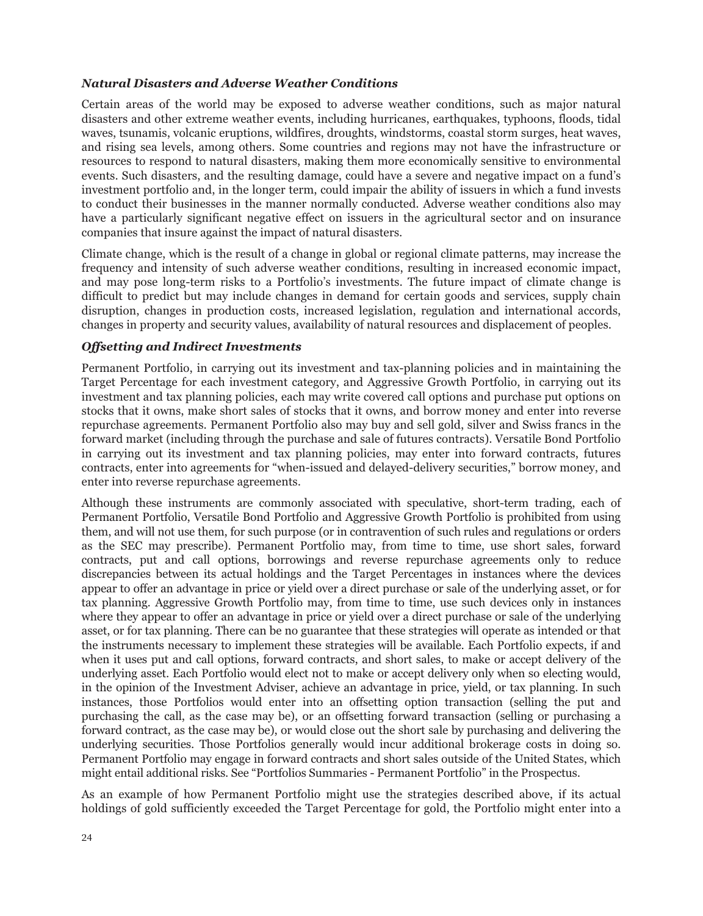### *Natural Disasters and Adverse Weather Conditions*

Certain areas of the world may be exposed to adverse weather conditions, such as major natural disasters and other extreme weather events, including hurricanes, earthquakes, typhoons, floods, tidal waves, tsunamis, volcanic eruptions, wildfires, droughts, windstorms, coastal storm surges, heat waves, and rising sea levels, among others. Some countries and regions may not have the infrastructure or resources to respond to natural disasters, making them more economically sensitive to environmental events. Such disasters, and the resulting damage, could have a severe and negative impact on a fund's investment portfolio and, in the longer term, could impair the ability of issuers in which a fund invests to conduct their businesses in the manner normally conducted. Adverse weather conditions also may have a particularly significant negative effect on issuers in the agricultural sector and on insurance companies that insure against the impact of natural disasters.

Climate change, which is the result of a change in global or regional climate patterns, may increase the frequency and intensity of such adverse weather conditions, resulting in increased economic impact, and may pose long-term risks to a Portfolio's investments. The future impact of climate change is difficult to predict but may include changes in demand for certain goods and services, supply chain disruption, changes in production costs, increased legislation, regulation and international accords, changes in property and security values, availability of natural resources and displacement of peoples.

### *Offsetting and Indirect Investments*

Permanent Portfolio, in carrying out its investment and tax-planning policies and in maintaining the Target Percentage for each investment category, and Aggressive Growth Portfolio, in carrying out its investment and tax planning policies, each may write covered call options and purchase put options on stocks that it owns, make short sales of stocks that it owns, and borrow money and enter into reverse repurchase agreements. Permanent Portfolio also may buy and sell gold, silver and Swiss francs in the forward market (including through the purchase and sale of futures contracts). Versatile Bond Portfolio in carrying out its investment and tax planning policies, may enter into forward contracts, futures contracts, enter into agreements for "when-issued and delayed-delivery securities," borrow money, and enter into reverse repurchase agreements.

Although these instruments are commonly associated with speculative, short-term trading, each of Permanent Portfolio, Versatile Bond Portfolio and Aggressive Growth Portfolio is prohibited from using them, and will not use them, for such purpose (or in contravention of such rules and regulations or orders as the SEC may prescribe). Permanent Portfolio may, from time to time, use short sales, forward contracts, put and call options, borrowings and reverse repurchase agreements only to reduce discrepancies between its actual holdings and the Target Percentages in instances where the devices appear to offer an advantage in price or yield over a direct purchase or sale of the underlying asset, or for tax planning. Aggressive Growth Portfolio may, from time to time, use such devices only in instances where they appear to offer an advantage in price or yield over a direct purchase or sale of the underlying asset, or for tax planning. There can be no guarantee that these strategies will operate as intended or that the instruments necessary to implement these strategies will be available. Each Portfolio expects, if and when it uses put and call options, forward contracts, and short sales, to make or accept delivery of the underlying asset. Each Portfolio would elect not to make or accept delivery only when so electing would, in the opinion of the Investment Adviser, achieve an advantage in price, yield, or tax planning. In such instances, those Portfolios would enter into an offsetting option transaction (selling the put and purchasing the call, as the case may be), or an offsetting forward transaction (selling or purchasing a forward contract, as the case may be), or would close out the short sale by purchasing and delivering the underlying securities. Those Portfolios generally would incur additional brokerage costs in doing so. Permanent Portfolio may engage in forward contracts and short sales outside of the United States, which might entail additional risks. See "Portfolios Summaries - Permanent Portfolio" in the Prospectus.

As an example of how Permanent Portfolio might use the strategies described above, if its actual holdings of gold sufficiently exceeded the Target Percentage for gold, the Portfolio might enter into a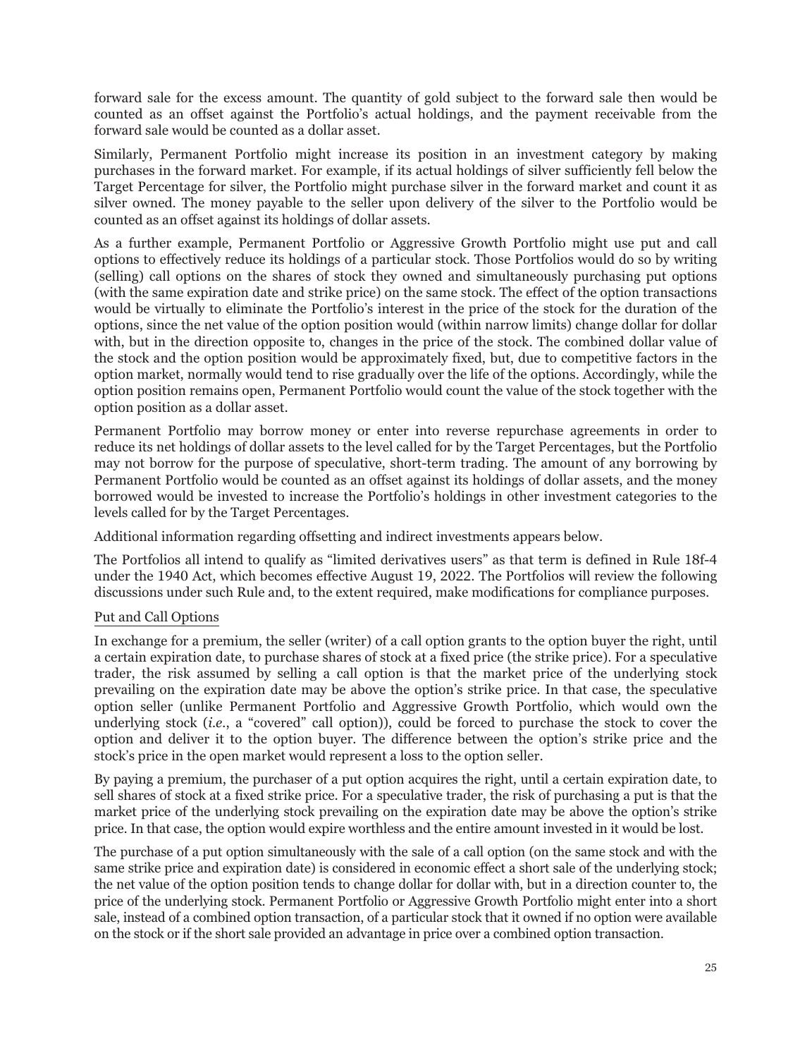forward sale for the excess amount. The quantity of gold subject to the forward sale then would be counted as an offset against the Portfolio's actual holdings, and the payment receivable from the forward sale would be counted as a dollar asset.

Similarly, Permanent Portfolio might increase its position in an investment category by making purchases in the forward market. For example, if its actual holdings of silver sufficiently fell below the Target Percentage for silver, the Portfolio might purchase silver in the forward market and count it as silver owned. The money payable to the seller upon delivery of the silver to the Portfolio would be counted as an offset against its holdings of dollar assets.

As a further example, Permanent Portfolio or Aggressive Growth Portfolio might use put and call options to effectively reduce its holdings of a particular stock. Those Portfolios would do so by writing (selling) call options on the shares of stock they owned and simultaneously purchasing put options (with the same expiration date and strike price) on the same stock. The effect of the option transactions would be virtually to eliminate the Portfolio's interest in the price of the stock for the duration of the options, since the net value of the option position would (within narrow limits) change dollar for dollar with, but in the direction opposite to, changes in the price of the stock. The combined dollar value of the stock and the option position would be approximately fixed, but, due to competitive factors in the option market, normally would tend to rise gradually over the life of the options. Accordingly, while the option position remains open, Permanent Portfolio would count the value of the stock together with the option position as a dollar asset.

Permanent Portfolio may borrow money or enter into reverse repurchase agreements in order to reduce its net holdings of dollar assets to the level called for by the Target Percentages, but the Portfolio may not borrow for the purpose of speculative, short-term trading. The amount of any borrowing by Permanent Portfolio would be counted as an offset against its holdings of dollar assets, and the money borrowed would be invested to increase the Portfolio's holdings in other investment categories to the levels called for by the Target Percentages.

Additional information regarding offsetting and indirect investments appears below.

The Portfolios all intend to qualify as "limited derivatives users" as that term is defined in Rule 18f-4 under the 1940 Act, which becomes effective August 19, 2022. The Portfolios will review the following discussions under such Rule and, to the extent required, make modifications for compliance purposes.

Put and Call Options

In exchange for a premium, the seller (writer) of a call option grants to the option buyer the right, until a certain expiration date, to purchase shares of stock at a fixed price (the strike price). For a speculative trader, the risk assumed by selling a call option is that the market price of the underlying stock prevailing on the expiration date may be above the option's strike price. In that case, the speculative option seller (unlike Permanent Portfolio and Aggressive Growth Portfolio, which would own the underlying stock (*i.e.*, a "covered" call option)), could be forced to purchase the stock to cover the option and deliver it to the option buyer. The difference between the option's strike price and the stock's price in the open market would represent a loss to the option seller.

By paying a premium, the purchaser of a put option acquires the right, until a certain expiration date, to sell shares of stock at a fixed strike price. For a speculative trader, the risk of purchasing a put is that the market price of the underlying stock prevailing on the expiration date may be above the option's strike price. In that case, the option would expire worthless and the entire amount invested in it would be lost.

The purchase of a put option simultaneously with the sale of a call option (on the same stock and with the same strike price and expiration date) is considered in economic effect a short sale of the underlying stock; the net value of the option position tends to change dollar for dollar with, but in a direction counter to, the price of the underlying stock. Permanent Portfolio or Aggressive Growth Portfolio might enter into a short sale, instead of a combined option transaction, of a particular stock that it owned if no option were available on the stock or if the short sale provided an advantage in price over a combined option transaction.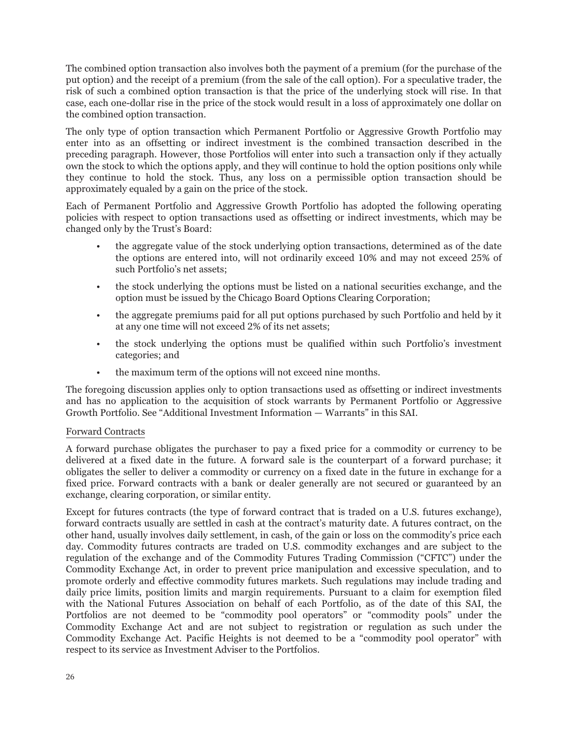The combined option transaction also involves both the payment of a premium (for the purchase of the put option) and the receipt of a premium (from the sale of the call option). For a speculative trader, the risk of such a combined option transaction is that the price of the underlying stock will rise. In that case, each one-dollar rise in the price of the stock would result in a loss of approximately one dollar on the combined option transaction.

The only type of option transaction which Permanent Portfolio or Aggressive Growth Portfolio may enter into as an offsetting or indirect investment is the combined transaction described in the preceding paragraph. However, those Portfolios will enter into such a transaction only if they actually own the stock to which the options apply, and they will continue to hold the option positions only while they continue to hold the stock. Thus, any loss on a permissible option transaction should be approximately equaled by a gain on the price of the stock.

Each of Permanent Portfolio and Aggressive Growth Portfolio has adopted the following operating policies with respect to option transactions used as offsetting or indirect investments, which may be changed only by the Trust's Board:

- the aggregate value of the stock underlying option transactions, determined as of the date the options are entered into, will not ordinarily exceed 10% and may not exceed 25% of such Portfolio's net assets;
- the stock underlying the options must be listed on a national securities exchange, and the option must be issued by the Chicago Board Options Clearing Corporation;
- the aggregate premiums paid for all put options purchased by such Portfolio and held by it at any one time will not exceed 2% of its net assets;
- the stock underlying the options must be qualified within such Portfolio's investment categories; and
- the maximum term of the options will not exceed nine months.

The foregoing discussion applies only to option transactions used as offsetting or indirect investments and has no application to the acquisition of stock warrants by Permanent Portfolio or Aggressive Growth Portfolio. See "Additional Investment Information — Warrants" in this SAI.

## Forward Contracts

A forward purchase obligates the purchaser to pay a fixed price for a commodity or currency to be delivered at a fixed date in the future. A forward sale is the counterpart of a forward purchase; it obligates the seller to deliver a commodity or currency on a fixed date in the future in exchange for a fixed price. Forward contracts with a bank or dealer generally are not secured or guaranteed by an exchange, clearing corporation, or similar entity.

Except for futures contracts (the type of forward contract that is traded on a U.S. futures exchange), forward contracts usually are settled in cash at the contract's maturity date. A futures contract, on the other hand, usually involves daily settlement, in cash, of the gain or loss on the commodity's price each day. Commodity futures contracts are traded on U.S. commodity exchanges and are subject to the regulation of the exchange and of the Commodity Futures Trading Commission ("CFTC") under the Commodity Exchange Act, in order to prevent price manipulation and excessive speculation, and to promote orderly and effective commodity futures markets. Such regulations may include trading and daily price limits, position limits and margin requirements. Pursuant to a claim for exemption filed with the National Futures Association on behalf of each Portfolio, as of the date of this SAI, the Portfolios are not deemed to be "commodity pool operators" or "commodity pools" under the Commodity Exchange Act and are not subject to registration or regulation as such under the Commodity Exchange Act. Pacific Heights is not deemed to be a "commodity pool operator" with respect to its service as Investment Adviser to the Portfolios.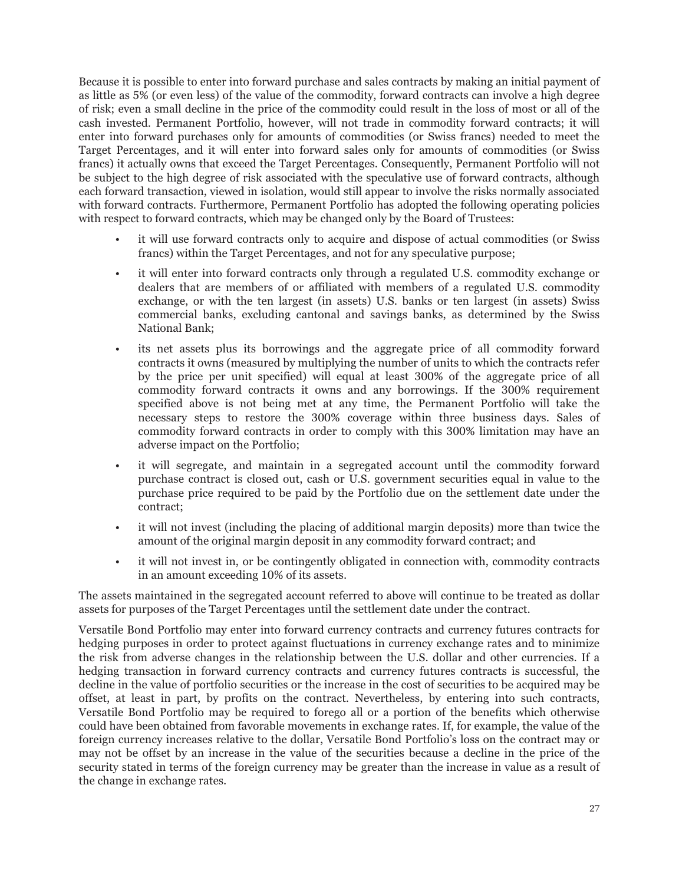Because it is possible to enter into forward purchase and sales contracts by making an initial payment of as little as 5% (or even less) of the value of the commodity, forward contracts can involve a high degree of risk; even a small decline in the price of the commodity could result in the loss of most or all of the cash invested. Permanent Portfolio, however, will not trade in commodity forward contracts; it will enter into forward purchases only for amounts of commodities (or Swiss francs) needed to meet the Target Percentages, and it will enter into forward sales only for amounts of commodities (or Swiss francs) it actually owns that exceed the Target Percentages. Consequently, Permanent Portfolio will not be subject to the high degree of risk associated with the speculative use of forward contracts, although each forward transaction, viewed in isolation, would still appear to involve the risks normally associated with forward contracts. Furthermore, Permanent Portfolio has adopted the following operating policies with respect to forward contracts, which may be changed only by the Board of Trustees:

- it will use forward contracts only to acquire and dispose of actual commodities (or Swiss francs) within the Target Percentages, and not for any speculative purpose;
- it will enter into forward contracts only through a regulated U.S. commodity exchange or dealers that are members of or affiliated with members of a regulated U.S. commodity exchange, or with the ten largest (in assets) U.S. banks or ten largest (in assets) Swiss commercial banks, excluding cantonal and savings banks, as determined by the Swiss National Bank;
- its net assets plus its borrowings and the aggregate price of all commodity forward contracts it owns (measured by multiplying the number of units to which the contracts refer by the price per unit specified) will equal at least 300% of the aggregate price of all commodity forward contracts it owns and any borrowings. If the 300% requirement specified above is not being met at any time, the Permanent Portfolio will take the necessary steps to restore the 300% coverage within three business days. Sales of commodity forward contracts in order to comply with this 300% limitation may have an adverse impact on the Portfolio;
- it will segregate, and maintain in a segregated account until the commodity forward purchase contract is closed out, cash or U.S. government securities equal in value to the purchase price required to be paid by the Portfolio due on the settlement date under the contract;
- it will not invest (including the placing of additional margin deposits) more than twice the amount of the original margin deposit in any commodity forward contract; and
- it will not invest in, or be contingently obligated in connection with, commodity contracts in an amount exceeding 10% of its assets.

The assets maintained in the segregated account referred to above will continue to be treated as dollar assets for purposes of the Target Percentages until the settlement date under the contract.

Versatile Bond Portfolio may enter into forward currency contracts and currency futures contracts for hedging purposes in order to protect against fluctuations in currency exchange rates and to minimize the risk from adverse changes in the relationship between the U.S. dollar and other currencies. If a hedging transaction in forward currency contracts and currency futures contracts is successful, the decline in the value of portfolio securities or the increase in the cost of securities to be acquired may be offset, at least in part, by profits on the contract. Nevertheless, by entering into such contracts, Versatile Bond Portfolio may be required to forego all or a portion of the benefits which otherwise could have been obtained from favorable movements in exchange rates. If, for example, the value of the foreign currency increases relative to the dollar, Versatile Bond Portfolio's loss on the contract may or may not be offset by an increase in the value of the securities because a decline in the price of the security stated in terms of the foreign currency may be greater than the increase in value as a result of the change in exchange rates.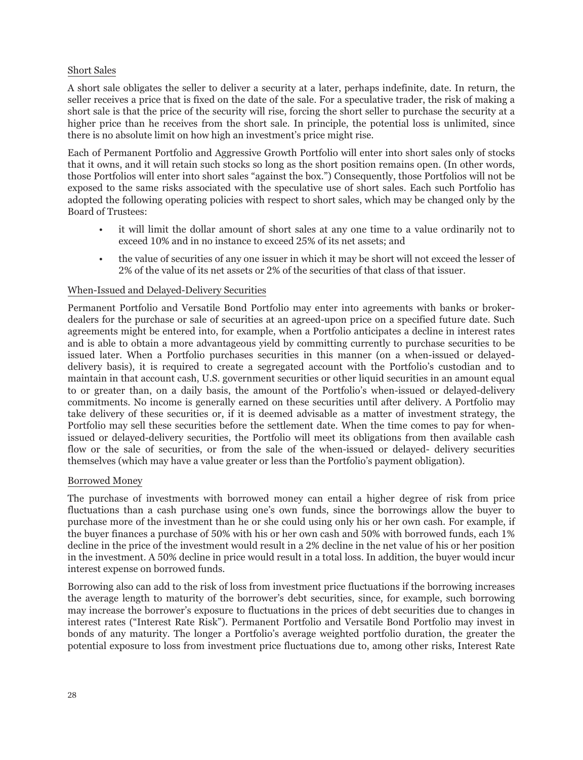## Short Sales

A short sale obligates the seller to deliver a security at a later, perhaps indefinite, date. In return, the seller receives a price that is fixed on the date of the sale. For a speculative trader, the risk of making a short sale is that the price of the security will rise, forcing the short seller to purchase the security at a higher price than he receives from the short sale. In principle, the potential loss is unlimited, since there is no absolute limit on how high an investment's price might rise.

Each of Permanent Portfolio and Aggressive Growth Portfolio will enter into short sales only of stocks that it owns, and it will retain such stocks so long as the short position remains open. (In other words, those Portfolios will enter into short sales "against the box.") Consequently, those Portfolios will not be exposed to the same risks associated with the speculative use of short sales. Each such Portfolio has adopted the following operating policies with respect to short sales, which may be changed only by the Board of Trustees:

- it will limit the dollar amount of short sales at any one time to a value ordinarily not to exceed 10% and in no instance to exceed 25% of its net assets; and
- the value of securities of any one issuer in which it may be short will not exceed the lesser of 2% of the value of its net assets or 2% of the securities of that class of that issuer.

## When-Issued and Delayed-Delivery Securities

Permanent Portfolio and Versatile Bond Portfolio may enter into agreements with banks or broker-dealers for the purchase or sale of securities at an agreed-upon price on a specified future date. Such agreements might be entered into, for example, when a Portfolio anticipates a decline in interest rates and is able to obtain a more advantageous yield by committing currently to purchase securities to be issued later. When a Portfolio purchases securities in this manner (on a when-issued or delayed-delivery basis), it is required to create a segregated account with the Portfolio's custodian and to maintain in that account cash, U.S. government securities or other liquid securities in an amount equal to or greater than, on a daily basis, the amount of the Portfolio's when-issued or delayed-delivery commitments. No income is generally earned on these securities until after delivery. A Portfolio may take delivery of these securities or, if it is deemed advisable as a matter of investment strategy, the Portfolio may sell these securities before the settlement date. When the time comes to pay for when-issued or delayed-delivery securities, the Portfolio will meet its obligations from then available cash flow or the sale of securities, or from the sale of the when-issued or delayed- delivery securities themselves (which may have a value greater or less than the Portfolio's payment obligation).

## Borrowed Money

The purchase of investments with borrowed money can entail a higher degree of risk from price fluctuations than a cash purchase using one's own funds, since the borrowings allow the buyer to purchase more of the investment than he or she could using only his or her own cash. For example, if the buyer finances a purchase of 50% with his or her own cash and 50% with borrowed funds, each 1% decline in the price of the investment would result in a 2% decline in the net value of his or her position in the investment. A 50% decline in price would result in a total loss. In addition, the buyer would incur interest expense on borrowed funds.

Borrowing also can add to the risk of loss from investment price fluctuations if the borrowing increases the average length to maturity of the borrower's debt securities, since, for example, such borrowing may increase the borrower's exposure to fluctuations in the prices of debt securities due to changes in interest rates ("Interest Rate Risk"). Permanent Portfolio and Versatile Bond Portfolio may invest in bonds of any maturity. The longer a Portfolio's average weighted portfolio duration, the greater the potential exposure to loss from investment price fluctuations due to, among other risks, Interest Rate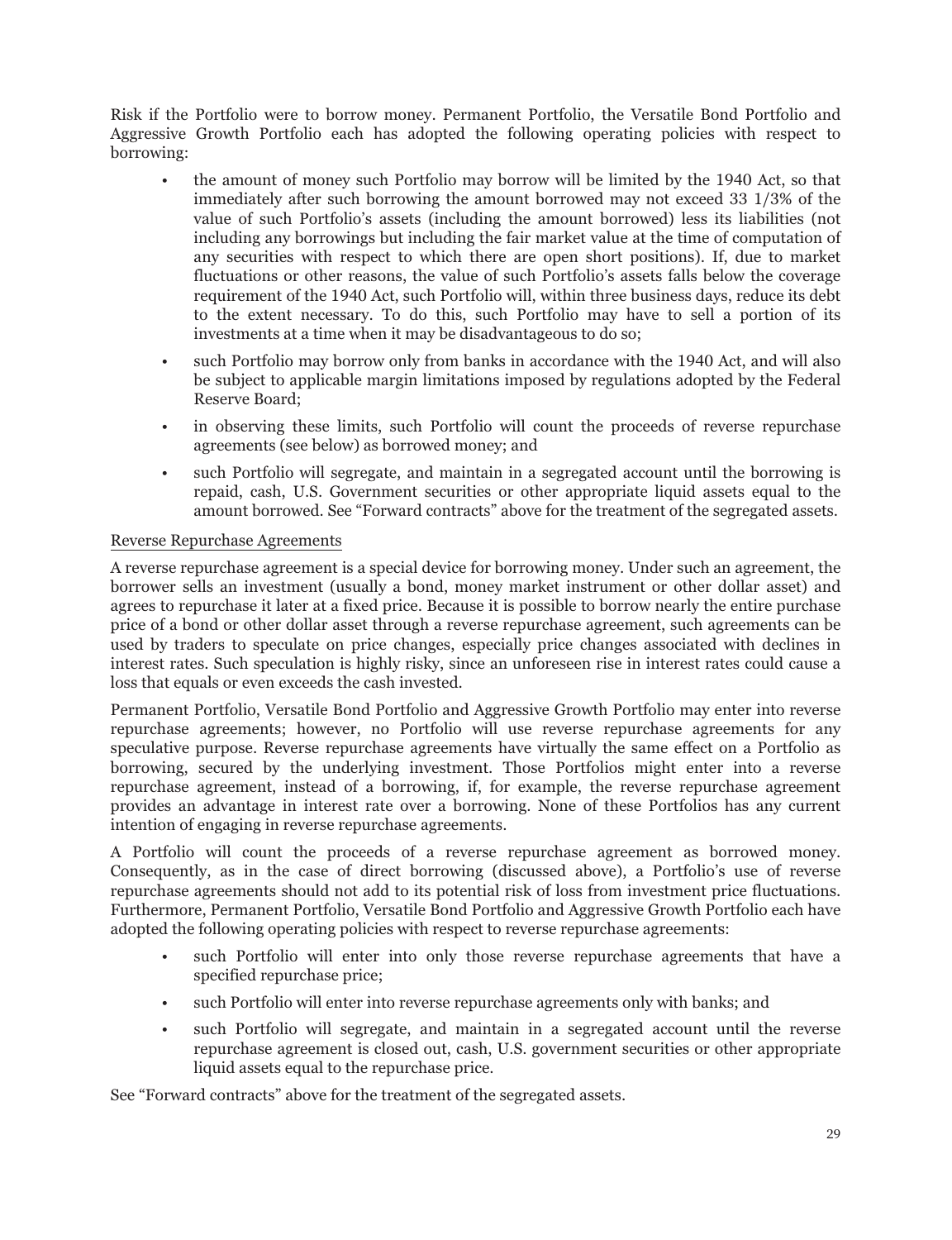Risk if the Portfolio were to borrow money. Permanent Portfolio, the Versatile Bond Portfolio and Aggressive Growth Portfolio each has adopted the following operating policies with respect to borrowing:

- the amount of money such Portfolio may borrow will be limited by the 1940 Act, so that immediately after such borrowing the amount borrowed may not exceed 33 1/3% of the value of such Portfolio's assets (including the amount borrowed) less its liabilities (not including any borrowings but including the fair market value at the time of computation of any securities with respect to which there are open short positions). If, due to market fluctuations or other reasons, the value of such Portfolio's assets falls below the coverage requirement of the 1940 Act, such Portfolio will, within three business days, reduce its debt to the extent necessary. To do this, such Portfolio may have to sell a portion of its investments at a time when it may be disadvantageous to do so;
- such Portfolio may borrow only from banks in accordance with the 1940 Act, and will also be subject to applicable margin limitations imposed by regulations adopted by the Federal Reserve Board;
- in observing these limits, such Portfolio will count the proceeds of reverse repurchase agreements (see below) as borrowed money; and
- such Portfolio will segregate, and maintain in a segregated account until the borrowing is repaid, cash, U.S. Government securities or other appropriate liquid assets equal to the amount borrowed. See "Forward contracts" above for the treatment of the segregated assets.

Reverse Repurchase Agreements

A reverse repurchase agreement is a special device for borrowing money. Under such an agreement, the borrower sells an investment (usually a bond, money market instrument or other dollar asset) and agrees to repurchase it later at a fixed price. Because it is possible to borrow nearly the entire purchase price of a bond or other dollar asset through a reverse repurchase agreement, such agreements can be used by traders to speculate on price changes, especially price changes associated with declines in interest rates. Such speculation is highly risky, since an unforeseen rise in interest rates could cause a loss that equals or even exceeds the cash invested.

Permanent Portfolio, Versatile Bond Portfolio and Aggressive Growth Portfolio may enter into reverse repurchase agreements; however, no Portfolio will use reverse repurchase agreements for any speculative purpose. Reverse repurchase agreements have virtually the same effect on a Portfolio as borrowing, secured by the underlying investment. Those Portfolios might enter into a reverse repurchase agreement, instead of a borrowing, if, for example, the reverse repurchase agreement provides an advantage in interest rate over a borrowing. None of these Portfolios has any current intention of engaging in reverse repurchase agreements.

A Portfolio will count the proceeds of a reverse repurchase agreement as borrowed money. Consequently, as in the case of direct borrowing (discussed above), a Portfolio's use of reverse repurchase agreements should not add to its potential risk of loss from investment price fluctuations. Furthermore, Permanent Portfolio, Versatile Bond Portfolio and Aggressive Growth Portfolio each have adopted the following operating policies with respect to reverse repurchase agreements:

- such Portfolio will enter into only those reverse repurchase agreements that have a specified repurchase price;
- such Portfolio will enter into reverse repurchase agreements only with banks; and
- such Portfolio will segregate, and maintain in a segregated account until the reverse repurchase agreement is closed out, cash, U.S. government securities or other appropriate liquid assets equal to the repurchase price.

See "Forward contracts" above for the treatment of the segregated assets.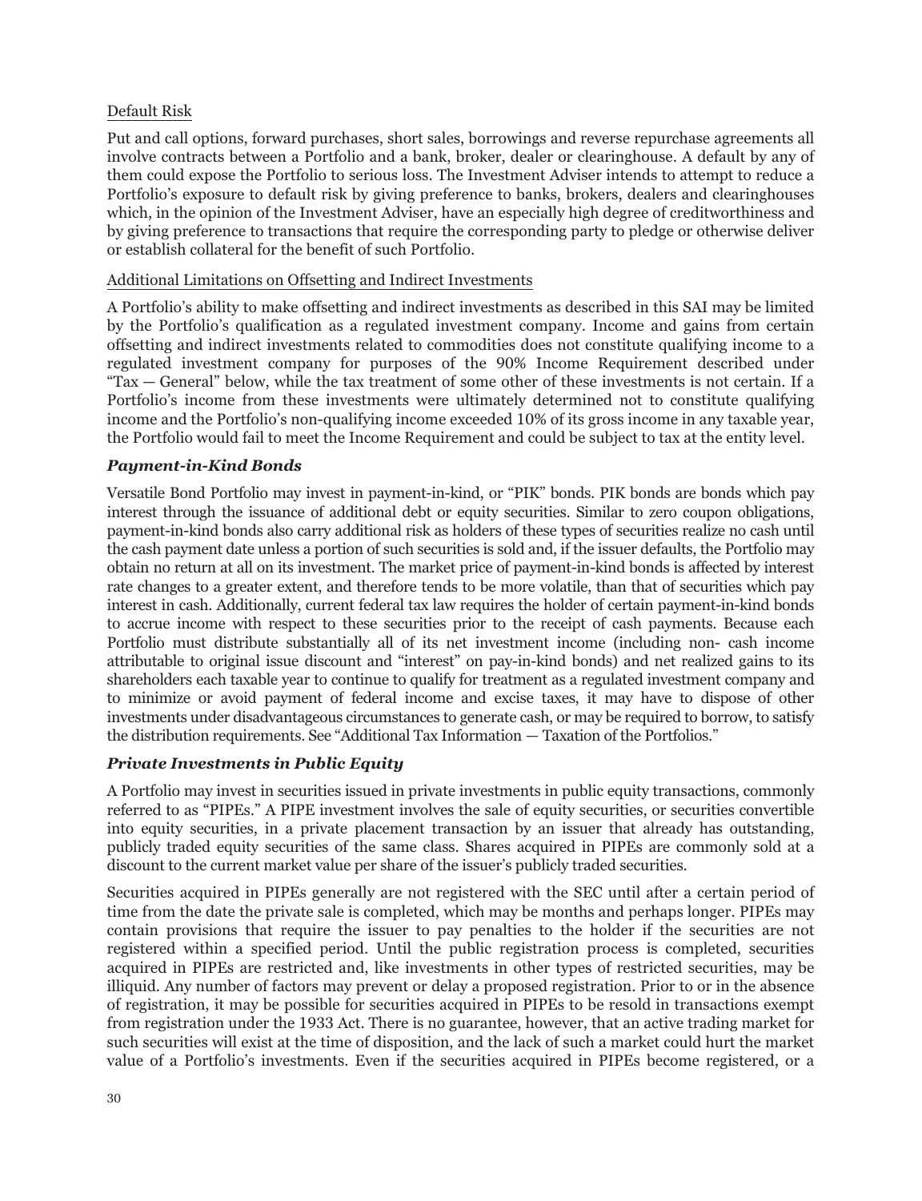Default Risk

Put and call options, forward purchases, short sales, borrowings and reverse repurchase agreements all involve contracts between a Portfolio and a bank, broker, dealer or clearinghouse. A default by any of them could expose the Portfolio to serious loss. The Investment Adviser intends to attempt to reduce a Portfolio's exposure to default risk by giving preference to banks, brokers, dealers and clearinghouses which, in the opinion of the Investment Adviser, have an especially high degree of creditworthiness and by giving preference to transactions that require the corresponding party to pledge or otherwise deliver or establish collateral for the benefit of such Portfolio.

Additional Limitations on Offsetting and Indirect Investments

A Portfolio's ability to make offsetting and indirect investments as described in this SAI may be limited by the Portfolio's qualification as a regulated investment company. Income and gains from certain offsetting and indirect investments related to commodities does not constitute qualifying income to a regulated investment company for purposes of the 90% Income Requirement described under "Tax — General" below, while the tax treatment of some other of these investments is not certain. If a Portfolio's income from these investments were ultimately determined not to constitute qualifying income and the Portfolio's non-qualifying income exceeded 10% of its gross income in any taxable year, the Portfolio would fail to meet the Income Requirement and could be subject to tax at the entity level.

### *Payment-in-Kind Bonds*

Versatile Bond Portfolio may invest in payment-in-kind, or "PIK" bonds. PIK bonds are bonds which pay interest through the issuance of additional debt or equity securities. Similar to zero coupon obligations, payment-in-kind bonds also carry additional risk as holders of these types of securities realize no cash until the cash payment date unless a portion of such securities is sold and, if the issuer defaults, the Portfolio may obtain no return at all on its investment. The market price of payment-in-kind bonds is affected by interest rate changes to a greater extent, and therefore tends to be more volatile, than that of securities which pay interest in cash. Additionally, current federal tax law requires the holder of certain payment-in-kind bonds to accrue income with respect to these securities prior to the receipt of cash payments. Because each Portfolio must distribute substantially all of its net investment income (including non- cash income attributable to original issue discount and "interest" on pay-in-kind bonds) and net realized gains to its shareholders each taxable year to continue to qualify for treatment as a regulated investment company and to minimize or avoid payment of federal income and excise taxes, it may have to dispose of other investments under disadvantageous circumstances to generate cash, or may be required to borrow, to satisfy the distribution requirements. See "Additional Tax Information — Taxation of the Portfolios."

### *Private Investments in Public Equity*

A Portfolio may invest in securities issued in private investments in public equity transactions, commonly referred to as "PIPEs." A PIPE investment involves the sale of equity securities, or securities convertible into equity securities, in a private placement transaction by an issuer that already has outstanding, publicly traded equity securities of the same class. Shares acquired in PIPEs are commonly sold at a discount to the current market value per share of the issuer's publicly traded securities.

Securities acquired in PIPEs generally are not registered with the SEC until after a certain period of time from the date the private sale is completed, which may be months and perhaps longer. PIPEs may contain provisions that require the issuer to pay penalties to the holder if the securities are not registered within a specified period. Until the public registration process is completed, securities acquired in PIPEs are restricted and, like investments in other types of restricted securities, may be illiquid. Any number of factors may prevent or delay a proposed registration. Prior to or in the absence of registration, it may be possible for securities acquired in PIPEs to be resold in transactions exempt from registration under the 1933 Act. There is no guarantee, however, that an active trading market for such securities will exist at the time of disposition, and the lack of such a market could hurt the market value of a Portfolio's investments. Even if the securities acquired in PIPEs become registered, or a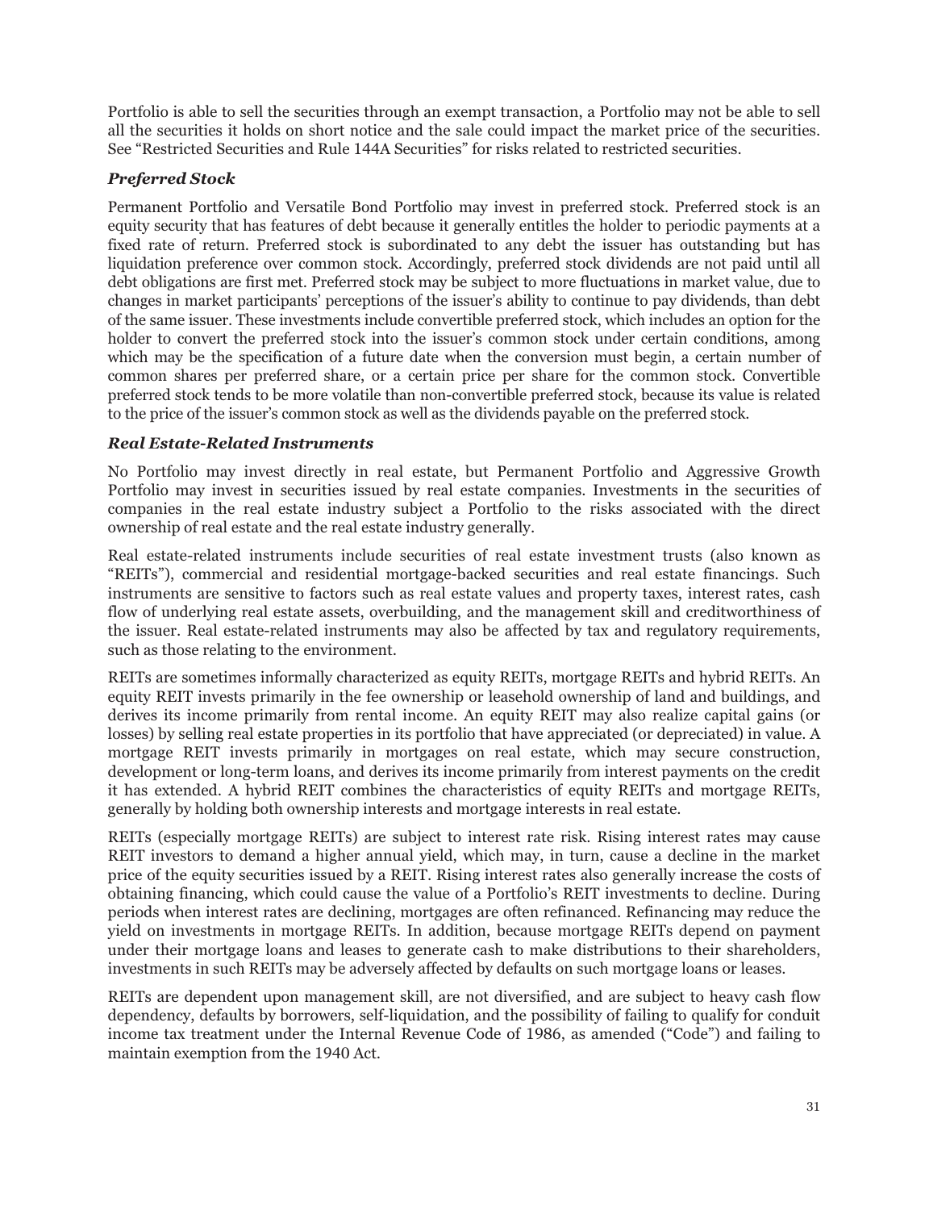Portfolio is able to sell the securities through an exempt transaction, a Portfolio may not be able to sell all the securities it holds on short notice and the sale could impact the market price of the securities. See "Restricted Securities and Rule 144A Securities" for risks related to restricted securities.

### *Preferred Stock*

Permanent Portfolio and Versatile Bond Portfolio may invest in preferred stock. Preferred stock is an equity security that has features of debt because it generally entitles the holder to periodic payments at a fixed rate of return. Preferred stock is subordinated to any debt the issuer has outstanding but has liquidation preference over common stock. Accordingly, preferred stock dividends are not paid until all debt obligations are first met. Preferred stock may be subject to more fluctuations in market value, due to changes in market participants' perceptions of the issuer's ability to continue to pay dividends, than debt of the same issuer. These investments include convertible preferred stock, which includes an option for the holder to convert the preferred stock into the issuer's common stock under certain conditions, among which may be the specification of a future date when the conversion must begin, a certain number of common shares per preferred share, or a certain price per share for the common stock. Convertible preferred stock tends to be more volatile than non-convertible preferred stock, because its value is related to the price of the issuer's common stock as well as the dividends payable on the preferred stock.

### *Real Estate-Related Instruments*

No Portfolio may invest directly in real estate, but Permanent Portfolio and Aggressive Growth Portfolio may invest in securities issued by real estate companies. Investments in the securities of companies in the real estate industry subject a Portfolio to the risks associated with the direct ownership of real estate and the real estate industry generally.

Real estate-related instruments include securities of real estate investment trusts (also known as "REITs"), commercial and residential mortgage-backed securities and real estate financings. Such instruments are sensitive to factors such as real estate values and property taxes, interest rates, cash flow of underlying real estate assets, overbuilding, and the management skill and creditworthiness of the issuer. Real estate-related instruments may also be affected by tax and regulatory requirements, such as those relating to the environment.

REITs are sometimes informally characterized as equity REITs, mortgage REITs and hybrid REITs. An equity REIT invests primarily in the fee ownership or leasehold ownership of land and buildings, and derives its income primarily from rental income. An equity REIT may also realize capital gains (or losses) by selling real estate properties in its portfolio that have appreciated (or depreciated) in value. A mortgage REIT invests primarily in mortgages on real estate, which may secure construction, development or long-term loans, and derives its income primarily from interest payments on the credit it has extended. A hybrid REIT combines the characteristics of equity REITs and mortgage REITs, generally by holding both ownership interests and mortgage interests in real estate.

REITs (especially mortgage REITs) are subject to interest rate risk. Rising interest rates may cause REIT investors to demand a higher annual yield, which may, in turn, cause a decline in the market price of the equity securities issued by a REIT. Rising interest rates also generally increase the costs of obtaining financing, which could cause the value of a Portfolio's REIT investments to decline. During periods when interest rates are declining, mortgages are often refinanced. Refinancing may reduce the yield on investments in mortgage REITs. In addition, because mortgage REITs depend on payment under their mortgage loans and leases to generate cash to make distributions to their shareholders, investments in such REITs may be adversely affected by defaults on such mortgage loans or leases.

REITs are dependent upon management skill, are not diversified, and are subject to heavy cash flow dependency, defaults by borrowers, self-liquidation, and the possibility of failing to qualify for conduit income tax treatment under the Internal Revenue Code of 1986, as amended ("Code") and failing to maintain exemption from the 1940 Act.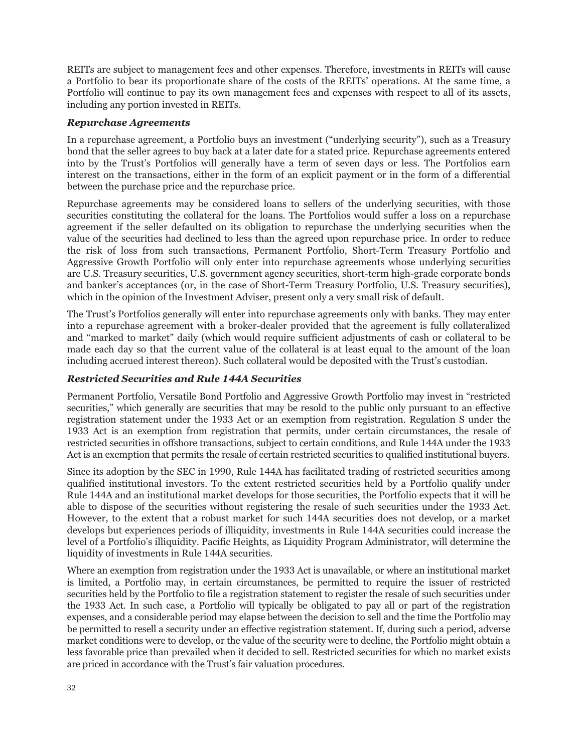REITs are subject to management fees and other expenses. Therefore, investments in REITs will cause a Portfolio to bear its proportionate share of the costs of the REITs' operations. At the same time, a Portfolio will continue to pay its own management fees and expenses with respect to all of its assets, including any portion invested in REITs.

### *Repurchase Agreements*

In a repurchase agreement, a Portfolio buys an investment ("underlying security"), such as a Treasury bond that the seller agrees to buy back at a later date for a stated price. Repurchase agreements entered into by the Trust's Portfolios will generally have a term of seven days or less. The Portfolios earn interest on the transactions, either in the form of an explicit payment or in the form of a differential between the purchase price and the repurchase price.

Repurchase agreements may be considered loans to sellers of the underlying securities, with those securities constituting the collateral for the loans. The Portfolios would suffer a loss on a repurchase agreement if the seller defaulted on its obligation to repurchase the underlying securities when the value of the securities had declined to less than the agreed upon repurchase price. In order to reduce the risk of loss from such transactions, Permanent Portfolio, Short-Term Treasury Portfolio and Aggressive Growth Portfolio will only enter into repurchase agreements whose underlying securities are U.S. Treasury securities, U.S. government agency securities, short-term high-grade corporate bonds and banker's acceptances (or, in the case of Short-Term Treasury Portfolio, U.S. Treasury securities), which in the opinion of the Investment Adviser, present only a very small risk of default.

The Trust's Portfolios generally will enter into repurchase agreements only with banks. They may enter into a repurchase agreement with a broker-dealer provided that the agreement is fully collateralized and "marked to market" daily (which would require sufficient adjustments of cash or collateral to be made each day so that the current value of the collateral is at least equal to the amount of the loan including accrued interest thereon). Such collateral would be deposited with the Trust's custodian.

### *Restricted Securities and Rule 144A Securities*

Permanent Portfolio, Versatile Bond Portfolio and Aggressive Growth Portfolio may invest in "restricted securities," which generally are securities that may be resold to the public only pursuant to an effective registration statement under the 1933 Act or an exemption from registration. Regulation S under the 1933 Act is an exemption from registration that permits, under certain circumstances, the resale of restricted securities in offshore transactions, subject to certain conditions, and Rule 144A under the 1933 Act is an exemption that permits the resale of certain restricted securities to qualified institutional buyers.

Since its adoption by the SEC in 1990, Rule 144A has facilitated trading of restricted securities among qualified institutional investors. To the extent restricted securities held by a Portfolio qualify under Rule 144A and an institutional market develops for those securities, the Portfolio expects that it will be able to dispose of the securities without registering the resale of such securities under the 1933 Act. However, to the extent that a robust market for such 144A securities does not develop, or a market develops but experiences periods of illiquidity, investments in Rule 144A securities could increase the level of a Portfolio's illiquidity. Pacific Heights, as Liquidity Program Administrator, will determine the liquidity of investments in Rule 144A securities.

Where an exemption from registration under the 1933 Act is unavailable, or where an institutional market is limited, a Portfolio may, in certain circumstances, be permitted to require the issuer of restricted securities held by the Portfolio to file a registration statement to register the resale of such securities under the 1933 Act. In such case, a Portfolio will typically be obligated to pay all or part of the registration expenses, and a considerable period may elapse between the decision to sell and the time the Portfolio may be permitted to resell a security under an effective registration statement. If, during such a period, adverse market conditions were to develop, or the value of the security were to decline, the Portfolio might obtain a less favorable price than prevailed when it decided to sell. Restricted securities for which no market exists are priced in accordance with the Trust's fair valuation procedures.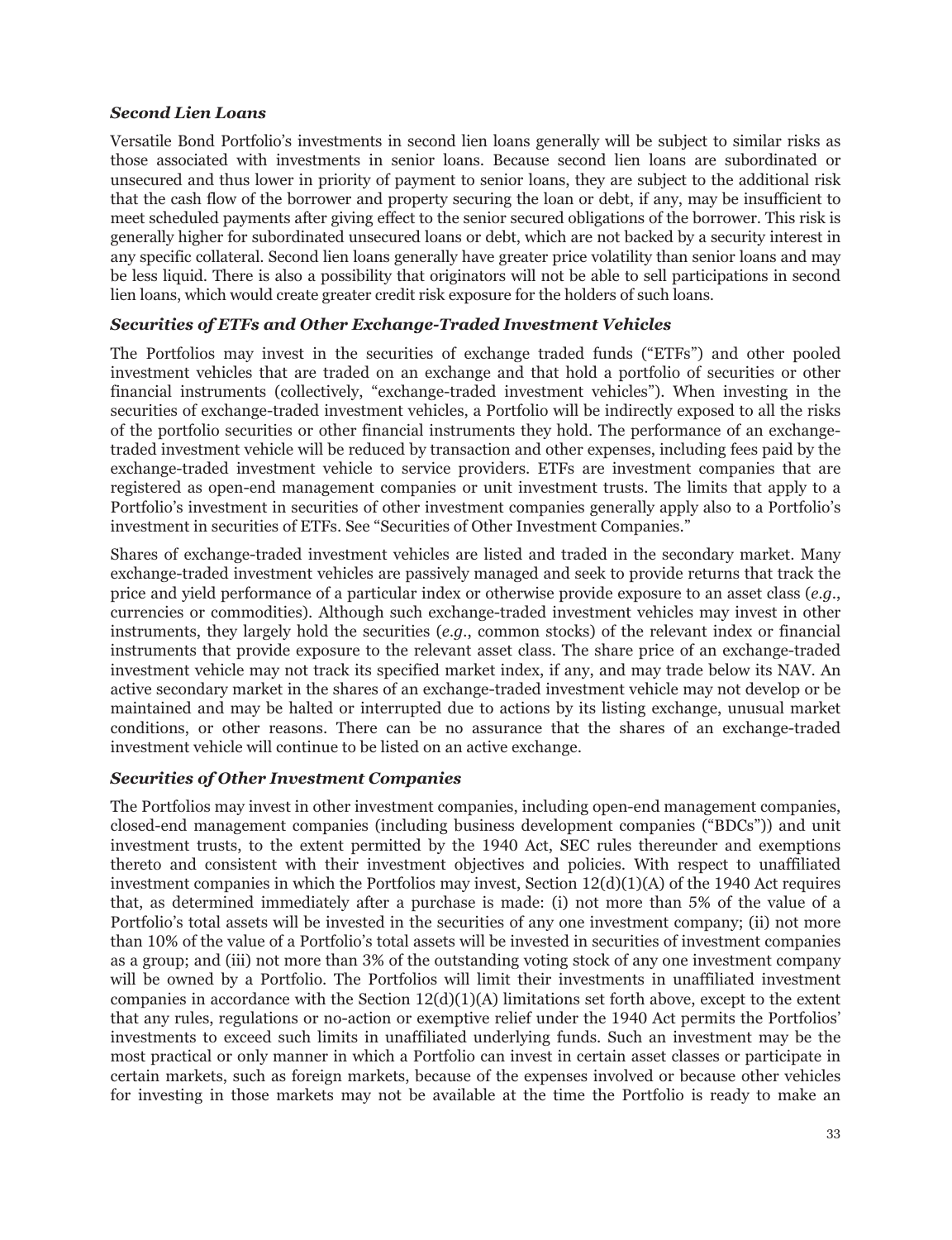### *Second Lien Loans*

Versatile Bond Portfolio's investments in second lien loans generally will be subject to similar risks as those associated with investments in senior loans. Because second lien loans are subordinated or unsecured and thus lower in priority of payment to senior loans, they are subject to the additional risk that the cash flow of the borrower and property securing the loan or debt, if any, may be insufficient to meet scheduled payments after giving effect to the senior secured obligations of the borrower. This risk is generally higher for subordinated unsecured loans or debt, which are not backed by a security interest in any specific collateral. Second lien loans generally have greater price volatility than senior loans and may be less liquid. There is also a possibility that originators will not be able to sell participations in second lien loans, which would create greater credit risk exposure for the holders of such loans.

### *Securities of ETFs and Other Exchange-Traded Investment Vehicles*

The Portfolios may invest in the securities of exchange traded funds ("ETFs") and other pooled investment vehicles that are traded on an exchange and that hold a portfolio of securities or other financial instruments (collectively, "exchange-traded investment vehicles"). When investing in the securities of exchange-traded investment vehicles, a Portfolio will be indirectly exposed to all the risks of the portfolio securities or other financial instruments they hold. The performance of an exchange-traded investment vehicle will be reduced by transaction and other expenses, including fees paid by the exchange-traded investment vehicle to service providers. ETFs are investment companies that are registered as open-end management companies or unit investment trusts. The limits that apply to a Portfolio's investment in securities of other investment companies generally apply also to a Portfolio's investment in securities of ETFs. See "Securities of Other Investment Companies."

Shares of exchange-traded investment vehicles are listed and traded in the secondary market. Many exchange-traded investment vehicles are passively managed and seek to provide returns that track the price and yield performance of a particular index or otherwise provide exposure to an asset class (*e.g.*, currencies or commodities). Although such exchange-traded investment vehicles may invest in other instruments, they largely hold the securities (*e.g.*, common stocks) of the relevant index or financial instruments that provide exposure to the relevant asset class. The share price of an exchange-traded investment vehicle may not track its specified market index, if any, and may trade below its NAV. An active secondary market in the shares of an exchange-traded investment vehicle may not develop or be maintained and may be halted or interrupted due to actions by its listing exchange, unusual market conditions, or other reasons. There can be no assurance that the shares of an exchange-traded investment vehicle will continue to be listed on an active exchange.

### *Securities of Other Investment Companies*

The Portfolios may invest in other investment companies, including open-end management companies, closed-end management companies (including business development companies ("BDCs")) and unit investment trusts, to the extent permitted by the 1940 Act, SEC rules thereunder and exemptions thereto and consistent with their investment objectives and policies. With respect to unaffiliated investment companies in which the Portfolios may invest, Section 12(d)(1)(A) of the 1940 Act requires that, as determined immediately after a purchase is made: (i) not more than 5% of the value of a Portfolio's total assets will be invested in the securities of any one investment company; (ii) not more than 10% of the value of a Portfolio's total assets will be invested in securities of investment companies as a group; and (iii) not more than 3% of the outstanding voting stock of any one investment company will be owned by a Portfolio. The Portfolios will limit their investments in unaffiliated investment companies in accordance with the Section 12(d)(1)(A) limitations set forth above, except to the extent that any rules, regulations or no-action or exemptive relief under the 1940 Act permits the Portfolios' investments to exceed such limits in unaffiliated underlying funds. Such an investment may be the most practical or only manner in which a Portfolio can invest in certain asset classes or participate in certain markets, such as foreign markets, because of the expenses involved or because other vehicles for investing in those markets may not be available at the time the Portfolio is ready to make an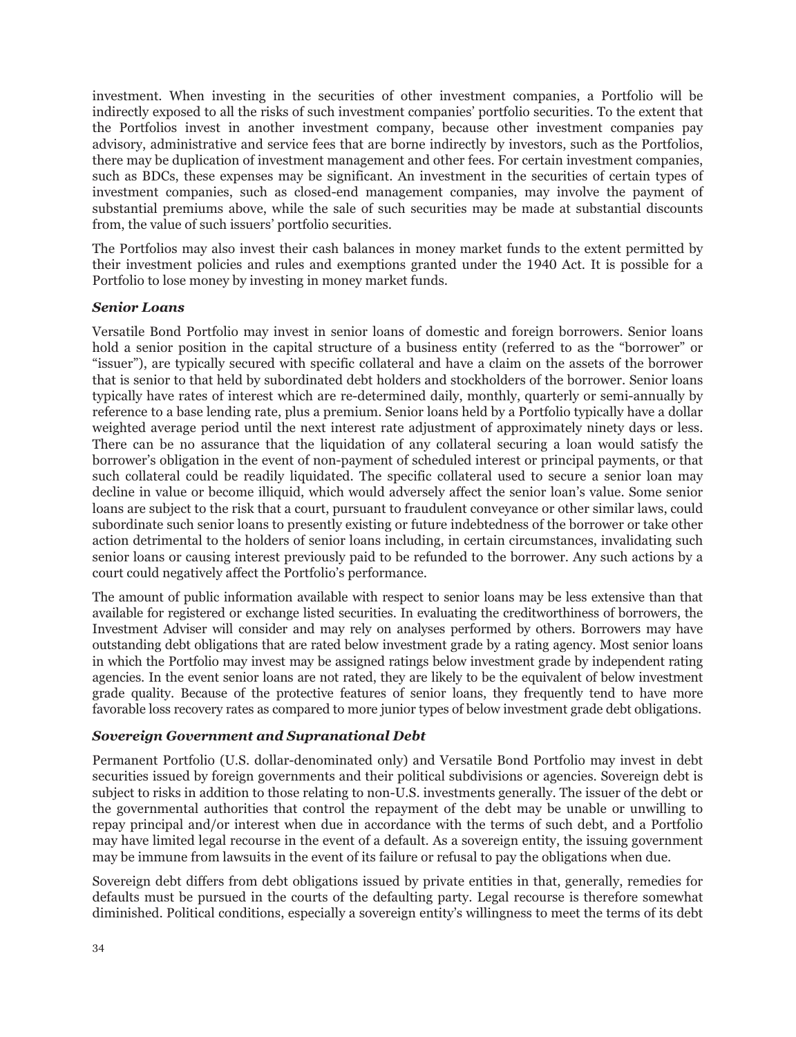investment. When investing in the securities of other investment companies, a Portfolio will be indirectly exposed to all the risks of such investment companies' portfolio securities. To the extent that the Portfolios invest in another investment company, because other investment companies pay advisory, administrative and service fees that are borne indirectly by investors, such as the Portfolios, there may be duplication of investment management and other fees. For certain investment companies, such as BDCs, these expenses may be significant. An investment in the securities of certain types of investment companies, such as closed-end management companies, may involve the payment of substantial premiums above, while the sale of such securities may be made at substantial discounts from, the value of such issuers' portfolio securities.

The Portfolios may also invest their cash balances in money market funds to the extent permitted by their investment policies and rules and exemptions granted under the 1940 Act. It is possible for a Portfolio to lose money by investing in money market funds.

***Senior Loans***

Versatile Bond Portfolio may invest in senior loans of domestic and foreign borrowers. Senior loans hold a senior position in the capital structure of a business entity (referred to as the "borrower" or "issuer"), are typically secured with specific collateral and have a claim on the assets of the borrower that is senior to that held by subordinated debt holders and stockholders of the borrower. Senior loans typically have rates of interest which are re-determined daily, monthly, quarterly or semi-annually by reference to a base lending rate, plus a premium. Senior loans held by a Portfolio typically have a dollar weighted average period until the next interest rate adjustment of approximately ninety days or less. There can be no assurance that the liquidation of any collateral securing a loan would satisfy the borrower's obligation in the event of non-payment of scheduled interest or principal payments, or that such collateral could be readily liquidated. The specific collateral used to secure a senior loan may decline in value or become illiquid, which would adversely affect the senior loan's value. Some senior loans are subject to the risk that a court, pursuant to fraudulent conveyance or other similar laws, could subordinate such senior loans to presently existing or future indebtedness of the borrower or take other action detrimental to the holders of senior loans including, in certain circumstances, invalidating such senior loans or causing interest previously paid to be refunded to the borrower. Any such actions by a court could negatively affect the Portfolio's performance.

The amount of public information available with respect to senior loans may be less extensive than that available for registered or exchange listed securities. In evaluating the creditworthiness of borrowers, the Investment Adviser will consider and may rely on analyses performed by others. Borrowers may have outstanding debt obligations that are rated below investment grade by a rating agency. Most senior loans in which the Portfolio may invest may be assigned ratings below investment grade by independent rating agencies. In the event senior loans are not rated, they are likely to be the equivalent of below investment grade quality. Because of the protective features of senior loans, they frequently tend to have more favorable loss recovery rates as compared to more junior types of below investment grade debt obligations.

***Sovereign Government and Supranational Debt***

Permanent Portfolio (U.S. dollar-denominated only) and Versatile Bond Portfolio may invest in debt securities issued by foreign governments and their political subdivisions or agencies. Sovereign debt is subject to risks in addition to those relating to non-U.S. investments generally. The issuer of the debt or the governmental authorities that control the repayment of the debt may be unable or unwilling to repay principal and/or interest when due in accordance with the terms of such debt, and a Portfolio may have limited legal recourse in the event of a default. As a sovereign entity, the issuing government may be immune from lawsuits in the event of its failure or refusal to pay the obligations when due.

Sovereign debt differs from debt obligations issued by private entities in that, generally, remedies for defaults must be pursued in the courts of the defaulting party. Legal recourse is therefore somewhat diminished. Political conditions, especially a sovereign entity's willingness to meet the terms of its debt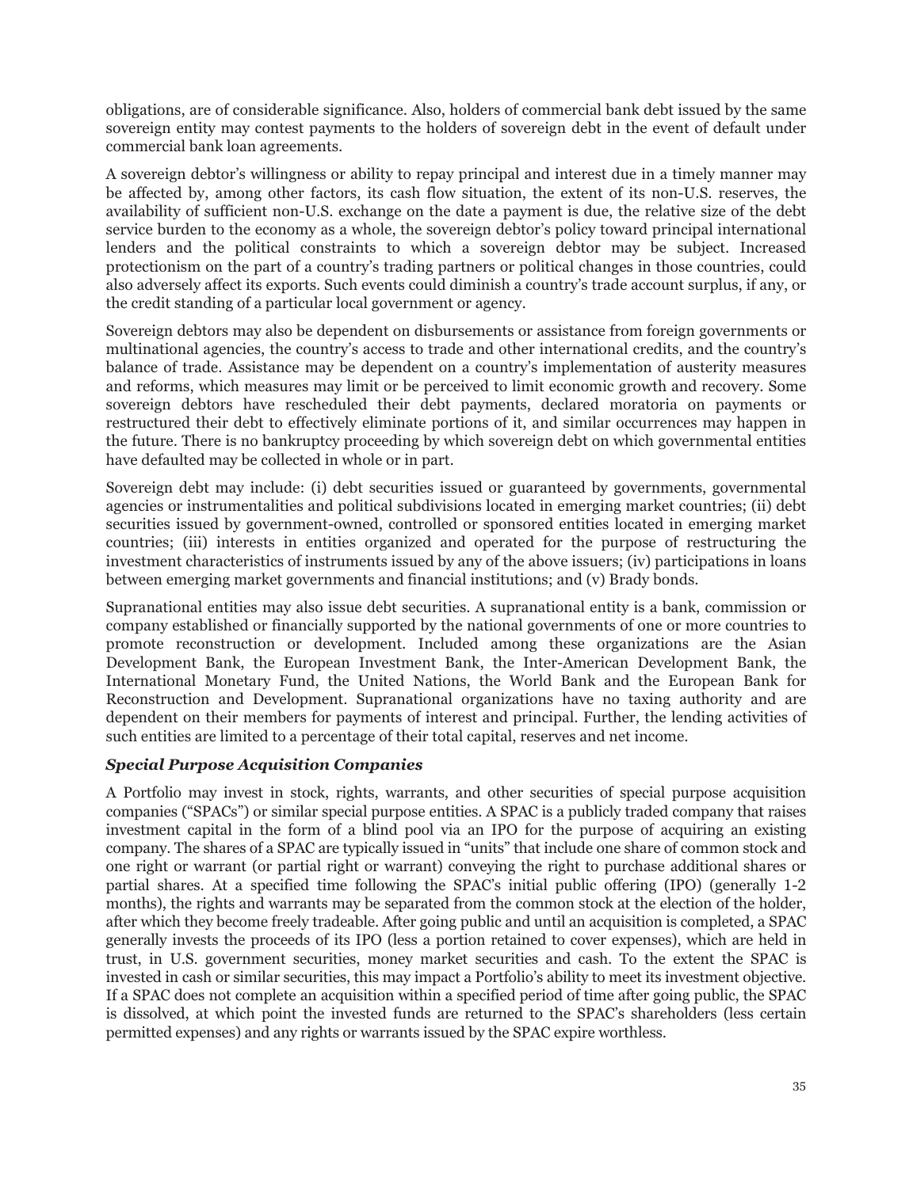obligations, are of considerable significance. Also, holders of commercial bank debt issued by the same sovereign entity may contest payments to the holders of sovereign debt in the event of default under commercial bank loan agreements.

A sovereign debtor's willingness or ability to repay principal and interest due in a timely manner may be affected by, among other factors, its cash flow situation, the extent of its non-U.S. reserves, the availability of sufficient non-U.S. exchange on the date a payment is due, the relative size of the debt service burden to the economy as a whole, the sovereign debtor's policy toward principal international lenders and the political constraints to which a sovereign debtor may be subject. Increased protectionism on the part of a country's trading partners or political changes in those countries, could also adversely affect its exports. Such events could diminish a country's trade account surplus, if any, or the credit standing of a particular local government or agency.

Sovereign debtors may also be dependent on disbursements or assistance from foreign governments or multinational agencies, the country's access to trade and other international credits, and the country's balance of trade. Assistance may be dependent on a country's implementation of austerity measures and reforms, which measures may limit or be perceived to limit economic growth and recovery. Some sovereign debtors have rescheduled their debt payments, declared moratoria on payments or restructured their debt to effectively eliminate portions of it, and similar occurrences may happen in the future. There is no bankruptcy proceeding by which sovereign debt on which governmental entities have defaulted may be collected in whole or in part.

Sovereign debt may include: (i) debt securities issued or guaranteed by governments, governmental agencies or instrumentalities and political subdivisions located in emerging market countries; (ii) debt securities issued by government-owned, controlled or sponsored entities located in emerging market countries; (iii) interests in entities organized and operated for the purpose of restructuring the investment characteristics of instruments issued by any of the above issuers; (iv) participations in loans between emerging market governments and financial institutions; and (v) Brady bonds.

Supranational entities may also issue debt securities. A supranational entity is a bank, commission or company established or financially supported by the national governments of one or more countries to promote reconstruction or development. Included among these organizations are the Asian Development Bank, the European Investment Bank, the Inter-American Development Bank, the International Monetary Fund, the United Nations, the World Bank and the European Bank for Reconstruction and Development. Supranational organizations have no taxing authority and are dependent on their members for payments of interest and principal. Further, the lending activities of such entities are limited to a percentage of their total capital, reserves and net income.

### *Special Purpose Acquisition Companies*

A Portfolio may invest in stock, rights, warrants, and other securities of special purpose acquisition companies ("SPACs") or similar special purpose entities. A SPAC is a publicly traded company that raises investment capital in the form of a blind pool via an IPO for the purpose of acquiring an existing company. The shares of a SPAC are typically issued in "units" that include one share of common stock and one right or warrant (or partial right or warrant) conveying the right to purchase additional shares or partial shares. At a specified time following the SPAC's initial public offering (IPO) (generally 1-2 months), the rights and warrants may be separated from the common stock at the election of the holder, after which they become freely tradeable. After going public and until an acquisition is completed, a SPAC generally invests the proceeds of its IPO (less a portion retained to cover expenses), which are held in trust, in U.S. government securities, money market securities and cash. To the extent the SPAC is invested in cash or similar securities, this may impact a Portfolio's ability to meet its investment objective. If a SPAC does not complete an acquisition within a specified period of time after going public, the SPAC is dissolved, at which point the invested funds are returned to the SPAC's shareholders (less certain permitted expenses) and any rights or warrants issued by the SPAC expire worthless.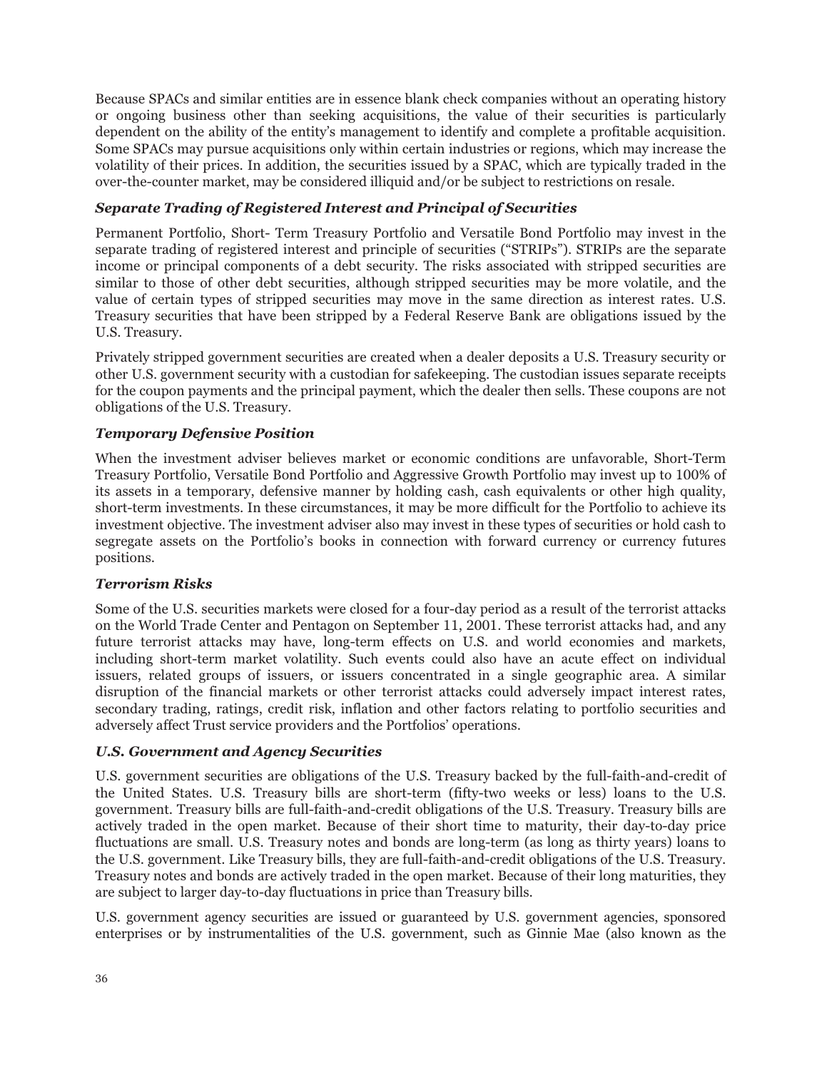Because SPACs and similar entities are in essence blank check companies without an operating history or ongoing business other than seeking acquisitions, the value of their securities is particularly dependent on the ability of the entity's management to identify and complete a profitable acquisition. Some SPACs may pursue acquisitions only within certain industries or regions, which may increase the volatility of their prices. In addition, the securities issued by a SPAC, which are typically traded in the over-the-counter market, may be considered illiquid and/or be subject to restrictions on resale.

### *Separate Trading of Registered Interest and Principal of Securities*

Permanent Portfolio, Short- Term Treasury Portfolio and Versatile Bond Portfolio may invest in the separate trading of registered interest and principle of securities ("STRIPs"). STRIPs are the separate income or principal components of a debt security. The risks associated with stripped securities are similar to those of other debt securities, although stripped securities may be more volatile, and the value of certain types of stripped securities may move in the same direction as interest rates. U.S. Treasury securities that have been stripped by a Federal Reserve Bank are obligations issued by the U.S. Treasury.

Privately stripped government securities are created when a dealer deposits a U.S. Treasury security or other U.S. government security with a custodian for safekeeping. The custodian issues separate receipts for the coupon payments and the principal payment, which the dealer then sells. These coupons are not obligations of the U.S. Treasury.

### *Temporary Defensive Position*

When the investment adviser believes market or economic conditions are unfavorable, Short-Term Treasury Portfolio, Versatile Bond Portfolio and Aggressive Growth Portfolio may invest up to 100% of its assets in a temporary, defensive manner by holding cash, cash equivalents or other high quality, short-term investments. In these circumstances, it may be more difficult for the Portfolio to achieve its investment objective. The investment adviser also may invest in these types of securities or hold cash to segregate assets on the Portfolio's books in connection with forward currency or currency futures positions.

### *Terrorism Risks*

Some of the U.S. securities markets were closed for a four-day period as a result of the terrorist attacks on the World Trade Center and Pentagon on September 11, 2001. These terrorist attacks had, and any future terrorist attacks may have, long-term effects on U.S. and world economies and markets, including short-term market volatility. Such events could also have an acute effect on individual issuers, related groups of issuers, or issuers concentrated in a single geographic area. A similar disruption of the financial markets or other terrorist attacks could adversely impact interest rates, secondary trading, ratings, credit risk, inflation and other factors relating to portfolio securities and adversely affect Trust service providers and the Portfolios' operations.

### *U.S. Government and Agency Securities*

U.S. government securities are obligations of the U.S. Treasury backed by the full-faith-and-credit of the United States. U.S. Treasury bills are short-term (fifty-two weeks or less) loans to the U.S. government. Treasury bills are full-faith-and-credit obligations of the U.S. Treasury. Treasury bills are actively traded in the open market. Because of their short time to maturity, their day-to-day price fluctuations are small. U.S. Treasury notes and bonds are long-term (as long as thirty years) loans to the U.S. government. Like Treasury bills, they are full-faith-and-credit obligations of the U.S. Treasury. Treasury notes and bonds are actively traded in the open market. Because of their long maturities, they are subject to larger day-to-day fluctuations in price than Treasury bills.

U.S. government agency securities are issued or guaranteed by U.S. government agencies, sponsored enterprises or by instrumentalities of the U.S. government, such as Ginnie Mae (also known as the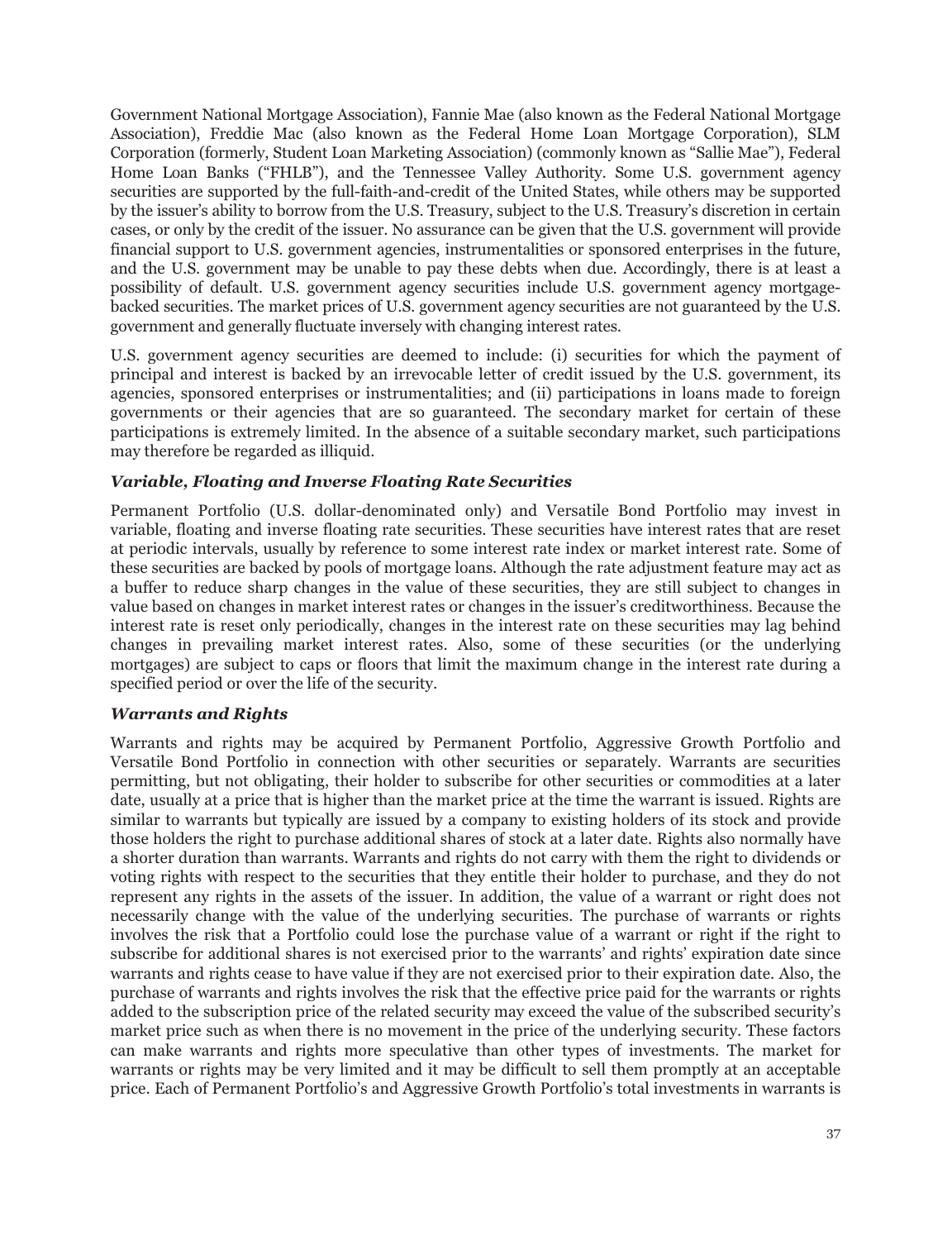Government National Mortgage Association), Fannie Mae (also known as the Federal National Mortgage Association), Freddie Mac (also known as the Federal Home Loan Mortgage Corporation), SLM Corporation (formerly, Student Loan Marketing Association) (commonly known as "Sallie Mae"), Federal Home Loan Banks ("FHLB"), and the Tennessee Valley Authority. Some U.S. government agency securities are supported by the full-faith-and-credit of the United States, while others may be supported by the issuer's ability to borrow from the U.S. Treasury, subject to the U.S. Treasury's discretion in certain cases, or only by the credit of the issuer. No assurance can be given that the U.S. government will provide financial support to U.S. government agencies, instrumentalities or sponsored enterprises in the future, and the U.S. government may be unable to pay these debts when due. Accordingly, there is at least a possibility of default. U.S. government agency securities include U.S. government agency mortgage-backed securities. The market prices of U.S. government agency securities are not guaranteed by the U.S. government and generally fluctuate inversely with changing interest rates.

U.S. government agency securities are deemed to include: (i) securities for which the payment of principal and interest is backed by an irrevocable letter of credit issued by the U.S. government, its agencies, sponsored enterprises or instrumentalities; and (ii) participations in loans made to foreign governments or their agencies that are so guaranteed. The secondary market for certain of these participations is extremely limited. In the absence of a suitable secondary market, such participations may therefore be regarded as illiquid.

### *Variable, Floating and Inverse Floating Rate Securities*

Permanent Portfolio (U.S. dollar-denominated only) and Versatile Bond Portfolio may invest in variable, floating and inverse floating rate securities. These securities have interest rates that are reset at periodic intervals, usually by reference to some interest rate index or market interest rate. Some of these securities are backed by pools of mortgage loans. Although the rate adjustment feature may act as a buffer to reduce sharp changes in the value of these securities, they are still subject to changes in value based on changes in market interest rates or changes in the issuer's creditworthiness. Because the interest rate is reset only periodically, changes in the interest rate on these securities may lag behind changes in prevailing market interest rates. Also, some of these securities (or the underlying mortgages) are subject to caps or floors that limit the maximum change in the interest rate during a specified period or over the life of the security.

### *Warrants and Rights*

Warrants and rights may be acquired by Permanent Portfolio, Aggressive Growth Portfolio and Versatile Bond Portfolio in connection with other securities or separately. Warrants are securities permitting, but not obligating, their holder to subscribe for other securities or commodities at a later date, usually at a price that is higher than the market price at the time the warrant is issued. Rights are similar to warrants but typically are issued by a company to existing holders of its stock and provide those holders the right to purchase additional shares of stock at a later date. Rights also normally have a shorter duration than warrants. Warrants and rights do not carry with them the right to dividends or voting rights with respect to the securities that they entitle their holder to purchase, and they do not represent any rights in the assets of the issuer. In addition, the value of a warrant or right does not necessarily change with the value of the underlying securities. The purchase of warrants or rights involves the risk that a Portfolio could lose the purchase value of a warrant or right if the right to subscribe for additional shares is not exercised prior to the warrants' and rights' expiration date since warrants and rights cease to have value if they are not exercised prior to their expiration date. Also, the purchase of warrants and rights involves the risk that the effective price paid for the warrants or rights added to the subscription price of the related security may exceed the value of the subscribed security's market price such as when there is no movement in the price of the underlying security. These factors can make warrants and rights more speculative than other types of investments. The market for warrants or rights may be very limited and it may be difficult to sell them promptly at an acceptable price. Each of Permanent Portfolio's and Aggressive Growth Portfolio's total investments in warrants is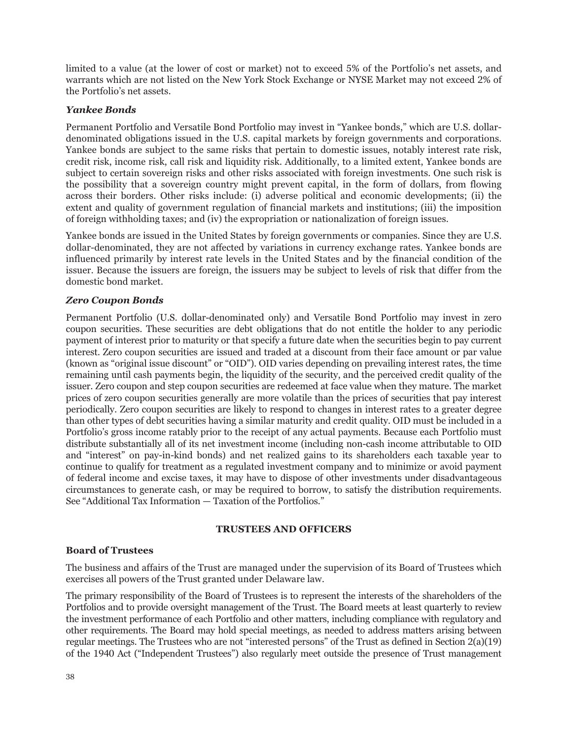limited to a value (at the lower of cost or market) not to exceed 5% of the Portfolio's net assets, and warrants which are not listed on the New York Stock Exchange or NYSE Market may not exceed 2% of the Portfolio's net assets.

### *Yankee Bonds*

Permanent Portfolio and Versatile Bond Portfolio may invest in "Yankee bonds," which are U.S. dollar-denominated obligations issued in the U.S. capital markets by foreign governments and corporations. Yankee bonds are subject to the same risks that pertain to domestic issues, notably interest rate risk, credit risk, income risk, call risk and liquidity risk. Additionally, to a limited extent, Yankee bonds are subject to certain sovereign risks and other risks associated with foreign investments. One such risk is the possibility that a sovereign country might prevent capital, in the form of dollars, from flowing across their borders. Other risks include: (i) adverse political and economic developments; (ii) the extent and quality of government regulation of financial markets and institutions; (iii) the imposition of foreign withholding taxes; and (iv) the expropriation or nationalization of foreign issues.

Yankee bonds are issued in the United States by foreign governments or companies. Since they are U.S. dollar-denominated, they are not affected by variations in currency exchange rates. Yankee bonds are influenced primarily by interest rate levels in the United States and by the financial condition of the issuer. Because the issuers are foreign, the issuers may be subject to levels of risk that differ from the domestic bond market.

### *Zero Coupon Bonds*

Permanent Portfolio (U.S. dollar-denominated only) and Versatile Bond Portfolio may invest in zero coupon securities. These securities are debt obligations that do not entitle the holder to any periodic payment of interest prior to maturity or that specify a future date when the securities begin to pay current interest. Zero coupon securities are issued and traded at a discount from their face amount or par value (known as "original issue discount" or "OID"). OID varies depending on prevailing interest rates, the time remaining until cash payments begin, the liquidity of the security, and the perceived credit quality of the issuer. Zero coupon and step coupon securities are redeemed at face value when they mature. The market prices of zero coupon securities generally are more volatile than the prices of securities that pay interest periodically. Zero coupon securities are likely to respond to changes in interest rates to a greater degree than other types of debt securities having a similar maturity and credit quality. OID must be included in a Portfolio's gross income ratably prior to the receipt of any actual payments. Because each Portfolio must distribute substantially all of its net investment income (including non-cash income attributable to OID and "interest" on pay-in-kind bonds) and net realized gains to its shareholders each taxable year to continue to qualify for treatment as a regulated investment company and to minimize or avoid payment of federal income and excise taxes, it may have to dispose of other investments under disadvantageous circumstances to generate cash, or may be required to borrow, to satisfy the distribution requirements. See "Additional Tax Information — Taxation of the Portfolios."

## TRUSTEES AND OFFICERS

### Board of Trustees

The business and affairs of the Trust are managed under the supervision of its Board of Trustees which exercises all powers of the Trust granted under Delaware law.

The primary responsibility of the Board of Trustees is to represent the interests of the shareholders of the Portfolios and to provide oversight management of the Trust. The Board meets at least quarterly to review the investment performance of each Portfolio and other matters, including compliance with regulatory and other requirements. The Board may hold special meetings, as needed to address matters arising between regular meetings. The Trustees who are not "interested persons" of the Trust as defined in Section 2(a)(19) of the 1940 Act ("Independent Trustees") also regularly meet outside the presence of Trust management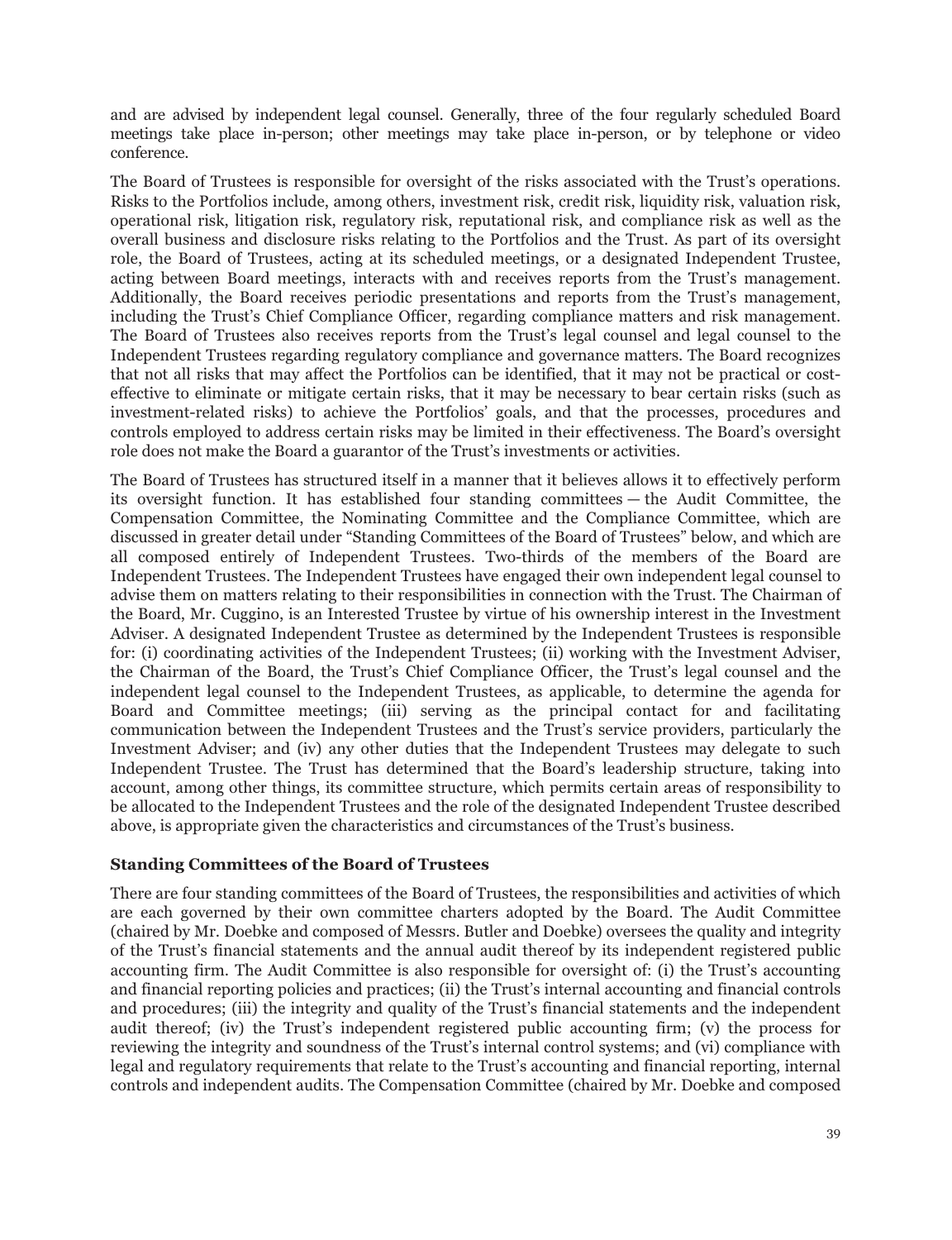and are advised by independent legal counsel. Generally, three of the four regularly scheduled Board meetings take place in-person; other meetings may take place in-person, or by telephone or video conference.

The Board of Trustees is responsible for oversight of the risks associated with the Trust's operations. Risks to the Portfolios include, among others, investment risk, credit risk, liquidity risk, valuation risk, operational risk, litigation risk, regulatory risk, reputational risk, and compliance risk as well as the overall business and disclosure risks relating to the Portfolios and the Trust. As part of its oversight role, the Board of Trustees, acting at its scheduled meetings, or a designated Independent Trustee, acting between Board meetings, interacts with and receives reports from the Trust's management. Additionally, the Board receives periodic presentations and reports from the Trust's management, including the Trust's Chief Compliance Officer, regarding compliance matters and risk management. The Board of Trustees also receives reports from the Trust's legal counsel and legal counsel to the Independent Trustees regarding regulatory compliance and governance matters. The Board recognizes that not all risks that may affect the Portfolios can be identified, that it may not be practical or cost-effective to eliminate or mitigate certain risks, that it may be necessary to bear certain risks (such as investment-related risks) to achieve the Portfolios' goals, and that the processes, procedures and controls employed to address certain risks may be limited in their effectiveness. The Board's oversight role does not make the Board a guarantor of the Trust's investments or activities.

The Board of Trustees has structured itself in a manner that it believes allows it to effectively perform its oversight function. It has established four standing committees — the Audit Committee, the Compensation Committee, the Nominating Committee and the Compliance Committee, which are discussed in greater detail under "Standing Committees of the Board of Trustees" below, and which are all composed entirely of Independent Trustees. Two-thirds of the members of the Board are Independent Trustees. The Independent Trustees have engaged their own independent legal counsel to advise them on matters relating to their responsibilities in connection with the Trust. The Chairman of the Board, Mr. Cuggino, is an Interested Trustee by virtue of his ownership interest in the Investment Adviser. A designated Independent Trustee as determined by the Independent Trustees is responsible for: (i) coordinating activities of the Independent Trustees; (ii) working with the Investment Adviser, the Chairman of the Board, the Trust's Chief Compliance Officer, the Trust's legal counsel and the independent legal counsel to the Independent Trustees, as applicable, to determine the agenda for Board and Committee meetings; (iii) serving as the principal contact for and facilitating communication between the Independent Trustees and the Trust's service providers, particularly the Investment Adviser; and (iv) any other duties that the Independent Trustees may delegate to such Independent Trustee. The Trust has determined that the Board's leadership structure, taking into account, among other things, its committee structure, which permits certain areas of responsibility to be allocated to the Independent Trustees and the role of the designated Independent Trustee described above, is appropriate given the characteristics and circumstances of the Trust's business.

### Standing Committees of the Board of Trustees

There are four standing committees of the Board of Trustees, the responsibilities and activities of which are each governed by their own committee charters adopted by the Board. The Audit Committee (chaired by Mr. Doebke and composed of Messrs. Butler and Doebke) oversees the quality and integrity of the Trust's financial statements and the annual audit thereof by its independent registered public accounting firm. The Audit Committee is also responsible for oversight of: (i) the Trust's accounting and financial reporting policies and practices; (ii) the Trust's internal accounting and financial controls and procedures; (iii) the integrity and quality of the Trust's financial statements and the independent audit thereof; (iv) the Trust's independent registered public accounting firm; (v) the process for reviewing the integrity and soundness of the Trust's internal control systems; and (vi) compliance with legal and regulatory requirements that relate to the Trust's accounting and financial reporting, internal controls and independent audits. The Compensation Committee (chaired by Mr. Doebke and composed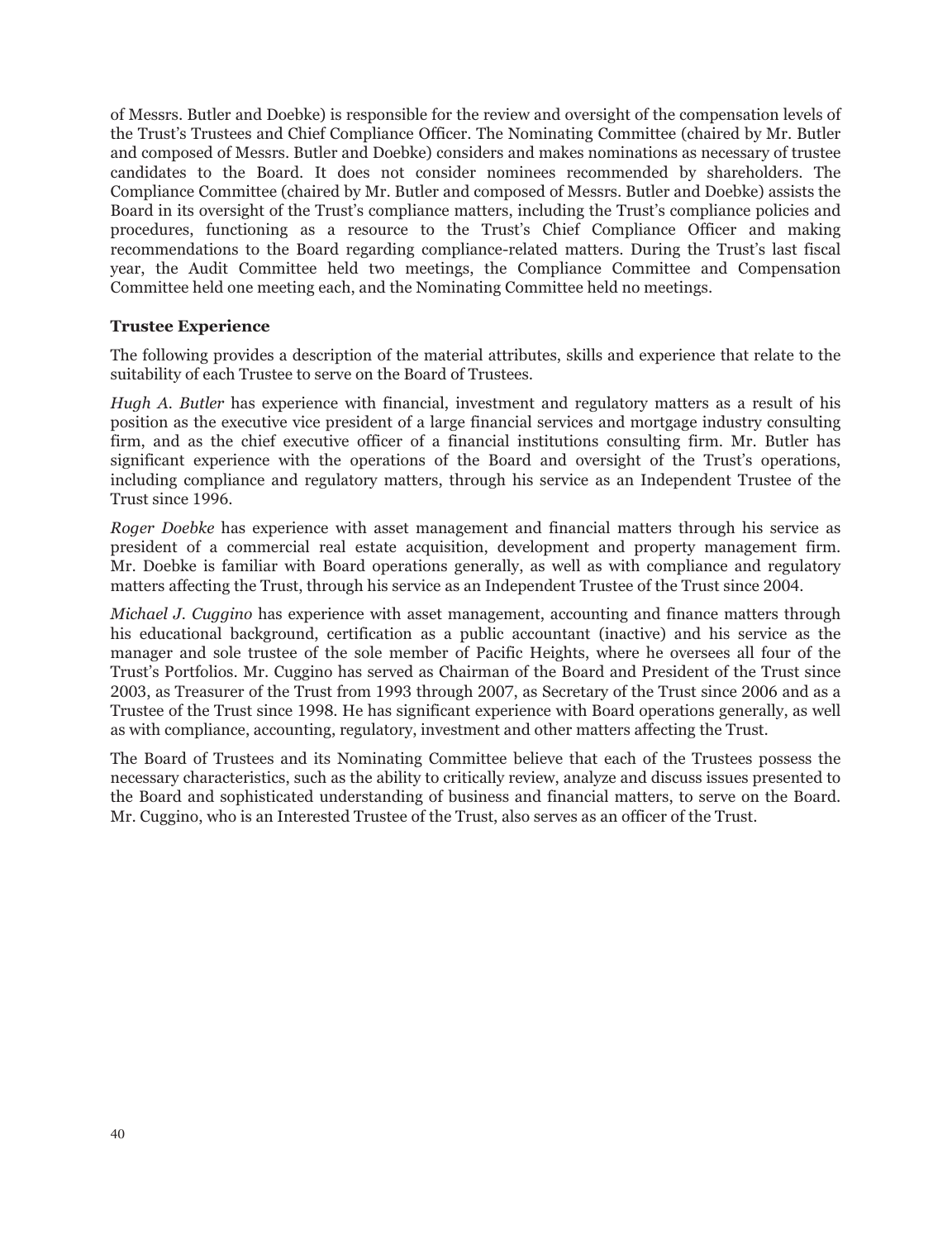of Messrs. Butler and Doebke) is responsible for the review and oversight of the compensation levels of the Trust's Trustees and Chief Compliance Officer. The Nominating Committee (chaired by Mr. Butler and composed of Messrs. Butler and Doebke) considers and makes nominations as necessary of trustee candidates to the Board. It does not consider nominees recommended by shareholders. The Compliance Committee (chaired by Mr. Butler and composed of Messrs. Butler and Doebke) assists the Board in its oversight of the Trust's compliance matters, including the Trust's compliance policies and procedures, functioning as a resource to the Trust's Chief Compliance Officer and making recommendations to the Board regarding compliance-related matters. During the Trust's last fiscal year, the Audit Committee held two meetings, the Compliance Committee and Compensation Committee held one meeting each, and the Nominating Committee held no meetings.

**Trustee Experience**

The following provides a description of the material attributes, skills and experience that relate to the suitability of each Trustee to serve on the Board of Trustees.

*Hugh A. Butler* has experience with financial, investment and regulatory matters as a result of his position as the executive vice president of a large financial services and mortgage industry consulting firm, and as the chief executive officer of a financial institutions consulting firm. Mr. Butler has significant experience with the operations of the Board and oversight of the Trust's operations, including compliance and regulatory matters, through his service as an Independent Trustee of the Trust since 1996.

*Roger Doebke* has experience with asset management and financial matters through his service as president of a commercial real estate acquisition, development and property management firm. Mr. Doebke is familiar with Board operations generally, as well as with compliance and regulatory matters affecting the Trust, through his service as an Independent Trustee of the Trust since 2004.

*Michael J. Cuggino* has experience with asset management, accounting and finance matters through his educational background, certification as a public accountant (inactive) and his service as the manager and sole trustee of the sole member of Pacific Heights, where he oversees all four of the Trust's Portfolios. Mr. Cuggino has served as Chairman of the Board and President of the Trust since 2003, as Treasurer of the Trust from 1993 through 2007, as Secretary of the Trust since 2006 and as a Trustee of the Trust since 1998. He has significant experience with Board operations generally, as well as with compliance, accounting, regulatory, investment and other matters affecting the Trust.

The Board of Trustees and its Nominating Committee believe that each of the Trustees possess the necessary characteristics, such as the ability to critically review, analyze and discuss issues presented to the Board and sophisticated understanding of business and financial matters, to serve on the Board. Mr. Cuggino, who is an Interested Trustee of the Trust, also serves as an officer of the Trust.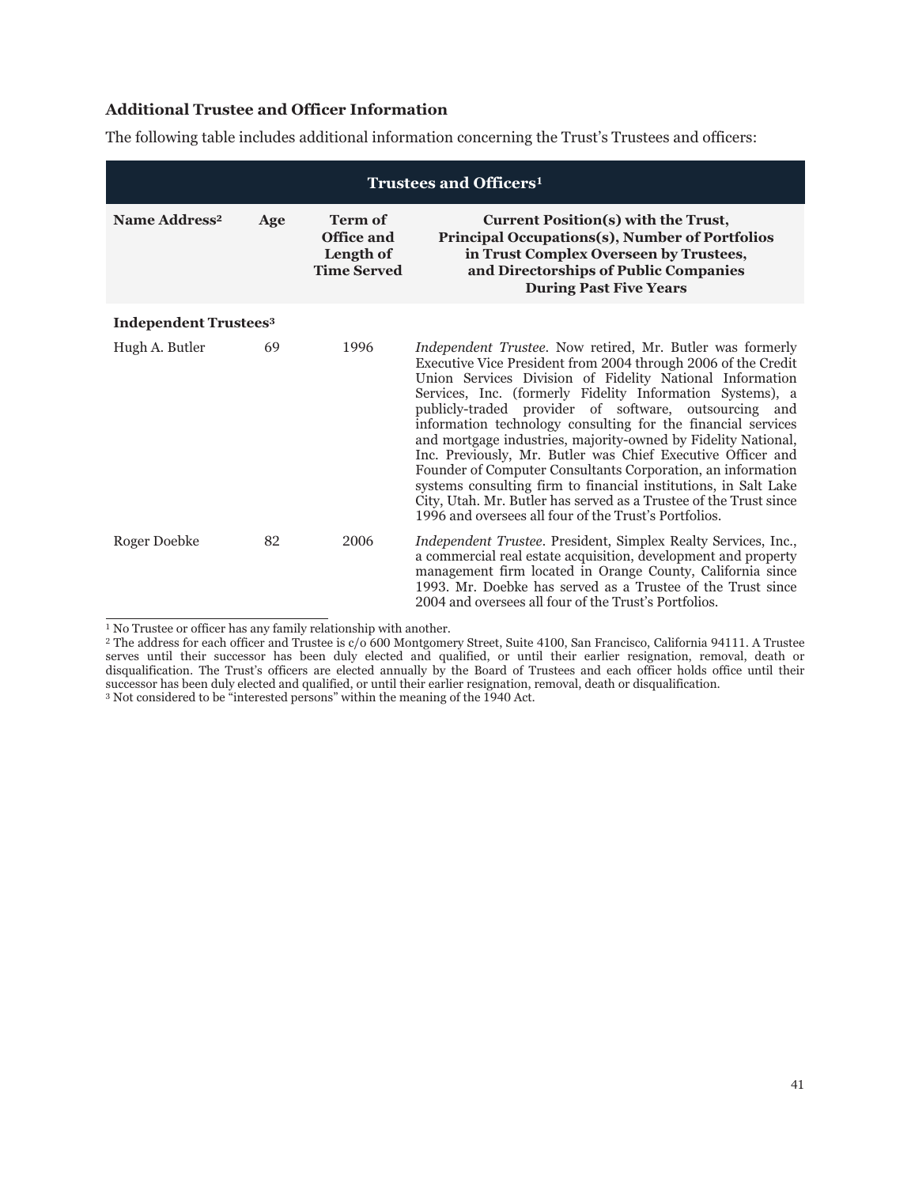### Additional Trustee and Officer Information

The following table includes additional information concerning the Trust's Trustees and officers:

| Trustees and Officers[1] | | | |
|---|---|---|---|
| **Name Address[2]** | **Age** | **Term of Office and Length of Time Served** | **Current Position(s) with the Trust, Principal Occupations(s), Number of Portfolios in Trust Complex Overseen by Trustees, and Directorships of Public Companies During Past Five Years** |
| **Independent Trustees[3]** | | | |
| Hugh A. Butler | 69 | 1996 | *Independent Trustee.* Now retired, Mr. Butler was formerly Executive Vice President from 2004 through 2006 of the Credit Union Services Division of Fidelity National Information Services, Inc. (formerly Fidelity Information Systems), a publicly-traded provider of software, outsourcing and information technology consulting for the financial services and mortgage industries, majority-owned by Fidelity National, Inc. Previously, Mr. Butler was Chief Executive Officer and Founder of Computer Consultants Corporation, an information systems consulting firm to financial institutions, in Salt Lake City, Utah. Mr. Butler has served as a Trustee of the Trust since 1996 and oversees all four of the Trust's Portfolios. |
| Roger Doebke | 82 | 2006 | *Independent Trustee.* President, Simplex Realty Services, Inc., a commercial real estate acquisition, development and property management firm located in Orange County, California since 1993. Mr. Doebke has served as a Trustee of the Trust since 2004 and oversees all four of the Trust's Portfolios. |

[1] No Trustee or officer has any family relationship with another.

[2] The address for each officer and Trustee is c/o 600 Montgomery Street, Suite 4100, San Francisco, California 94111. A Trustee serves until their successor has been duly elected and qualified, or until their earlier resignation, removal, death or disqualification. The Trust's officers are elected annually by the Board of Trustees and each officer holds office until their successor has been duly elected and qualified, or until their earlier resignation, removal, death or disqualification.

[3] Not considered to be "interested persons" within the meaning of the 1940 Act.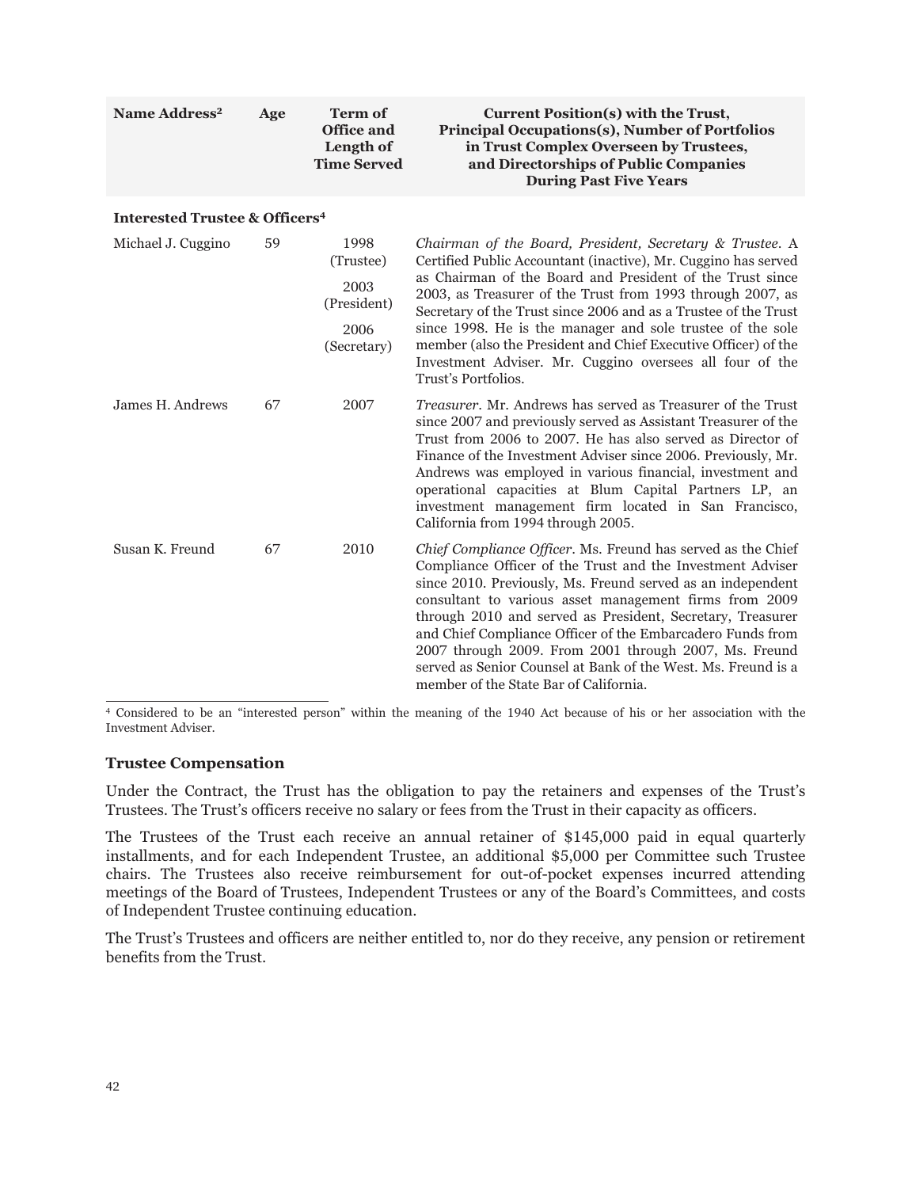| Name Address[2] | Age | Term of Office and Length of Time Served | Current Position(s) with the Trust, Principal Occupations(s), Number of Portfolios in Trust Complex Overseen by Trustees, and Directorships of Public Companies During Past Five Years |
|---|---|---|---|
| **Interested Trustee & Officers[4]** | | | |
| Michael J. Cuggino | 59 | 1998 (Trustee) 2003 (President) 2006 (Secretary) | *Chairman of the Board, President, Secretary & Trustee*. A Certified Public Accountant (inactive), Mr. Cuggino has served as Chairman of the Board and President of the Trust since 2003, as Treasurer of the Trust from 1993 through 2007, as Secretary of the Trust since 2006 and as a Trustee of the Trust since 1998. He is the manager and sole trustee of the sole member (also the President and Chief Executive Officer) of the Investment Adviser. Mr. Cuggino oversees all four of the Trust's Portfolios. |
| James H. Andrews | 67 | 2007 | *Treasurer*. Mr. Andrews has served as Treasurer of the Trust since 2007 and previously served as Assistant Treasurer of the Trust from 2006 to 2007. He has also served as Director of Finance of the Investment Adviser since 2006. Previously, Mr. Andrews was employed in various financial, investment and operational capacities at Blum Capital Partners LP, an investment management firm located in San Francisco, California from 1994 through 2005. |
| Susan K. Freund | 67 | 2010 | *Chief Compliance Officer*. Ms. Freund has served as the Chief Compliance Officer of the Trust and the Investment Adviser since 2010. Previously, Ms. Freund served as an independent consultant to various asset management firms from 2009 through 2010 and served as President, Secretary, Treasurer and Chief Compliance Officer of the Embarcadero Funds from 2007 through 2009. From 2001 through 2007, Ms. Freund served as Senior Counsel at Bank of the West. Ms. Freund is a member of the State Bar of California. |

[4] Considered to be an "interested person" within the meaning of the 1940 Act because of his or her association with the Investment Adviser.

### Trustee Compensation

Under the Contract, the Trust has the obligation to pay the retainers and expenses of the Trust's Trustees. The Trust's officers receive no salary or fees from the Trust in their capacity as officers.

The Trustees of the Trust each receive an annual retainer of $145,000 paid in equal quarterly installments, and for each Independent Trustee, an additional $5,000 per Committee such Trustee chairs. The Trustees also receive reimbursement for out-of-pocket expenses incurred attending meetings of the Board of Trustees, Independent Trustees or any of the Board's Committees, and costs of Independent Trustee continuing education.

The Trust's Trustees and officers are neither entitled to, nor do they receive, any pension or retirement benefits from the Trust.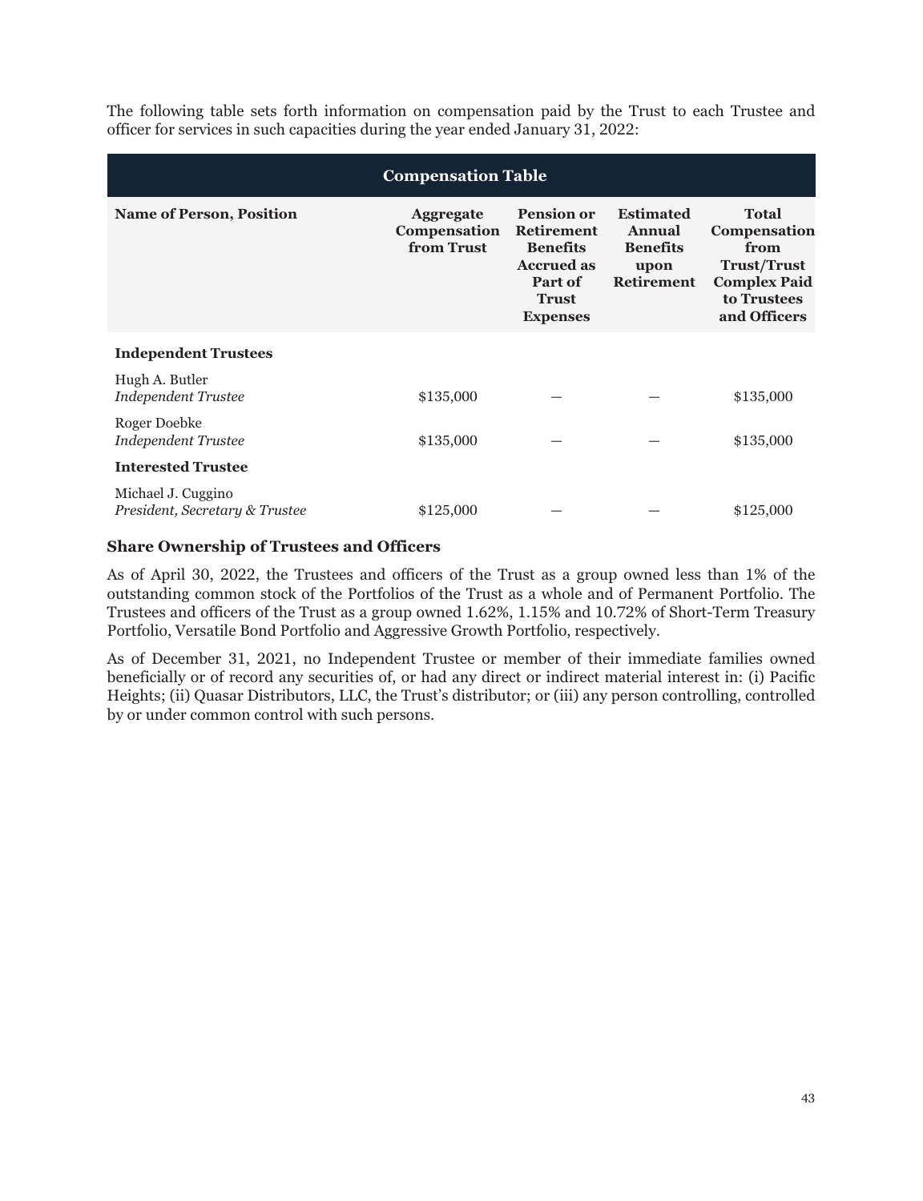The following table sets forth information on compensation paid by the Trust to each Trustee and officer for services in such capacities during the year ended January 31, 2022:

**Compensation Table**

| Name of Person, Position | Aggregate Compensation from Trust | Pension or Retirement Benefits Accrued as Part of Trust Expenses | Estimated Annual Benefits upon Retirement | Total Compensation from Trust/Trust Complex Paid to Trustees and Officers |
|---|---|---|---|---|
| **Independent Trustees** | | | | |
| Hugh A. Butler<br>*Independent Trustee* | $135,000 | — | — | $135,000 |
| Roger Doebke<br>*Independent Trustee* | $135,000 | — | — | $135,000 |
| **Interested Trustee** | | | | |
| Michael J. Cuggino<br>*President, Secretary & Trustee* | $125,000 | — | — | $125,000 |

### Share Ownership of Trustees and Officers

As of April 30, 2022, the Trustees and officers of the Trust as a group owned less than 1% of the outstanding common stock of the Portfolios of the Trust as a whole and of Permanent Portfolio. The Trustees and officers of the Trust as a group owned 1.62%, 1.15% and 10.72% of Short-Term Treasury Portfolio, Versatile Bond Portfolio and Aggressive Growth Portfolio, respectively.

As of December 31, 2021, no Independent Trustee or member of their immediate families owned beneficially or of record any securities of, or had any direct or indirect material interest in: (i) Pacific Heights; (ii) Quasar Distributors, LLC, the Trust's distributor; or (iii) any person controlling, controlled by or under common control with such persons.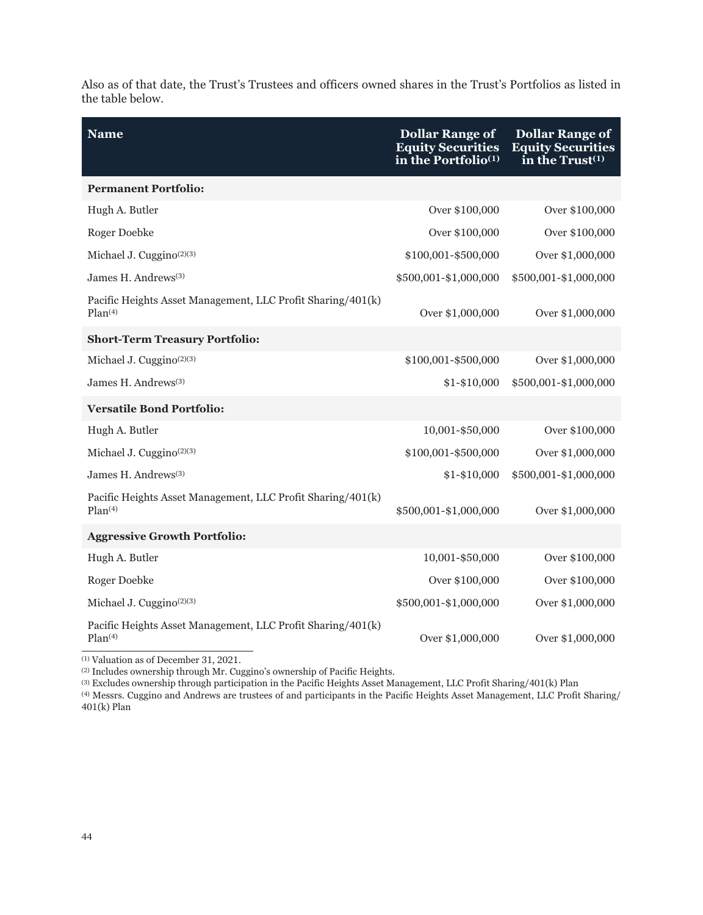Also as of that date, the Trust's Trustees and officers owned shares in the Trust's Portfolios as listed in the table below.

| Name | Dollar Range of Equity Securities in the Portfolio[(1)] | Dollar Range of Equity Securities in the Trust[(1)] |
|---|---|---|
| **Permanent Portfolio:** | | |
| Hugh A. Butler | Over $100,000 | Over $100,000 |
| Roger Doebke | Over $100,000 | Over $100,000 |
| Michael J. Cuggino[(2)(3)] | $100,001-$500,000 | Over $1,000,000 |
| James H. Andrews[(3)] | $500,001-$1,000,000 | $500,001-$1,000,000 |
| Pacific Heights Asset Management, LLC Profit Sharing/401(k) Plan[(4)] | Over $1,000,000 | Over $1,000,000 |
| **Short-Term Treasury Portfolio:** | | |
| Michael J. Cuggino[(2)(3)] | $100,001-$500,000 | Over $1,000,000 |
| James H. Andrews[(3)] | $1-$10,000 | $500,001-$1,000,000 |
| **Versatile Bond Portfolio:** | | |
| Hugh A. Butler | 10,001-$50,000 | Over $100,000 |
| Michael J. Cuggino[(2)(3)] | $100,001-$500,000 | Over $1,000,000 |
| James H. Andrews[(3)] | $1-$10,000 | $500,001-$1,000,000 |
| Pacific Heights Asset Management, LLC Profit Sharing/401(k) Plan[(4)] | $500,001-$1,000,000 | Over $1,000,000 |
| **Aggressive Growth Portfolio:** | | |
| Hugh A. Butler | 10,001-$50,000 | Over $100,000 |
| Roger Doebke | Over $100,000 | Over $100,000 |
| Michael J. Cuggino[(2)(3)] | $500,001-$1,000,000 | Over $1,000,000 |
| Pacific Heights Asset Management, LLC Profit Sharing/401(k) Plan[(4)] | Over $1,000,000 | Over $1,000,000 |

[(1)] Valuation as of December 31, 2021.
[(2)] Includes ownership through Mr. Cuggino's ownership of Pacific Heights.
[(3)] Excludes ownership through participation in the Pacific Heights Asset Management, LLC Profit Sharing/401(k) Plan
[(4)] Messrs. Cuggino and Andrews are trustees of and participants in the Pacific Heights Asset Management, LLC Profit Sharing/401(k) Plan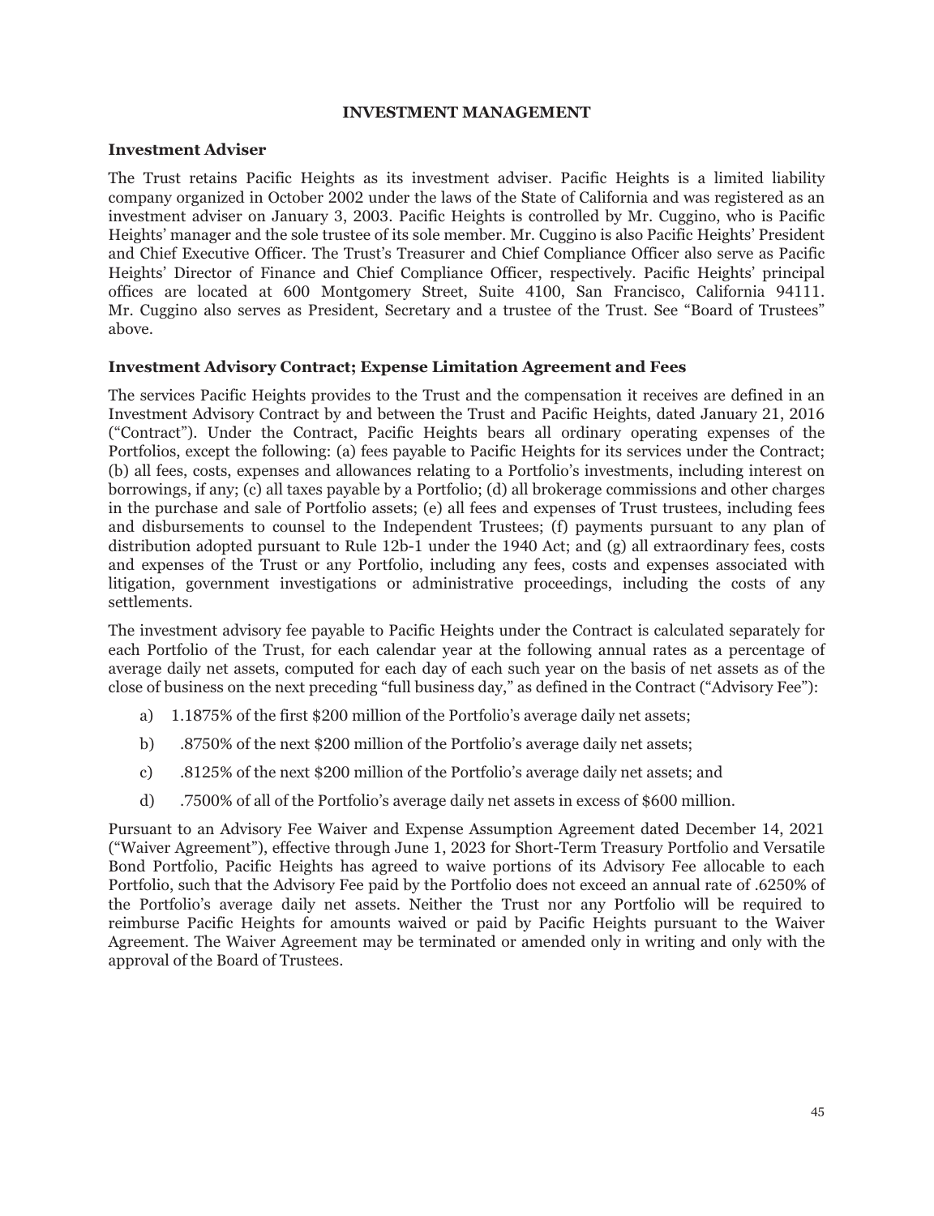# INVESTMENT MANAGEMENT

## Investment Adviser

The Trust retains Pacific Heights as its investment adviser. Pacific Heights is a limited liability company organized in October 2002 under the laws of the State of California and was registered as an investment adviser on January 3, 2003. Pacific Heights is controlled by Mr. Cuggino, who is Pacific Heights' manager and the sole trustee of its sole member. Mr. Cuggino is also Pacific Heights' President and Chief Executive Officer. The Trust's Treasurer and Chief Compliance Officer also serve as Pacific Heights' Director of Finance and Chief Compliance Officer, respectively. Pacific Heights' principal offices are located at 600 Montgomery Street, Suite 4100, San Francisco, California 94111. Mr. Cuggino also serves as President, Secretary and a trustee of the Trust. See "Board of Trustees" above.

## Investment Advisory Contract; Expense Limitation Agreement and Fees

The services Pacific Heights provides to the Trust and the compensation it receives are defined in an Investment Advisory Contract by and between the Trust and Pacific Heights, dated January 21, 2016 ("Contract"). Under the Contract, Pacific Heights bears all ordinary operating expenses of the Portfolios, except the following: (a) fees payable to Pacific Heights for its services under the Contract; (b) all fees, costs, expenses and allowances relating to a Portfolio's investments, including interest on borrowings, if any; (c) all taxes payable by a Portfolio; (d) all brokerage commissions and other charges in the purchase and sale of Portfolio assets; (e) all fees and expenses of Trust trustees, including fees and disbursements to counsel to the Independent Trustees; (f) payments pursuant to any plan of distribution adopted pursuant to Rule 12b-1 under the 1940 Act; and (g) all extraordinary fees, costs and expenses of the Trust or any Portfolio, including any fees, costs and expenses associated with litigation, government investigations or administrative proceedings, including the costs of any settlements.

The investment advisory fee payable to Pacific Heights under the Contract is calculated separately for each Portfolio of the Trust, for each calendar year at the following annual rates as a percentage of average daily net assets, computed for each day of each such year on the basis of net assets as of the close of business on the next preceding "full business day," as defined in the Contract ("Advisory Fee"):

a) 1.1875% of the first $200 million of the Portfolio's average daily net assets;

b) .8750% of the next $200 million of the Portfolio's average daily net assets;

c) .8125% of the next $200 million of the Portfolio's average daily net assets; and

d) .7500% of all of the Portfolio's average daily net assets in excess of $600 million.

Pursuant to an Advisory Fee Waiver and Expense Assumption Agreement dated December 14, 2021 ("Waiver Agreement"), effective through June 1, 2023 for Short-Term Treasury Portfolio and Versatile Bond Portfolio, Pacific Heights has agreed to waive portions of its Advisory Fee allocable to each Portfolio, such that the Advisory Fee paid by the Portfolio does not exceed an annual rate of .6250% of the Portfolio's average daily net assets. Neither the Trust nor any Portfolio will be required to reimburse Pacific Heights for amounts waived or paid by Pacific Heights pursuant to the Waiver Agreement. The Waiver Agreement may be terminated or amended only in writing and only with the approval of the Board of Trustees.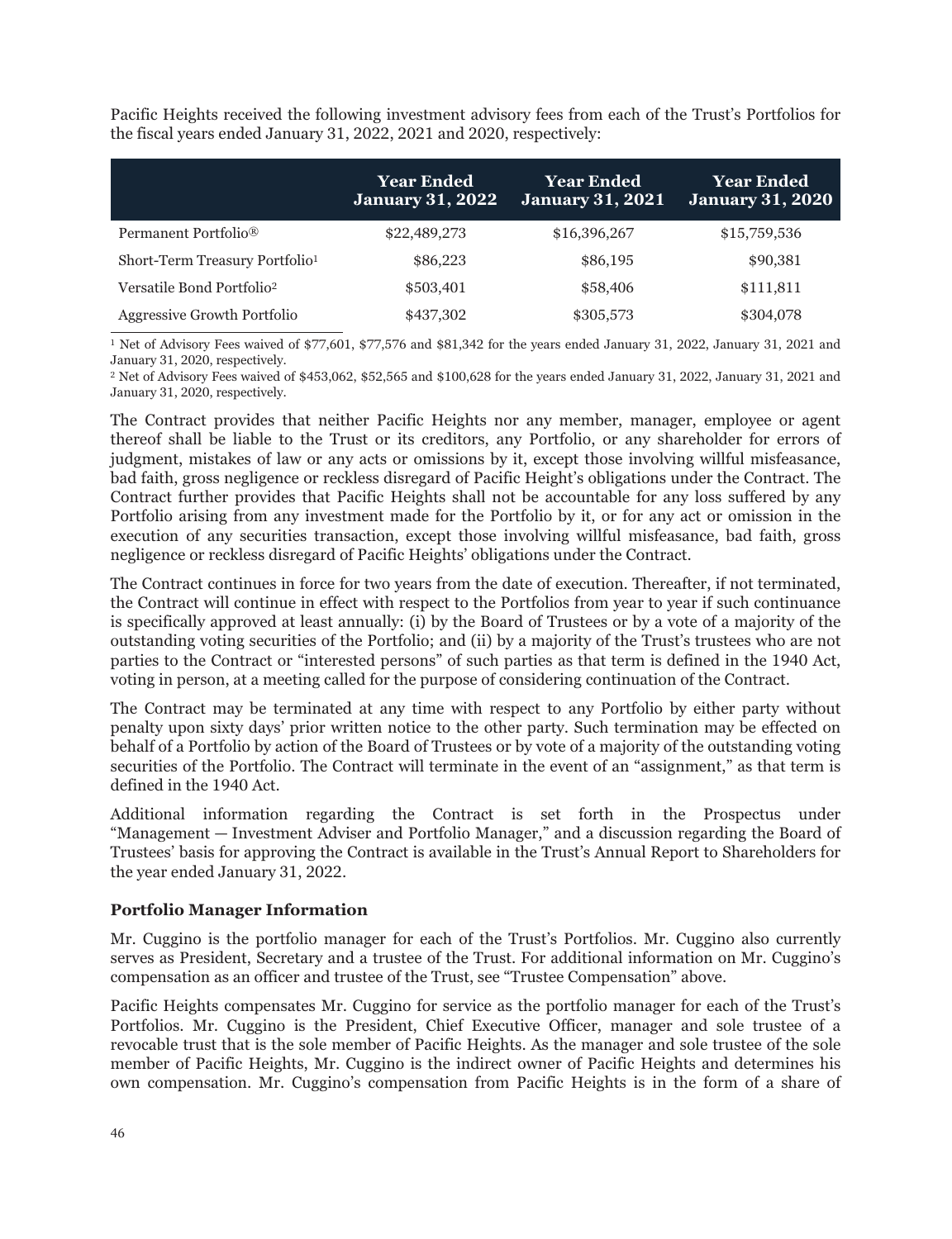Pacific Heights received the following investment advisory fees from each of the Trust's Portfolios for the fiscal years ended January 31, 2022, 2021 and 2020, respectively:

| | Year Ended January 31, 2022 | Year Ended January 31, 2021 | Year Ended January 31, 2020 |
|---|---|---|---|
| Permanent Portfolio® | $22,489,273 | $16,396,267 | $15,759,536 |
| Short-Term Treasury Portfolio[1] | $86,223 | $86,195 | $90,381 |
| Versatile Bond Portfolio[2] | $503,401 | $58,406 | $111,811 |
| Aggressive Growth Portfolio | $437,302 | $305,573 | $304,078 |

[1] Net of Advisory Fees waived of $77,601, $77,576 and $81,342 for the years ended January 31, 2022, January 31, 2021 and January 31, 2020, respectively.

[2] Net of Advisory Fees waived of $453,062, $52,565 and $100,628 for the years ended January 31, 2022, January 31, 2021 and January 31, 2020, respectively.

The Contract provides that neither Pacific Heights nor any member, manager, employee or agent thereof shall be liable to the Trust or its creditors, any Portfolio, or any shareholder for errors of judgment, mistakes of law or any acts or omissions by it, except those involving willful misfeasance, bad faith, gross negligence or reckless disregard of Pacific Height's obligations under the Contract. The Contract further provides that Pacific Heights shall not be accountable for any loss suffered by any Portfolio arising from any investment made for the Portfolio by it, or for any act or omission in the execution of any securities transaction, except those involving willful misfeasance, bad faith, gross negligence or reckless disregard of Pacific Heights' obligations under the Contract.

The Contract continues in force for two years from the date of execution. Thereafter, if not terminated, the Contract will continue in effect with respect to the Portfolios from year to year if such continuance is specifically approved at least annually: (i) by the Board of Trustees or by a vote of a majority of the outstanding voting securities of the Portfolio; and (ii) by a majority of the Trust's trustees who are not parties to the Contract or "interested persons" of such parties as that term is defined in the 1940 Act, voting in person, at a meeting called for the purpose of considering continuation of the Contract.

The Contract may be terminated at any time with respect to any Portfolio by either party without penalty upon sixty days' prior written notice to the other party. Such termination may be effected on behalf of a Portfolio by action of the Board of Trustees or by vote of a majority of the outstanding voting securities of the Portfolio. The Contract will terminate in the event of an "assignment," as that term is defined in the 1940 Act.

Additional information regarding the Contract is set forth in the Prospectus under "Management — Investment Adviser and Portfolio Manager," and a discussion regarding the Board of Trustees' basis for approving the Contract is available in the Trust's Annual Report to Shareholders for the year ended January 31, 2022.

### Portfolio Manager Information

Mr. Cuggino is the portfolio manager for each of the Trust's Portfolios. Mr. Cuggino also currently serves as President, Secretary and a trustee of the Trust. For additional information on Mr. Cuggino's compensation as an officer and trustee of the Trust, see "Trustee Compensation" above.

Pacific Heights compensates Mr. Cuggino for service as the portfolio manager for each of the Trust's Portfolios. Mr. Cuggino is the President, Chief Executive Officer, manager and sole trustee of a revocable trust that is the sole member of Pacific Heights. As the manager and sole trustee of the sole member of Pacific Heights, Mr. Cuggino is the indirect owner of Pacific Heights and determines his own compensation. Mr. Cuggino's compensation from Pacific Heights is in the form of a share of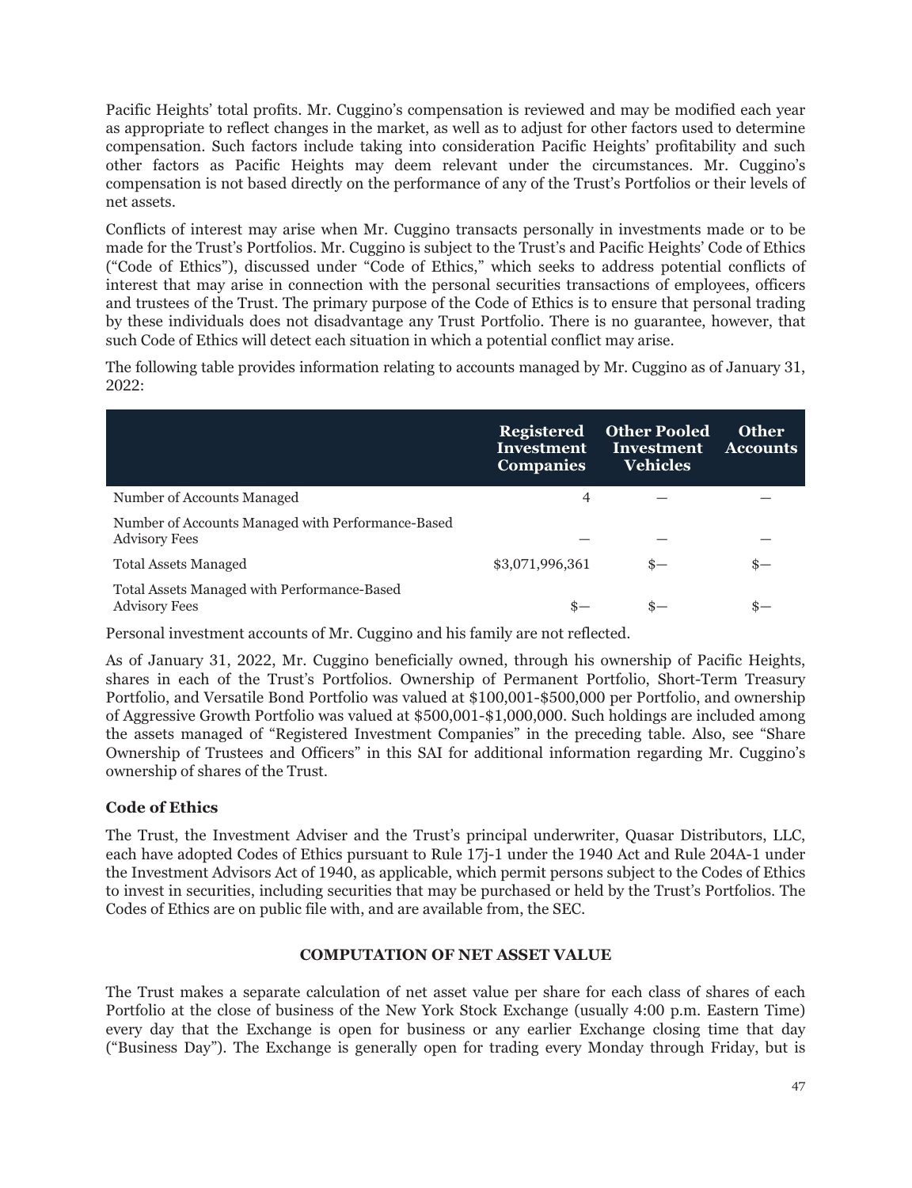Pacific Heights' total profits. Mr. Cuggino's compensation is reviewed and may be modified each year as appropriate to reflect changes in the market, as well as to adjust for other factors used to determine compensation. Such factors include taking into consideration Pacific Heights' profitability and such other factors as Pacific Heights may deem relevant under the circumstances. Mr. Cuggino's compensation is not based directly on the performance of any of the Trust's Portfolios or their levels of net assets.

Conflicts of interest may arise when Mr. Cuggino transacts personally in investments made or to be made for the Trust's Portfolios. Mr. Cuggino is subject to the Trust's and Pacific Heights' Code of Ethics ("Code of Ethics"), discussed under "Code of Ethics," which seeks to address potential conflicts of interest that may arise in connection with the personal securities transactions of employees, officers and trustees of the Trust. The primary purpose of the Code of Ethics is to ensure that personal trading by these individuals does not disadvantage any Trust Portfolio. There is no guarantee, however, that such Code of Ethics will detect each situation in which a potential conflict may arise.

The following table provides information relating to accounts managed by Mr. Cuggino as of January 31, 2022:

| | Registered Investment Companies | Other Pooled Investment Vehicles | Other Accounts |
|---|---|---|---|
| Number of Accounts Managed | 4 | — | — |
| Number of Accounts Managed with Performance-Based Advisory Fees | — | — | — |
| Total Assets Managed | $3,071,996,361 | $— | $— |
| Total Assets Managed with Performance-Based Advisory Fees | $— | $— | $— |

Personal investment accounts of Mr. Cuggino and his family are not reflected.

As of January 31, 2022, Mr. Cuggino beneficially owned, through his ownership of Pacific Heights, shares in each of the Trust's Portfolios. Ownership of Permanent Portfolio, Short-Term Treasury Portfolio, and Versatile Bond Portfolio was valued at $100,001-$500,000 per Portfolio, and ownership of Aggressive Growth Portfolio was valued at $500,001-$1,000,000. Such holdings are included among the assets managed of "Registered Investment Companies" in the preceding table. Also, see "Share Ownership of Trustees and Officers" in this SAI for additional information regarding Mr. Cuggino's ownership of shares of the Trust.

### Code of Ethics

The Trust, the Investment Adviser and the Trust's principal underwriter, Quasar Distributors, LLC, each have adopted Codes of Ethics pursuant to Rule 17j-1 under the 1940 Act and Rule 204A-1 under the Investment Advisors Act of 1940, as applicable, which permit persons subject to the Codes of Ethics to invest in securities, including securities that may be purchased or held by the Trust's Portfolios. The Codes of Ethics are on public file with, and are available from, the SEC.

## COMPUTATION OF NET ASSET VALUE

The Trust makes a separate calculation of net asset value per share for each class of shares of each Portfolio at the close of business of the New York Stock Exchange (usually 4:00 p.m. Eastern Time) every day that the Exchange is open for business or any earlier Exchange closing time that day ("Business Day"). The Exchange is generally open for trading every Monday through Friday, but is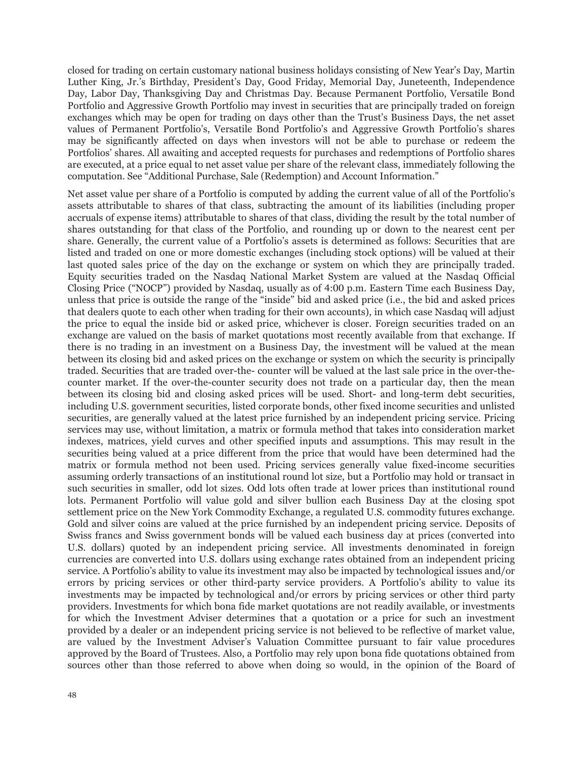closed for trading on certain customary national business holidays consisting of New Year's Day, Martin Luther King, Jr.'s Birthday, President's Day, Good Friday, Memorial Day, Juneteenth, Independence Day, Labor Day, Thanksgiving Day and Christmas Day. Because Permanent Portfolio, Versatile Bond Portfolio and Aggressive Growth Portfolio may invest in securities that are principally traded on foreign exchanges which may be open for trading on days other than the Trust's Business Days, the net asset values of Permanent Portfolio's, Versatile Bond Portfolio's and Aggressive Growth Portfolio's shares may be significantly affected on days when investors will not be able to purchase or redeem the Portfolios' shares. All awaiting and accepted requests for purchases and redemptions of Portfolio shares are executed, at a price equal to net asset value per share of the relevant class, immediately following the computation. See "Additional Purchase, Sale (Redemption) and Account Information."

Net asset value per share of a Portfolio is computed by adding the current value of all of the Portfolio's assets attributable to shares of that class, subtracting the amount of its liabilities (including proper accruals of expense items) attributable to shares of that class, dividing the result by the total number of shares outstanding for that class of the Portfolio, and rounding up or down to the nearest cent per share. Generally, the current value of a Portfolio's assets is determined as follows: Securities that are listed and traded on one or more domestic exchanges (including stock options) will be valued at their last quoted sales price of the day on the exchange or system on which they are principally traded. Equity securities traded on the Nasdaq National Market System are valued at the Nasdaq Official Closing Price ("NOCP") provided by Nasdaq, usually as of 4:00 p.m. Eastern Time each Business Day, unless that price is outside the range of the "inside" bid and asked price (i.e., the bid and asked prices that dealers quote to each other when trading for their own accounts), in which case Nasdaq will adjust the price to equal the inside bid or asked price, whichever is closer. Foreign securities traded on an exchange are valued on the basis of market quotations most recently available from that exchange. If there is no trading in an investment on a Business Day, the investment will be valued at the mean between its closing bid and asked prices on the exchange or system on which the security is principally traded. Securities that are traded over-the- counter will be valued at the last sale price in the over-the-counter market. If the over-the-counter security does not trade on a particular day, then the mean between its closing bid and closing asked prices will be used. Short- and long-term debt securities, including U.S. government securities, listed corporate bonds, other fixed income securities and unlisted securities, are generally valued at the latest price furnished by an independent pricing service. Pricing services may use, without limitation, a matrix or formula method that takes into consideration market indexes, matrices, yield curves and other specified inputs and assumptions. This may result in the securities being valued at a price different from the price that would have been determined had the matrix or formula method not been used. Pricing services generally value fixed-income securities assuming orderly transactions of an institutional round lot size, but a Portfolio may hold or transact in such securities in smaller, odd lot sizes. Odd lots often trade at lower prices than institutional round lots. Permanent Portfolio will value gold and silver bullion each Business Day at the closing spot settlement price on the New York Commodity Exchange, a regulated U.S. commodity futures exchange. Gold and silver coins are valued at the price furnished by an independent pricing service. Deposits of Swiss francs and Swiss government bonds will be valued each business day at prices (converted into U.S. dollars) quoted by an independent pricing service. All investments denominated in foreign currencies are converted into U.S. dollars using exchange rates obtained from an independent pricing service. A Portfolio's ability to value its investment may also be impacted by technological issues and/or errors by pricing services or other third-party service providers. A Portfolio's ability to value its investments may be impacted by technological and/or errors by pricing services or other third party providers. Investments for which bona fide market quotations are not readily available, or investments for which the Investment Adviser determines that a quotation or a price for such an investment provided by a dealer or an independent pricing service is not believed to be reflective of market value, are valued by the Investment Adviser's Valuation Committee pursuant to fair value procedures approved by the Board of Trustees. Also, a Portfolio may rely upon bona fide quotations obtained from sources other than those referred to above when doing so would, in the opinion of the Board of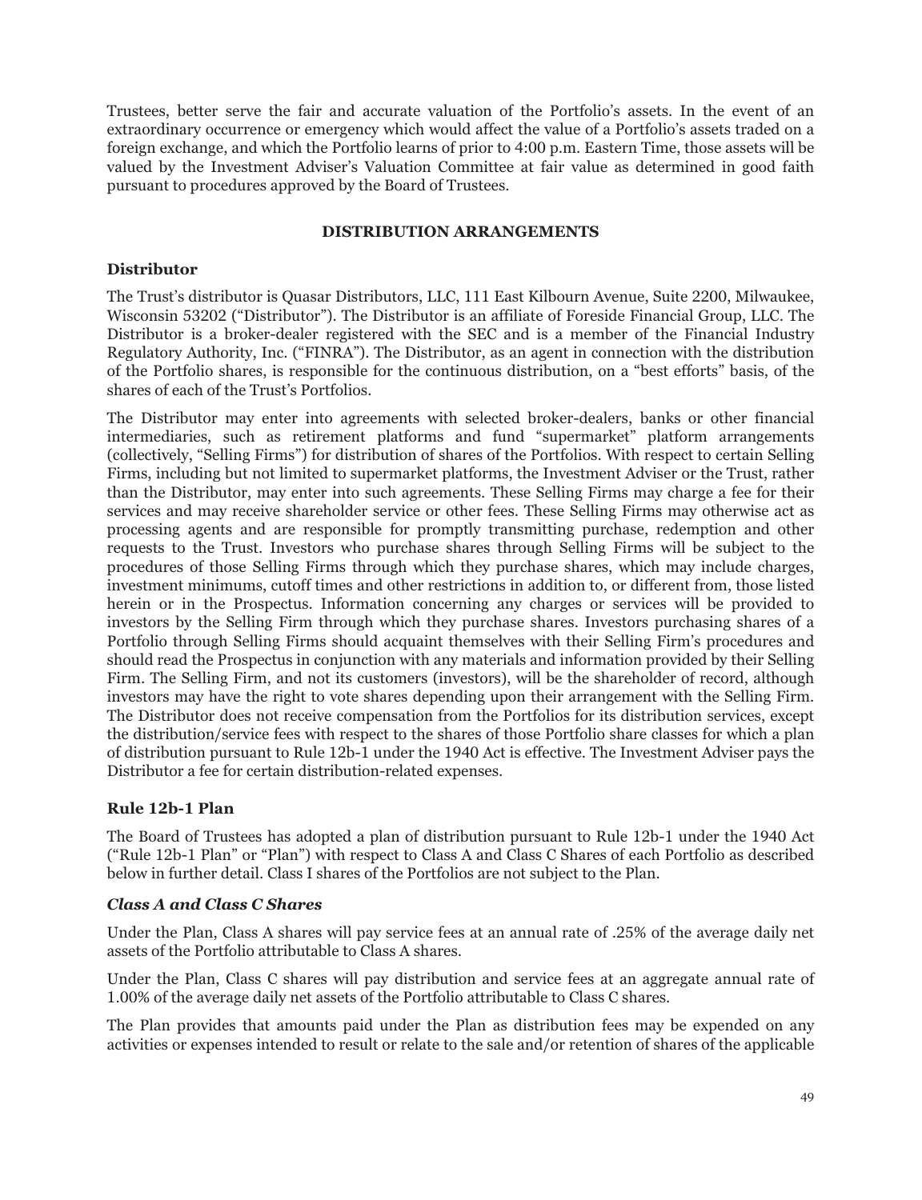Trustees, better serve the fair and accurate valuation of the Portfolio's assets. In the event of an extraordinary occurrence or emergency which would affect the value of a Portfolio's assets traded on a foreign exchange, and which the Portfolio learns of prior to 4:00 p.m. Eastern Time, those assets will be valued by the Investment Adviser's Valuation Committee at fair value as determined in good faith pursuant to procedures approved by the Board of Trustees.

## DISTRIBUTION ARRANGEMENTS

### Distributor

The Trust's distributor is Quasar Distributors, LLC, 111 East Kilbourn Avenue, Suite 2200, Milwaukee, Wisconsin 53202 ("Distributor"). The Distributor is an affiliate of Foreside Financial Group, LLC. The Distributor is a broker-dealer registered with the SEC and is a member of the Financial Industry Regulatory Authority, Inc. ("FINRA"). The Distributor, as an agent in connection with the distribution of the Portfolio shares, is responsible for the continuous distribution, on a "best efforts" basis, of the shares of each of the Trust's Portfolios.

The Distributor may enter into agreements with selected broker-dealers, banks or other financial intermediaries, such as retirement platforms and fund "supermarket" platform arrangements (collectively, "Selling Firms") for distribution of shares of the Portfolios. With respect to certain Selling Firms, including but not limited to supermarket platforms, the Investment Adviser or the Trust, rather than the Distributor, may enter into such agreements. These Selling Firms may charge a fee for their services and may receive shareholder service or other fees. These Selling Firms may otherwise act as processing agents and are responsible for promptly transmitting purchase, redemption and other requests to the Trust. Investors who purchase shares through Selling Firms will be subject to the procedures of those Selling Firms through which they purchase shares, which may include charges, investment minimums, cutoff times and other restrictions in addition to, or different from, those listed herein or in the Prospectus. Information concerning any charges or services will be provided to investors by the Selling Firm through which they purchase shares. Investors purchasing shares of a Portfolio through Selling Firms should acquaint themselves with their Selling Firm's procedures and should read the Prospectus in conjunction with any materials and information provided by their Selling Firm. The Selling Firm, and not its customers (investors), will be the shareholder of record, although investors may have the right to vote shares depending upon their arrangement with the Selling Firm. The Distributor does not receive compensation from the Portfolios for its distribution services, except the distribution/service fees with respect to the shares of those Portfolio share classes for which a plan of distribution pursuant to Rule 12b-1 under the 1940 Act is effective. The Investment Adviser pays the Distributor a fee for certain distribution-related expenses.

### Rule 12b-1 Plan

The Board of Trustees has adopted a plan of distribution pursuant to Rule 12b-1 under the 1940 Act ("Rule 12b-1 Plan" or "Plan") with respect to Class A and Class C Shares of each Portfolio as described below in further detail. Class I shares of the Portfolios are not subject to the Plan.

#### *Class A and Class C Shares*

Under the Plan, Class A shares will pay service fees at an annual rate of .25% of the average daily net assets of the Portfolio attributable to Class A shares.

Under the Plan, Class C shares will pay distribution and service fees at an aggregate annual rate of 1.00% of the average daily net assets of the Portfolio attributable to Class C shares.

The Plan provides that amounts paid under the Plan as distribution fees may be expended on any activities or expenses intended to result or relate to the sale and/or retention of shares of the applicable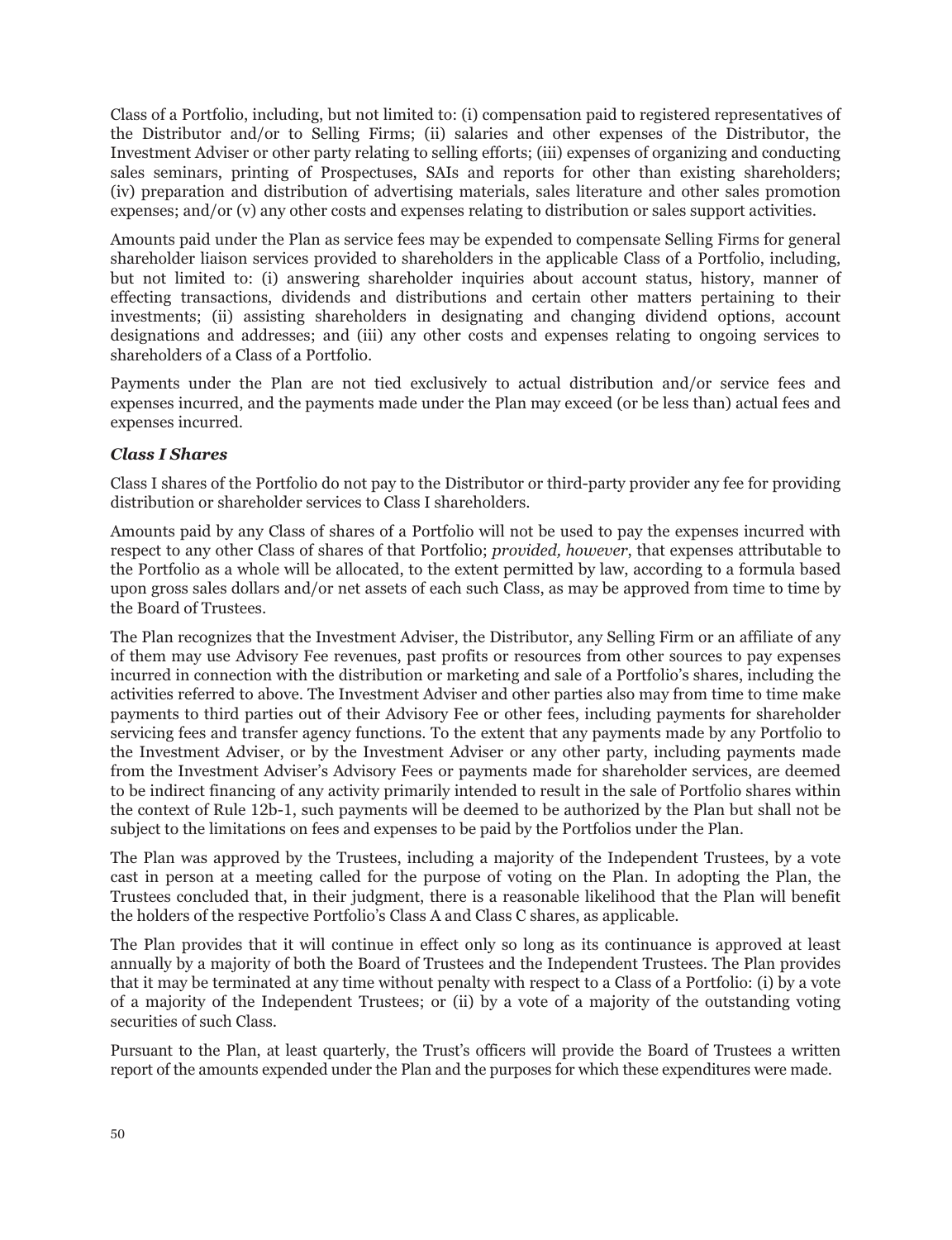Class of a Portfolio, including, but not limited to: (i) compensation paid to registered representatives of the Distributor and/or to Selling Firms; (ii) salaries and other expenses of the Distributor, the Investment Adviser or other party relating to selling efforts; (iii) expenses of organizing and conducting sales seminars, printing of Prospectuses, SAIs and reports for other than existing shareholders; (iv) preparation and distribution of advertising materials, sales literature and other sales promotion expenses; and/or (v) any other costs and expenses relating to distribution or sales support activities.

Amounts paid under the Plan as service fees may be expended to compensate Selling Firms for general shareholder liaison services provided to shareholders in the applicable Class of a Portfolio, including, but not limited to: (i) answering shareholder inquiries about account status, history, manner of effecting transactions, dividends and distributions and certain other matters pertaining to their investments; (ii) assisting shareholders in designating and changing dividend options, account designations and addresses; and (iii) any other costs and expenses relating to ongoing services to shareholders of a Class of a Portfolio.

Payments under the Plan are not tied exclusively to actual distribution and/or service fees and expenses incurred, and the payments made under the Plan may exceed (or be less than) actual fees and expenses incurred.

***Class I Shares***

Class I shares of the Portfolio do not pay to the Distributor or third-party provider any fee for providing distribution or shareholder services to Class I shareholders.

Amounts paid by any Class of shares of a Portfolio will not be used to pay the expenses incurred with respect to any other Class of shares of that Portfolio; *provided, however*, that expenses attributable to the Portfolio as a whole will be allocated, to the extent permitted by law, according to a formula based upon gross sales dollars and/or net assets of each such Class, as may be approved from time to time by the Board of Trustees.

The Plan recognizes that the Investment Adviser, the Distributor, any Selling Firm or an affiliate of any of them may use Advisory Fee revenues, past profits or resources from other sources to pay expenses incurred in connection with the distribution or marketing and sale of a Portfolio's shares, including the activities referred to above. The Investment Adviser and other parties also may from time to time make payments to third parties out of their Advisory Fee or other fees, including payments for shareholder servicing fees and transfer agency functions. To the extent that any payments made by any Portfolio to the Investment Adviser, or by the Investment Adviser or any other party, including payments made from the Investment Adviser's Advisory Fees or payments made for shareholder services, are deemed to be indirect financing of any activity primarily intended to result in the sale of Portfolio shares within the context of Rule 12b-1, such payments will be deemed to be authorized by the Plan but shall not be subject to the limitations on fees and expenses to be paid by the Portfolios under the Plan.

The Plan was approved by the Trustees, including a majority of the Independent Trustees, by a vote cast in person at a meeting called for the purpose of voting on the Plan. In adopting the Plan, the Trustees concluded that, in their judgment, there is a reasonable likelihood that the Plan will benefit the holders of the respective Portfolio's Class A and Class C shares, as applicable.

The Plan provides that it will continue in effect only so long as its continuance is approved at least annually by a majority of both the Board of Trustees and the Independent Trustees. The Plan provides that it may be terminated at any time without penalty with respect to a Class of a Portfolio: (i) by a vote of a majority of the Independent Trustees; or (ii) by a vote of a majority of the outstanding voting securities of such Class.

Pursuant to the Plan, at least quarterly, the Trust's officers will provide the Board of Trustees a written report of the amounts expended under the Plan and the purposes for which these expenditures were made.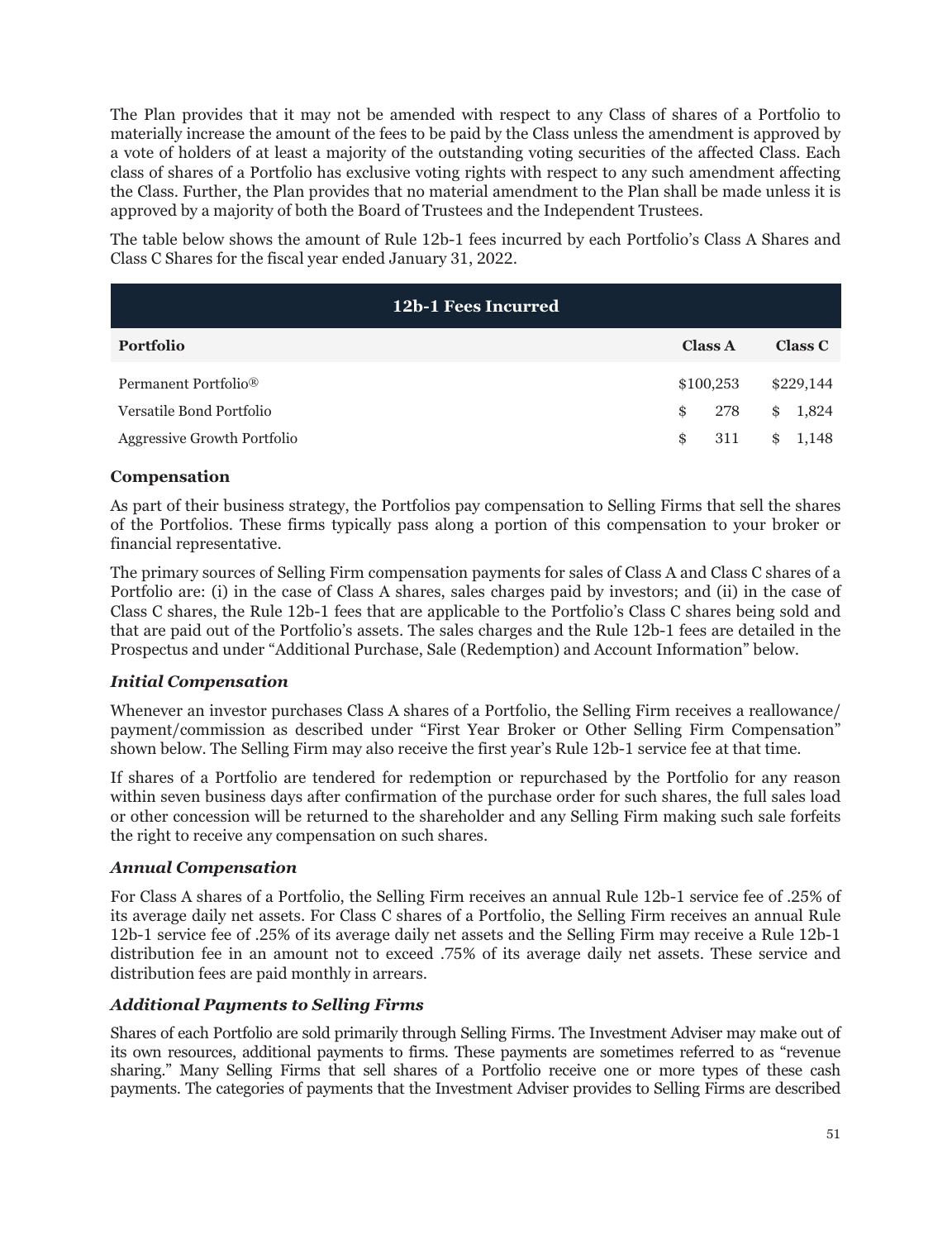The Plan provides that it may not be amended with respect to any Class of shares of a Portfolio to materially increase the amount of the fees to be paid by the Class unless the amendment is approved by a vote of holders of at least a majority of the outstanding voting securities of the affected Class. Each class of shares of a Portfolio has exclusive voting rights with respect to any such amendment affecting the Class. Further, the Plan provides that no material amendment to the Plan shall be made unless it is approved by a majority of both the Board of Trustees and the Independent Trustees.

The table below shows the amount of Rule 12b-1 fees incurred by each Portfolio's Class A Shares and Class C Shares for the fiscal year ended January 31, 2022.

| 12b-1 Fees Incurred | | |
|---|---|---|
| **Portfolio** | **Class A** | **Class C** |
| Permanent Portfolio® | $100,253 | $229,144 |
| Versatile Bond Portfolio | $ 278 | $ 1,824 |
| Aggressive Growth Portfolio | $ 311 | $ 1,148 |

### Compensation

As part of their business strategy, the Portfolios pay compensation to Selling Firms that sell the shares of the Portfolios. These firms typically pass along a portion of this compensation to your broker or financial representative.

The primary sources of Selling Firm compensation payments for sales of Class A and Class C shares of a Portfolio are: (i) in the case of Class A shares, sales charges paid by investors; and (ii) in the case of Class C shares, the Rule 12b-1 fees that are applicable to the Portfolio's Class C shares being sold and that are paid out of the Portfolio's assets. The sales charges and the Rule 12b-1 fees are detailed in the Prospectus and under "Additional Purchase, Sale (Redemption) and Account Information" below.

#### *Initial Compensation*

Whenever an investor purchases Class A shares of a Portfolio, the Selling Firm receives a reallowance/ payment/commission as described under "First Year Broker or Other Selling Firm Compensation" shown below. The Selling Firm may also receive the first year's Rule 12b-1 service fee at that time.

If shares of a Portfolio are tendered for redemption or repurchased by the Portfolio for any reason within seven business days after confirmation of the purchase order for such shares, the full sales load or other concession will be returned to the shareholder and any Selling Firm making such sale forfeits the right to receive any compensation on such shares.

#### *Annual Compensation*

For Class A shares of a Portfolio, the Selling Firm receives an annual Rule 12b-1 service fee of .25% of its average daily net assets. For Class C shares of a Portfolio, the Selling Firm receives an annual Rule 12b-1 service fee of .25% of its average daily net assets and the Selling Firm may receive a Rule 12b-1 distribution fee in an amount not to exceed .75% of its average daily net assets. These service and distribution fees are paid monthly in arrears.

#### *Additional Payments to Selling Firms*

Shares of each Portfolio are sold primarily through Selling Firms. The Investment Adviser may make out of its own resources, additional payments to firms. These payments are sometimes referred to as "revenue sharing." Many Selling Firms that sell shares of a Portfolio receive one or more types of these cash payments. The categories of payments that the Investment Adviser provides to Selling Firms are described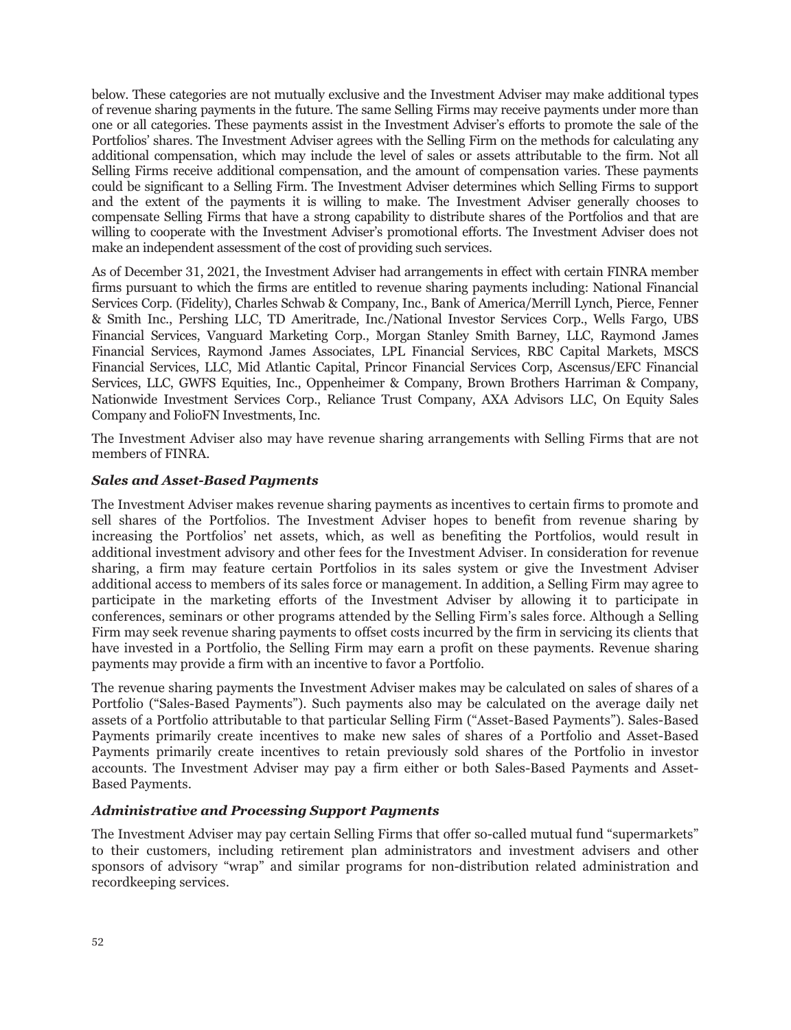below. These categories are not mutually exclusive and the Investment Adviser may make additional types of revenue sharing payments in the future. The same Selling Firms may receive payments under more than one or all categories. These payments assist in the Investment Adviser's efforts to promote the sale of the Portfolios' shares. The Investment Adviser agrees with the Selling Firm on the methods for calculating any additional compensation, which may include the level of sales or assets attributable to the firm. Not all Selling Firms receive additional compensation, and the amount of compensation varies. These payments could be significant to a Selling Firm. The Investment Adviser determines which Selling Firms to support and the extent of the payments it is willing to make. The Investment Adviser generally chooses to compensate Selling Firms that have a strong capability to distribute shares of the Portfolios and that are willing to cooperate with the Investment Adviser's promotional efforts. The Investment Adviser does not make an independent assessment of the cost of providing such services.

As of December 31, 2021, the Investment Adviser had arrangements in effect with certain FINRA member firms pursuant to which the firms are entitled to revenue sharing payments including: National Financial Services Corp. (Fidelity), Charles Schwab & Company, Inc., Bank of America/Merrill Lynch, Pierce, Fenner & Smith Inc., Pershing LLC, TD Ameritrade, Inc./National Investor Services Corp., Wells Fargo, UBS Financial Services, Vanguard Marketing Corp., Morgan Stanley Smith Barney, LLC, Raymond James Financial Services, Raymond James Associates, LPL Financial Services, RBC Capital Markets, MSCS Financial Services, LLC, Mid Atlantic Capital, Princor Financial Services Corp, Ascensus/EFC Financial Services, LLC, GWFS Equities, Inc., Oppenheimer & Company, Brown Brothers Harriman & Company, Nationwide Investment Services Corp., Reliance Trust Company, AXA Advisors LLC, On Equity Sales Company and FolioFN Investments, Inc.

The Investment Adviser also may have revenue sharing arrangements with Selling Firms that are not members of FINRA.

### *Sales and Asset-Based Payments*

The Investment Adviser makes revenue sharing payments as incentives to certain firms to promote and sell shares of the Portfolios. The Investment Adviser hopes to benefit from revenue sharing by increasing the Portfolios' net assets, which, as well as benefiting the Portfolios, would result in additional investment advisory and other fees for the Investment Adviser. In consideration for revenue sharing, a firm may feature certain Portfolios in its sales system or give the Investment Adviser additional access to members of its sales force or management. In addition, a Selling Firm may agree to participate in the marketing efforts of the Investment Adviser by allowing it to participate in conferences, seminars or other programs attended by the Selling Firm's sales force. Although a Selling Firm may seek revenue sharing payments to offset costs incurred by the firm in servicing its clients that have invested in a Portfolio, the Selling Firm may earn a profit on these payments. Revenue sharing payments may provide a firm with an incentive to favor a Portfolio.

The revenue sharing payments the Investment Adviser makes may be calculated on sales of shares of a Portfolio ("Sales-Based Payments"). Such payments also may be calculated on the average daily net assets of a Portfolio attributable to that particular Selling Firm ("Asset-Based Payments"). Sales-Based Payments primarily create incentives to make new sales of shares of a Portfolio and Asset-Based Payments primarily create incentives to retain previously sold shares of the Portfolio in investor accounts. The Investment Adviser may pay a firm either or both Sales-Based Payments and Asset-Based Payments.

### *Administrative and Processing Support Payments*

The Investment Adviser may pay certain Selling Firms that offer so-called mutual fund "supermarkets" to their customers, including retirement plan administrators and investment advisers and other sponsors of advisory "wrap" and similar programs for non-distribution related administration and recordkeeping services.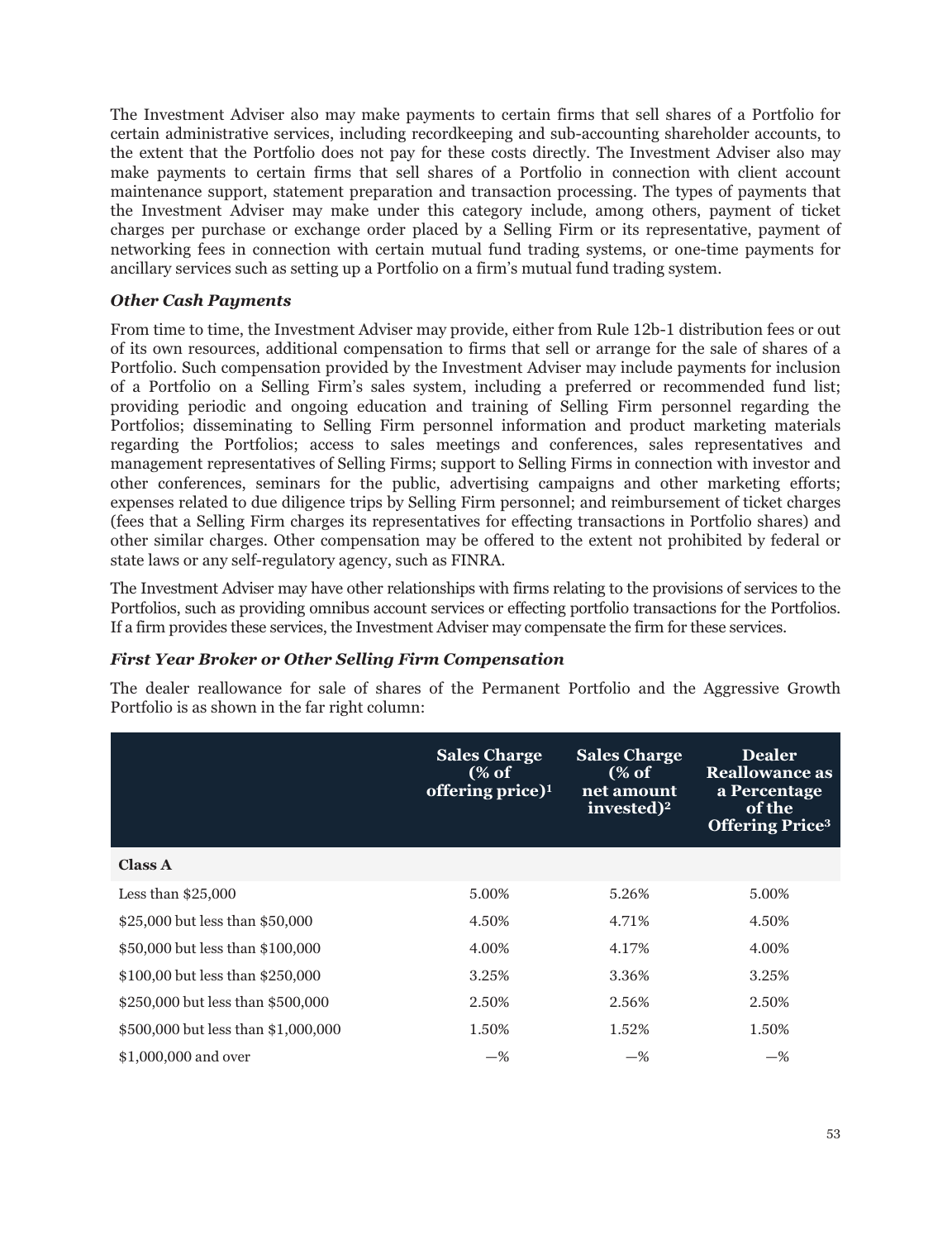The Investment Adviser also may make payments to certain firms that sell shares of a Portfolio for certain administrative services, including recordkeeping and sub-accounting shareholder accounts, to the extent that the Portfolio does not pay for these costs directly. The Investment Adviser also may make payments to certain firms that sell shares of a Portfolio in connection with client account maintenance support, statement preparation and transaction processing. The types of payments that the Investment Adviser may make under this category include, among others, payment of ticket charges per purchase or exchange order placed by a Selling Firm or its representative, payment of networking fees in connection with certain mutual fund trading systems, or one-time payments for ancillary services such as setting up a Portfolio on a firm's mutual fund trading system.

### *Other Cash Payments*

From time to time, the Investment Adviser may provide, either from Rule 12b-1 distribution fees or out of its own resources, additional compensation to firms that sell or arrange for the sale of shares of a Portfolio. Such compensation provided by the Investment Adviser may include payments for inclusion of a Portfolio on a Selling Firm's sales system, including a preferred or recommended fund list; providing periodic and ongoing education and training of Selling Firm personnel regarding the Portfolios; disseminating to Selling Firm personnel information and product marketing materials regarding the Portfolios; access to sales meetings and conferences, sales representatives and management representatives of Selling Firms; support to Selling Firms in connection with investor and other conferences, seminars for the public, advertising campaigns and other marketing efforts; expenses related to due diligence trips by Selling Firm personnel; and reimbursement of ticket charges (fees that a Selling Firm charges its representatives for effecting transactions in Portfolio shares) and other similar charges. Other compensation may be offered to the extent not prohibited by federal or state laws or any self-regulatory agency, such as FINRA.

The Investment Adviser may have other relationships with firms relating to the provisions of services to the Portfolios, such as providing omnibus account services or effecting portfolio transactions for the Portfolios. If a firm provides these services, the Investment Adviser may compensate the firm for these services.

### *First Year Broker or Other Selling Firm Compensation*

The dealer reallowance for sale of shares of the Permanent Portfolio and the Aggressive Growth Portfolio is as shown in the far right column:

| | Sales Charge (% of offering price)[1] | Sales Charge (% of net amount invested)[2] | Dealer Reallowance as a Percentage of the Offering Price[3] |
|---|---|---|---|
| **Class A** | | | |
| Less than $25,000 | 5.00% | 5.26% | 5.00% |
| $25,000 but less than $50,000 | 4.50% | 4.71% | 4.50% |
| $50,000 but less than $100,000 | 4.00% | 4.17% | 4.00% |
| $100,00 but less than $250,000 | 3.25% | 3.36% | 3.25% |
| $250,000 but less than $500,000 | 2.50% | 2.56% | 2.50% |
| $500,000 but less than $1,000,000 | 1.50% | 1.52% | 1.50% |
| $1,000,000 and over | —% | —% | —% |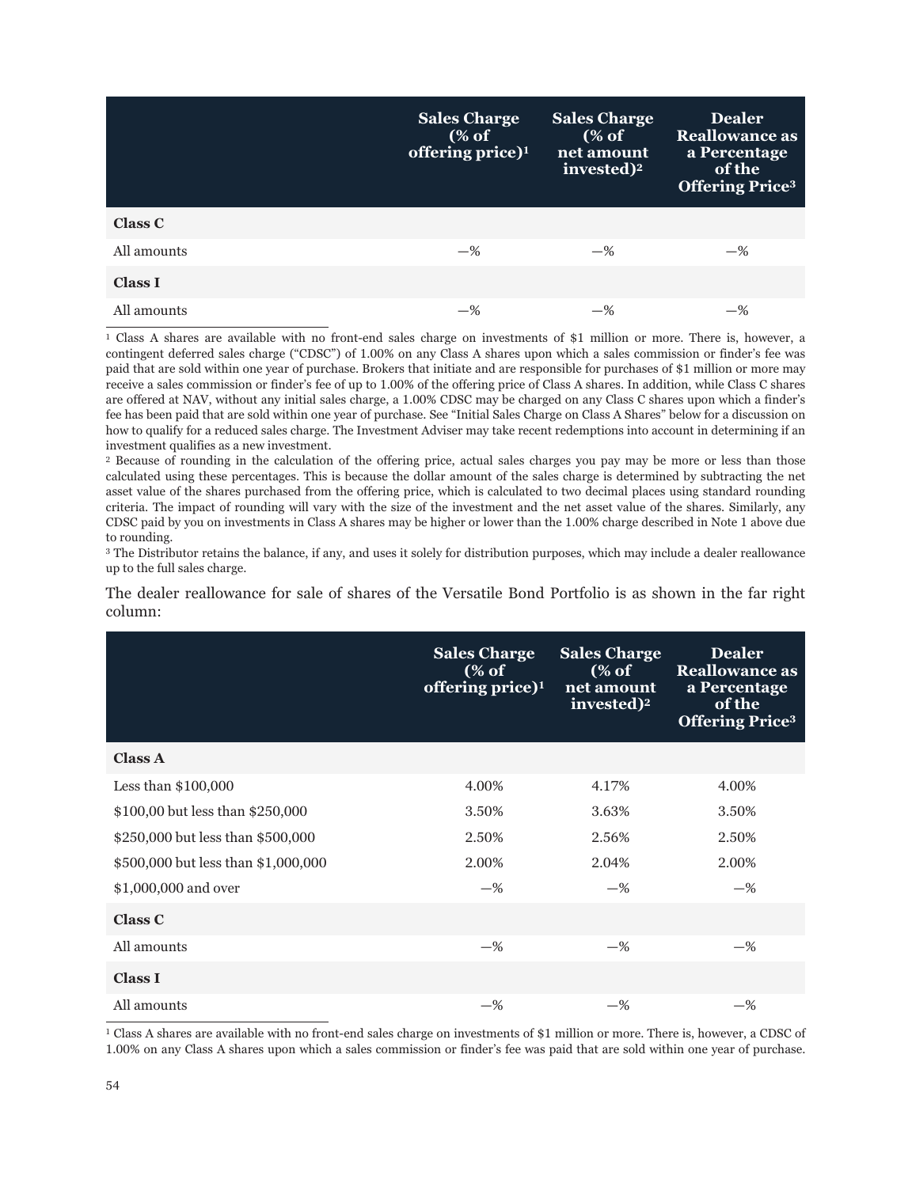| | Sales Charge (% of offering price)[1] | Sales Charge (% of net amount invested)[2] | Dealer Reallowance as a Percentage of the Offering Price[3] |
|---|---|---|---|
| **Class C** | | | |
| All amounts | —% | —% | —% |
| **Class I** | | | |
| All amounts | —% | —% | —% |

[1] Class A shares are available with no front-end sales charge on investments of $1 million or more. There is, however, a contingent deferred sales charge ("CDSC") of 1.00% on any Class A shares upon which a sales commission or finder's fee was paid that are sold within one year of purchase. Brokers that initiate and are responsible for purchases of $1 million or more may receive a sales commission or finder's fee of up to 1.00% of the offering price of Class A shares. In addition, while Class C shares are offered at NAV, without any initial sales charge, a 1.00% CDSC may be charged on any Class C shares upon which a finder's fee has been paid that are sold within one year of purchase. See "Initial Sales Charge on Class A Shares" below for a discussion on how to qualify for a reduced sales charge. The Investment Adviser may take recent redemptions into account in determining if an investment qualifies as a new investment.

[2] Because of rounding in the calculation of the offering price, actual sales charges you pay may be more or less than those calculated using these percentages. This is because the dollar amount of the sales charge is determined by subtracting the net asset value of the shares purchased from the offering price, which is calculated to two decimal places using standard rounding criteria. The impact of rounding will vary with the size of the investment and the net asset value of the shares. Similarly, any CDSC paid by you on investments in Class A shares may be higher or lower than the 1.00% charge described in Note 1 above due to rounding.

[3] The Distributor retains the balance, if any, and uses it solely for distribution purposes, which may include a dealer reallowance up to the full sales charge.

The dealer reallowance for sale of shares of the Versatile Bond Portfolio is as shown in the far right column:

| | Sales Charge (% of offering price)[1] | Sales Charge (% of net amount invested)[2] | Dealer Reallowance as a Percentage of the Offering Price[3] |
|---|---|---|---|
| **Class A** | | | |
| Less than $100,000 | 4.00% | 4.17% | 4.00% |
| $100,00 but less than $250,000 | 3.50% | 3.63% | 3.50% |
| $250,000 but less than $500,000 | 2.50% | 2.56% | 2.50% |
| $500,000 but less than $1,000,000 | 2.00% | 2.04% | 2.00% |
| $1,000,000 and over | —% | —% | —% |
| **Class C** | | | |
| All amounts | —% | —% | —% |
| **Class I** | | | |
| All amounts | —% | —% | —% |

[1] Class A shares are available with no front-end sales charge on investments of $1 million or more. There is, however, a CDSC of 1.00% on any Class A shares upon which a sales commission or finder's fee was paid that are sold within one year of purchase.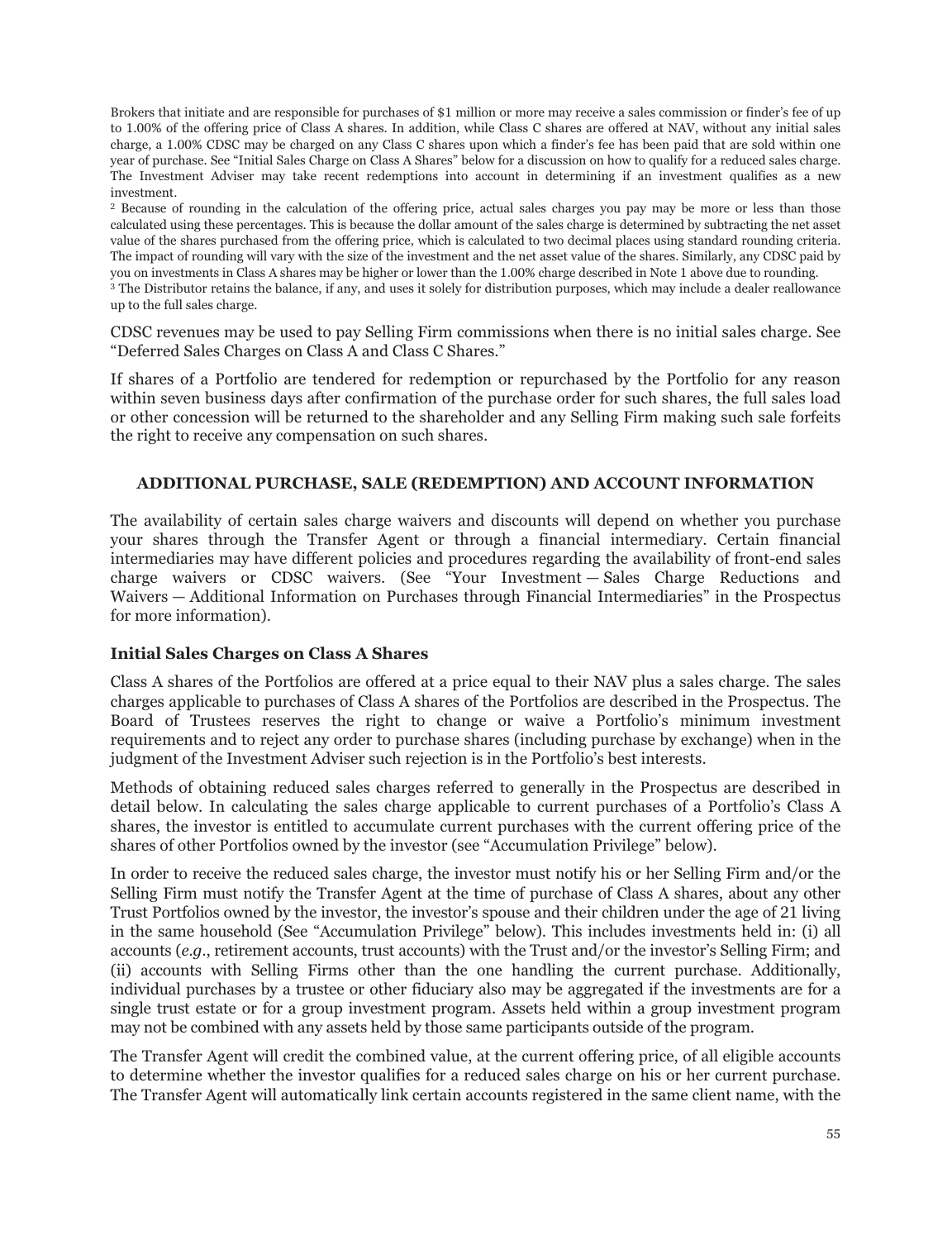Brokers that initiate and are responsible for purchases of $1 million or more may receive a sales commission or finder's fee of up to 1.00% of the offering price of Class A shares. In addition, while Class C shares are offered at NAV, without any initial sales charge, a 1.00% CDSC may be charged on any Class C shares upon which a finder's fee has been paid that are sold within one year of purchase. See "Initial Sales Charge on Class A Shares" below for a discussion on how to qualify for a reduced sales charge. The Investment Adviser may take recent redemptions into account in determining if an investment qualifies as a new investment.

[2] Because of rounding in the calculation of the offering price, actual sales charges you pay may be more or less than those calculated using these percentages. This is because the dollar amount of the sales charge is determined by subtracting the net asset value of the shares purchased from the offering price, which is calculated to two decimal places using standard rounding criteria. The impact of rounding will vary with the size of the investment and the net asset value of the shares. Similarly, any CDSC paid by you on investments in Class A shares may be higher or lower than the 1.00% charge described in Note 1 above due to rounding.

[3] The Distributor retains the balance, if any, and uses it solely for distribution purposes, which may include a dealer reallowance up to the full sales charge.

CDSC revenues may be used to pay Selling Firm commissions when there is no initial sales charge. See "Deferred Sales Charges on Class A and Class C Shares."

If shares of a Portfolio are tendered for redemption or repurchased by the Portfolio for any reason within seven business days after confirmation of the purchase order for such shares, the full sales load or other concession will be returned to the shareholder and any Selling Firm making such sale forfeits the right to receive any compensation on such shares.

## ADDITIONAL PURCHASE, SALE (REDEMPTION) AND ACCOUNT INFORMATION

The availability of certain sales charge waivers and discounts will depend on whether you purchase your shares through the Transfer Agent or through a financial intermediary. Certain financial intermediaries may have different policies and procedures regarding the availability of front-end sales charge waivers or CDSC waivers. (See "Your Investment — Sales Charge Reductions and Waivers — Additional Information on Purchases through Financial Intermediaries" in the Prospectus for more information).

### Initial Sales Charges on Class A Shares

Class A shares of the Portfolios are offered at a price equal to their NAV plus a sales charge. The sales charges applicable to purchases of Class A shares of the Portfolios are described in the Prospectus. The Board of Trustees reserves the right to change or waive a Portfolio's minimum investment requirements and to reject any order to purchase shares (including purchase by exchange) when in the judgment of the Investment Adviser such rejection is in the Portfolio's best interests.

Methods of obtaining reduced sales charges referred to generally in the Prospectus are described in detail below. In calculating the sales charge applicable to current purchases of a Portfolio's Class A shares, the investor is entitled to accumulate current purchases with the current offering price of the shares of other Portfolios owned by the investor (see "Accumulation Privilege" below).

In order to receive the reduced sales charge, the investor must notify his or her Selling Firm and/or the Selling Firm must notify the Transfer Agent at the time of purchase of Class A shares, about any other Trust Portfolios owned by the investor, the investor's spouse and their children under the age of 21 living in the same household (See "Accumulation Privilege" below). This includes investments held in: (i) all accounts (*e.g.*, retirement accounts, trust accounts) with the Trust and/or the investor's Selling Firm; and (ii) accounts with Selling Firms other than the one handling the current purchase. Additionally, individual purchases by a trustee or other fiduciary also may be aggregated if the investments are for a single trust estate or for a group investment program. Assets held within a group investment program may not be combined with any assets held by those same participants outside of the program.

The Transfer Agent will credit the combined value, at the current offering price, of all eligible accounts to determine whether the investor qualifies for a reduced sales charge on his or her current purchase. The Transfer Agent will automatically link certain accounts registered in the same client name, with the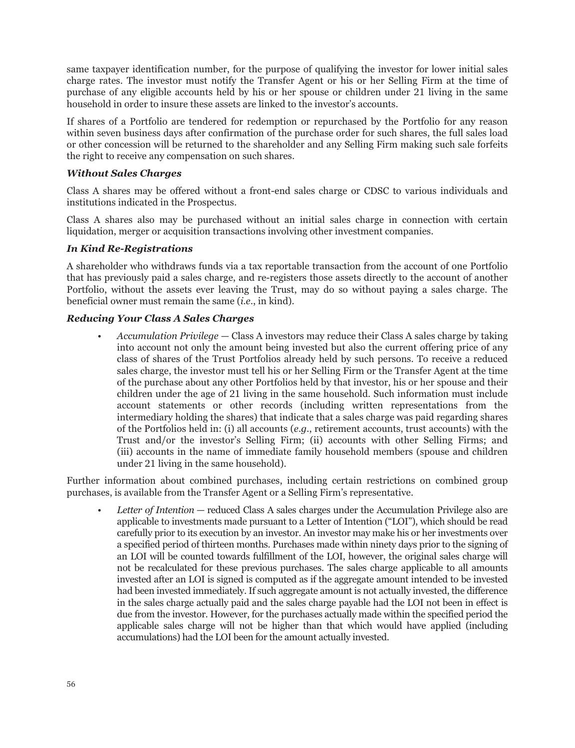same taxpayer identification number, for the purpose of qualifying the investor for lower initial sales charge rates. The investor must notify the Transfer Agent or his or her Selling Firm at the time of purchase of any eligible accounts held by his or her spouse or children under 21 living in the same household in order to insure these assets are linked to the investor's accounts.

If shares of a Portfolio are tendered for redemption or repurchased by the Portfolio for any reason within seven business days after confirmation of the purchase order for such shares, the full sales load or other concession will be returned to the shareholder and any Selling Firm making such sale forfeits the right to receive any compensation on such shares.

### *Without Sales Charges*

Class A shares may be offered without a front-end sales charge or CDSC to various individuals and institutions indicated in the Prospectus.

Class A shares also may be purchased without an initial sales charge in connection with certain liquidation, merger or acquisition transactions involving other investment companies.

### *In Kind Re-Registrations*

A shareholder who withdraws funds via a tax reportable transaction from the account of one Portfolio that has previously paid a sales charge, and re-registers those assets directly to the account of another Portfolio, without the assets ever leaving the Trust, may do so without paying a sales charge. The beneficial owner must remain the same (*i.e.*, in kind).

### *Reducing Your Class A Sales Charges*

- *Accumulation Privilege* — Class A investors may reduce their Class A sales charge by taking into account not only the amount being invested but also the current offering price of any class of shares of the Trust Portfolios already held by such persons. To receive a reduced sales charge, the investor must tell his or her Selling Firm or the Transfer Agent at the time of the purchase about any other Portfolios held by that investor, his or her spouse and their children under the age of 21 living in the same household. Such information must include account statements or other records (including written representations from the intermediary holding the shares) that indicate that a sales charge was paid regarding shares of the Portfolios held in: (i) all accounts (*e.g.*, retirement accounts, trust accounts) with the Trust and/or the investor's Selling Firm; (ii) accounts with other Selling Firms; and (iii) accounts in the name of immediate family household members (spouse and children under 21 living in the same household).

Further information about combined purchases, including certain restrictions on combined group purchases, is available from the Transfer Agent or a Selling Firm's representative.

- *Letter of Intention* — reduced Class A sales charges under the Accumulation Privilege also are applicable to investments made pursuant to a Letter of Intention ("LOI"), which should be read carefully prior to its execution by an investor. An investor may make his or her investments over a specified period of thirteen months. Purchases made within ninety days prior to the signing of an LOI will be counted towards fulfillment of the LOI, however, the original sales charge will not be recalculated for these previous purchases. The sales charge applicable to all amounts invested after an LOI is signed is computed as if the aggregate amount intended to be invested had been invested immediately. If such aggregate amount is not actually invested, the difference in the sales charge actually paid and the sales charge payable had the LOI not been in effect is due from the investor. However, for the purchases actually made within the specified period the applicable sales charge will not be higher than that which would have applied (including accumulations) had the LOI been for the amount actually invested.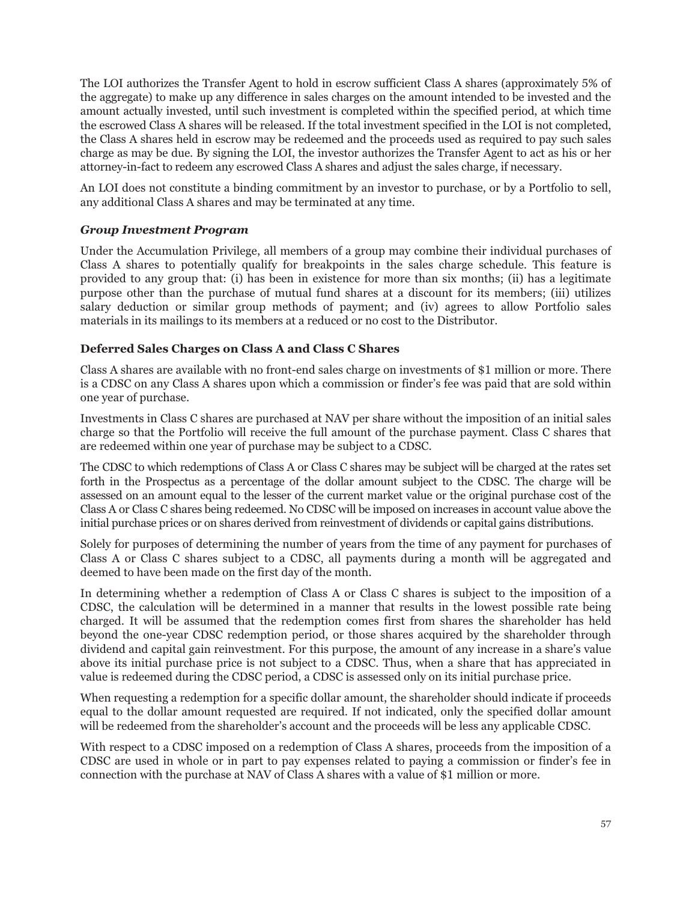The LOI authorizes the Transfer Agent to hold in escrow sufficient Class A shares (approximately 5% of the aggregate) to make up any difference in sales charges on the amount intended to be invested and the amount actually invested, until such investment is completed within the specified period, at which time the escrowed Class A shares will be released. If the total investment specified in the LOI is not completed, the Class A shares held in escrow may be redeemed and the proceeds used as required to pay such sales charge as may be due. By signing the LOI, the investor authorizes the Transfer Agent to act as his or her attorney-in-fact to redeem any escrowed Class A shares and adjust the sales charge, if necessary.

An LOI does not constitute a binding commitment by an investor to purchase, or by a Portfolio to sell, any additional Class A shares and may be terminated at any time.

***Group Investment Program***

Under the Accumulation Privilege, all members of a group may combine their individual purchases of Class A shares to potentially qualify for breakpoints in the sales charge schedule. This feature is provided to any group that: (i) has been in existence for more than six months; (ii) has a legitimate purpose other than the purchase of mutual fund shares at a discount for its members; (iii) utilizes salary deduction or similar group methods of payment; and (iv) agrees to allow Portfolio sales materials in its mailings to its members at a reduced or no cost to the Distributor.

### Deferred Sales Charges on Class A and Class C Shares

Class A shares are available with no front-end sales charge on investments of $1 million or more. There is a CDSC on any Class A shares upon which a commission or finder's fee was paid that are sold within one year of purchase.

Investments in Class C shares are purchased at NAV per share without the imposition of an initial sales charge so that the Portfolio will receive the full amount of the purchase payment. Class C shares that are redeemed within one year of purchase may be subject to a CDSC.

The CDSC to which redemptions of Class A or Class C shares may be subject will be charged at the rates set forth in the Prospectus as a percentage of the dollar amount subject to the CDSC. The charge will be assessed on an amount equal to the lesser of the current market value or the original purchase cost of the Class A or Class C shares being redeemed. No CDSC will be imposed on increases in account value above the initial purchase prices or on shares derived from reinvestment of dividends or capital gains distributions.

Solely for purposes of determining the number of years from the time of any payment for purchases of Class A or Class C shares subject to a CDSC, all payments during a month will be aggregated and deemed to have been made on the first day of the month.

In determining whether a redemption of Class A or Class C shares is subject to the imposition of a CDSC, the calculation will be determined in a manner that results in the lowest possible rate being charged. It will be assumed that the redemption comes first from shares the shareholder has held beyond the one-year CDSC redemption period, or those shares acquired by the shareholder through dividend and capital gain reinvestment. For this purpose, the amount of any increase in a share's value above its initial purchase price is not subject to a CDSC. Thus, when a share that has appreciated in value is redeemed during the CDSC period, a CDSC is assessed only on its initial purchase price.

When requesting a redemption for a specific dollar amount, the shareholder should indicate if proceeds equal to the dollar amount requested are required. If not indicated, only the specified dollar amount will be redeemed from the shareholder's account and the proceeds will be less any applicable CDSC.

With respect to a CDSC imposed on a redemption of Class A shares, proceeds from the imposition of a CDSC are used in whole or in part to pay expenses related to paying a commission or finder's fee in connection with the purchase at NAV of Class A shares with a value of $1 million or more.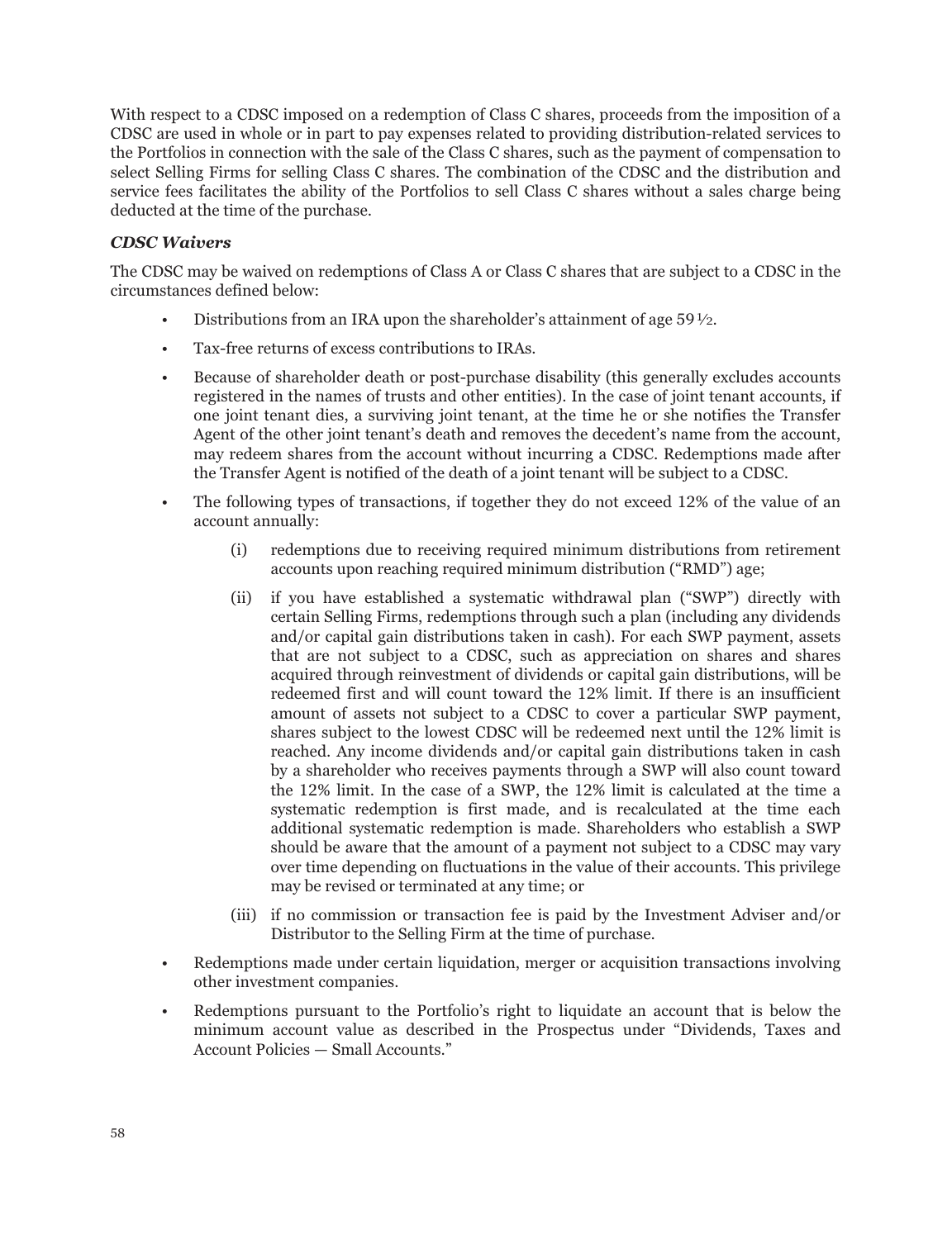With respect to a CDSC imposed on a redemption of Class C shares, proceeds from the imposition of a CDSC are used in whole or in part to pay expenses related to providing distribution-related services to the Portfolios in connection with the sale of the Class C shares, such as the payment of compensation to select Selling Firms for selling Class C shares. The combination of the CDSC and the distribution and service fees facilitates the ability of the Portfolios to sell Class C shares without a sales charge being deducted at the time of the purchase.

***CDSC Waivers***

The CDSC may be waived on redemptions of Class A or Class C shares that are subject to a CDSC in the circumstances defined below:

- Distributions from an IRA upon the shareholder's attainment of age 59 ½.
- Tax-free returns of excess contributions to IRAs.
- Because of shareholder death or post-purchase disability (this generally excludes accounts registered in the names of trusts and other entities). In the case of joint tenant accounts, if one joint tenant dies, a surviving joint tenant, at the time he or she notifies the Transfer Agent of the other joint tenant's death and removes the decedent's name from the account, may redeem shares from the account without incurring a CDSC. Redemptions made after the Transfer Agent is notified of the death of a joint tenant will be subject to a CDSC.
- The following types of transactions, if together they do not exceed 12% of the value of an account annually:
  - (i) redemptions due to receiving required minimum distributions from retirement accounts upon reaching required minimum distribution ("RMD") age;
  - (ii) if you have established a systematic withdrawal plan ("SWP") directly with certain Selling Firms, redemptions through such a plan (including any dividends and/or capital gain distributions taken in cash). For each SWP payment, assets that are not subject to a CDSC, such as appreciation on shares and shares acquired through reinvestment of dividends or capital gain distributions, will be redeemed first and will count toward the 12% limit. If there is an insufficient amount of assets not subject to a CDSC to cover a particular SWP payment, shares subject to the lowest CDSC will be redeemed next until the 12% limit is reached. Any income dividends and/or capital gain distributions taken in cash by a shareholder who receives payments through a SWP will also count toward the 12% limit. In the case of a SWP, the 12% limit is calculated at the time a systematic redemption is first made, and is recalculated at the time each additional systematic redemption is made. Shareholders who establish a SWP should be aware that the amount of a payment not subject to a CDSC may vary over time depending on fluctuations in the value of their accounts. This privilege may be revised or terminated at any time; or
  - (iii) if no commission or transaction fee is paid by the Investment Adviser and/or Distributor to the Selling Firm at the time of purchase.
- Redemptions made under certain liquidation, merger or acquisition transactions involving other investment companies.
- Redemptions pursuant to the Portfolio's right to liquidate an account that is below the minimum account value as described in the Prospectus under "Dividends, Taxes and Account Policies — Small Accounts."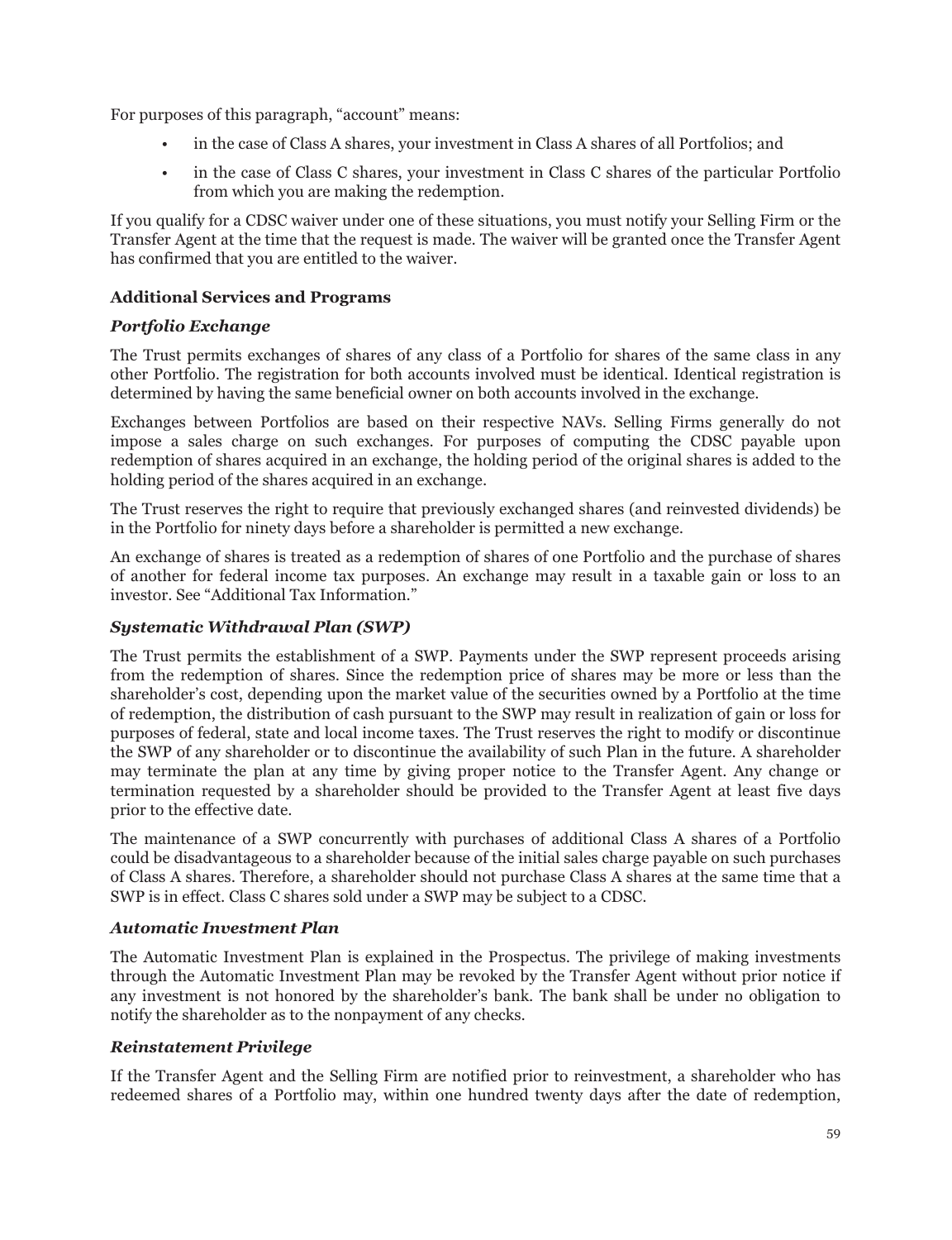For purposes of this paragraph, "account" means:

- in the case of Class A shares, your investment in Class A shares of all Portfolios; and
- in the case of Class C shares, your investment in Class C shares of the particular Portfolio from which you are making the redemption.

If you qualify for a CDSC waiver under one of these situations, you must notify your Selling Firm or the Transfer Agent at the time that the request is made. The waiver will be granted once the Transfer Agent has confirmed that you are entitled to the waiver.

### Additional Services and Programs

#### *Portfolio Exchange*

The Trust permits exchanges of shares of any class of a Portfolio for shares of the same class in any other Portfolio. The registration for both accounts involved must be identical. Identical registration is determined by having the same beneficial owner on both accounts involved in the exchange.

Exchanges between Portfolios are based on their respective NAVs. Selling Firms generally do not impose a sales charge on such exchanges. For purposes of computing the CDSC payable upon redemption of shares acquired in an exchange, the holding period of the original shares is added to the holding period of the shares acquired in an exchange.

The Trust reserves the right to require that previously exchanged shares (and reinvested dividends) be in the Portfolio for ninety days before a shareholder is permitted a new exchange.

An exchange of shares is treated as a redemption of shares of one Portfolio and the purchase of shares of another for federal income tax purposes. An exchange may result in a taxable gain or loss to an investor. See "Additional Tax Information."

#### *Systematic Withdrawal Plan (SWP)*

The Trust permits the establishment of a SWP. Payments under the SWP represent proceeds arising from the redemption of shares. Since the redemption price of shares may be more or less than the shareholder's cost, depending upon the market value of the securities owned by a Portfolio at the time of redemption, the distribution of cash pursuant to the SWP may result in realization of gain or loss for purposes of federal, state and local income taxes. The Trust reserves the right to modify or discontinue the SWP of any shareholder or to discontinue the availability of such Plan in the future. A shareholder may terminate the plan at any time by giving proper notice to the Transfer Agent. Any change or termination requested by a shareholder should be provided to the Transfer Agent at least five days prior to the effective date.

The maintenance of a SWP concurrently with purchases of additional Class A shares of a Portfolio could be disadvantageous to a shareholder because of the initial sales charge payable on such purchases of Class A shares. Therefore, a shareholder should not purchase Class A shares at the same time that a SWP is in effect. Class C shares sold under a SWP may be subject to a CDSC.

#### *Automatic Investment Plan*

The Automatic Investment Plan is explained in the Prospectus. The privilege of making investments through the Automatic Investment Plan may be revoked by the Transfer Agent without prior notice if any investment is not honored by the shareholder's bank. The bank shall be under no obligation to notify the shareholder as to the nonpayment of any checks.

#### *Reinstatement Privilege*

If the Transfer Agent and the Selling Firm are notified prior to reinvestment, a shareholder who has redeemed shares of a Portfolio may, within one hundred twenty days after the date of redemption,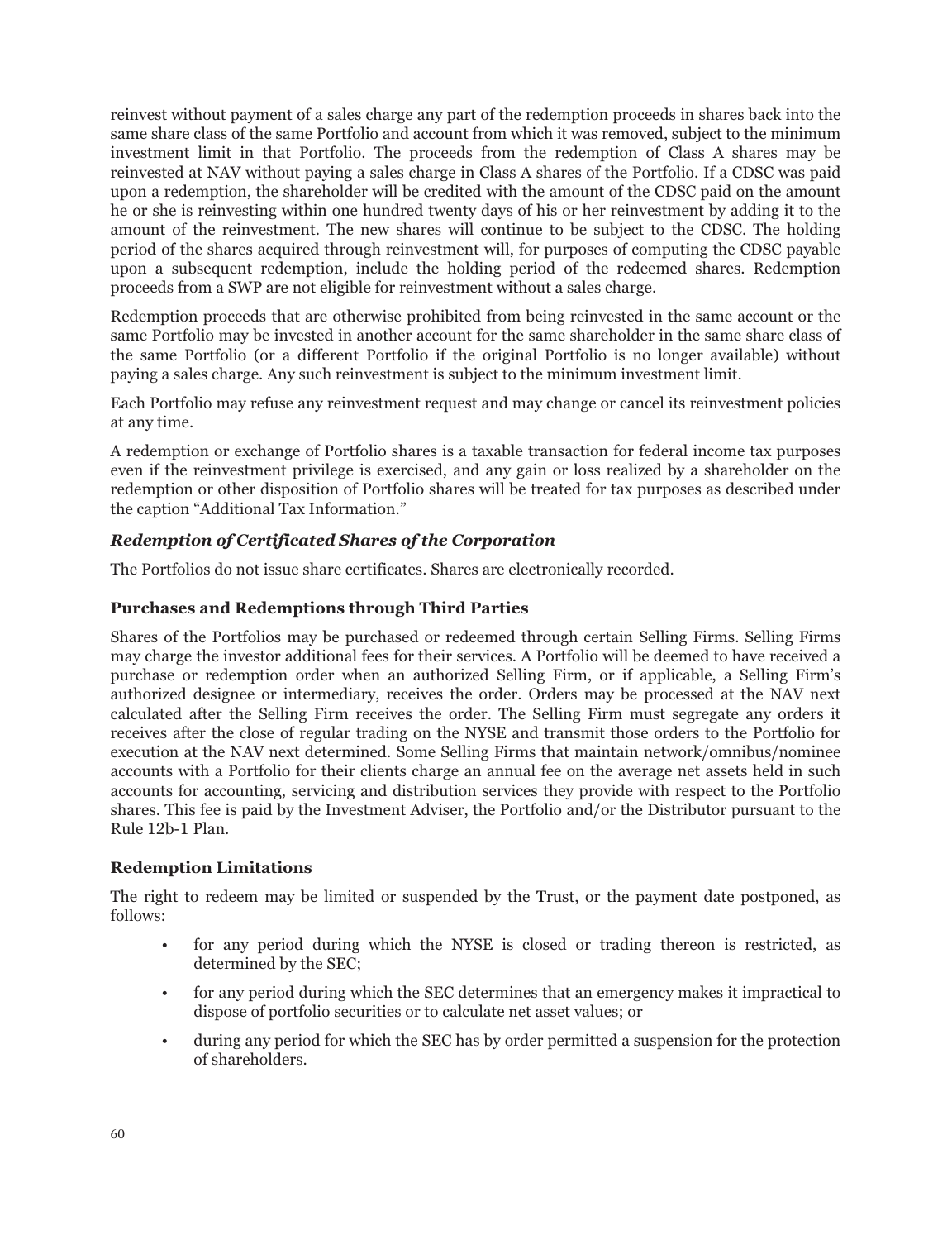reinvest without payment of a sales charge any part of the redemption proceeds in shares back into the same share class of the same Portfolio and account from which it was removed, subject to the minimum investment limit in that Portfolio. The proceeds from the redemption of Class A shares may be reinvested at NAV without paying a sales charge in Class A shares of the Portfolio. If a CDSC was paid upon a redemption, the shareholder will be credited with the amount of the CDSC paid on the amount he or she is reinvesting within one hundred twenty days of his or her reinvestment by adding it to the amount of the reinvestment. The new shares will continue to be subject to the CDSC. The holding period of the shares acquired through reinvestment will, for purposes of computing the CDSC payable upon a subsequent redemption, include the holding period of the redeemed shares. Redemption proceeds from a SWP are not eligible for reinvestment without a sales charge.

Redemption proceeds that are otherwise prohibited from being reinvested in the same account or the same Portfolio may be invested in another account for the same shareholder in the same share class of the same Portfolio (or a different Portfolio if the original Portfolio is no longer available) without paying a sales charge. Any such reinvestment is subject to the minimum investment limit.

Each Portfolio may refuse any reinvestment request and may change or cancel its reinvestment policies at any time.

A redemption or exchange of Portfolio shares is a taxable transaction for federal income tax purposes even if the reinvestment privilege is exercised, and any gain or loss realized by a shareholder on the redemption or other disposition of Portfolio shares will be treated for tax purposes as described under the caption "Additional Tax Information."

#### *Redemption of Certificated Shares of the Corporation*

The Portfolios do not issue share certificates. Shares are electronically recorded.

### Purchases and Redemptions through Third Parties

Shares of the Portfolios may be purchased or redeemed through certain Selling Firms. Selling Firms may charge the investor additional fees for their services. A Portfolio will be deemed to have received a purchase or redemption order when an authorized Selling Firm, or if applicable, a Selling Firm's authorized designee or intermediary, receives the order. Orders may be processed at the NAV next calculated after the Selling Firm receives the order. The Selling Firm must segregate any orders it receives after the close of regular trading on the NYSE and transmit those orders to the Portfolio for execution at the NAV next determined. Some Selling Firms that maintain network/omnibus/nominee accounts with a Portfolio for their clients charge an annual fee on the average net assets held in such accounts for accounting, servicing and distribution services they provide with respect to the Portfolio shares. This fee is paid by the Investment Adviser, the Portfolio and/or the Distributor pursuant to the Rule 12b-1 Plan.

### Redemption Limitations

The right to redeem may be limited or suspended by the Trust, or the payment date postponed, as follows:

- for any period during which the NYSE is closed or trading thereon is restricted, as determined by the SEC;
- for any period during which the SEC determines that an emergency makes it impractical to dispose of portfolio securities or to calculate net asset values; or
- during any period for which the SEC has by order permitted a suspension for the protection of shareholders.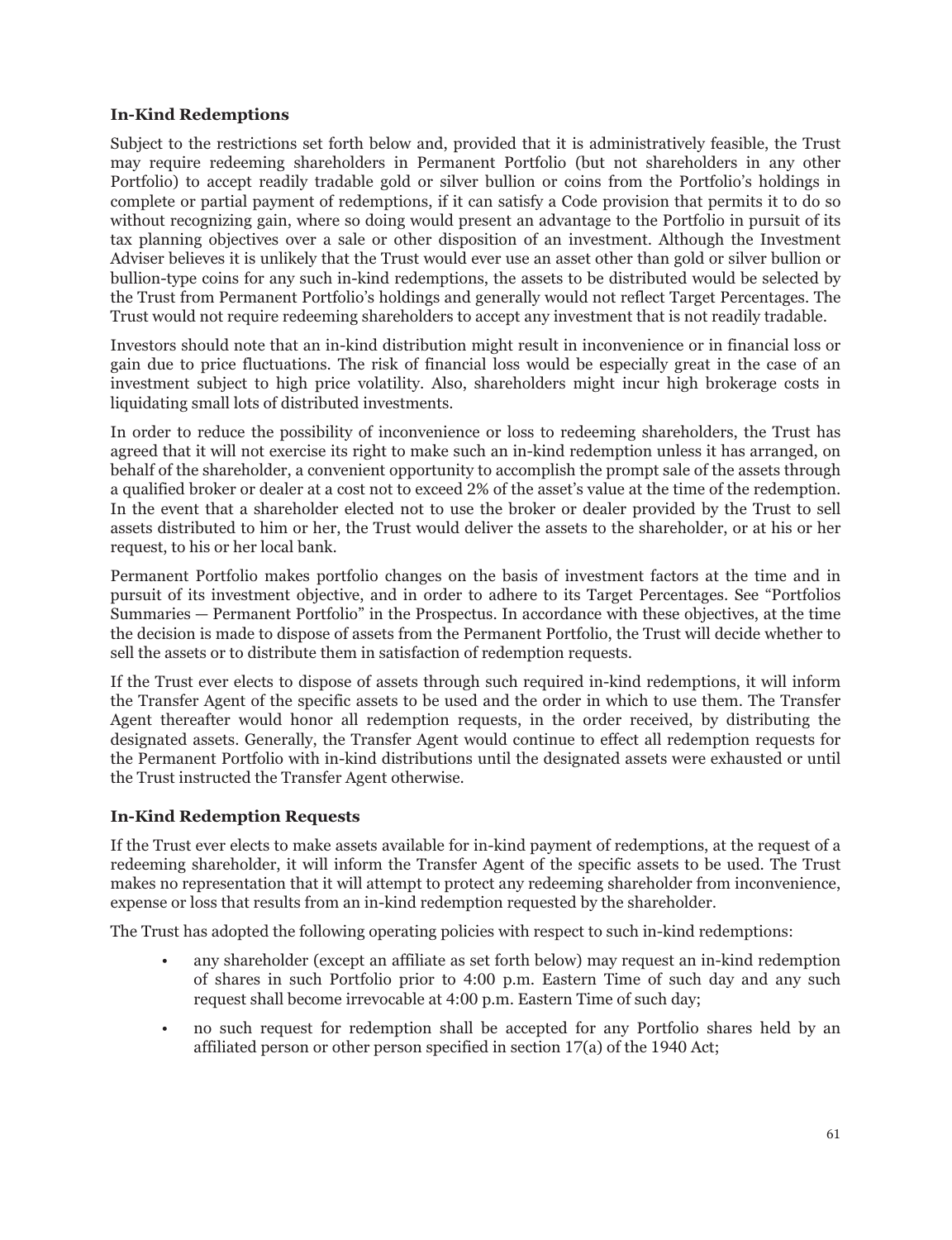### In-Kind Redemptions

Subject to the restrictions set forth below and, provided that it is administratively feasible, the Trust may require redeeming shareholders in Permanent Portfolio (but not shareholders in any other Portfolio) to accept readily tradable gold or silver bullion or coins from the Portfolio's holdings in complete or partial payment of redemptions, if it can satisfy a Code provision that permits it to do so without recognizing gain, where so doing would present an advantage to the Portfolio in pursuit of its tax planning objectives over a sale or other disposition of an investment. Although the Investment Adviser believes it is unlikely that the Trust would ever use an asset other than gold or silver bullion or bullion-type coins for any such in-kind redemptions, the assets to be distributed would be selected by the Trust from Permanent Portfolio's holdings and generally would not reflect Target Percentages. The Trust would not require redeeming shareholders to accept any investment that is not readily tradable.

Investors should note that an in-kind distribution might result in inconvenience or in financial loss or gain due to price fluctuations. The risk of financial loss would be especially great in the case of an investment subject to high price volatility. Also, shareholders might incur high brokerage costs in liquidating small lots of distributed investments.

In order to reduce the possibility of inconvenience or loss to redeeming shareholders, the Trust has agreed that it will not exercise its right to make such an in-kind redemption unless it has arranged, on behalf of the shareholder, a convenient opportunity to accomplish the prompt sale of the assets through a qualified broker or dealer at a cost not to exceed 2% of the asset's value at the time of the redemption. In the event that a shareholder elected not to use the broker or dealer provided by the Trust to sell assets distributed to him or her, the Trust would deliver the assets to the shareholder, or at his or her request, to his or her local bank.

Permanent Portfolio makes portfolio changes on the basis of investment factors at the time and in pursuit of its investment objective, and in order to adhere to its Target Percentages. See "Portfolios Summaries — Permanent Portfolio" in the Prospectus. In accordance with these objectives, at the time the decision is made to dispose of assets from the Permanent Portfolio, the Trust will decide whether to sell the assets or to distribute them in satisfaction of redemption requests.

If the Trust ever elects to dispose of assets through such required in-kind redemptions, it will inform the Transfer Agent of the specific assets to be used and the order in which to use them. The Transfer Agent thereafter would honor all redemption requests, in the order received, by distributing the designated assets. Generally, the Transfer Agent would continue to effect all redemption requests for the Permanent Portfolio with in-kind distributions until the designated assets were exhausted or until the Trust instructed the Transfer Agent otherwise.

### In-Kind Redemption Requests

If the Trust ever elects to make assets available for in-kind payment of redemptions, at the request of a redeeming shareholder, it will inform the Transfer Agent of the specific assets to be used. The Trust makes no representation that it will attempt to protect any redeeming shareholder from inconvenience, expense or loss that results from an in-kind redemption requested by the shareholder.

The Trust has adopted the following operating policies with respect to such in-kind redemptions:

- any shareholder (except an affiliate as set forth below) may request an in-kind redemption of shares in such Portfolio prior to 4:00 p.m. Eastern Time of such day and any such request shall become irrevocable at 4:00 p.m. Eastern Time of such day;
- no such request for redemption shall be accepted for any Portfolio shares held by an affiliated person or other person specified in section 17(a) of the 1940 Act;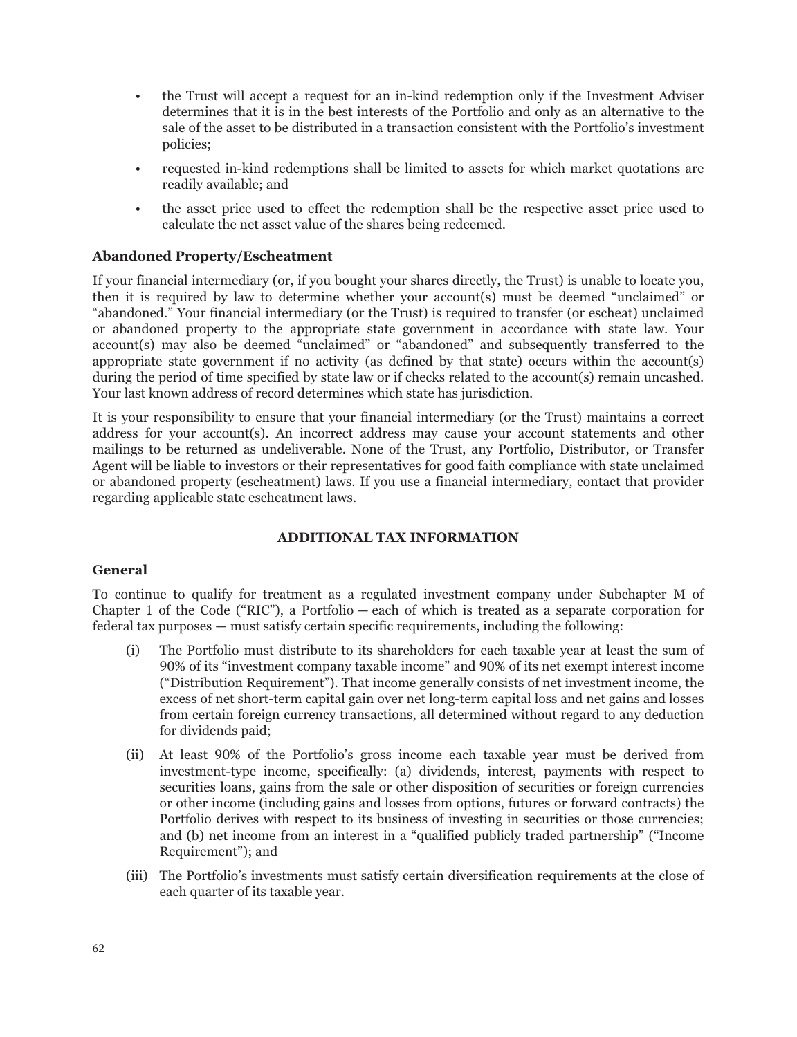- the Trust will accept a request for an in-kind redemption only if the Investment Adviser determines that it is in the best interests of the Portfolio and only as an alternative to the sale of the asset to be distributed in a transaction consistent with the Portfolio's investment policies;
- requested in-kind redemptions shall be limited to assets for which market quotations are readily available; and
- the asset price used to effect the redemption shall be the respective asset price used to calculate the net asset value of the shares being redeemed.

### Abandoned Property/Escheatment

If your financial intermediary (or, if you bought your shares directly, the Trust) is unable to locate you, then it is required by law to determine whether your account(s) must be deemed "unclaimed" or "abandoned." Your financial intermediary (or the Trust) is required to transfer (or escheat) unclaimed or abandoned property to the appropriate state government in accordance with state law. Your account(s) may also be deemed "unclaimed" or "abandoned" and subsequently transferred to the appropriate state government if no activity (as defined by that state) occurs within the account(s) during the period of time specified by state law or if checks related to the account(s) remain uncashed. Your last known address of record determines which state has jurisdiction.

It is your responsibility to ensure that your financial intermediary (or the Trust) maintains a correct address for your account(s). An incorrect address may cause your account statements and other mailings to be returned as undeliverable. None of the Trust, any Portfolio, Distributor, or Transfer Agent will be liable to investors or their representatives for good faith compliance with state unclaimed or abandoned property (escheatment) laws. If you use a financial intermediary, contact that provider regarding applicable state escheatment laws.

## ADDITIONAL TAX INFORMATION

### General

To continue to qualify for treatment as a regulated investment company under Subchapter M of Chapter 1 of the Code ("RIC"), a Portfolio — each of which is treated as a separate corporation for federal tax purposes — must satisfy certain specific requirements, including the following:

(i) The Portfolio must distribute to its shareholders for each taxable year at least the sum of 90% of its "investment company taxable income" and 90% of its net exempt interest income ("Distribution Requirement"). That income generally consists of net investment income, the excess of net short-term capital gain over net long-term capital loss and net gains and losses from certain foreign currency transactions, all determined without regard to any deduction for dividends paid;

(ii) At least 90% of the Portfolio's gross income each taxable year must be derived from investment-type income, specifically: (a) dividends, interest, payments with respect to securities loans, gains from the sale or other disposition of securities or foreign currencies or other income (including gains and losses from options, futures or forward contracts) the Portfolio derives with respect to its business of investing in securities or those currencies; and (b) net income from an interest in a "qualified publicly traded partnership" ("Income Requirement"); and

(iii) The Portfolio's investments must satisfy certain diversification requirements at the close of each quarter of its taxable year.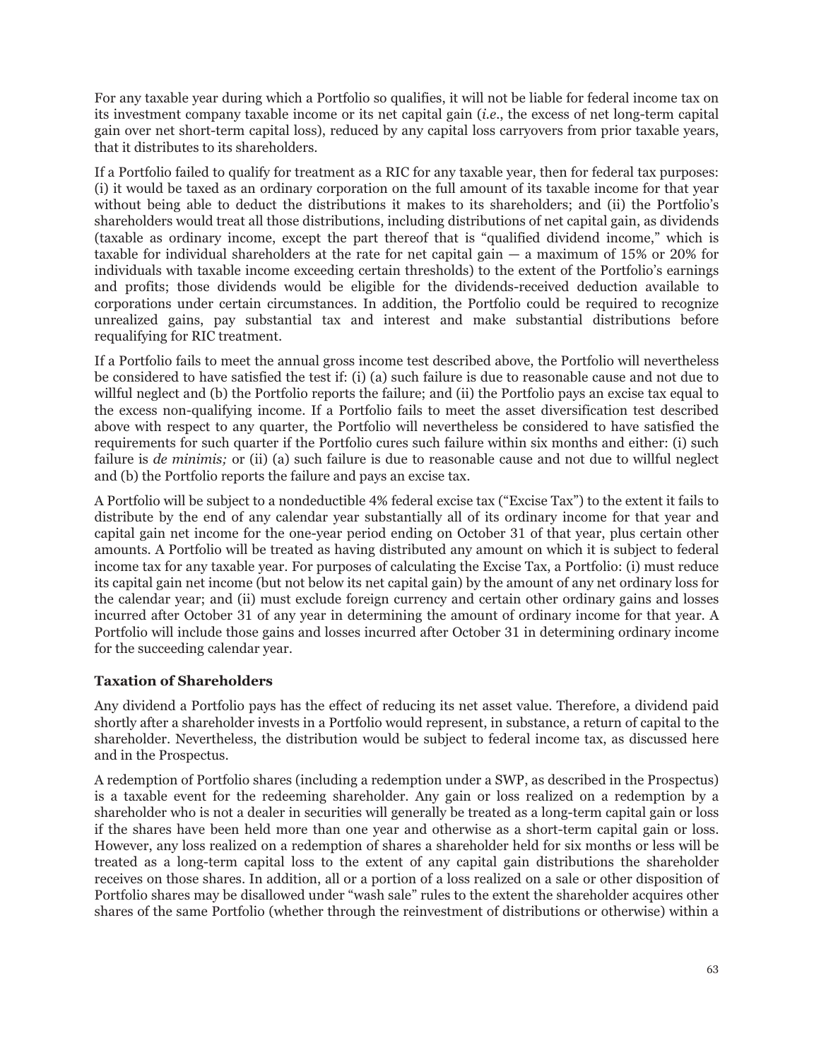For any taxable year during which a Portfolio so qualifies, it will not be liable for federal income tax on its investment company taxable income or its net capital gain (*i.e.*, the excess of net long-term capital gain over net short-term capital loss), reduced by any capital loss carryovers from prior taxable years, that it distributes to its shareholders.

If a Portfolio failed to qualify for treatment as a RIC for any taxable year, then for federal tax purposes: (i) it would be taxed as an ordinary corporation on the full amount of its taxable income for that year without being able to deduct the distributions it makes to its shareholders; and (ii) the Portfolio's shareholders would treat all those distributions, including distributions of net capital gain, as dividends (taxable as ordinary income, except the part thereof that is "qualified dividend income," which is taxable for individual shareholders at the rate for net capital gain — a maximum of 15% or 20% for individuals with taxable income exceeding certain thresholds) to the extent of the Portfolio's earnings and profits; those dividends would be eligible for the dividends-received deduction available to corporations under certain circumstances. In addition, the Portfolio could be required to recognize unrealized gains, pay substantial tax and interest and make substantial distributions before requalifying for RIC treatment.

If a Portfolio fails to meet the annual gross income test described above, the Portfolio will nevertheless be considered to have satisfied the test if: (i) (a) such failure is due to reasonable cause and not due to willful neglect and (b) the Portfolio reports the failure; and (ii) the Portfolio pays an excise tax equal to the excess non-qualifying income. If a Portfolio fails to meet the asset diversification test described above with respect to any quarter, the Portfolio will nevertheless be considered to have satisfied the requirements for such quarter if the Portfolio cures such failure within six months and either: (i) such failure is *de minimis;* or (ii) (a) such failure is due to reasonable cause and not due to willful neglect and (b) the Portfolio reports the failure and pays an excise tax.

A Portfolio will be subject to a nondeductible 4% federal excise tax ("Excise Tax") to the extent it fails to distribute by the end of any calendar year substantially all of its ordinary income for that year and capital gain net income for the one-year period ending on October 31 of that year, plus certain other amounts. A Portfolio will be treated as having distributed any amount on which it is subject to federal income tax for any taxable year. For purposes of calculating the Excise Tax, a Portfolio: (i) must reduce its capital gain net income (but not below its net capital gain) by the amount of any net ordinary loss for the calendar year; and (ii) must exclude foreign currency and certain other ordinary gains and losses incurred after October 31 of any year in determining the amount of ordinary income for that year. A Portfolio will include those gains and losses incurred after October 31 in determining ordinary income for the succeeding calendar year.

### Taxation of Shareholders

Any dividend a Portfolio pays has the effect of reducing its net asset value. Therefore, a dividend paid shortly after a shareholder invests in a Portfolio would represent, in substance, a return of capital to the shareholder. Nevertheless, the distribution would be subject to federal income tax, as discussed here and in the Prospectus.

A redemption of Portfolio shares (including a redemption under a SWP, as described in the Prospectus) is a taxable event for the redeeming shareholder. Any gain or loss realized on a redemption by a shareholder who is not a dealer in securities will generally be treated as a long-term capital gain or loss if the shares have been held more than one year and otherwise as a short-term capital gain or loss. However, any loss realized on a redemption of shares a shareholder held for six months or less will be treated as a long-term capital loss to the extent of any capital gain distributions the shareholder receives on those shares. In addition, all or a portion of a loss realized on a sale or other disposition of Portfolio shares may be disallowed under "wash sale" rules to the extent the shareholder acquires other shares of the same Portfolio (whether through the reinvestment of distributions or otherwise) within a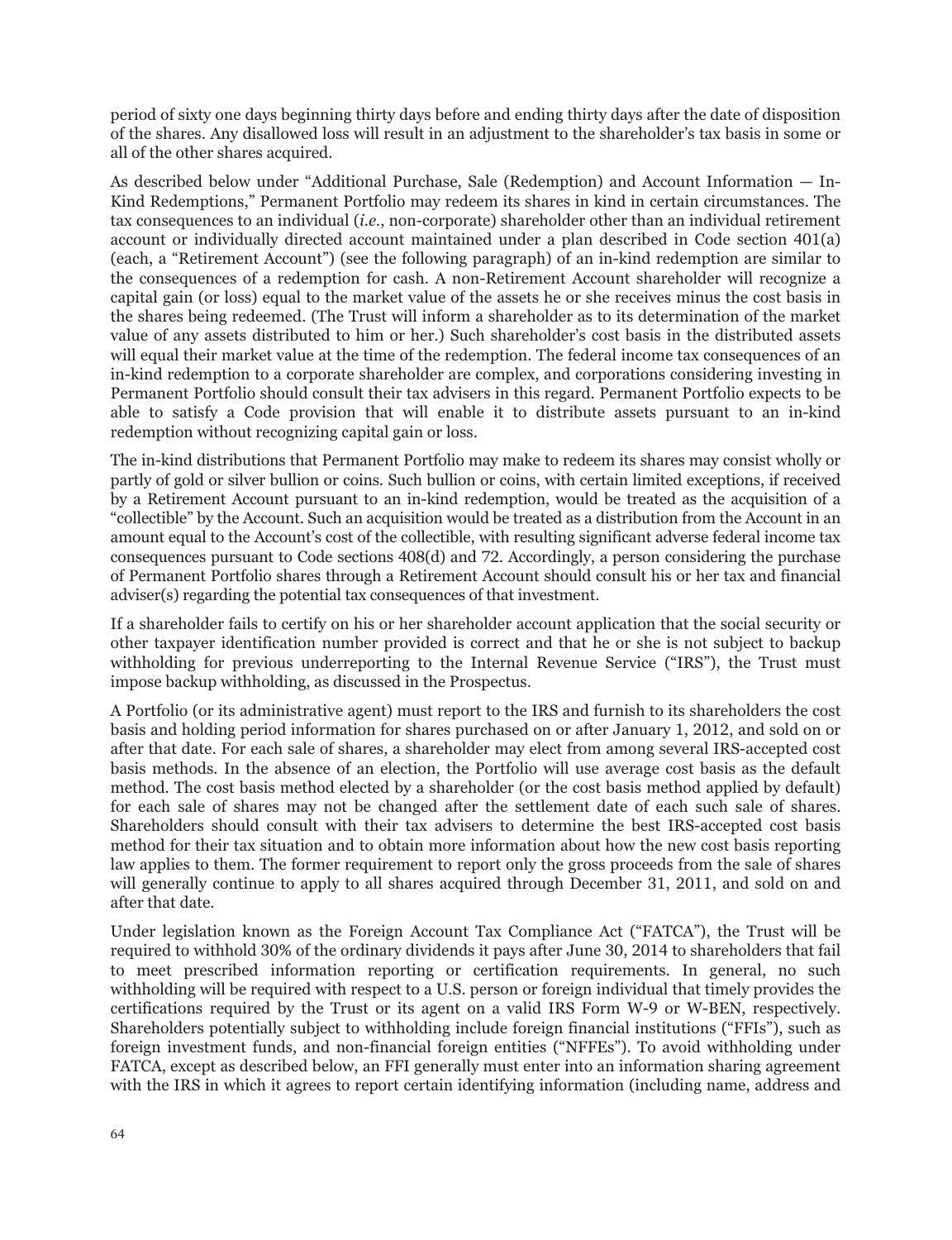period of sixty one days beginning thirty days before and ending thirty days after the date of disposition of the shares. Any disallowed loss will result in an adjustment to the shareholder's tax basis in some or all of the other shares acquired.

As described below under "Additional Purchase, Sale (Redemption) and Account Information — In-Kind Redemptions," Permanent Portfolio may redeem its shares in kind in certain circumstances. The tax consequences to an individual (*i.e.*, non-corporate) shareholder other than an individual retirement account or individually directed account maintained under a plan described in Code section 401(a) (each, a "Retirement Account") (see the following paragraph) of an in-kind redemption are similar to the consequences of a redemption for cash. A non-Retirement Account shareholder will recognize a capital gain (or loss) equal to the market value of the assets he or she receives minus the cost basis in the shares being redeemed. (The Trust will inform a shareholder as to its determination of the market value of any assets distributed to him or her.) Such shareholder's cost basis in the distributed assets will equal their market value at the time of the redemption. The federal income tax consequences of an in-kind redemption to a corporate shareholder are complex, and corporations considering investing in Permanent Portfolio should consult their tax advisers in this regard. Permanent Portfolio expects to be able to satisfy a Code provision that will enable it to distribute assets pursuant to an in-kind redemption without recognizing capital gain or loss.

The in-kind distributions that Permanent Portfolio may make to redeem its shares may consist wholly or partly of gold or silver bullion or coins. Such bullion or coins, with certain limited exceptions, if received by a Retirement Account pursuant to an in-kind redemption, would be treated as the acquisition of a "collectible" by the Account. Such an acquisition would be treated as a distribution from the Account in an amount equal to the Account's cost of the collectible, with resulting significant adverse federal income tax consequences pursuant to Code sections 408(d) and 72. Accordingly, a person considering the purchase of Permanent Portfolio shares through a Retirement Account should consult his or her tax and financial adviser(s) regarding the potential tax consequences of that investment.

If a shareholder fails to certify on his or her shareholder account application that the social security or other taxpayer identification number provided is correct and that he or she is not subject to backup withholding for previous underreporting to the Internal Revenue Service ("IRS"), the Trust must impose backup withholding, as discussed in the Prospectus.

A Portfolio (or its administrative agent) must report to the IRS and furnish to its shareholders the cost basis and holding period information for shares purchased on or after January 1, 2012, and sold on or after that date. For each sale of shares, a shareholder may elect from among several IRS-accepted cost basis methods. In the absence of an election, the Portfolio will use average cost basis as the default method. The cost basis method elected by a shareholder (or the cost basis method applied by default) for each sale of shares may not be changed after the settlement date of each such sale of shares. Shareholders should consult with their tax advisers to determine the best IRS-accepted cost basis method for their tax situation and to obtain more information about how the new cost basis reporting law applies to them. The former requirement to report only the gross proceeds from the sale of shares will generally continue to apply to all shares acquired through December 31, 2011, and sold on and after that date.

Under legislation known as the Foreign Account Tax Compliance Act ("FATCA"), the Trust will be required to withhold 30% of the ordinary dividends it pays after June 30, 2014 to shareholders that fail to meet prescribed information reporting or certification requirements. In general, no such withholding will be required with respect to a U.S. person or foreign individual that timely provides the certifications required by the Trust or its agent on a valid IRS Form W-9 or W-BEN, respectively. Shareholders potentially subject to withholding include foreign financial institutions ("FFIs"), such as foreign investment funds, and non-financial foreign entities ("NFFEs"). To avoid withholding under FATCA, except as described below, an FFI generally must enter into an information sharing agreement with the IRS in which it agrees to report certain identifying information (including name, address and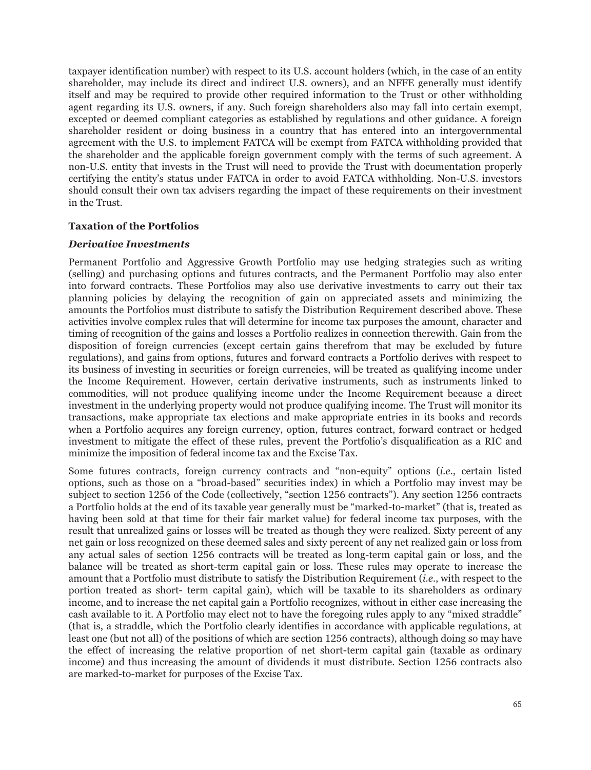taxpayer identification number) with respect to its U.S. account holders (which, in the case of an entity shareholder, may include its direct and indirect U.S. owners), and an NFFE generally must identify itself and may be required to provide other required information to the Trust or other withholding agent regarding its U.S. owners, if any. Such foreign shareholders also may fall into certain exempt, excepted or deemed compliant categories as established by regulations and other guidance. A foreign shareholder resident or doing business in a country that has entered into an intergovernmental agreement with the U.S. to implement FATCA will be exempt from FATCA withholding provided that the shareholder and the applicable foreign government comply with the terms of such agreement. A non-U.S. entity that invests in the Trust will need to provide the Trust with documentation properly certifying the entity's status under FATCA in order to avoid FATCA withholding. Non-U.S. investors should consult their own tax advisers regarding the impact of these requirements on their investment in the Trust.

### Taxation of the Portfolios

#### *Derivative Investments*

Permanent Portfolio and Aggressive Growth Portfolio may use hedging strategies such as writing (selling) and purchasing options and futures contracts, and the Permanent Portfolio may also enter into forward contracts. These Portfolios may also use derivative investments to carry out their tax planning policies by delaying the recognition of gain on appreciated assets and minimizing the amounts the Portfolios must distribute to satisfy the Distribution Requirement described above. These activities involve complex rules that will determine for income tax purposes the amount, character and timing of recognition of the gains and losses a Portfolio realizes in connection therewith. Gain from the disposition of foreign currencies (except certain gains therefrom that may be excluded by future regulations), and gains from options, futures and forward contracts a Portfolio derives with respect to its business of investing in securities or foreign currencies, will be treated as qualifying income under the Income Requirement. However, certain derivative instruments, such as instruments linked to commodities, will not produce qualifying income under the Income Requirement because a direct investment in the underlying property would not produce qualifying income. The Trust will monitor its transactions, make appropriate tax elections and make appropriate entries in its books and records when a Portfolio acquires any foreign currency, option, futures contract, forward contract or hedged investment to mitigate the effect of these rules, prevent the Portfolio's disqualification as a RIC and minimize the imposition of federal income tax and the Excise Tax.

Some futures contracts, foreign currency contracts and "non-equity" options (*i.e.*, certain listed options, such as those on a "broad-based" securities index) in which a Portfolio may invest may be subject to section 1256 of the Code (collectively, "section 1256 contracts"). Any section 1256 contracts a Portfolio holds at the end of its taxable year generally must be "marked-to-market" (that is, treated as having been sold at that time for their fair market value) for federal income tax purposes, with the result that unrealized gains or losses will be treated as though they were realized. Sixty percent of any net gain or loss recognized on these deemed sales and sixty percent of any net realized gain or loss from any actual sales of section 1256 contracts will be treated as long-term capital gain or loss, and the balance will be treated as short-term capital gain or loss. These rules may operate to increase the amount that a Portfolio must distribute to satisfy the Distribution Requirement (*i.e.*, with respect to the portion treated as short- term capital gain), which will be taxable to its shareholders as ordinary income, and to increase the net capital gain a Portfolio recognizes, without in either case increasing the cash available to it. A Portfolio may elect not to have the foregoing rules apply to any "mixed straddle" (that is, a straddle, which the Portfolio clearly identifies in accordance with applicable regulations, at least one (but not all) of the positions of which are section 1256 contracts), although doing so may have the effect of increasing the relative proportion of net short-term capital gain (taxable as ordinary income) and thus increasing the amount of dividends it must distribute. Section 1256 contracts also are marked-to-market for purposes of the Excise Tax.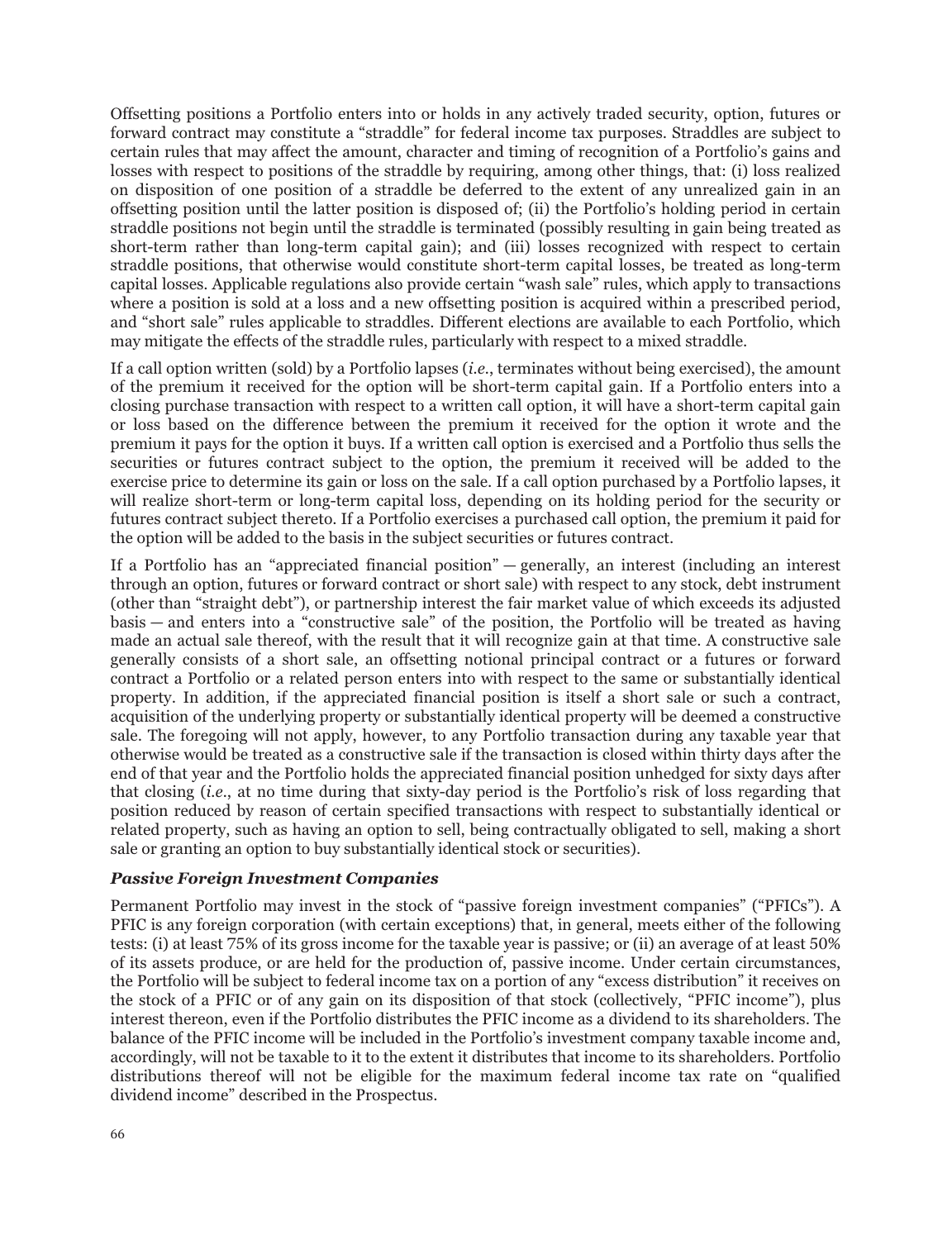Offsetting positions a Portfolio enters into or holds in any actively traded security, option, futures or forward contract may constitute a "straddle" for federal income tax purposes. Straddles are subject to certain rules that may affect the amount, character and timing of recognition of a Portfolio's gains and losses with respect to positions of the straddle by requiring, among other things, that: (i) loss realized on disposition of one position of a straddle be deferred to the extent of any unrealized gain in an offsetting position until the latter position is disposed of; (ii) the Portfolio's holding period in certain straddle positions not begin until the straddle is terminated (possibly resulting in gain being treated as short-term rather than long-term capital gain); and (iii) losses recognized with respect to certain straddle positions, that otherwise would constitute short-term capital losses, be treated as long-term capital losses. Applicable regulations also provide certain "wash sale" rules, which apply to transactions where a position is sold at a loss and a new offsetting position is acquired within a prescribed period, and "short sale" rules applicable to straddles. Different elections are available to each Portfolio, which may mitigate the effects of the straddle rules, particularly with respect to a mixed straddle.

If a call option written (sold) by a Portfolio lapses (*i.e.*, terminates without being exercised), the amount of the premium it received for the option will be short-term capital gain. If a Portfolio enters into a closing purchase transaction with respect to a written call option, it will have a short-term capital gain or loss based on the difference between the premium it received for the option it wrote and the premium it pays for the option it buys. If a written call option is exercised and a Portfolio thus sells the securities or futures contract subject to the option, the premium it received will be added to the exercise price to determine its gain or loss on the sale. If a call option purchased by a Portfolio lapses, it will realize short-term or long-term capital loss, depending on its holding period for the security or futures contract subject thereto. If a Portfolio exercises a purchased call option, the premium it paid for the option will be added to the basis in the subject securities or futures contract.

If a Portfolio has an "appreciated financial position" — generally, an interest (including an interest through an option, futures or forward contract or short sale) with respect to any stock, debt instrument (other than "straight debt"), or partnership interest the fair market value of which exceeds its adjusted basis — and enters into a "constructive sale" of the position, the Portfolio will be treated as having made an actual sale thereof, with the result that it will recognize gain at that time. A constructive sale generally consists of a short sale, an offsetting notional principal contract or a futures or forward contract a Portfolio or a related person enters into with respect to the same or substantially identical property. In addition, if the appreciated financial position is itself a short sale or such a contract, acquisition of the underlying property or substantially identical property will be deemed a constructive sale. The foregoing will not apply, however, to any Portfolio transaction during any taxable year that otherwise would be treated as a constructive sale if the transaction is closed within thirty days after the end of that year and the Portfolio holds the appreciated financial position unhedged for sixty days after that closing (*i.e.*, at no time during that sixty-day period is the Portfolio's risk of loss regarding that position reduced by reason of certain specified transactions with respect to substantially identical or related property, such as having an option to sell, being contractually obligated to sell, making a short sale or granting an option to buy substantially identical stock or securities).

### *Passive Foreign Investment Companies*

Permanent Portfolio may invest in the stock of "passive foreign investment companies" ("PFICs"). A PFIC is any foreign corporation (with certain exceptions) that, in general, meets either of the following tests: (i) at least 75% of its gross income for the taxable year is passive; or (ii) an average of at least 50% of its assets produce, or are held for the production of, passive income. Under certain circumstances, the Portfolio will be subject to federal income tax on a portion of any "excess distribution" it receives on the stock of a PFIC or of any gain on its disposition of that stock (collectively, "PFIC income"), plus interest thereon, even if the Portfolio distributes the PFIC income as a dividend to its shareholders. The balance of the PFIC income will be included in the Portfolio's investment company taxable income and, accordingly, will not be taxable to it to the extent it distributes that income to its shareholders. Portfolio distributions thereof will not be eligible for the maximum federal income tax rate on "qualified dividend income" described in the Prospectus.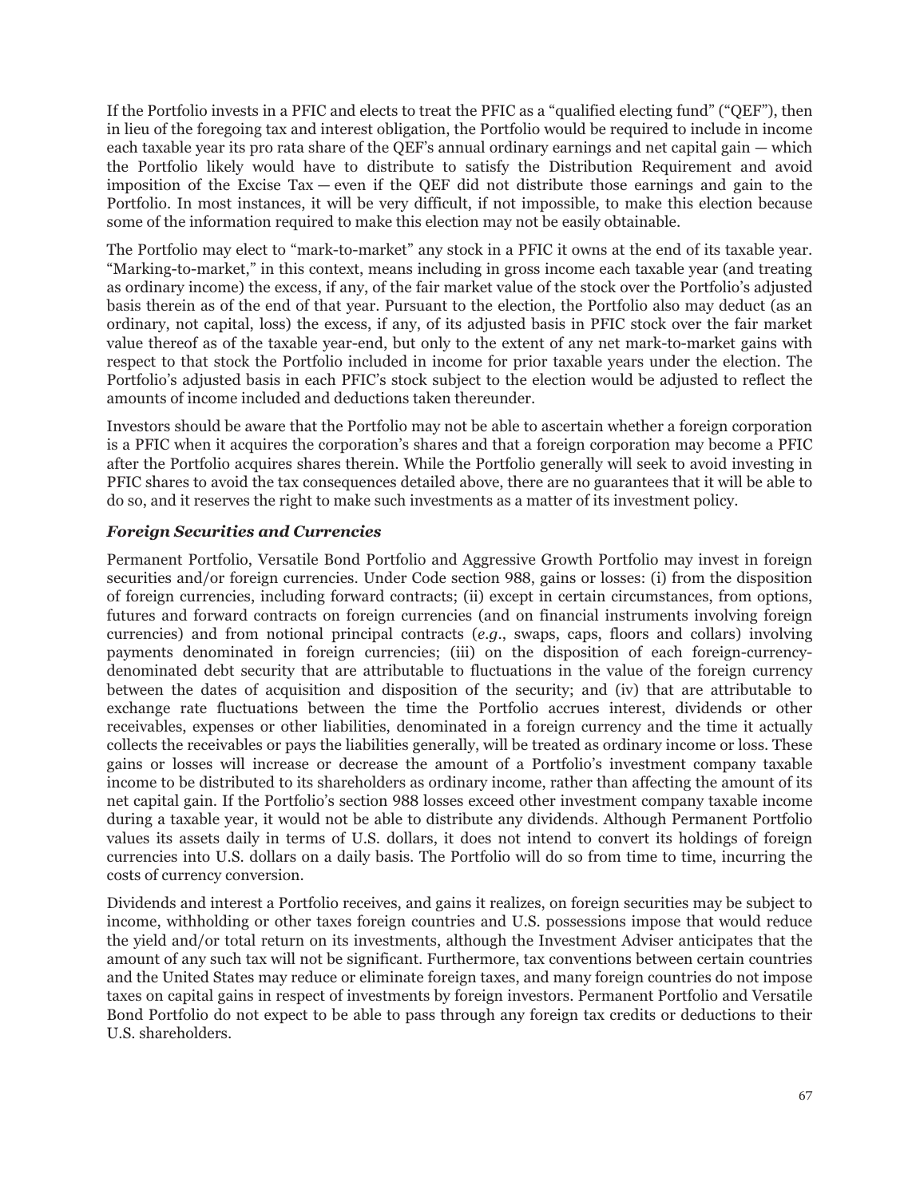If the Portfolio invests in a PFIC and elects to treat the PFIC as a "qualified electing fund" ("QEF"), then in lieu of the foregoing tax and interest obligation, the Portfolio would be required to include in income each taxable year its pro rata share of the QEF's annual ordinary earnings and net capital gain — which the Portfolio likely would have to distribute to satisfy the Distribution Requirement and avoid imposition of the Excise Tax — even if the QEF did not distribute those earnings and gain to the Portfolio. In most instances, it will be very difficult, if not impossible, to make this election because some of the information required to make this election may not be easily obtainable.

The Portfolio may elect to "mark-to-market" any stock in a PFIC it owns at the end of its taxable year. "Marking-to-market," in this context, means including in gross income each taxable year (and treating as ordinary income) the excess, if any, of the fair market value of the stock over the Portfolio's adjusted basis therein as of the end of that year. Pursuant to the election, the Portfolio also may deduct (as an ordinary, not capital, loss) the excess, if any, of its adjusted basis in PFIC stock over the fair market value thereof as of the taxable year-end, but only to the extent of any net mark-to-market gains with respect to that stock the Portfolio included in income for prior taxable years under the election. The Portfolio's adjusted basis in each PFIC's stock subject to the election would be adjusted to reflect the amounts of income included and deductions taken thereunder.

Investors should be aware that the Portfolio may not be able to ascertain whether a foreign corporation is a PFIC when it acquires the corporation's shares and that a foreign corporation may become a PFIC after the Portfolio acquires shares therein. While the Portfolio generally will seek to avoid investing in PFIC shares to avoid the tax consequences detailed above, there are no guarantees that it will be able to do so, and it reserves the right to make such investments as a matter of its investment policy.

### *Foreign Securities and Currencies*

Permanent Portfolio, Versatile Bond Portfolio and Aggressive Growth Portfolio may invest in foreign securities and/or foreign currencies. Under Code section 988, gains or losses: (i) from the disposition of foreign currencies, including forward contracts; (ii) except in certain circumstances, from options, futures and forward contracts on foreign currencies (and on financial instruments involving foreign currencies) and from notional principal contracts (*e.g.*, swaps, caps, floors and collars) involving payments denominated in foreign currencies; (iii) on the disposition of each foreign-currency-denominated debt security that are attributable to fluctuations in the value of the foreign currency between the dates of acquisition and disposition of the security; and (iv) that are attributable to exchange rate fluctuations between the time the Portfolio accrues interest, dividends or other receivables, expenses or other liabilities, denominated in a foreign currency and the time it actually collects the receivables or pays the liabilities generally, will be treated as ordinary income or loss. These gains or losses will increase or decrease the amount of a Portfolio's investment company taxable income to be distributed to its shareholders as ordinary income, rather than affecting the amount of its net capital gain. If the Portfolio's section 988 losses exceed other investment company taxable income during a taxable year, it would not be able to distribute any dividends. Although Permanent Portfolio values its assets daily in terms of U.S. dollars, it does not intend to convert its holdings of foreign currencies into U.S. dollars on a daily basis. The Portfolio will do so from time to time, incurring the costs of currency conversion.

Dividends and interest a Portfolio receives, and gains it realizes, on foreign securities may be subject to income, withholding or other taxes foreign countries and U.S. possessions impose that would reduce the yield and/or total return on its investments, although the Investment Adviser anticipates that the amount of any such tax will not be significant. Furthermore, tax conventions between certain countries and the United States may reduce or eliminate foreign taxes, and many foreign countries do not impose taxes on capital gains in respect of investments by foreign investors. Permanent Portfolio and Versatile Bond Portfolio do not expect to be able to pass through any foreign tax credits or deductions to their U.S. shareholders.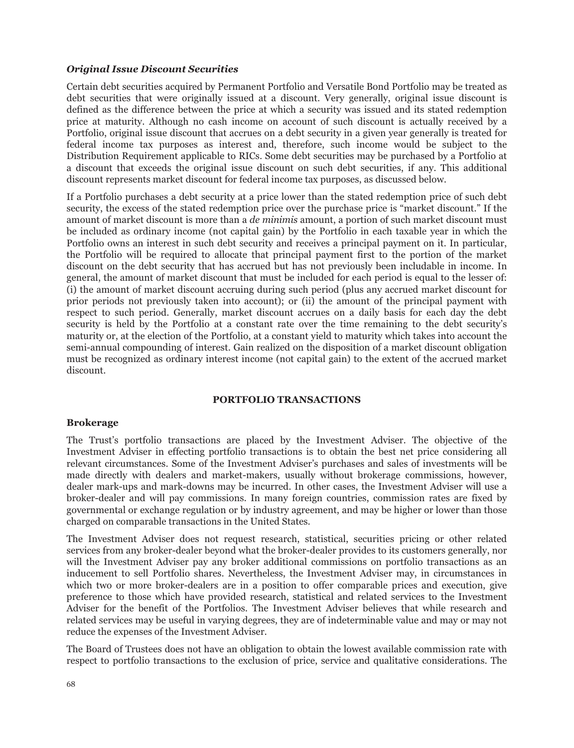### *Original Issue Discount Securities*

Certain debt securities acquired by Permanent Portfolio and Versatile Bond Portfolio may be treated as debt securities that were originally issued at a discount. Very generally, original issue discount is defined as the difference between the price at which a security was issued and its stated redemption price at maturity. Although no cash income on account of such discount is actually received by a Portfolio, original issue discount that accrues on a debt security in a given year generally is treated for federal income tax purposes as interest and, therefore, such income would be subject to the Distribution Requirement applicable to RICs. Some debt securities may be purchased by a Portfolio at a discount that exceeds the original issue discount on such debt securities, if any. This additional discount represents market discount for federal income tax purposes, as discussed below.

If a Portfolio purchases a debt security at a price lower than the stated redemption price of such debt security, the excess of the stated redemption price over the purchase price is "market discount." If the amount of market discount is more than a *de minimis* amount, a portion of such market discount must be included as ordinary income (not capital gain) by the Portfolio in each taxable year in which the Portfolio owns an interest in such debt security and receives a principal payment on it. In particular, the Portfolio will be required to allocate that principal payment first to the portion of the market discount on the debt security that has accrued but has not previously been includable in income. In general, the amount of market discount that must be included for each period is equal to the lesser of: (i) the amount of market discount accruing during such period (plus any accrued market discount for prior periods not previously taken into account); or (ii) the amount of the principal payment with respect to such period. Generally, market discount accrues on a daily basis for each day the debt security is held by the Portfolio at a constant rate over the time remaining to the debt security's maturity or, at the election of the Portfolio, at a constant yield to maturity which takes into account the semi-annual compounding of interest. Gain realized on the disposition of a market discount obligation must be recognized as ordinary interest income (not capital gain) to the extent of the accrued market discount.

## PORTFOLIO TRANSACTIONS

### Brokerage

The Trust's portfolio transactions are placed by the Investment Adviser. The objective of the Investment Adviser in effecting portfolio transactions is to obtain the best net price considering all relevant circumstances. Some of the Investment Adviser's purchases and sales of investments will be made directly with dealers and market-makers, usually without brokerage commissions, however, dealer mark-ups and mark-downs may be incurred. In other cases, the Investment Adviser will use a broker-dealer and will pay commissions. In many foreign countries, commission rates are fixed by governmental or exchange regulation or by industry agreement, and may be higher or lower than those charged on comparable transactions in the United States.

The Investment Adviser does not request research, statistical, securities pricing or other related services from any broker-dealer beyond what the broker-dealer provides to its customers generally, nor will the Investment Adviser pay any broker additional commissions on portfolio transactions as an inducement to sell Portfolio shares. Nevertheless, the Investment Adviser may, in circumstances in which two or more broker-dealers are in a position to offer comparable prices and execution, give preference to those which have provided research, statistical and related services to the Investment Adviser for the benefit of the Portfolios. The Investment Adviser believes that while research and related services may be useful in varying degrees, they are of indeterminable value and may or may not reduce the expenses of the Investment Adviser.

The Board of Trustees does not have an obligation to obtain the lowest available commission rate with respect to portfolio transactions to the exclusion of price, service and qualitative considerations. The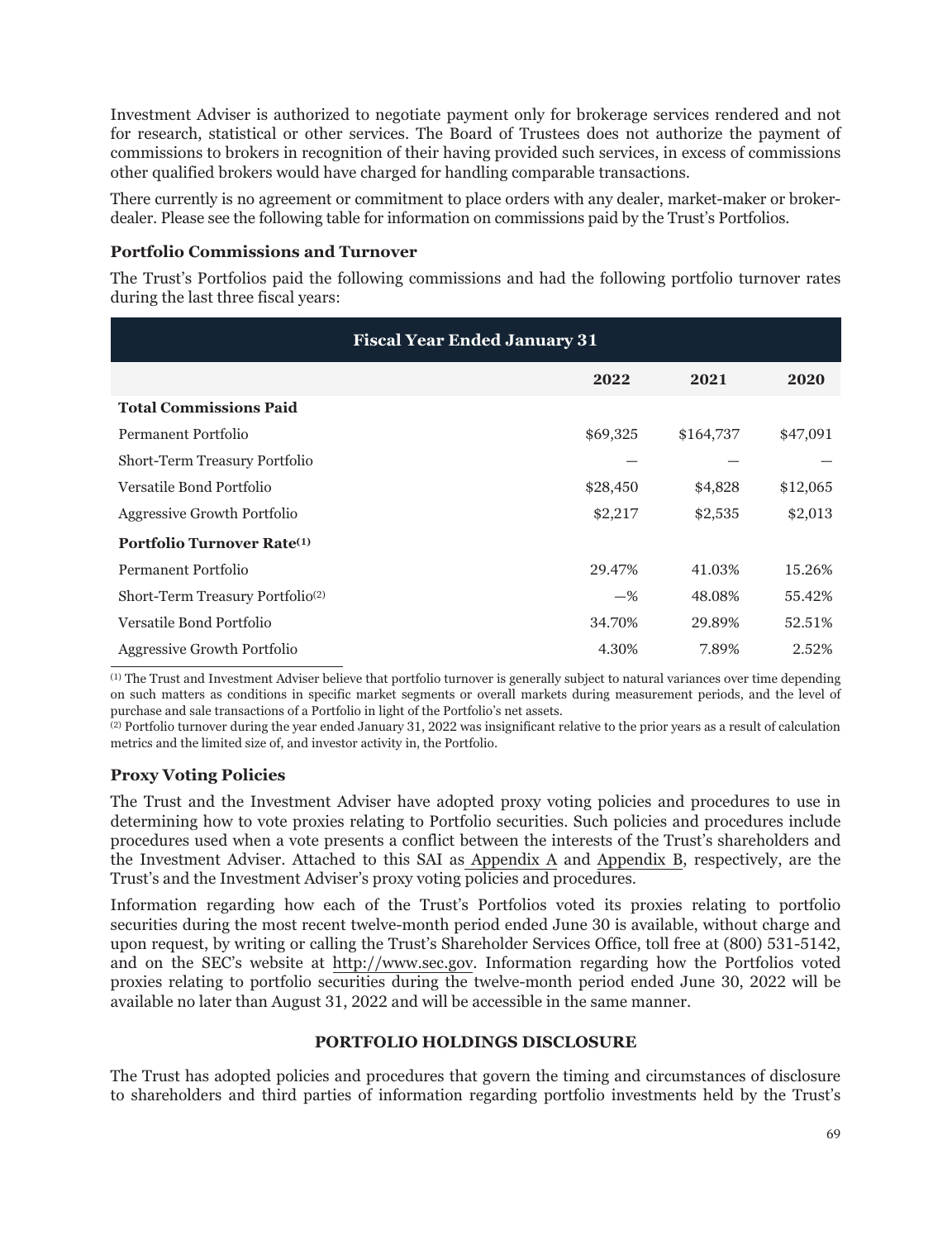Investment Adviser is authorized to negotiate payment only for brokerage services rendered and not for research, statistical or other services. The Board of Trustees does not authorize the payment of commissions to brokers in recognition of their having provided such services, in excess of commissions other qualified brokers would have charged for handling comparable transactions.

There currently is no agreement or commitment to place orders with any dealer, market-maker or broker-dealer. Please see the following table for information on commissions paid by the Trust's Portfolios.

### Portfolio Commissions and Turnover

The Trust's Portfolios paid the following commissions and had the following portfolio turnover rates during the last three fiscal years:

| Fiscal Year Ended January 31 | | | |
|---|---|---|---|
| | **2022** | **2021** | **2020** |
| **Total Commissions Paid** | | | |
| Permanent Portfolio | $69,325 | $164,737 | $47,091 |
| Short-Term Treasury Portfolio | — | — | — |
| Versatile Bond Portfolio | $28,450 | $4,828 | $12,065 |
| Aggressive Growth Portfolio | $2,217 | $2,535 | $2,013 |
| **Portfolio Turnover Rate[1]** | | | |
| Permanent Portfolio | 29.47% | 41.03% | 15.26% |
| Short-Term Treasury Portfolio[2] | —% | 48.08% | 55.42% |
| Versatile Bond Portfolio | 34.70% | 29.89% | 52.51% |
| Aggressive Growth Portfolio | 4.30% | 7.89% | 2.52% |

[1] The Trust and Investment Adviser believe that portfolio turnover is generally subject to natural variances over time depending on such matters as conditions in specific market segments or overall markets during measurement periods, and the level of purchase and sale transactions of a Portfolio in light of the Portfolio's net assets.

[2] Portfolio turnover during the year ended January 31, 2022 was insignificant relative to the prior years as a result of calculation metrics and the limited size of, and investor activity in, the Portfolio.

### Proxy Voting Policies

The Trust and the Investment Adviser have adopted proxy voting policies and procedures to use in determining how to vote proxies relating to Portfolio securities. Such policies and procedures include procedures used when a vote presents a conflict between the interests of the Trust's shareholders and the Investment Adviser. Attached to this SAI as Appendix A and Appendix B, respectively, are the Trust's and the Investment Adviser's proxy voting policies and procedures.

Information regarding how each of the Trust's Portfolios voted its proxies relating to portfolio securities during the most recent twelve-month period ended June 30 is available, without charge and upon request, by writing or calling the Trust's Shareholder Services Office, toll free at (800) 531-5142, and on the SEC's website at http://www.sec.gov. Information regarding how the Portfolios voted proxies relating to portfolio securities during the twelve-month period ended June 30, 2022 will be available no later than August 31, 2022 and will be accessible in the same manner.

## PORTFOLIO HOLDINGS DISCLOSURE

The Trust has adopted policies and procedures that govern the timing and circumstances of disclosure to shareholders and third parties of information regarding portfolio investments held by the Trust's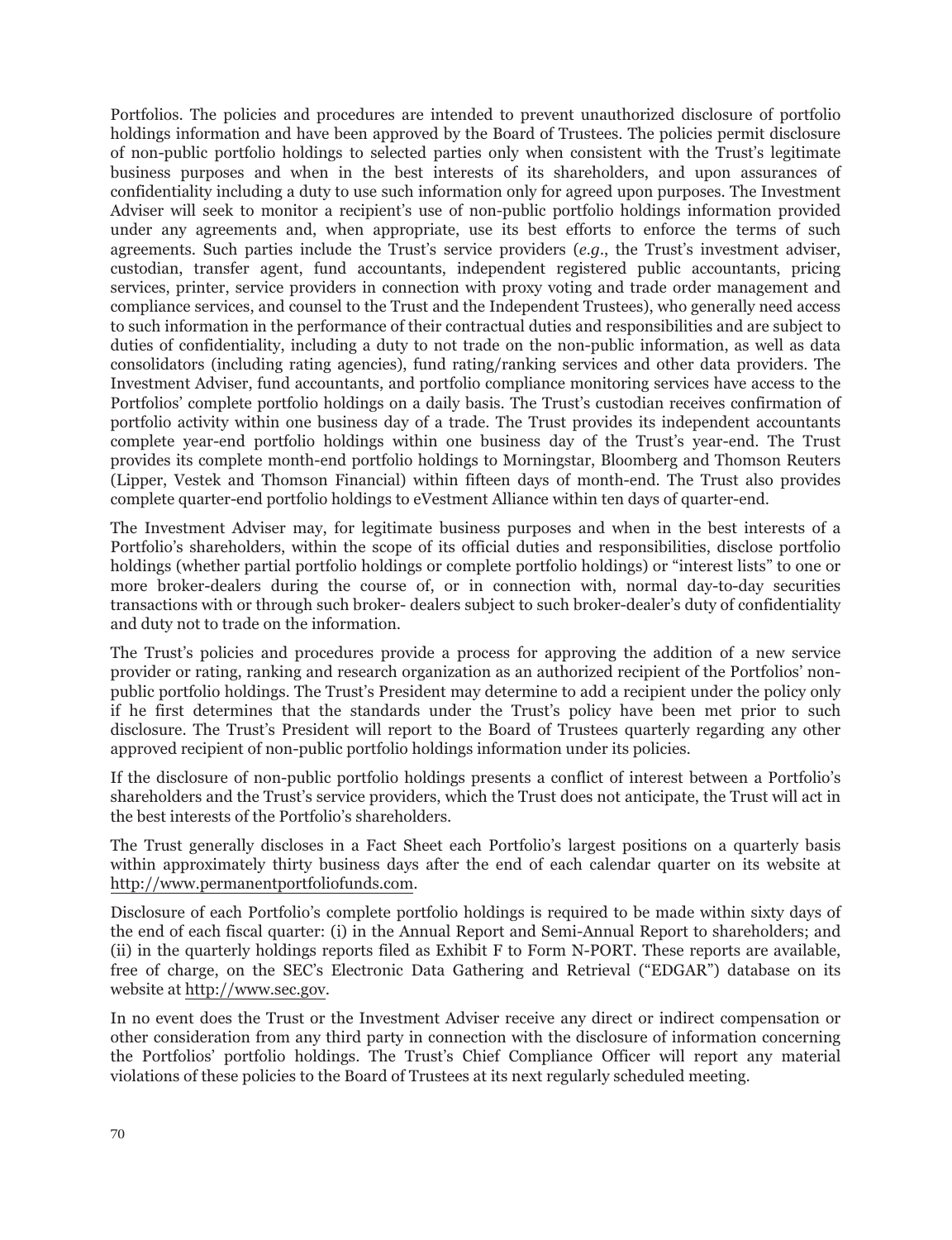Portfolios. The policies and procedures are intended to prevent unauthorized disclosure of portfolio holdings information and have been approved by the Board of Trustees. The policies permit disclosure of non-public portfolio holdings to selected parties only when consistent with the Trust's legitimate business purposes and when in the best interests of its shareholders, and upon assurances of confidentiality including a duty to use such information only for agreed upon purposes. The Investment Adviser will seek to monitor a recipient's use of non-public portfolio holdings information provided under any agreements and, when appropriate, use its best efforts to enforce the terms of such agreements. Such parties include the Trust's service providers (*e.g*., the Trust's investment adviser, custodian, transfer agent, fund accountants, independent registered public accountants, pricing services, printer, service providers in connection with proxy voting and trade order management and compliance services, and counsel to the Trust and the Independent Trustees), who generally need access to such information in the performance of their contractual duties and responsibilities and are subject to duties of confidentiality, including a duty to not trade on the non-public information, as well as data consolidators (including rating agencies), fund rating/ranking services and other data providers. The Investment Adviser, fund accountants, and portfolio compliance monitoring services have access to the Portfolios' complete portfolio holdings on a daily basis. The Trust's custodian receives confirmation of portfolio activity within one business day of a trade. The Trust provides its independent accountants complete year-end portfolio holdings within one business day of the Trust's year-end. The Trust provides its complete month-end portfolio holdings to Morningstar, Bloomberg and Thomson Reuters (Lipper, Vestek and Thomson Financial) within fifteen days of month-end. The Trust also provides complete quarter-end portfolio holdings to eVestment Alliance within ten days of quarter-end.

The Investment Adviser may, for legitimate business purposes and when in the best interests of a Portfolio's shareholders, within the scope of its official duties and responsibilities, disclose portfolio holdings (whether partial portfolio holdings or complete portfolio holdings) or "interest lists" to one or more broker-dealers during the course of, or in connection with, normal day-to-day securities transactions with or through such broker- dealers subject to such broker-dealer's duty of confidentiality and duty not to trade on the information.

The Trust's policies and procedures provide a process for approving the addition of a new service provider or rating, ranking and research organization as an authorized recipient of the Portfolios' non-public portfolio holdings. The Trust's President may determine to add a recipient under the policy only if he first determines that the standards under the Trust's policy have been met prior to such disclosure. The Trust's President will report to the Board of Trustees quarterly regarding any other approved recipient of non-public portfolio holdings information under its policies.

If the disclosure of non-public portfolio holdings presents a conflict of interest between a Portfolio's shareholders and the Trust's service providers, which the Trust does not anticipate, the Trust will act in the best interests of the Portfolio's shareholders.

The Trust generally discloses in a Fact Sheet each Portfolio's largest positions on a quarterly basis within approximately thirty business days after the end of each calendar quarter on its website at http://www.permanentportfoliofunds.com.

Disclosure of each Portfolio's complete portfolio holdings is required to be made within sixty days of the end of each fiscal quarter: (i) in the Annual Report and Semi-Annual Report to shareholders; and (ii) in the quarterly holdings reports filed as Exhibit F to Form N-PORT. These reports are available, free of charge, on the SEC's Electronic Data Gathering and Retrieval ("EDGAR") database on its website at http://www.sec.gov.

In no event does the Trust or the Investment Adviser receive any direct or indirect compensation or other consideration from any third party in connection with the disclosure of information concerning the Portfolios' portfolio holdings. The Trust's Chief Compliance Officer will report any material violations of these policies to the Board of Trustees at its next regularly scheduled meeting.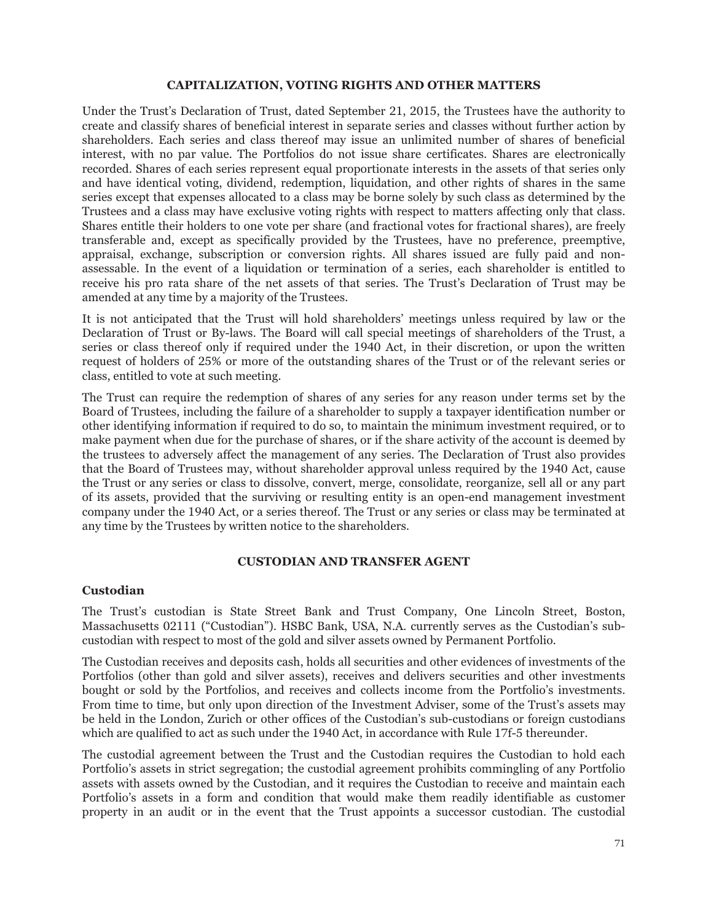## CAPITALIZATION, VOTING RIGHTS AND OTHER MATTERS

Under the Trust's Declaration of Trust, dated September 21, 2015, the Trustees have the authority to create and classify shares of beneficial interest in separate series and classes without further action by shareholders. Each series and class thereof may issue an unlimited number of shares of beneficial interest, with no par value. The Portfolios do not issue share certificates. Shares are electronically recorded. Shares of each series represent equal proportionate interests in the assets of that series only and have identical voting, dividend, redemption, liquidation, and other rights of shares in the same series except that expenses allocated to a class may be borne solely by such class as determined by the Trustees and a class may have exclusive voting rights with respect to matters affecting only that class. Shares entitle their holders to one vote per share (and fractional votes for fractional shares), are freely transferable and, except as specifically provided by the Trustees, have no preference, preemptive, appraisal, exchange, subscription or conversion rights. All shares issued are fully paid and non-assessable. In the event of a liquidation or termination of a series, each shareholder is entitled to receive his pro rata share of the net assets of that series. The Trust's Declaration of Trust may be amended at any time by a majority of the Trustees.

It is not anticipated that the Trust will hold shareholders' meetings unless required by law or the Declaration of Trust or By-laws. The Board will call special meetings of shareholders of the Trust, a series or class thereof only if required under the 1940 Act, in their discretion, or upon the written request of holders of 25% or more of the outstanding shares of the Trust or of the relevant series or class, entitled to vote at such meeting.

The Trust can require the redemption of shares of any series for any reason under terms set by the Board of Trustees, including the failure of a shareholder to supply a taxpayer identification number or other identifying information if required to do so, to maintain the minimum investment required, or to make payment when due for the purchase of shares, or if the share activity of the account is deemed by the trustees to adversely affect the management of any series. The Declaration of Trust also provides that the Board of Trustees may, without shareholder approval unless required by the 1940 Act, cause the Trust or any series or class to dissolve, convert, merge, consolidate, reorganize, sell all or any part of its assets, provided that the surviving or resulting entity is an open-end management investment company under the 1940 Act, or a series thereof. The Trust or any series or class may be terminated at any time by the Trustees by written notice to the shareholders.

## CUSTODIAN AND TRANSFER AGENT

### Custodian

The Trust's custodian is State Street Bank and Trust Company, One Lincoln Street, Boston, Massachusetts 02111 ("Custodian"). HSBC Bank, USA, N.A. currently serves as the Custodian's sub-custodian with respect to most of the gold and silver assets owned by Permanent Portfolio.

The Custodian receives and deposits cash, holds all securities and other evidences of investments of the Portfolios (other than gold and silver assets), receives and delivers securities and other investments bought or sold by the Portfolios, and receives and collects income from the Portfolio's investments. From time to time, but only upon direction of the Investment Adviser, some of the Trust's assets may be held in the London, Zurich or other offices of the Custodian's sub-custodians or foreign custodians which are qualified to act as such under the 1940 Act, in accordance with Rule 17f-5 thereunder.

The custodial agreement between the Trust and the Custodian requires the Custodian to hold each Portfolio's assets in strict segregation; the custodial agreement prohibits commingling of any Portfolio assets with assets owned by the Custodian, and it requires the Custodian to receive and maintain each Portfolio's assets in a form and condition that would make them readily identifiable as customer property in an audit or in the event that the Trust appoints a successor custodian. The custodial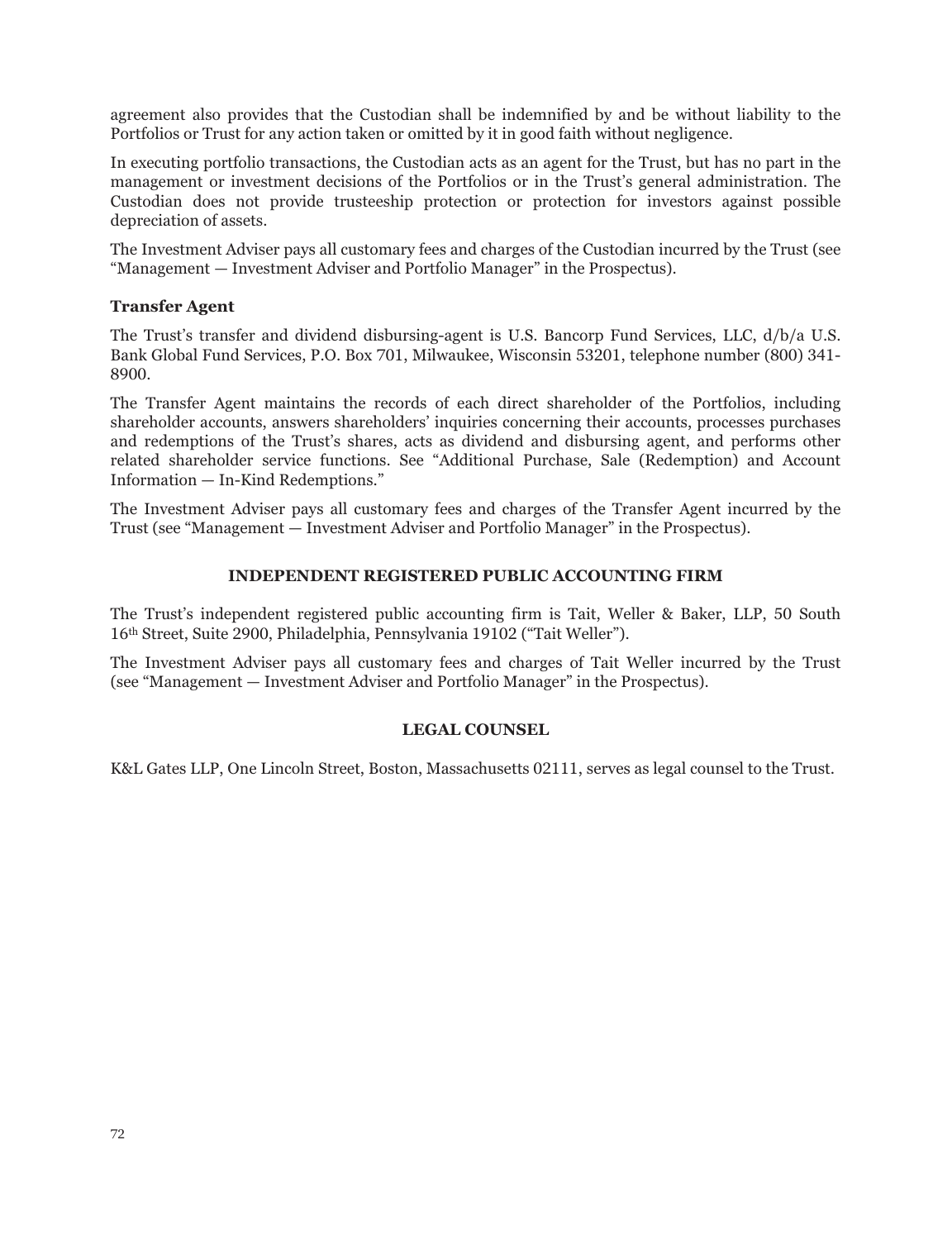agreement also provides that the Custodian shall be indemnified by and be without liability to the Portfolios or Trust for any action taken or omitted by it in good faith without negligence.

In executing portfolio transactions, the Custodian acts as an agent for the Trust, but has no part in the management or investment decisions of the Portfolios or in the Trust's general administration. The Custodian does not provide trusteeship protection or protection for investors against possible depreciation of assets.

The Investment Adviser pays all customary fees and charges of the Custodian incurred by the Trust (see "Management — Investment Adviser and Portfolio Manager" in the Prospectus).

### Transfer Agent

The Trust's transfer and dividend disbursing-agent is U.S. Bancorp Fund Services, LLC, d/b/a U.S. Bank Global Fund Services, P.O. Box 701, Milwaukee, Wisconsin 53201, telephone number (800) 341-8900.

The Transfer Agent maintains the records of each direct shareholder of the Portfolios, including shareholder accounts, answers shareholders' inquiries concerning their accounts, processes purchases and redemptions of the Trust's shares, acts as dividend and disbursing agent, and performs other related shareholder service functions. See "Additional Purchase, Sale (Redemption) and Account Information — In-Kind Redemptions."

The Investment Adviser pays all customary fees and charges of the Transfer Agent incurred by the Trust (see "Management — Investment Adviser and Portfolio Manager" in the Prospectus).

## INDEPENDENT REGISTERED PUBLIC ACCOUNTING FIRM

The Trust's independent registered public accounting firm is Tait, Weller & Baker, LLP, 50 South 16th Street, Suite 2900, Philadelphia, Pennsylvania 19102 ("Tait Weller").

The Investment Adviser pays all customary fees and charges of Tait Weller incurred by the Trust (see "Management — Investment Adviser and Portfolio Manager" in the Prospectus).

## LEGAL COUNSEL

K&L Gates LLP, One Lincoln Street, Boston, Massachusetts 02111, serves as legal counsel to the Trust.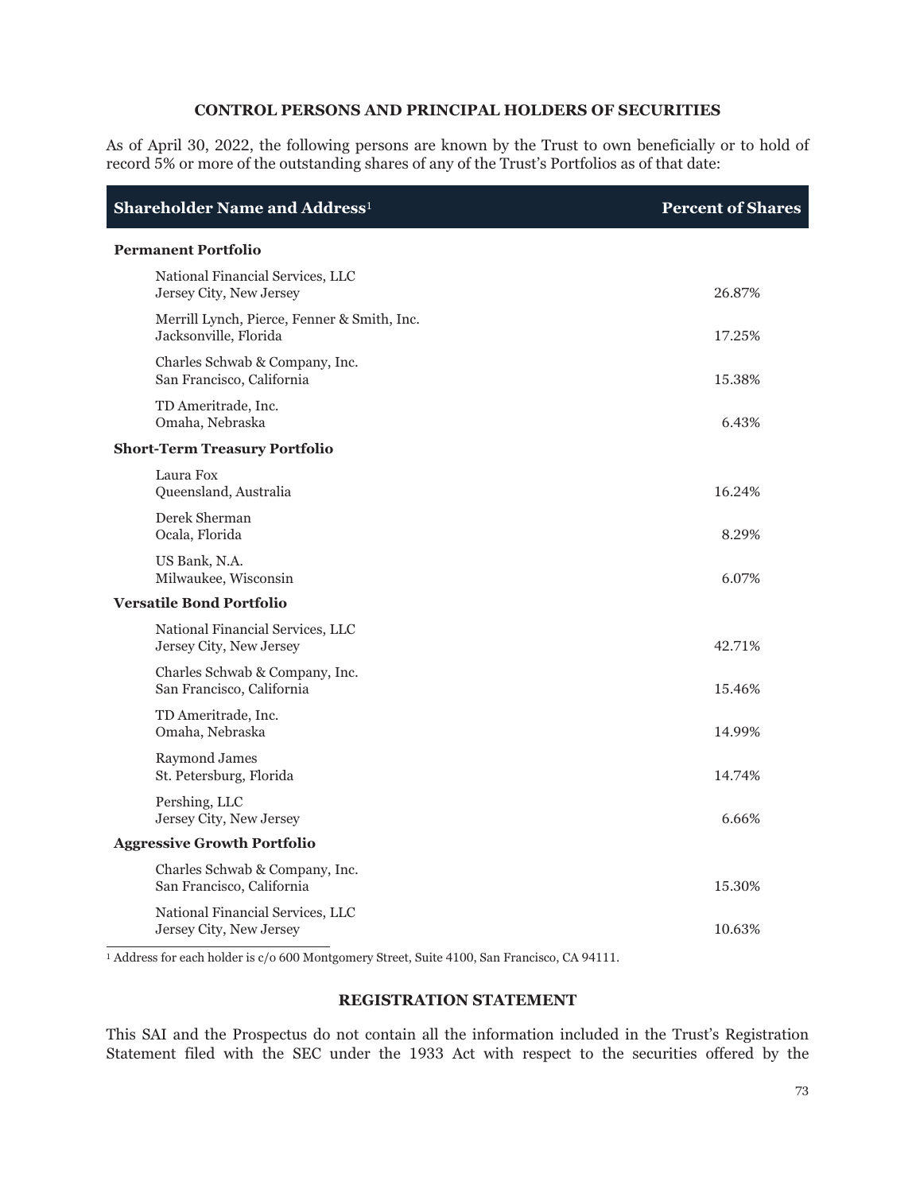## CONTROL PERSONS AND PRINCIPAL HOLDERS OF SECURITIES

As of April 30, 2022, the following persons are known by the Trust to own beneficially or to hold of record 5% or more of the outstanding shares of any of the Trust's Portfolios as of that date:

| Shareholder Name and Address[1] | Percent of Shares |
|---|---|
| **Permanent Portfolio** | |
| National Financial Services, LLC<br>Jersey City, New Jersey | 26.87% |
| Merrill Lynch, Pierce, Fenner & Smith, Inc.<br>Jacksonville, Florida | 17.25% |
| Charles Schwab & Company, Inc.<br>San Francisco, California | 15.38% |
| TD Ameritrade, Inc.<br>Omaha, Nebraska | 6.43% |
| **Short-Term Treasury Portfolio** | |
| Laura Fox<br>Queensland, Australia | 16.24% |
| Derek Sherman<br>Ocala, Florida | 8.29% |
| US Bank, N.A.<br>Milwaukee, Wisconsin | 6.07% |
| **Versatile Bond Portfolio** | |
| National Financial Services, LLC<br>Jersey City, New Jersey | 42.71% |
| Charles Schwab & Company, Inc.<br>San Francisco, California | 15.46% |
| TD Ameritrade, Inc.<br>Omaha, Nebraska | 14.99% |
| Raymond James<br>St. Petersburg, Florida | 14.74% |
| Pershing, LLC<br>Jersey City, New Jersey | 6.66% |
| **Aggressive Growth Portfolio** | |
| Charles Schwab & Company, Inc.<br>San Francisco, California | 15.30% |
| National Financial Services, LLC<br>Jersey City, New Jersey | 10.63% |

[1] Address for each holder is c/o 600 Montgomery Street, Suite 4100, San Francisco, CA 94111.

## REGISTRATION STATEMENT

This SAI and the Prospectus do not contain all the information included in the Trust's Registration Statement filed with the SEC under the 1933 Act with respect to the securities offered by the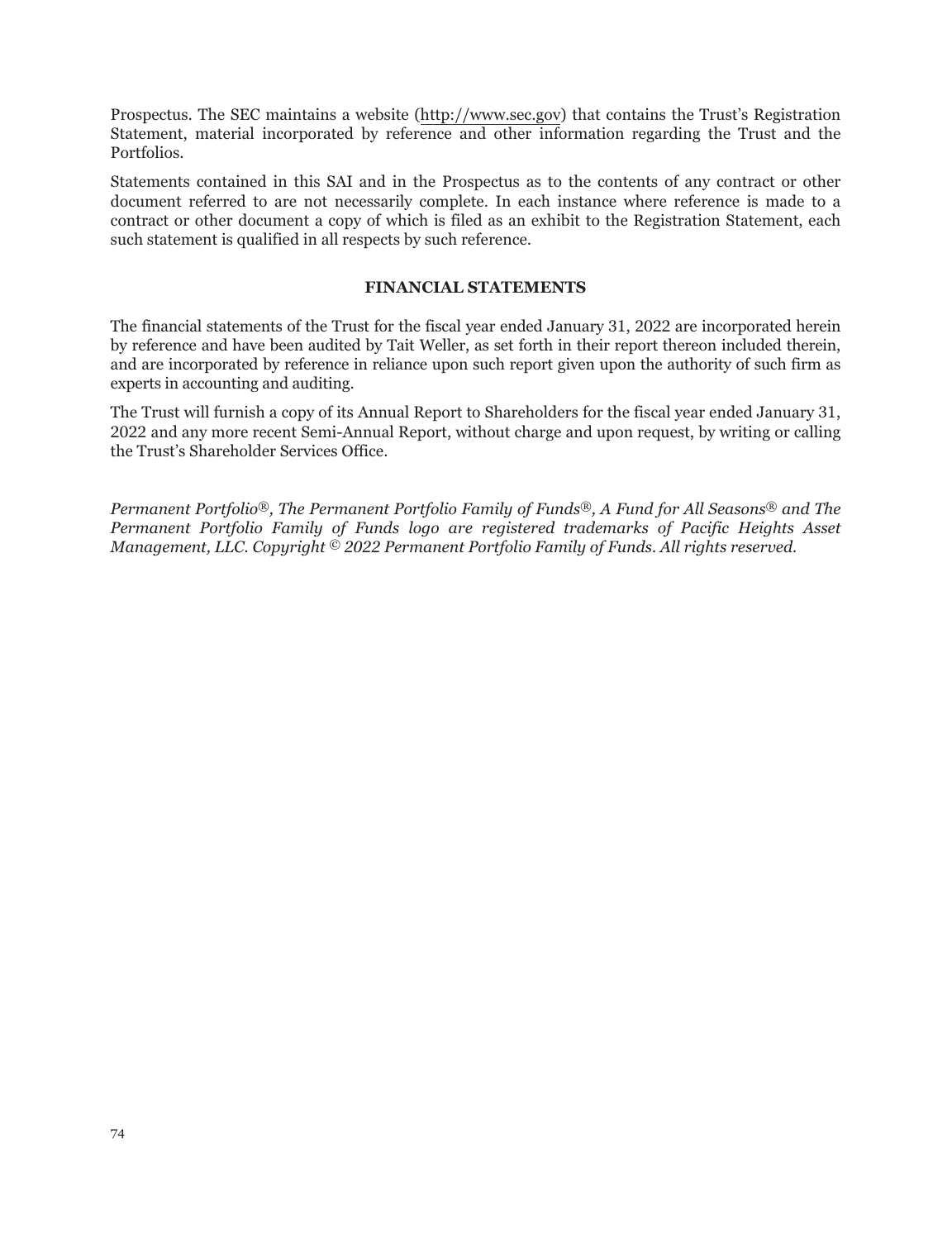Prospectus. The SEC maintains a website (http://www.sec.gov) that contains the Trust's Registration Statement, material incorporated by reference and other information regarding the Trust and the Portfolios.

Statements contained in this SAI and in the Prospectus as to the contents of any contract or other document referred to are not necessarily complete. In each instance where reference is made to a contract or other document a copy of which is filed as an exhibit to the Registration Statement, each such statement is qualified in all respects by such reference.

## FINANCIAL STATEMENTS

The financial statements of the Trust for the fiscal year ended January 31, 2022 are incorporated herein by reference and have been audited by Tait Weller, as set forth in their report thereon included therein, and are incorporated by reference in reliance upon such report given upon the authority of such firm as experts in accounting and auditing.

The Trust will furnish a copy of its Annual Report to Shareholders for the fiscal year ended January 31, 2022 and any more recent Semi-Annual Report, without charge and upon request, by writing or calling the Trust's Shareholder Services Office.

*Permanent Portfolio®, The Permanent Portfolio Family of Funds®, A Fund for All Seasons® and The Permanent Portfolio Family of Funds logo are registered trademarks of Pacific Heights Asset Management, LLC. Copyright © 2022 Permanent Portfolio Family of Funds. All rights reserved.*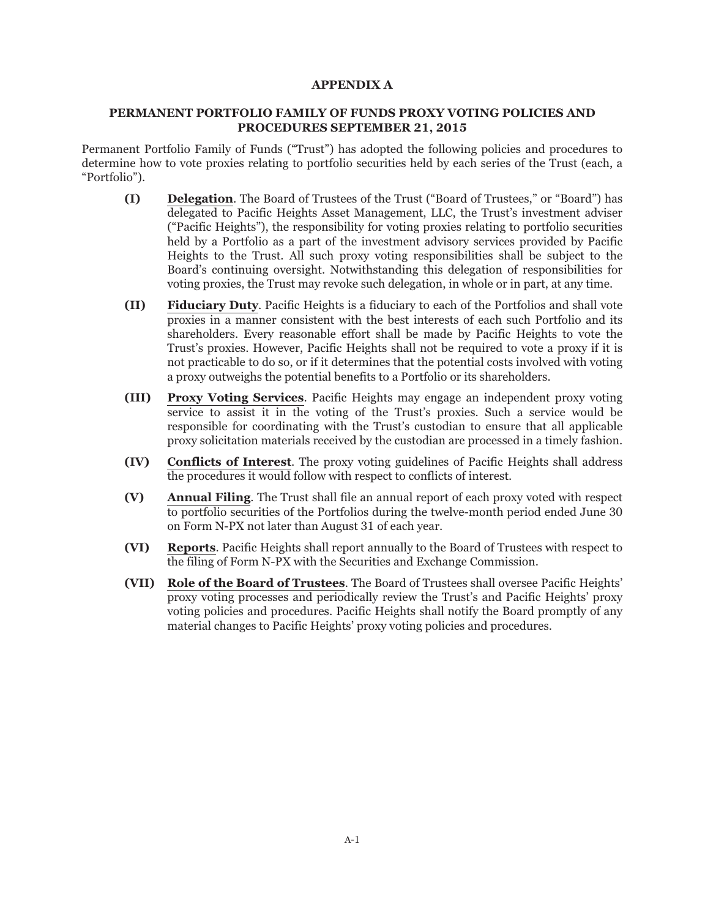# APPENDIX A

## PERMANENT PORTFOLIO FAMILY OF FUNDS PROXY VOTING POLICIES AND PROCEDURES SEPTEMBER 21, 2015

Permanent Portfolio Family of Funds ("Trust") has adopted the following policies and procedures to determine how to vote proxies relating to portfolio securities held by each series of the Trust (each, a "Portfolio").

**(I)** **Delegation**. The Board of Trustees of the Trust ("Board of Trustees," or "Board") has delegated to Pacific Heights Asset Management, LLC, the Trust's investment adviser ("Pacific Heights"), the responsibility for voting proxies relating to portfolio securities held by a Portfolio as a part of the investment advisory services provided by Pacific Heights to the Trust. All such proxy voting responsibilities shall be subject to the Board's continuing oversight. Notwithstanding this delegation of responsibilities for voting proxies, the Trust may revoke such delegation, in whole or in part, at any time.

**(II)** **Fiduciary Duty**. Pacific Heights is a fiduciary to each of the Portfolios and shall vote proxies in a manner consistent with the best interests of each such Portfolio and its shareholders. Every reasonable effort shall be made by Pacific Heights to vote the Trust's proxies. However, Pacific Heights shall not be required to vote a proxy if it is not practicable to do so, or if it determines that the potential costs involved with voting a proxy outweighs the potential benefits to a Portfolio or its shareholders.

**(III)** **Proxy Voting Services**. Pacific Heights may engage an independent proxy voting service to assist it in the voting of the Trust's proxies. Such a service would be responsible for coordinating with the Trust's custodian to ensure that all applicable proxy solicitation materials received by the custodian are processed in a timely fashion.

**(IV)** **Conflicts of Interest**. The proxy voting guidelines of Pacific Heights shall address the procedures it would follow with respect to conflicts of interest.

**(V)** **Annual Filing**. The Trust shall file an annual report of each proxy voted with respect to portfolio securities of the Portfolios during the twelve-month period ended June 30 on Form N-PX not later than August 31 of each year.

**(VI)** **Reports**. Pacific Heights shall report annually to the Board of Trustees with respect to the filing of Form N-PX with the Securities and Exchange Commission.

**(VII)** **Role of the Board of Trustees**. The Board of Trustees shall oversee Pacific Heights' proxy voting processes and periodically review the Trust's and Pacific Heights' proxy voting policies and procedures. Pacific Heights shall notify the Board promptly of any material changes to Pacific Heights' proxy voting policies and procedures.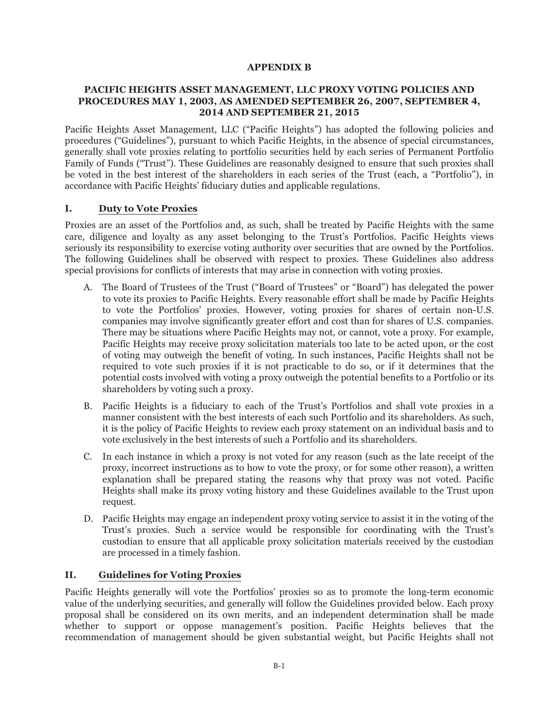# APPENDIX B

## PACIFIC HEIGHTS ASSET MANAGEMENT, LLC PROXY VOTING POLICIES AND PROCEDURES MAY 1, 2003, AS AMENDED SEPTEMBER 26, 2007, SEPTEMBER 4, 2014 AND SEPTEMBER 21, 2015

Pacific Heights Asset Management, LLC ("Pacific Heights") has adopted the following policies and procedures ("Guidelines"), pursuant to which Pacific Heights, in the absence of special circumstances, generally shall vote proxies relating to portfolio securities held by each series of Permanent Portfolio Family of Funds ("Trust"). These Guidelines are reasonably designed to ensure that such proxies shall be voted in the best interest of the shareholders in each series of the Trust (each, a "Portfolio"), in accordance with Pacific Heights' fiduciary duties and applicable regulations.

### I. Duty to Vote Proxies

Proxies are an asset of the Portfolios and, as such, shall be treated by Pacific Heights with the same care, diligence and loyalty as any asset belonging to the Trust's Portfolios. Pacific Heights views seriously its responsibility to exercise voting authority over securities that are owned by the Portfolios. The following Guidelines shall be observed with respect to proxies. These Guidelines also address special provisions for conflicts of interests that may arise in connection with voting proxies.

A. The Board of Trustees of the Trust ("Board of Trustees" or "Board") has delegated the power to vote its proxies to Pacific Heights. Every reasonable effort shall be made by Pacific Heights to vote the Portfolios' proxies. However, voting proxies for shares of certain non-U.S. companies may involve significantly greater effort and cost than for shares of U.S. companies. There may be situations where Pacific Heights may not, or cannot, vote a proxy. For example, Pacific Heights may receive proxy solicitation materials too late to be acted upon, or the cost of voting may outweigh the benefit of voting. In such instances, Pacific Heights shall not be required to vote such proxies if it is not practicable to do so, or if it determines that the potential costs involved with voting a proxy outweigh the potential benefits to a Portfolio or its shareholders by voting such a proxy.

B. Pacific Heights is a fiduciary to each of the Trust's Portfolios and shall vote proxies in a manner consistent with the best interests of each such Portfolio and its shareholders. As such, it is the policy of Pacific Heights to review each proxy statement on an individual basis and to vote exclusively in the best interests of such a Portfolio and its shareholders.

C. In each instance in which a proxy is not voted for any reason (such as the late receipt of the proxy, incorrect instructions as to how to vote the proxy, or for some other reason), a written explanation shall be prepared stating the reasons why that proxy was not voted. Pacific Heights shall make its proxy voting history and these Guidelines available to the Trust upon request.

D. Pacific Heights may engage an independent proxy voting service to assist it in the voting of the Trust's proxies. Such a service would be responsible for coordinating with the Trust's custodian to ensure that all applicable proxy solicitation materials received by the custodian are processed in a timely fashion.

### II. Guidelines for Voting Proxies

Pacific Heights generally will vote the Portfolios' proxies so as to promote the long-term economic value of the underlying securities, and generally will follow the Guidelines provided below. Each proxy proposal shall be considered on its own merits, and an independent determination shall be made whether to support or oppose management's position. Pacific Heights believes that the recommendation of management should be given substantial weight, but Pacific Heights shall not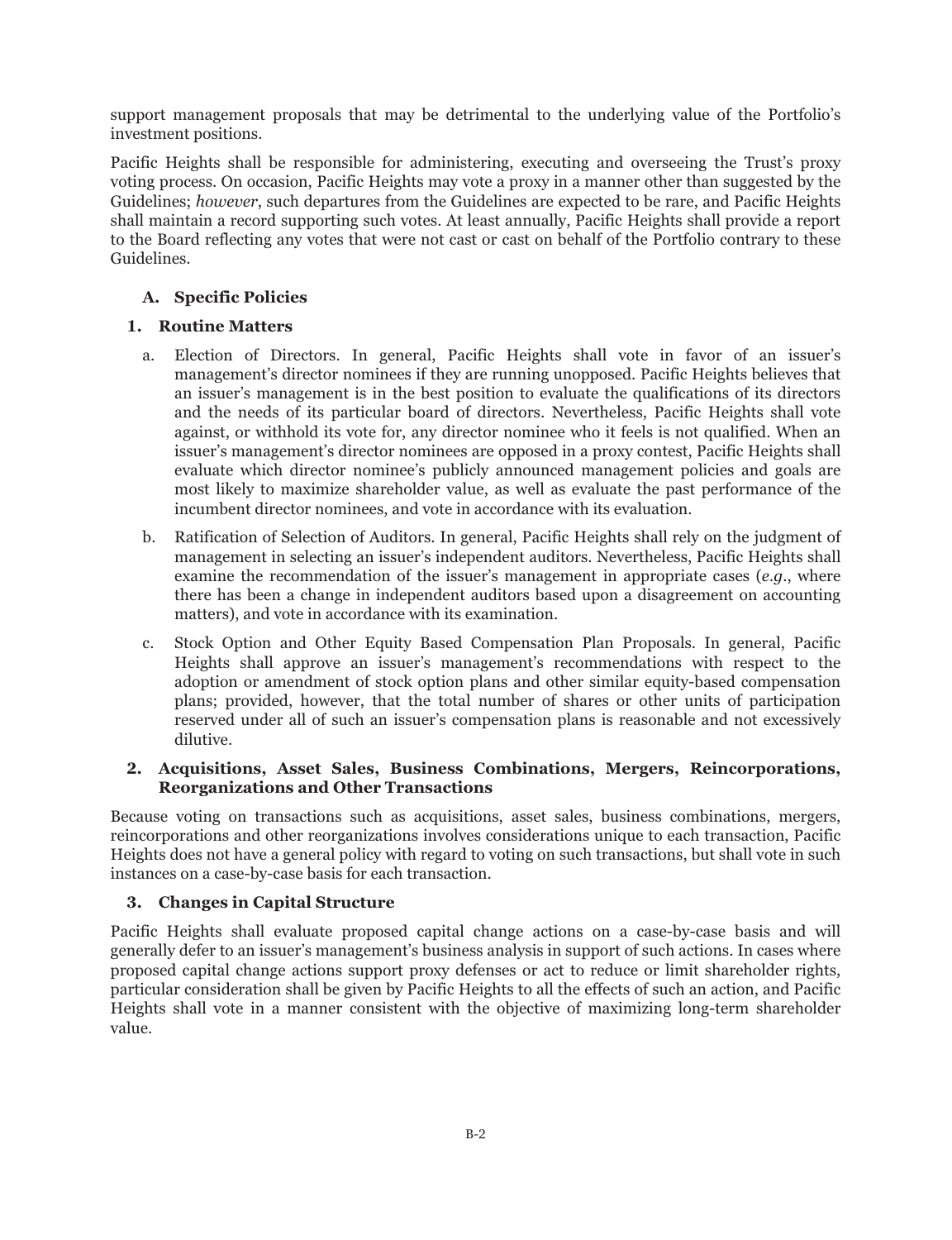support management proposals that may be detrimental to the underlying value of the Portfolio's investment positions.

Pacific Heights shall be responsible for administering, executing and overseeing the Trust's proxy voting process. On occasion, Pacific Heights may vote a proxy in a manner other than suggested by the Guidelines; *however*, such departures from the Guidelines are expected to be rare, and Pacific Heights shall maintain a record supporting such votes. At least annually, Pacific Heights shall provide a report to the Board reflecting any votes that were not cast or cast on behalf of the Portfolio contrary to these Guidelines.

### A. Specific Policies

#### 1. Routine Matters

a. Election of Directors. In general, Pacific Heights shall vote in favor of an issuer's management's director nominees if they are running unopposed. Pacific Heights believes that an issuer's management is in the best position to evaluate the qualifications of its directors and the needs of its particular board of directors. Nevertheless, Pacific Heights shall vote against, or withhold its vote for, any director nominee who it feels is not qualified. When an issuer's management's director nominees are opposed in a proxy contest, Pacific Heights shall evaluate which director nominee's publicly announced management policies and goals are most likely to maximize shareholder value, as well as evaluate the past performance of the incumbent director nominees, and vote in accordance with its evaluation.

b. Ratification of Selection of Auditors. In general, Pacific Heights shall rely on the judgment of management in selecting an issuer's independent auditors. Nevertheless, Pacific Heights shall examine the recommendation of the issuer's management in appropriate cases (*e.g.*, where there has been a change in independent auditors based upon a disagreement on accounting matters), and vote in accordance with its examination.

c. Stock Option and Other Equity Based Compensation Plan Proposals. In general, Pacific Heights shall approve an issuer's management's recommendations with respect to the adoption or amendment of stock option plans and other similar equity-based compensation plans; provided, however, that the total number of shares or other units of participation reserved under all of such an issuer's compensation plans is reasonable and not excessively dilutive.

#### 2. Acquisitions, Asset Sales, Business Combinations, Mergers, Reincorporations, Reorganizations and Other Transactions

Because voting on transactions such as acquisitions, asset sales, business combinations, mergers, reincorporations and other reorganizations involves considerations unique to each transaction, Pacific Heights does not have a general policy with regard to voting on such transactions, but shall vote in such instances on a case-by-case basis for each transaction.

#### 3. Changes in Capital Structure

Pacific Heights shall evaluate proposed capital change actions on a case-by-case basis and will generally defer to an issuer's management's business analysis in support of such actions. In cases where proposed capital change actions support proxy defenses or act to reduce or limit shareholder rights, particular consideration shall be given by Pacific Heights to all the effects of such an action, and Pacific Heights shall vote in a manner consistent with the objective of maximizing long-term shareholder value.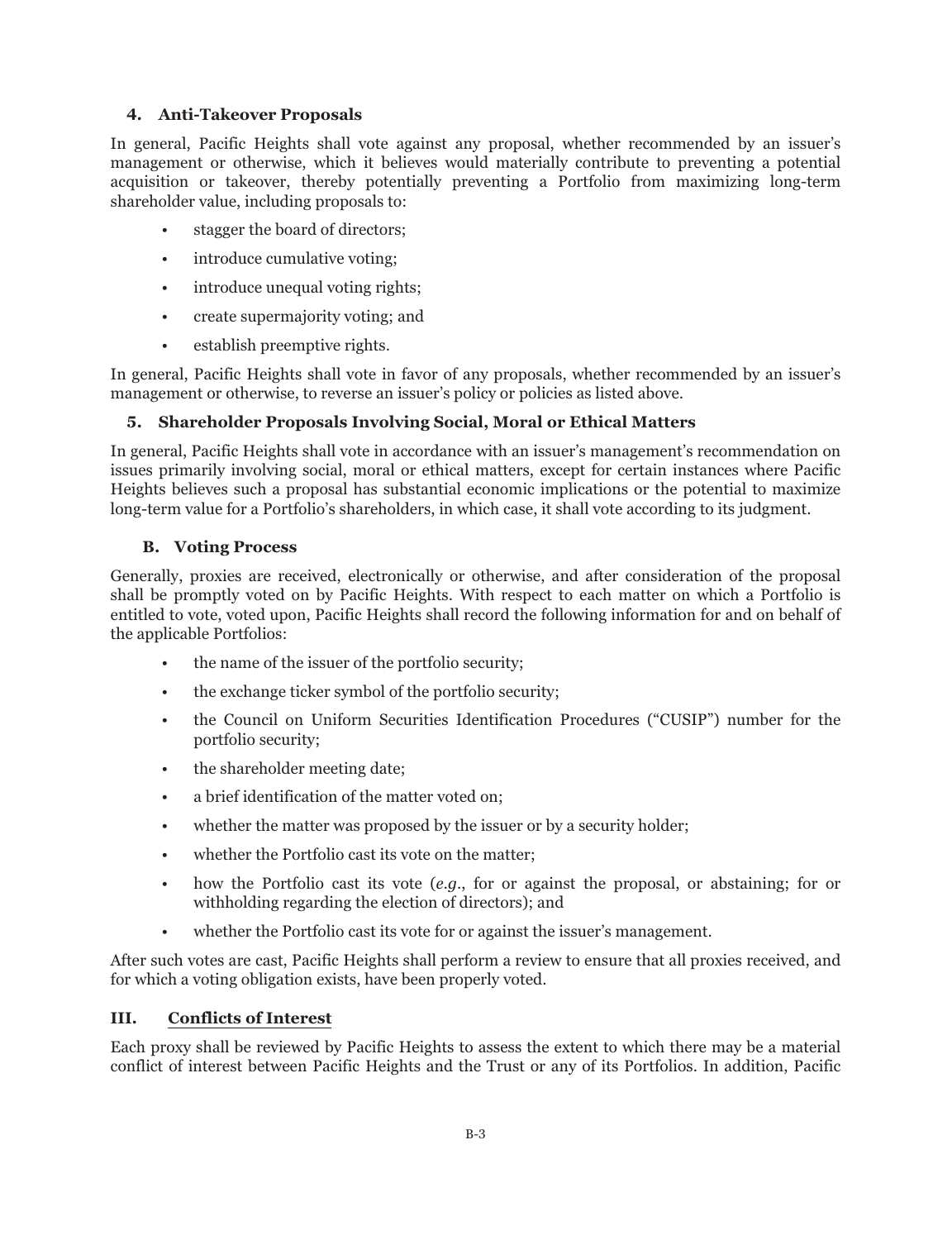#### 4. Anti-Takeover Proposals

In general, Pacific Heights shall vote against any proposal, whether recommended by an issuer's management or otherwise, which it believes would materially contribute to preventing a potential acquisition or takeover, thereby potentially preventing a Portfolio from maximizing long-term shareholder value, including proposals to:

- stagger the board of directors;
- introduce cumulative voting;
- introduce unequal voting rights;
- create supermajority voting; and
- establish preemptive rights.

In general, Pacific Heights shall vote in favor of any proposals, whether recommended by an issuer's management or otherwise, to reverse an issuer's policy or policies as listed above.

#### 5. Shareholder Proposals Involving Social, Moral or Ethical Matters

In general, Pacific Heights shall vote in accordance with an issuer's management's recommendation on issues primarily involving social, moral or ethical matters, except for certain instances where Pacific Heights believes such a proposal has substantial economic implications or the potential to maximize long-term value for a Portfolio's shareholders, in which case, it shall vote according to its judgment.

### B. Voting Process

Generally, proxies are received, electronically or otherwise, and after consideration of the proposal shall be promptly voted on by Pacific Heights. With respect to each matter on which a Portfolio is entitled to vote, voted upon, Pacific Heights shall record the following information for and on behalf of the applicable Portfolios:

- the name of the issuer of the portfolio security;
- the exchange ticker symbol of the portfolio security;
- the Council on Uniform Securities Identification Procedures ("CUSIP") number for the portfolio security;
- the shareholder meeting date;
- a brief identification of the matter voted on;
- whether the matter was proposed by the issuer or by a security holder;
- whether the Portfolio cast its vote on the matter;
- how the Portfolio cast its vote (*e.g.*, for or against the proposal, or abstaining; for or withholding regarding the election of directors); and
- whether the Portfolio cast its vote for or against the issuer's management.

After such votes are cast, Pacific Heights shall perform a review to ensure that all proxies received, and for which a voting obligation exists, have been properly voted.

## III. Conflicts of Interest

Each proxy shall be reviewed by Pacific Heights to assess the extent to which there may be a material conflict of interest between Pacific Heights and the Trust or any of its Portfolios. In addition, Pacific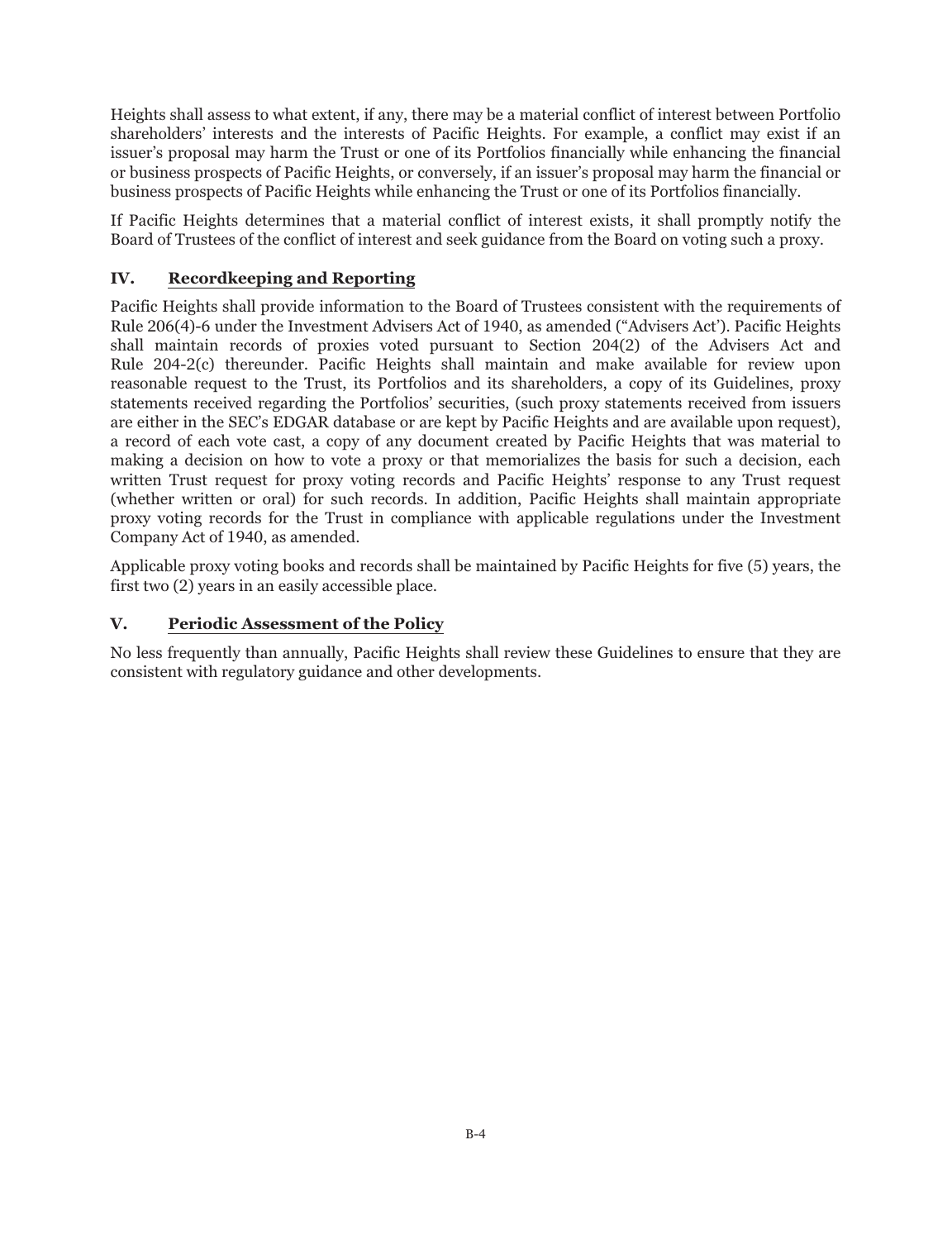Heights shall assess to what extent, if any, there may be a material conflict of interest between Portfolio shareholders' interests and the interests of Pacific Heights. For example, a conflict may exist if an issuer's proposal may harm the Trust or one of its Portfolios financially while enhancing the financial or business prospects of Pacific Heights, or conversely, if an issuer's proposal may harm the financial or business prospects of Pacific Heights while enhancing the Trust or one of its Portfolios financially.

If Pacific Heights determines that a material conflict of interest exists, it shall promptly notify the Board of Trustees of the conflict of interest and seek guidance from the Board on voting such a proxy.

## IV. Recordkeeping and Reporting

Pacific Heights shall provide information to the Board of Trustees consistent with the requirements of Rule 206(4)-6 under the Investment Advisers Act of 1940, as amended ("Advisers Act'). Pacific Heights shall maintain records of proxies voted pursuant to Section 204(2) of the Advisers Act and Rule 204-2(c) thereunder. Pacific Heights shall maintain and make available for review upon reasonable request to the Trust, its Portfolios and its shareholders, a copy of its Guidelines, proxy statements received regarding the Portfolios' securities, (such proxy statements received from issuers are either in the SEC's EDGAR database or are kept by Pacific Heights and are available upon request), a record of each vote cast, a copy of any document created by Pacific Heights that was material to making a decision on how to vote a proxy or that memorializes the basis for such a decision, each written Trust request for proxy voting records and Pacific Heights' response to any Trust request (whether written or oral) for such records. In addition, Pacific Heights shall maintain appropriate proxy voting records for the Trust in compliance with applicable regulations under the Investment Company Act of 1940, as amended.

Applicable proxy voting books and records shall be maintained by Pacific Heights for five (5) years, the first two (2) years in an easily accessible place.

## V. Periodic Assessment of the Policy

No less frequently than annually, Pacific Heights shall review these Guidelines to ensure that they are consistent with regulatory guidance and other developments.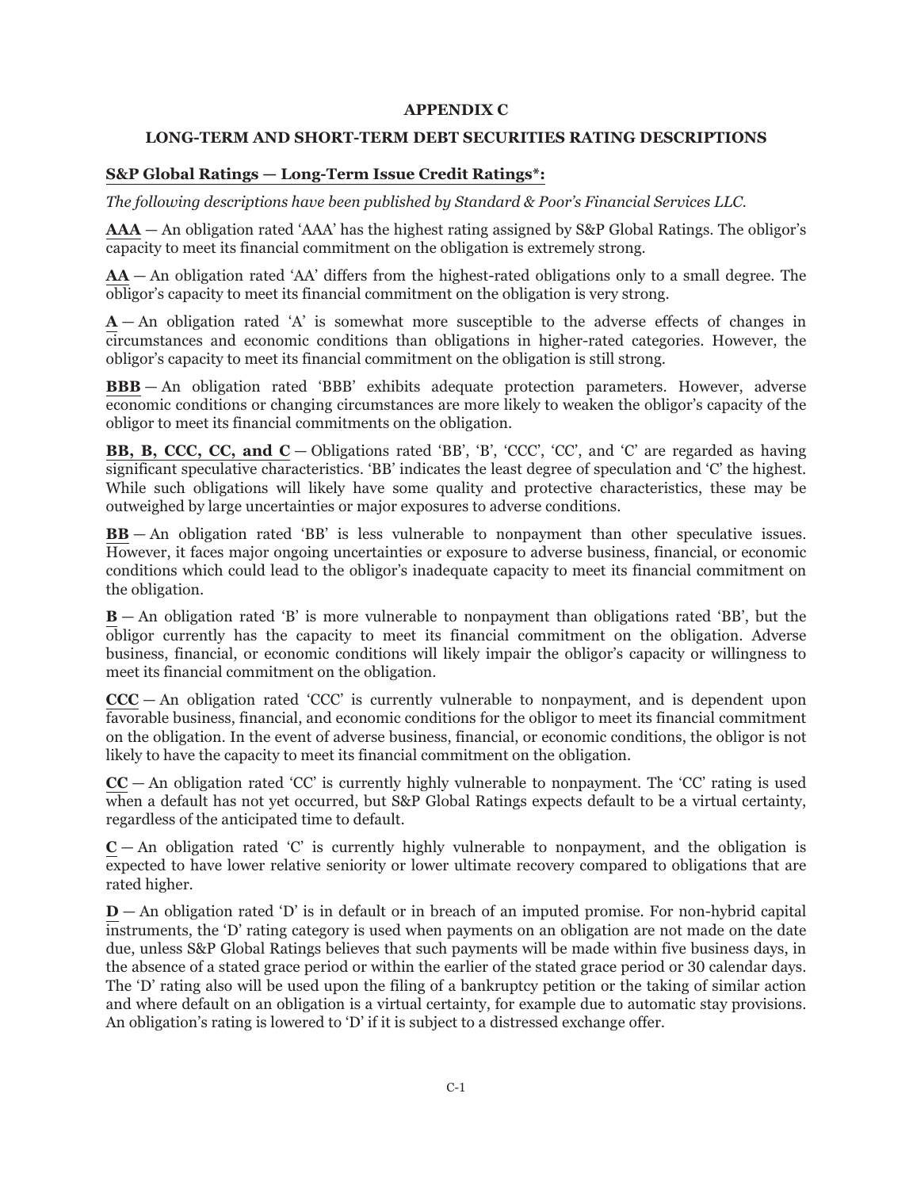**APPENDIX C**

**LONG-TERM AND SHORT-TERM DEBT SECURITIES RATING DESCRIPTIONS**

**S&P Global Ratings — Long-Term Issue Credit Ratings*:**

*The following descriptions have been published by Standard & Poor's Financial Services LLC.*

**AAA** — An obligation rated 'AAA' has the highest rating assigned by S&P Global Ratings. The obligor's capacity to meet its financial commitment on the obligation is extremely strong.

**AA** — An obligation rated 'AA' differs from the highest-rated obligations only to a small degree. The obligor's capacity to meet its financial commitment on the obligation is very strong.

**A** — An obligation rated 'A' is somewhat more susceptible to the adverse effects of changes in circumstances and economic conditions than obligations in higher-rated categories. However, the obligor's capacity to meet its financial commitment on the obligation is still strong.

**BBB** — An obligation rated 'BBB' exhibits adequate protection parameters. However, adverse economic conditions or changing circumstances are more likely to weaken the obligor's capacity of the obligor to meet its financial commitments on the obligation.

**BB, B, CCC, CC, and C** — Obligations rated 'BB', 'B', 'CCC', 'CC', and 'C' are regarded as having significant speculative characteristics. 'BB' indicates the least degree of speculation and 'C' the highest. While such obligations will likely have some quality and protective characteristics, these may be outweighed by large uncertainties or major exposures to adverse conditions.

**BB** — An obligation rated 'BB' is less vulnerable to nonpayment than other speculative issues. However, it faces major ongoing uncertainties or exposure to adverse business, financial, or economic conditions which could lead to the obligor's inadequate capacity to meet its financial commitment on the obligation.

**B** — An obligation rated 'B' is more vulnerable to nonpayment than obligations rated 'BB', but the obligor currently has the capacity to meet its financial commitment on the obligation. Adverse business, financial, or economic conditions will likely impair the obligor's capacity or willingness to meet its financial commitment on the obligation.

**CCC** — An obligation rated 'CCC' is currently vulnerable to nonpayment, and is dependent upon favorable business, financial, and economic conditions for the obligor to meet its financial commitment on the obligation. In the event of adverse business, financial, or economic conditions, the obligor is not likely to have the capacity to meet its financial commitment on the obligation.

**CC** — An obligation rated 'CC' is currently highly vulnerable to nonpayment. The 'CC' rating is used when a default has not yet occurred, but S&P Global Ratings expects default to be a virtual certainty, regardless of the anticipated time to default.

**C** — An obligation rated 'C' is currently highly vulnerable to nonpayment, and the obligation is expected to have lower relative seniority or lower ultimate recovery compared to obligations that are rated higher.

**D** — An obligation rated 'D' is in default or in breach of an imputed promise. For non-hybrid capital instruments, the 'D' rating category is used when payments on an obligation are not made on the date due, unless S&P Global Ratings believes that such payments will be made within five business days, in the absence of a stated grace period or within the earlier of the stated grace period or 30 calendar days. The 'D' rating also will be used upon the filing of a bankruptcy petition or the taking of similar action and where default on an obligation is a virtual certainty, for example due to automatic stay provisions. An obligation's rating is lowered to 'D' if it is subject to a distressed exchange offer.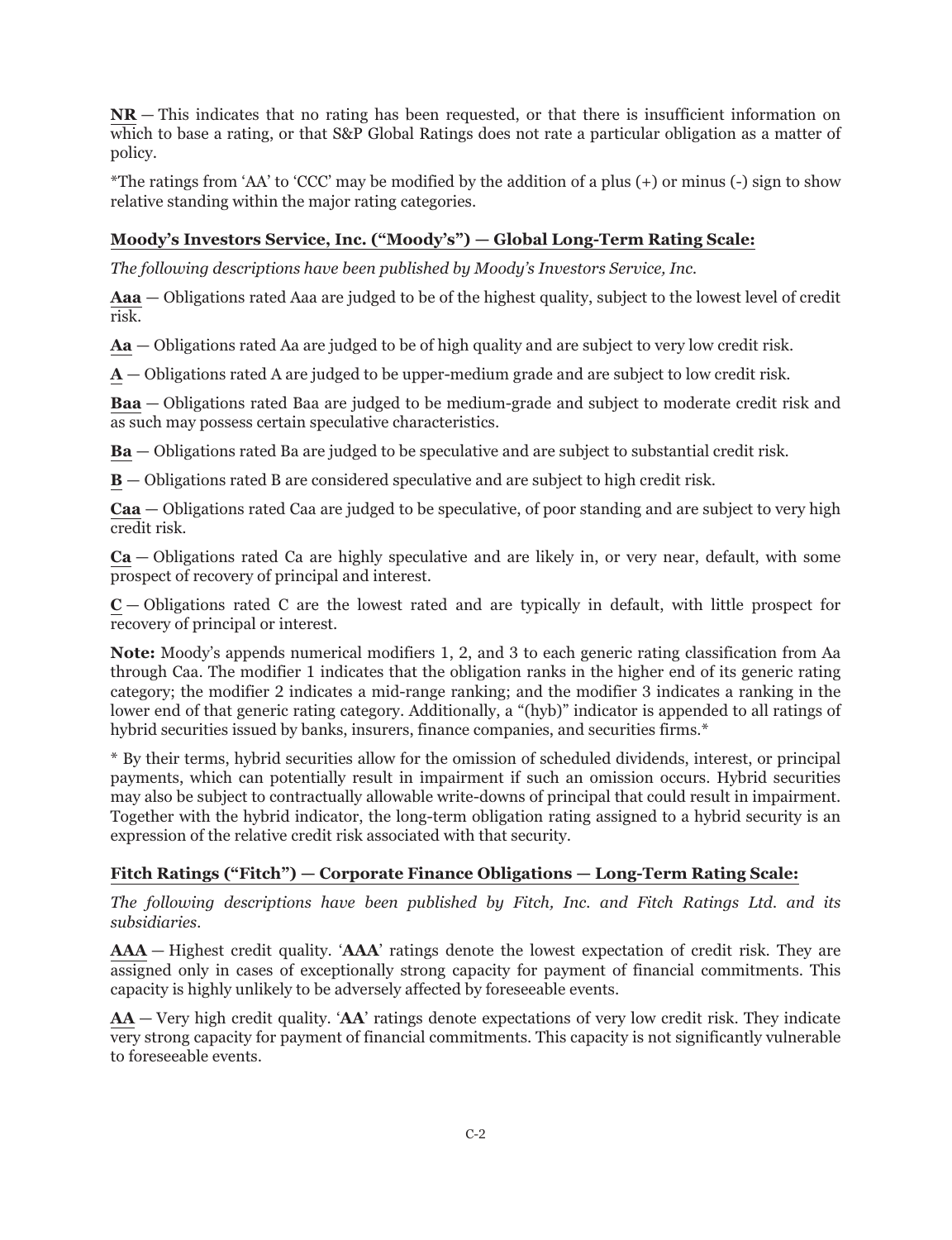**NR** — This indicates that no rating has been requested, or that there is insufficient information on which to base a rating, or that S&P Global Ratings does not rate a particular obligation as a matter of policy.

*The ratings from 'AA' to 'CCC' may be modified by the addition of a plus (+) or minus (-) sign to show relative standing within the major rating categories.

**Moody's Investors Service, Inc. ("Moody's") — Global Long-Term Rating Scale:**

*The following descriptions have been published by Moody's Investors Service, Inc.*

**Aaa** — Obligations rated Aaa are judged to be of the highest quality, subject to the lowest level of credit risk.

**Aa** — Obligations rated Aa are judged to be of high quality and are subject to very low credit risk.

**A** — Obligations rated A are judged to be upper-medium grade and are subject to low credit risk.

**Baa** — Obligations rated Baa are judged to be medium-grade and subject to moderate credit risk and as such may possess certain speculative characteristics.

**Ba** — Obligations rated Ba are judged to be speculative and are subject to substantial credit risk.

**B** — Obligations rated B are considered speculative and are subject to high credit risk.

**Caa** — Obligations rated Caa are judged to be speculative, of poor standing and are subject to very high credit risk.

**Ca** — Obligations rated Ca are highly speculative and are likely in, or very near, default, with some prospect of recovery of principal and interest.

**C** — Obligations rated C are the lowest rated and are typically in default, with little prospect for recovery of principal or interest.

**Note:** Moody's appends numerical modifiers 1, 2, and 3 to each generic rating classification from Aa through Caa. The modifier 1 indicates that the obligation ranks in the higher end of its generic rating category; the modifier 2 indicates a mid-range ranking; and the modifier 3 indicates a ranking in the lower end of that generic rating category. Additionally, a "(hyb)" indicator is appended to all ratings of hybrid securities issued by banks, insurers, finance companies, and securities firms.*

* By their terms, hybrid securities allow for the omission of scheduled dividends, interest, or principal payments, which can potentially result in impairment if such an omission occurs. Hybrid securities may also be subject to contractually allowable write-downs of principal that could result in impairment. Together with the hybrid indicator, the long-term obligation rating assigned to a hybrid security is an expression of the relative credit risk associated with that security.

**Fitch Ratings ("Fitch") — Corporate Finance Obligations — Long-Term Rating Scale:**

*The following descriptions have been published by Fitch, Inc. and Fitch Ratings Ltd. and its subsidiaries.*

**AAA** — Highest credit quality. '**AAA**' ratings denote the lowest expectation of credit risk. They are assigned only in cases of exceptionally strong capacity for payment of financial commitments. This capacity is highly unlikely to be adversely affected by foreseeable events.

**AA** — Very high credit quality. '**AA**' ratings denote expectations of very low credit risk. They indicate very strong capacity for payment of financial commitments. This capacity is not significantly vulnerable to foreseeable events.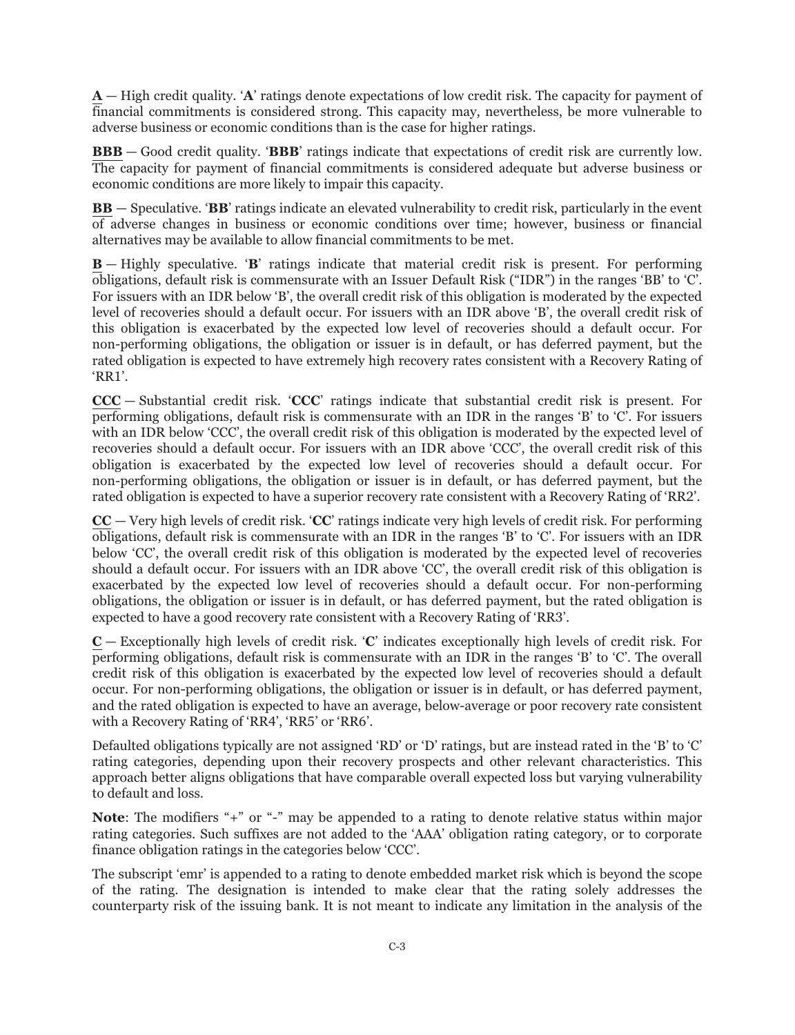**A** — High credit quality. '**A**' ratings denote expectations of low credit risk. The capacity for payment of financial commitments is considered strong. This capacity may, nevertheless, be more vulnerable to adverse business or economic conditions than is the case for higher ratings.

**BBB** — Good credit quality. '**BBB**' ratings indicate that expectations of credit risk are currently low. The capacity for payment of financial commitments is considered adequate but adverse business or economic conditions are more likely to impair this capacity.

**BB** — Speculative. '**BB**' ratings indicate an elevated vulnerability to credit risk, particularly in the event of adverse changes in business or economic conditions over time; however, business or financial alternatives may be available to allow financial commitments to be met.

**B** — Highly speculative. '**B**' ratings indicate that material credit risk is present. For performing obligations, default risk is commensurate with an Issuer Default Risk ("IDR") in the ranges 'BB' to 'C'. For issuers with an IDR below 'B', the overall credit risk of this obligation is moderated by the expected level of recoveries should a default occur. For issuers with an IDR above 'B', the overall credit risk of this obligation is exacerbated by the expected low level of recoveries should a default occur. For non-performing obligations, the obligation or issuer is in default, or has deferred payment, but the rated obligation is expected to have extremely high recovery rates consistent with a Recovery Rating of 'RR1'.

**CCC** — Substantial credit risk. '**CCC**' ratings indicate that substantial credit risk is present. For performing obligations, default risk is commensurate with an IDR in the ranges 'B' to 'C'. For issuers with an IDR below 'CCC', the overall credit risk of this obligation is moderated by the expected level of recoveries should a default occur. For issuers with an IDR above 'CCC', the overall credit risk of this obligation is exacerbated by the expected low level of recoveries should a default occur. For non-performing obligations, the obligation or issuer is in default, or has deferred payment, but the rated obligation is expected to have a superior recovery rate consistent with a Recovery Rating of 'RR2'.

**CC** — Very high levels of credit risk. '**CC**' ratings indicate very high levels of credit risk. For performing obligations, default risk is commensurate with an IDR in the ranges 'B' to 'C'. For issuers with an IDR below 'CC', the overall credit risk of this obligation is moderated by the expected level of recoveries should a default occur. For issuers with an IDR above 'CC', the overall credit risk of this obligation is exacerbated by the expected low level of recoveries should a default occur. For non-performing obligations, the obligation or issuer is in default, or has deferred payment, but the rated obligation is expected to have a good recovery rate consistent with a Recovery Rating of 'RR3'.

**C** — Exceptionally high levels of credit risk. '**C**' indicates exceptionally high levels of credit risk. For performing obligations, default risk is commensurate with an IDR in the ranges 'B' to 'C'. The overall credit risk of this obligation is exacerbated by the expected low level of recoveries should a default occur. For non-performing obligations, the obligation or issuer is in default, or has deferred payment, and the rated obligation is expected to have an average, below-average or poor recovery rate consistent with a Recovery Rating of 'RR4', 'RR5' or 'RR6'.

Defaulted obligations typically are not assigned 'RD' or 'D' ratings, but are instead rated in the 'B' to 'C' rating categories, depending upon their recovery prospects and other relevant characteristics. This approach better aligns obligations that have comparable overall expected loss but varying vulnerability to default and loss.

**Note**: The modifiers "+" or "-" may be appended to a rating to denote relative status within major rating categories. Such suffixes are not added to the 'AAA' obligation rating category, or to corporate finance obligation ratings in the categories below 'CCC'.

The subscript 'emr' is appended to a rating to denote embedded market risk which is beyond the scope of the rating. The designation is intended to make clear that the rating solely addresses the counterparty risk of the issuing bank. It is not meant to indicate any limitation in the analysis of the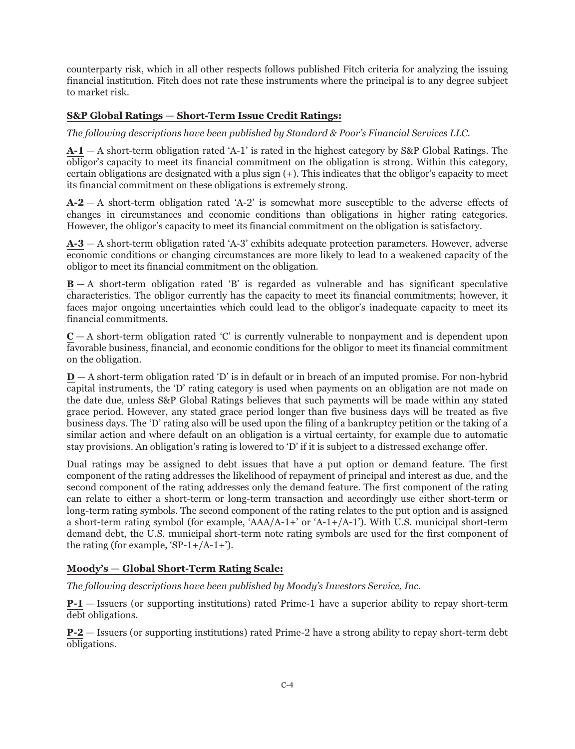counterparty risk, which in all other respects follows published Fitch criteria for analyzing the issuing financial institution. Fitch does not rate these instruments where the principal is to any degree subject to market risk.

**S&P Global Ratings — Short-Term Issue Credit Ratings:**

*The following descriptions have been published by Standard & Poor's Financial Services LLC.*

**A-1** — A short-term obligation rated 'A-1' is rated in the highest category by S&P Global Ratings. The obligor's capacity to meet its financial commitment on the obligation is strong. Within this category, certain obligations are designated with a plus sign (+). This indicates that the obligor's capacity to meet its financial commitment on these obligations is extremely strong.

**A-2** — A short-term obligation rated 'A-2' is somewhat more susceptible to the adverse effects of changes in circumstances and economic conditions than obligations in higher rating categories. However, the obligor's capacity to meet its financial commitment on the obligation is satisfactory.

**A-3** — A short-term obligation rated 'A-3' exhibits adequate protection parameters. However, adverse economic conditions or changing circumstances are more likely to lead to a weakened capacity of the obligor to meet its financial commitment on the obligation.

**B** — A short-term obligation rated 'B' is regarded as vulnerable and has significant speculative characteristics. The obligor currently has the capacity to meet its financial commitments; however, it faces major ongoing uncertainties which could lead to the obligor's inadequate capacity to meet its financial commitments.

**C** — A short-term obligation rated 'C' is currently vulnerable to nonpayment and is dependent upon favorable business, financial, and economic conditions for the obligor to meet its financial commitment on the obligation.

**D** — A short-term obligation rated 'D' is in default or in breach of an imputed promise. For non-hybrid capital instruments, the 'D' rating category is used when payments on an obligation are not made on the date due, unless S&P Global Ratings believes that such payments will be made within any stated grace period. However, any stated grace period longer than five business days will be treated as five business days. The 'D' rating also will be used upon the filing of a bankruptcy petition or the taking of a similar action and where default on an obligation is a virtual certainty, for example due to automatic stay provisions. An obligation's rating is lowered to 'D' if it is subject to a distressed exchange offer.

Dual ratings may be assigned to debt issues that have a put option or demand feature. The first component of the rating addresses the likelihood of repayment of principal and interest as due, and the second component of the rating addresses only the demand feature. The first component of the rating can relate to either a short-term or long-term transaction and accordingly use either short-term or long-term rating symbols. The second component of the rating relates to the put option and is assigned a short-term rating symbol (for example, 'AAA/A-1+' or 'A-1+/A-1'). With U.S. municipal short-term demand debt, the U.S. municipal short-term note rating symbols are used for the first component of the rating (for example, 'SP-1+/A-1+').

**Moody's — Global Short-Term Rating Scale:**

*The following descriptions have been published by Moody's Investors Service, Inc.*

**P-1** — Issuers (or supporting institutions) rated Prime-1 have a superior ability to repay short-term debt obligations.

**P-2** — Issuers (or supporting institutions) rated Prime-2 have a strong ability to repay short-term debt obligations.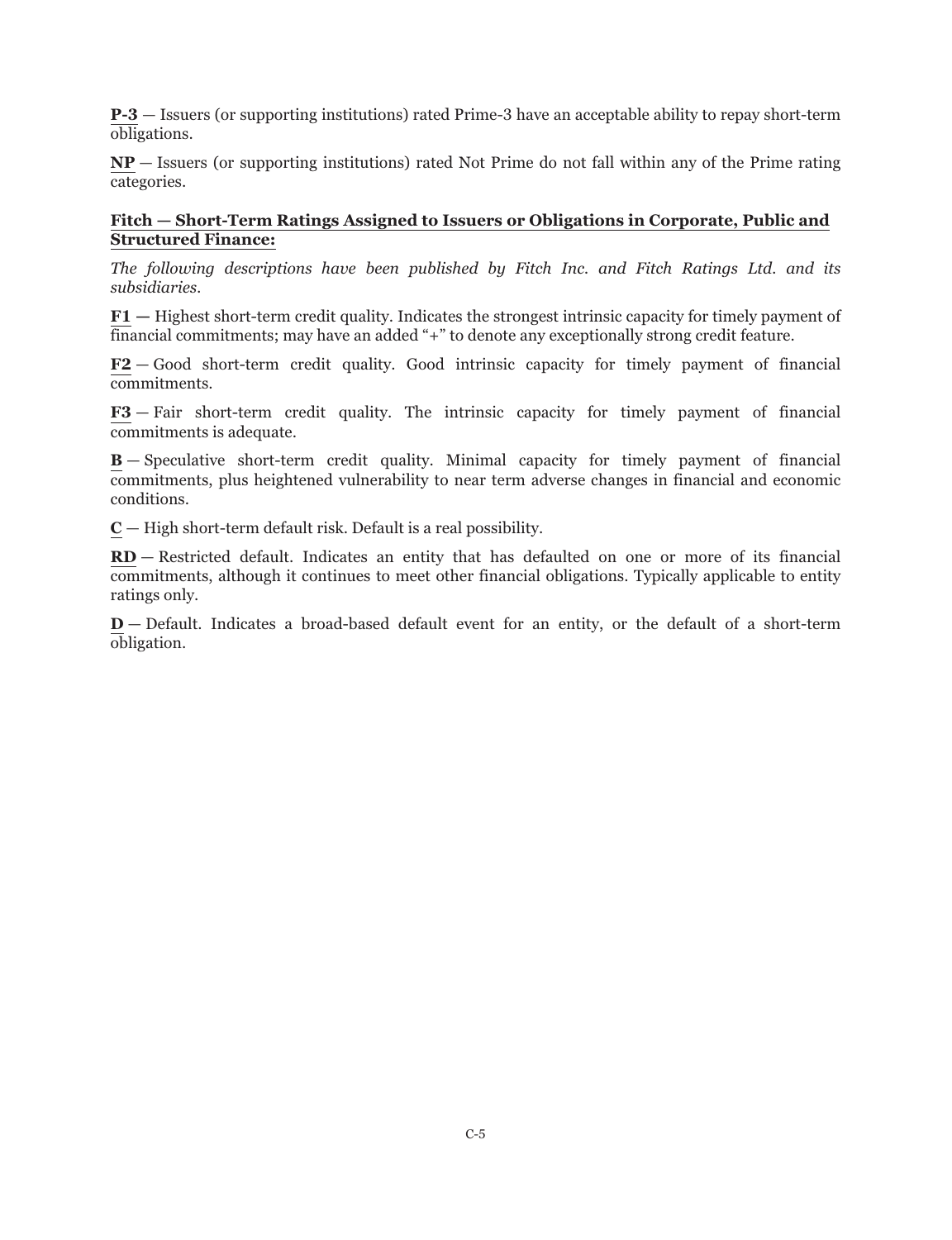**P-3** — Issuers (or supporting institutions) rated Prime-3 have an acceptable ability to repay short-term obligations.

**NP** — Issuers (or supporting institutions) rated Not Prime do not fall within any of the Prime rating categories.

**Fitch — Short-Term Ratings Assigned to Issuers or Obligations in Corporate, Public and Structured Finance:**

*The following descriptions have been published by Fitch Inc. and Fitch Ratings Ltd. and its subsidiaries.*

**F1 —** Highest short-term credit quality. Indicates the strongest intrinsic capacity for timely payment of financial commitments; may have an added "+" to denote any exceptionally strong credit feature.

**F2** — Good short-term credit quality. Good intrinsic capacity for timely payment of financial commitments.

**F3** — Fair short-term credit quality. The intrinsic capacity for timely payment of financial commitments is adequate.

**B** — Speculative short-term credit quality. Minimal capacity for timely payment of financial commitments, plus heightened vulnerability to near term adverse changes in financial and economic conditions.

**C** — High short-term default risk. Default is a real possibility.

**RD** — Restricted default. Indicates an entity that has defaulted on one or more of its financial commitments, although it continues to meet other financial obligations. Typically applicable to entity ratings only.

**D** — Default. Indicates a broad-based default event for an entity, or the default of a short-term obligation.